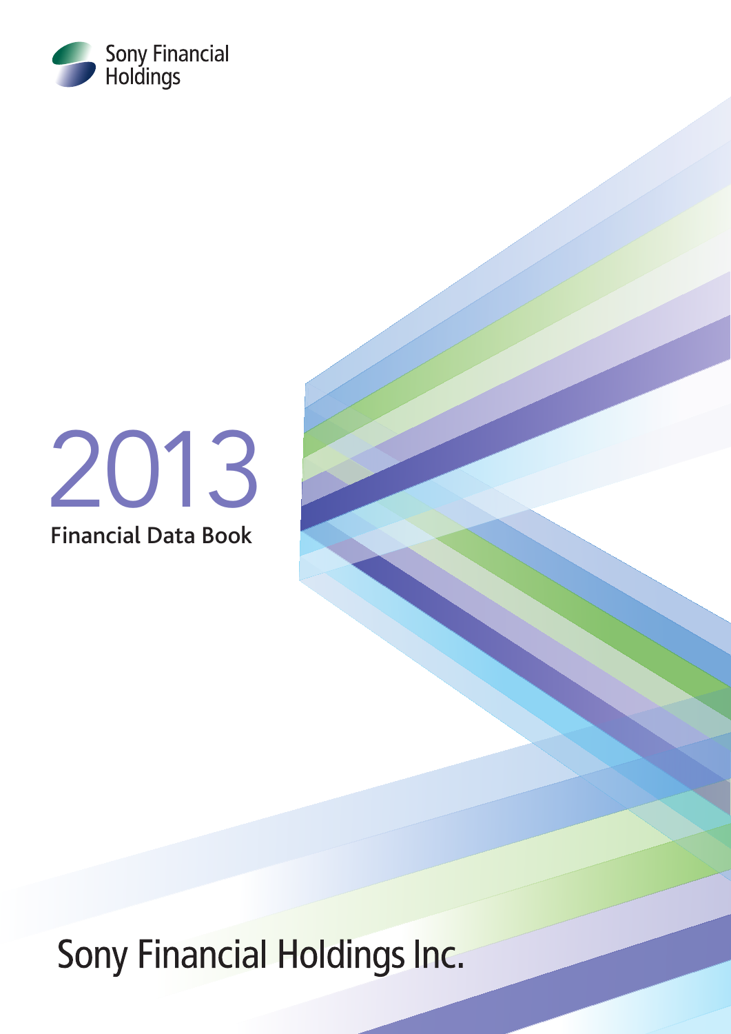Sony Financial Holdings

# 2013
## Financial Data Book

Sony Financial Holdings Inc.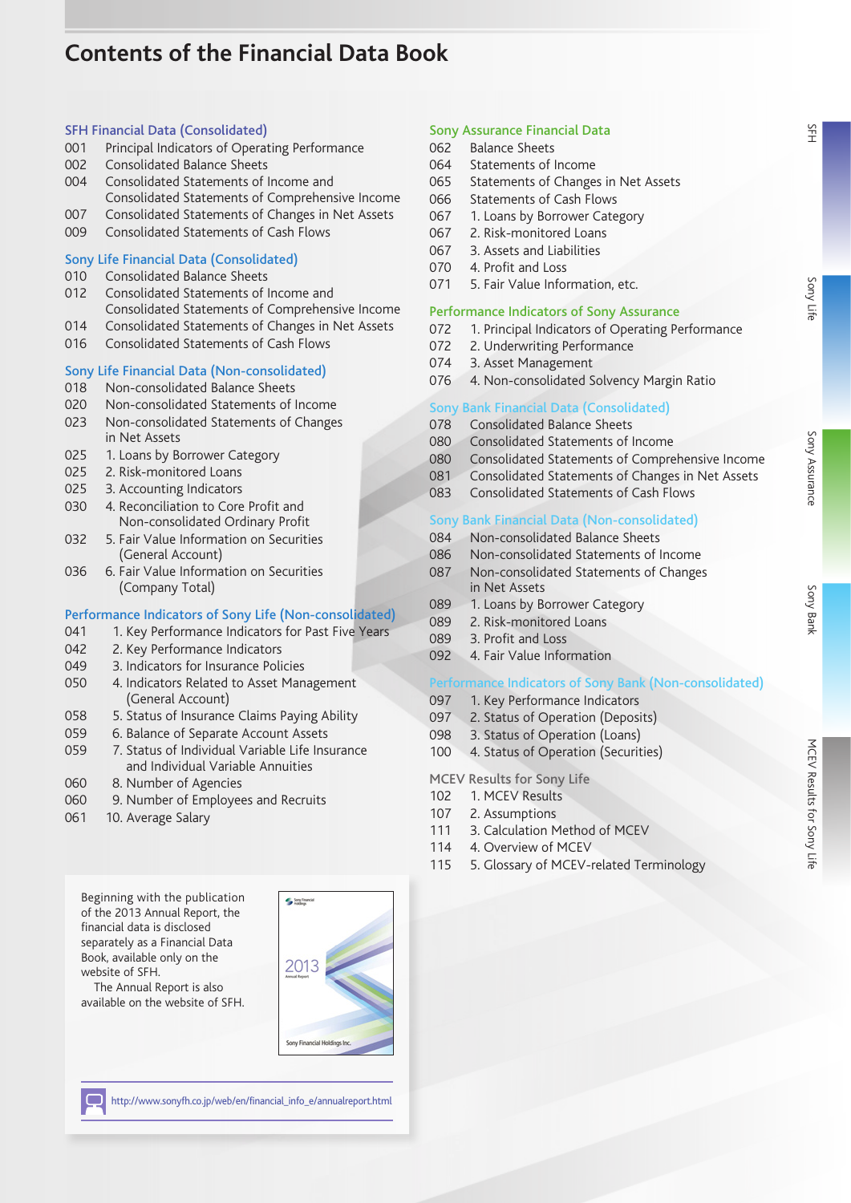# Contents of the Financial Data Book

## SFH Financial Data (Consolidated)

001 Principal Indicators of Operating Performance
002 Consolidated Balance Sheets
004 Consolidated Statements of Income and Consolidated Statements of Comprehensive Income
007 Consolidated Statements of Changes in Net Assets
009 Consolidated Statements of Cash Flows

## Sony Life Financial Data (Consolidated)

010 Consolidated Balance Sheets
012 Consolidated Statements of Income and Consolidated Statements of Comprehensive Income
014 Consolidated Statements of Changes in Net Assets
016 Consolidated Statements of Cash Flows

## Sony Life Financial Data (Non-consolidated)

018 Non-consolidated Balance Sheets
020 Non-consolidated Statements of Income
023 Non-consolidated Statements of Changes in Net Assets
025 1. Loans by Borrower Category
025 2. Risk-monitored Loans
025 3. Accounting Indicators
030 4. Reconciliation to Core Profit and Non-consolidated Ordinary Profit
032 5. Fair Value Information on Securities (General Account)
036 6. Fair Value Information on Securities (Company Total)

## Performance Indicators of Sony Life (Non-consolidated)

041 1. Key Performance Indicators for Past Five Years
042 2. Key Performance Indicators
049 3. Indicators for Insurance Policies
050 4. Indicators Related to Asset Management (General Account)
058 5. Status of Insurance Claims Paying Ability
059 6. Balance of Separate Account Assets
059 7. Status of Individual Variable Life Insurance and Individual Variable Annuities
060 8. Number of Agencies
060 9. Number of Employees and Recruits
061 10. Average Salary

## Sony Assurance Financial Data

062 Balance Sheets
064 Statements of Income
065 Statements of Changes in Net Assets
066 Statements of Cash Flows
067 1. Loans by Borrower Category
067 2. Risk-monitored Loans
067 3. Assets and Liabilities
070 4. Profit and Loss
071 5. Fair Value Information, etc.

## Performance Indicators of Sony Assurance

072 1. Principal Indicators of Operating Performance
072 2. Underwriting Performance
074 3. Asset Management
076 4. Non-consolidated Solvency Margin Ratio

## Sony Bank Financial Data (Consolidated)

078 Consolidated Balance Sheets
080 Consolidated Statements of Income
080 Consolidated Statements of Comprehensive Income
081 Consolidated Statements of Changes in Net Assets
083 Consolidated Statements of Cash Flows

## Sony Bank Financial Data (Non-consolidated)

084 Non-consolidated Balance Sheets
086 Non-consolidated Statements of Income
087 Non-consolidated Statements of Changes in Net Assets
089 1. Loans by Borrower Category
089 2. Risk-monitored Loans
089 3. Profit and Loss
092 4. Fair Value Information

## Performance Indicators of Sony Bank (Non-consolidated)

097 1. Key Performance Indicators
097 2. Status of Operation (Deposits)
098 3. Status of Operation (Loans)
100 4. Status of Operation (Securities)

## MCEV Results for Sony Life

102 1. MCEV Results
107 2. Assumptions
111 3. Calculation Method of MCEV
114 4. Overview of MCEV
115 5. Glossary of MCEV-related Terminology

---

Beginning with the publication of the 2013 Annual Report, the financial data is disclosed separately as a Financial Data Book, available only on the website of SFH.

The Annual Report is also available on the website of SFH.

http://www.sonyfh.co.jp/web/en/financial_info_e/annualreport.html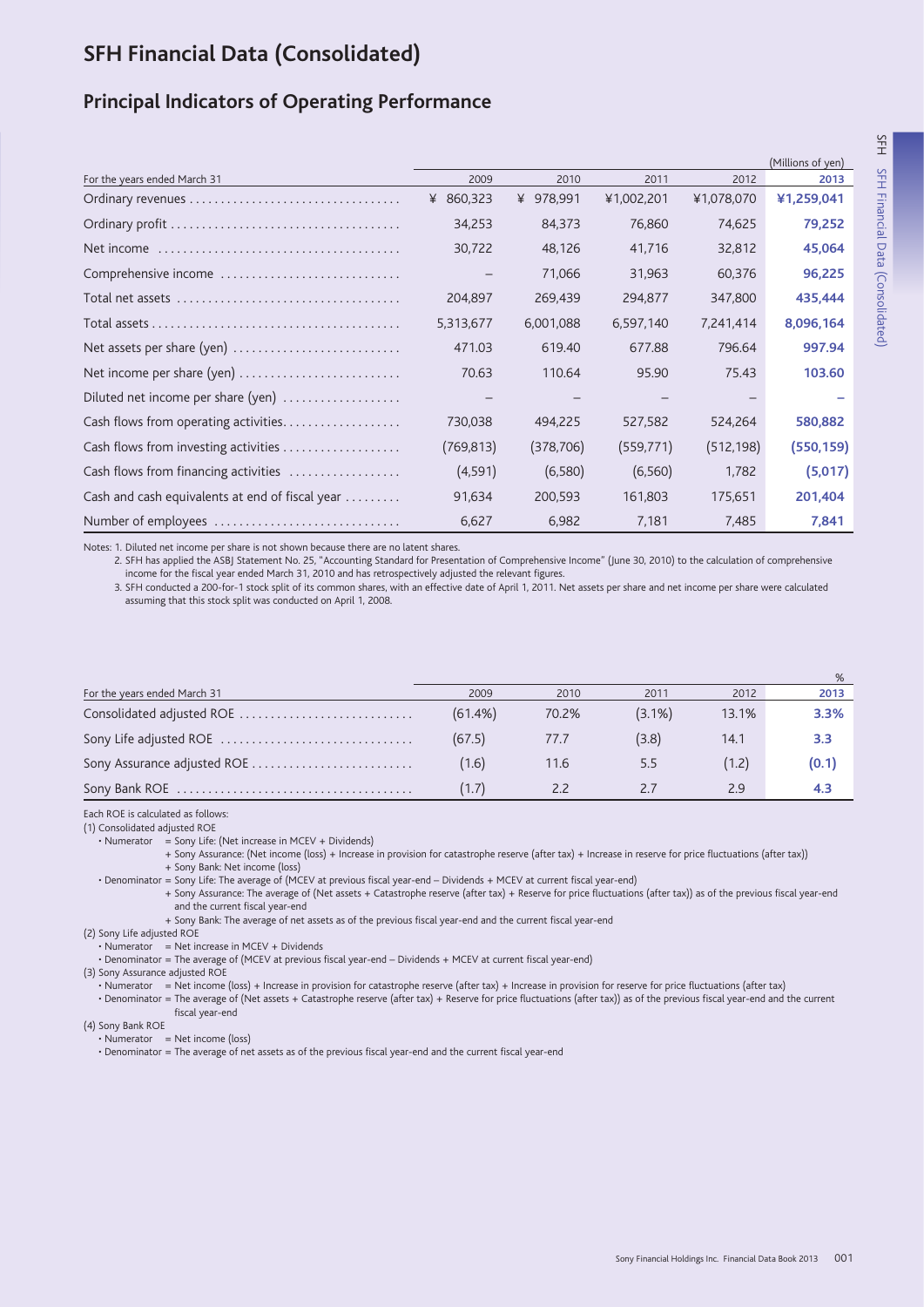# SFH Financial Data (Consolidated)

## Principal Indicators of Operating Performance

(Millions of yen)

| For the years ended March 31 | 2009 | 2010 | 2011 | 2012 | 2013 |
|---|---|---|---|---|---|
| Ordinary revenues | ¥ 860,323 | ¥ 978,991 | ¥1,002,201 | ¥1,078,070 | **¥1,259,041** |
| Ordinary profit | 34,253 | 84,373 | 76,860 | 74,625 | **79,252** |
| Net income | 30,722 | 48,126 | 41,716 | 32,812 | **45,064** |
| Comprehensive income | – | 71,066 | 31,963 | 60,376 | **96,225** |
| Total net assets | 204,897 | 269,439 | 294,877 | 347,800 | **435,444** |
| Total assets | 5,313,677 | 6,001,088 | 6,597,140 | 7,241,414 | **8,096,164** |
| Net assets per share (yen) | 471.03 | 619.40 | 677.88 | 796.64 | **997.94** |
| Net income per share (yen) | 70.63 | 110.64 | 95.90 | 75.43 | **103.60** |
| Diluted net income per share (yen) | – | – | – | – | **–** |
| Cash flows from operating activities | 730,038 | 494,225 | 527,582 | 524,264 | **580,882** |
| Cash flows from investing activities | (769,813) | (378,706) | (559,771) | (512,198) | **(550,159)** |
| Cash flows from financing activities | (4,591) | (6,580) | (6,560) | 1,782 | **(5,017)** |
| Cash and cash equivalents at end of fiscal year | 91,634 | 200,593 | 161,803 | 175,651 | **201,404** |
| Number of employees | 6,627 | 6,982 | 7,181 | 7,485 | **7,841** |

Notes: 1. Diluted net income per share is not shown because there are no latent shares.
2. SFH has applied the ASBJ Statement No. 25, "Accounting Standard for Presentation of Comprehensive Income" (June 30, 2010) to the calculation of comprehensive income for the fiscal year ended March 31, 2010 and has retrospectively adjusted the relevant figures.
3. SFH conducted a 200-for-1 stock split of its common shares, with an effective date of April 1, 2011. Net assets per share and net income per share were calculated assuming that this stock split was conducted on April 1, 2008.

%

| For the years ended March 31 | 2009 | 2010 | 2011 | 2012 | 2013 |
|---|---|---|---|---|---|
| Consolidated adjusted ROE | (61.4%) | 70.2% | (3.1%) | 13.1% | **3.3%** |
| Sony Life adjusted ROE | (67.5) | 77.7 | (3.8) | 14.1 | **3.3** |
| Sony Assurance adjusted ROE | (1.6) | 11.6 | 5.5 | (1.2) | **(0.1)** |
| Sony Bank ROE | (1.7) | 2.2 | 2.7 | 2.9 | **4.3** |

Each ROE is calculated as follows:

(1) Consolidated adjusted ROE
- Numerator = Sony Life: (Net increase in MCEV + Dividends)
  + Sony Assurance: (Net income (loss) + Increase in provision for catastrophe reserve (after tax) + Increase in reserve for price fluctuations (after tax))
  + Sony Bank: Net income (loss)
- Denominator = Sony Life: The average of (MCEV at previous fiscal year-end – Dividends + MCEV at current fiscal year-end)
  + Sony Assurance: The average of (Net assets + Catastrophe reserve (after tax) + Reserve for price fluctuations (after tax)) as of the previous fiscal year-end and the current fiscal year-end
  + Sony Bank: The average of net assets as of the previous fiscal year-end and the current fiscal year-end

(2) Sony Life adjusted ROE
- Numerator = Net increase in MCEV + Dividends
- Denominator = The average of (MCEV at previous fiscal year-end – Dividends + MCEV at current fiscal year-end)

(3) Sony Assurance adjusted ROE
- Numerator = Net income (loss) + Increase in provision for catastrophe reserve (after tax) + Increase in provision for reserve for price fluctuations (after tax)
- Denominator = The average of (Net assets + Catastrophe reserve (after tax) + Reserve for price fluctuations (after tax)) as of the previous fiscal year-end and the current fiscal year-end

(4) Sony Bank ROE
- Numerator = Net income (loss)
- Denominator = The average of net assets as of the previous fiscal year-end and the current fiscal year-end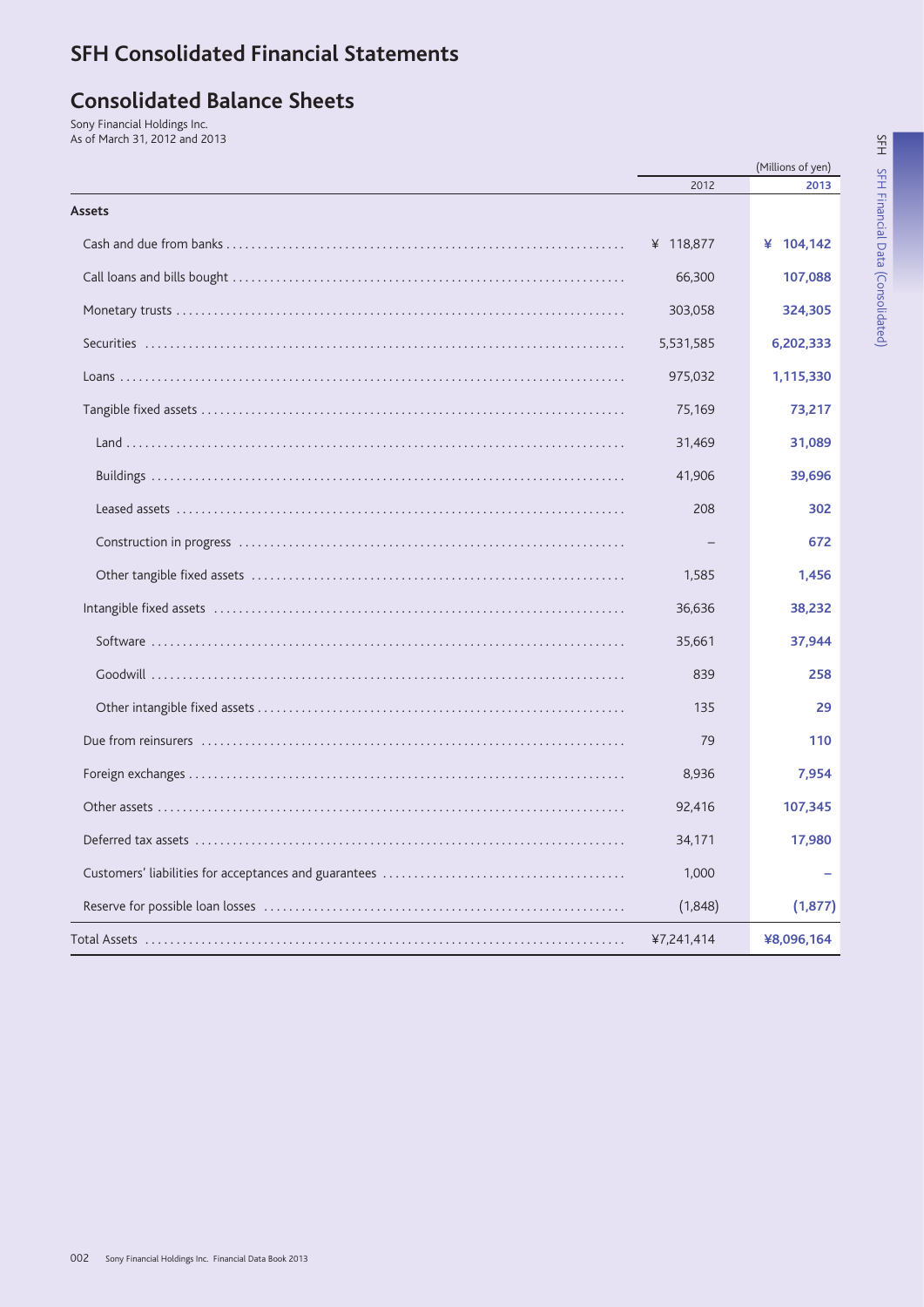# SFH Consolidated Financial Statements

## Consolidated Balance Sheets

Sony Financial Holdings Inc.
As of March 31, 2012 and 2013

| | (Millions of yen) | |
|---|---|---|
| | 2012 | 2013 |
| **Assets** | | |
| Cash and due from banks | ¥ 118,877 | ¥ 104,142 |
| Call loans and bills bought | 66,300 | 107,088 |
| Monetary trusts | 303,058 | 324,305 |
| Securities | 5,531,585 | 6,202,333 |
| Loans | 975,032 | 1,115,330 |
| Tangible fixed assets | 75,169 | 73,217 |
| Land | 31,469 | 31,089 |
| Buildings | 41,906 | 39,696 |
| Leased assets | 208 | 302 |
| Construction in progress | – | 672 |
| Other tangible fixed assets | 1,585 | 1,456 |
| Intangible fixed assets | 36,636 | 38,232 |
| Software | 35,661 | 37,944 |
| Goodwill | 839 | 258 |
| Other intangible fixed assets | 135 | 29 |
| Due from reinsurers | 79 | 110 |
| Foreign exchanges | 8,936 | 7,954 |
| Other assets | 92,416 | 107,345 |
| Deferred tax assets | 34,171 | 17,980 |
| Customers' liabilities for acceptances and guarantees | 1,000 | – |
| Reserve for possible loan losses | (1,848) | (1,877) |
| Total Assets | ¥7,241,414 | ¥8,096,164 |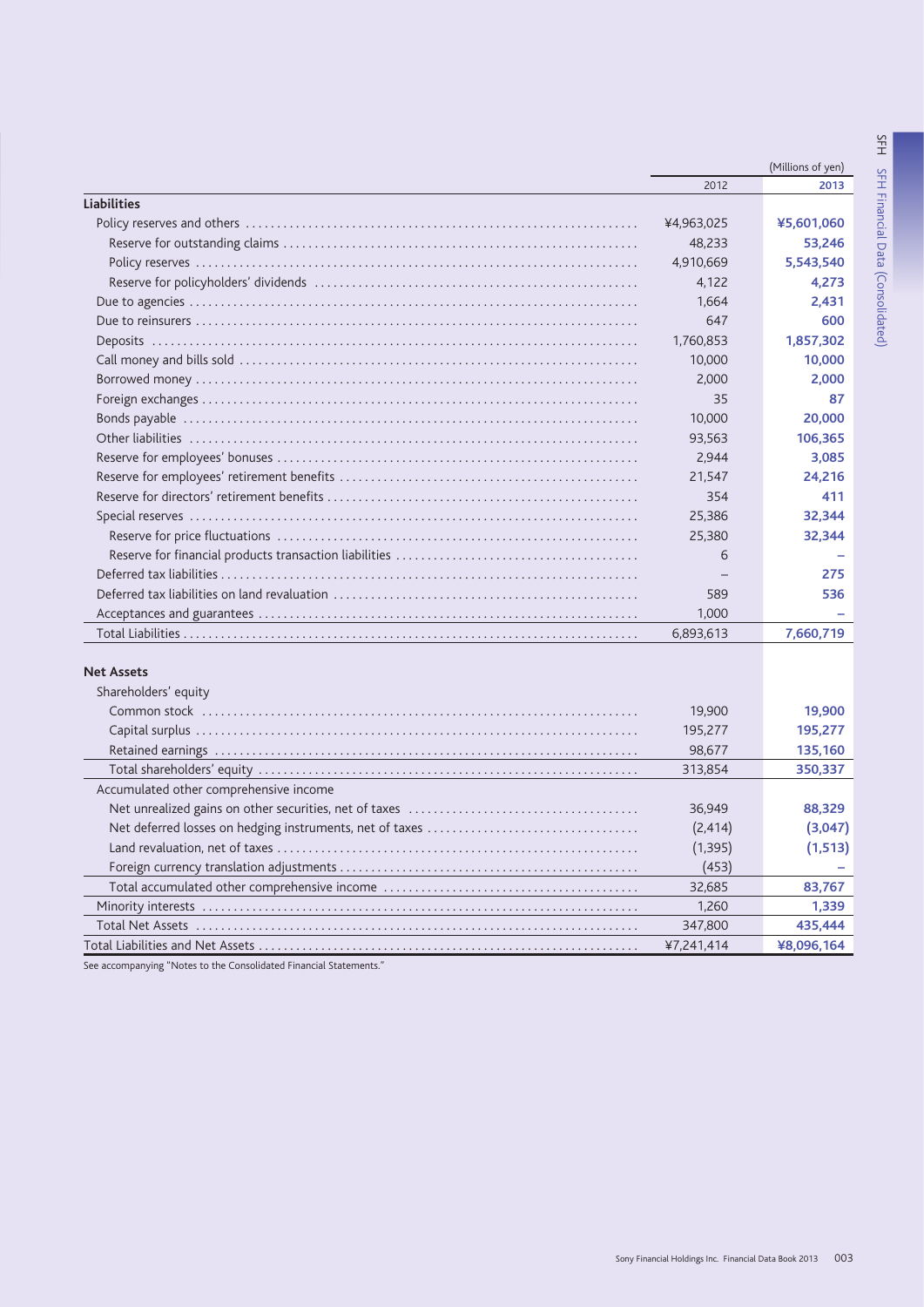| | 2012 | 2013 |
|---|---|---|
| | | (Millions of yen) |
| **Liabilities** | | |
| Policy reserves and others | ¥4,963,025 | **¥5,601,060** |
| Reserve for outstanding claims | 48,233 | **53,246** |
| Policy reserves | 4,910,669 | **5,543,540** |
| Reserve for policyholders' dividends | 4,122 | **4,273** |
| Due to agencies | 1,664 | **2,431** |
| Due to reinsurers | 647 | **600** |
| Deposits | 1,760,853 | **1,857,302** |
| Call money and bills sold | 10,000 | **10,000** |
| Borrowed money | 2,000 | **2,000** |
| Foreign exchanges | 35 | **87** |
| Bonds payable | 10,000 | **20,000** |
| Other liabilities | 93,563 | **106,365** |
| Reserve for employees' bonuses | 2,944 | **3,085** |
| Reserve for employees' retirement benefits | 21,547 | **24,216** |
| Reserve for directors' retirement benefits | 354 | **411** |
| Special reserves | 25,386 | **32,344** |
| Reserve for price fluctuations | 25,380 | **32,344** |
| Reserve for financial products transaction liabilities | 6 | **–** |
| Deferred tax liabilities | – | **275** |
| Deferred tax liabilities on land revaluation | 589 | **536** |
| Acceptances and guarantees | 1,000 | **–** |
| Total Liabilities | 6,893,613 | **7,660,719** |
| | | |
| **Net Assets** | | |
| Shareholders' equity | | |
| Common stock | 19,900 | **19,900** |
| Capital surplus | 195,277 | **195,277** |
| Retained earnings | 98,677 | **135,160** |
| Total shareholders' equity | 313,854 | **350,337** |
| Accumulated other comprehensive income | | |
| Net unrealized gains on other securities, net of taxes | 36,949 | **88,329** |
| Net deferred losses on hedging instruments, net of taxes | (2,414) | **(3,047)** |
| Land revaluation, net of taxes | (1,395) | **(1,513)** |
| Foreign currency translation adjustments | (453) | **–** |
| Total accumulated other comprehensive income | 32,685 | **83,767** |
| Minority interests | 1,260 | **1,339** |
| Total Net Assets | 347,800 | **435,444** |
| Total Liabilities and Net Assets | ¥7,241,414 | **¥8,096,164** |

See accompanying "Notes to the Consolidated Financial Statements."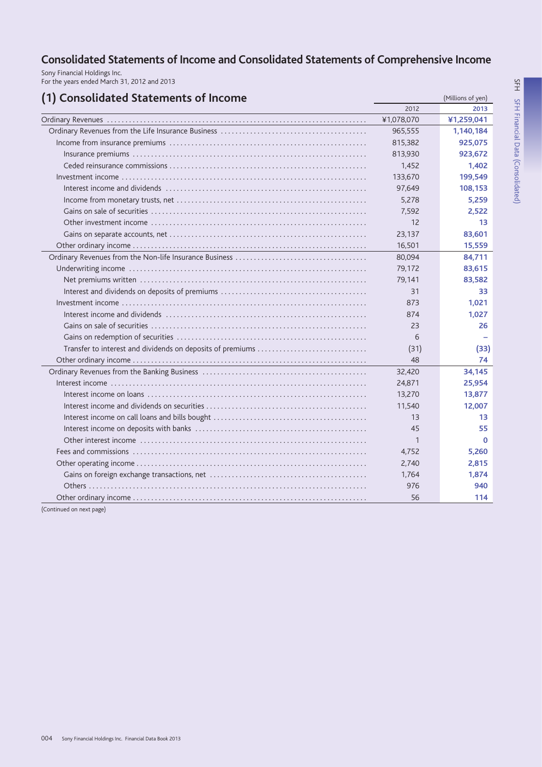# Consolidated Statements of Income and Consolidated Statements of Comprehensive Income

Sony Financial Holdings Inc.
For the years ended March 31, 2012 and 2013

## (1) Consolidated Statements of Income

(Millions of yen)

| | 2012 | 2013 |
|---|---|---|
| Ordinary Revenues | ¥1,078,070 | **¥1,259,041** |
| Ordinary Revenues from the Life Insurance Business | 965,555 | **1,140,184** |
| Income from insurance premiums | 815,382 | **925,075** |
| Insurance premiums | 813,930 | **923,672** |
| Ceded reinsurance commissions | 1,452 | **1,402** |
| Investment income | 133,670 | **199,549** |
| Interest income and dividends | 97,649 | **108,153** |
| Income from monetary trusts, net | 5,278 | **5,259** |
| Gains on sale of securities | 7,592 | **2,522** |
| Other investment income | 12 | **13** |
| Gains on separate accounts, net | 23,137 | **83,601** |
| Other ordinary income | 16,501 | **15,559** |
| Ordinary Revenues from the Non-life Insurance Business | 80,094 | **84,711** |
| Underwriting income | 79,172 | **83,615** |
| Net premiums written | 79,141 | **83,582** |
| Interest and dividends on deposits of premiums | 31 | **33** |
| Investment income | 873 | **1,021** |
| Interest income and dividends | 874 | **1,027** |
| Gains on sale of securities | 23 | **26** |
| Gains on redemption of securities | 6 | **–** |
| Transfer to interest and dividends on deposits of premiums | (31) | **(33)** |
| Other ordinary income | 48 | **74** |
| Ordinary Revenues from the Banking Business | 32,420 | **34,145** |
| Interest income | 24,871 | **25,954** |
| Interest income on loans | 13,270 | **13,877** |
| Interest income and dividends on securities | 11,540 | **12,007** |
| Interest income on call loans and bills bought | 13 | **13** |
| Interest income on deposits with banks | 45 | **55** |
| Other interest income | 1 | **0** |
| Fees and commissions | 4,752 | **5,260** |
| Other operating income | 2,740 | **2,815** |
| Gains on foreign exchange transactions, net | 1,764 | **1,874** |
| Others | 976 | **940** |
| Other ordinary income | 56 | **114** |

(Continued on next page)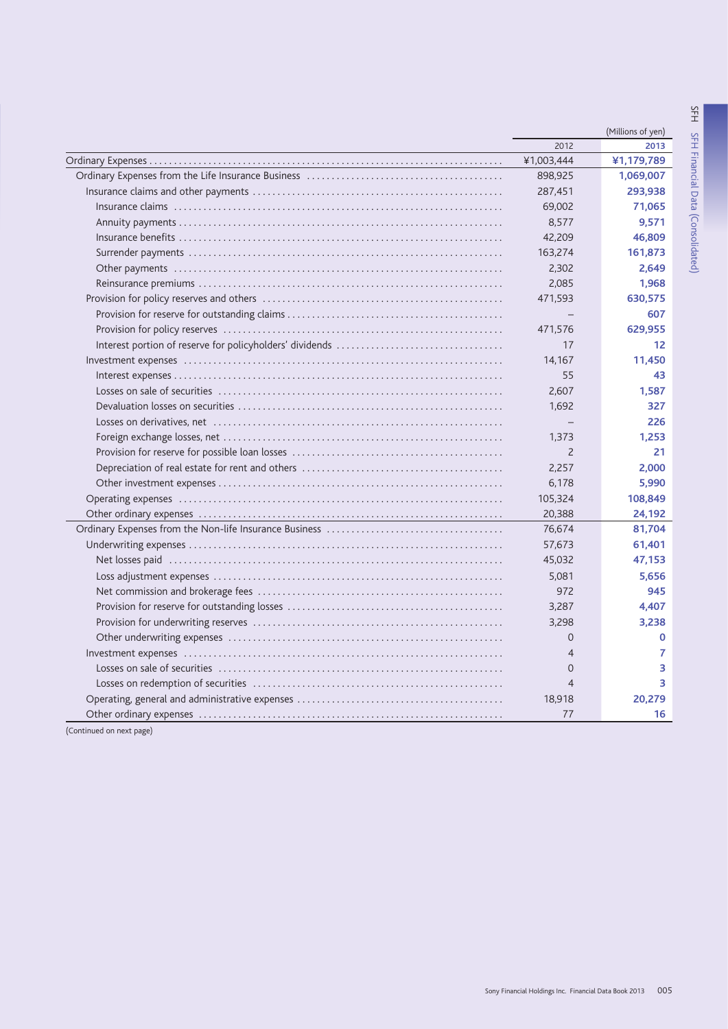(Millions of yen)

| | 2012 | 2013 |
|---|---|---|
| Ordinary Expenses | ¥1,003,444 | **¥1,179,789** |
| Ordinary Expenses from the Life Insurance Business | 898,925 | **1,069,007** |
| Insurance claims and other payments | 287,451 | **293,938** |
| Insurance claims | 69,002 | **71,065** |
| Annuity payments | 8,577 | **9,571** |
| Insurance benefits | 42,209 | **46,809** |
| Surrender payments | 163,274 | **161,873** |
| Other payments | 2,302 | **2,649** |
| Reinsurance premiums | 2,085 | **1,968** |
| Provision for policy reserves and others | 471,593 | **630,575** |
| Provision for reserve for outstanding claims | – | **607** |
| Provision for policy reserves | 471,576 | **629,955** |
| Interest portion of reserve for policyholders' dividends | 17 | **12** |
| Investment expenses | 14,167 | **11,450** |
| Interest expenses | 55 | **43** |
| Losses on sale of securities | 2,607 | **1,587** |
| Devaluation losses on securities | 1,692 | **327** |
| Losses on derivatives, net | – | **226** |
| Foreign exchange losses, net | 1,373 | **1,253** |
| Provision for reserve for possible loan losses | 2 | **21** |
| Depreciation of real estate for rent and others | 2,257 | **2,000** |
| Other investment expenses | 6,178 | **5,990** |
| Operating expenses | 105,324 | **108,849** |
| Other ordinary expenses | 20,388 | **24,192** |
| Ordinary Expenses from the Non-life Insurance Business | 76,674 | **81,704** |
| Underwriting expenses | 57,673 | **61,401** |
| Net losses paid | 45,032 | **47,153** |
| Loss adjustment expenses | 5,081 | **5,656** |
| Net commission and brokerage fees | 972 | **945** |
| Provision for reserve for outstanding losses | 3,287 | **4,407** |
| Provision for underwriting reserves | 3,298 | **3,238** |
| Other underwriting expenses | 0 | **0** |
| Investment expenses | 4 | **7** |
| Losses on sale of securities | 0 | **3** |
| Losses on redemption of securities | 4 | **3** |
| Operating, general and administrative expenses | 18,918 | **20,279** |
| Other ordinary expenses | 77 | **16** |

(Continued on next page)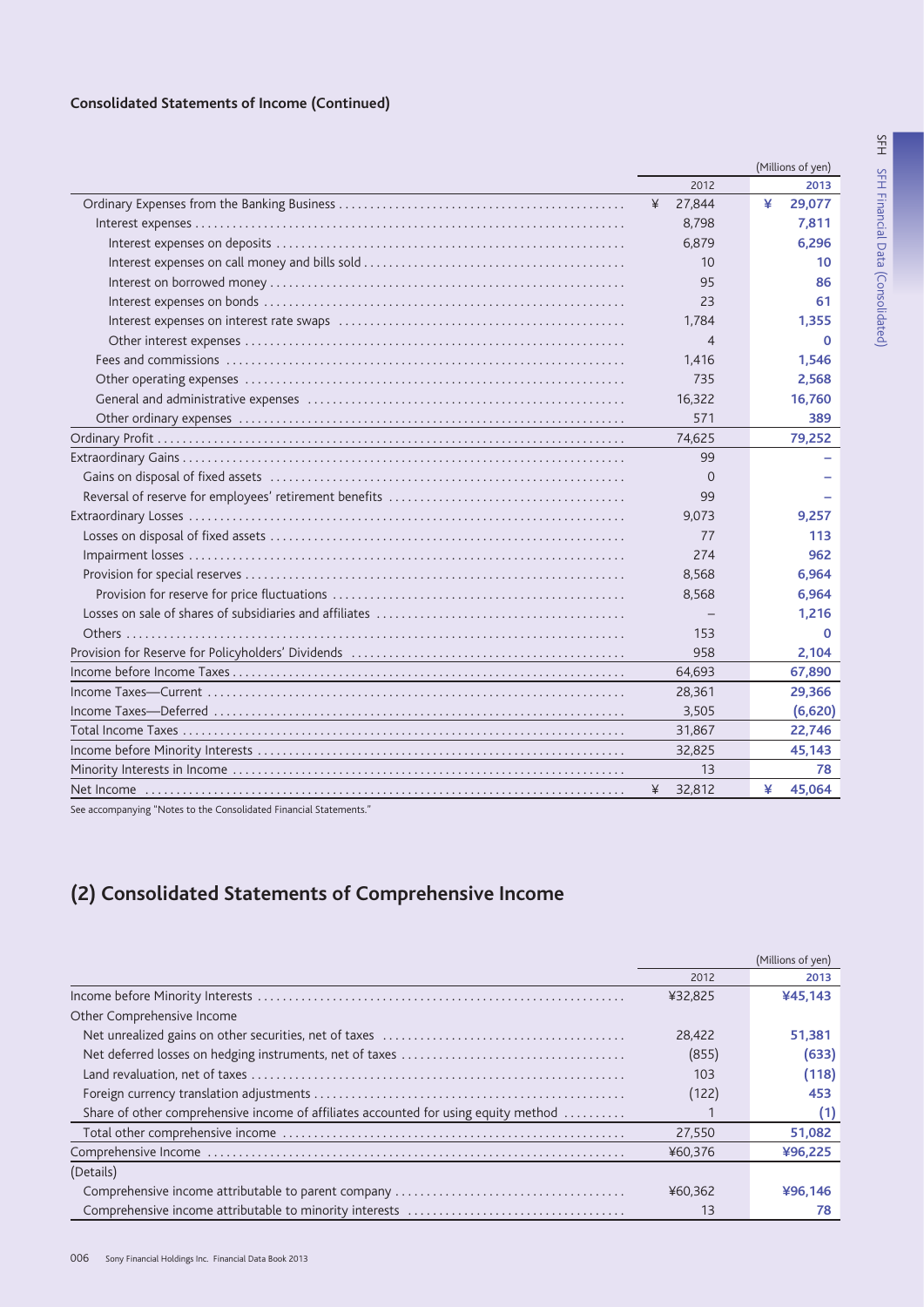### Consolidated Statements of Income (Continued)

| | 2012 | 2013 |
|---|---|---|
| | (Millions of yen) | |
| Ordinary Expenses from the Banking Business | ¥ 27,844 | ¥ **29,077** |
| Interest expenses | 8,798 | **7,811** |
| Interest expenses on deposits | 6,879 | **6,296** |
| Interest expenses on call money and bills sold | 10 | **10** |
| Interest on borrowed money | 95 | **86** |
| Interest expenses on bonds | 23 | **61** |
| Interest expenses on interest rate swaps | 1,784 | **1,355** |
| Other interest expenses | 4 | **0** |
| Fees and commissions | 1,416 | **1,546** |
| Other operating expenses | 735 | **2,568** |
| General and administrative expenses | 16,322 | **16,760** |
| Other ordinary expenses | 571 | **389** |
| Ordinary Profit | 74,625 | **79,252** |
| Extraordinary Gains | 99 | **–** |
| Gains on disposal of fixed assets | 0 | **–** |
| Reversal of reserve for employees' retirement benefits | 99 | **–** |
| Extraordinary Losses | 9,073 | **9,257** |
| Losses on disposal of fixed assets | 77 | **113** |
| Impairment losses | 274 | **962** |
| Provision for special reserves | 8,568 | **6,964** |
| Provision for reserve for price fluctuations | 8,568 | **6,964** |
| Losses on sale of shares of subsidiaries and affiliates | – | **1,216** |
| Others | 153 | **0** |
| Provision for Reserve for Policyholders' Dividends | 958 | **2,104** |
| Income before Income Taxes | 64,693 | **67,890** |
| Income Taxes—Current | 28,361 | **29,366** |
| Income Taxes—Deferred | 3,505 | **(6,620)** |
| Total Income Taxes | 31,867 | **22,746** |
| Income before Minority Interests | 32,825 | **45,143** |
| Minority Interests in Income | 13 | **78** |
| Net Income | ¥ 32,812 | ¥ **45,064** |

See accompanying "Notes to the Consolidated Financial Statements."

## (2) Consolidated Statements of Comprehensive Income

| | 2012 | 2013 |
|---|---|---|
| | (Millions of yen) | |
| Income before Minority Interests | ¥32,825 | **¥45,143** |
| Other Comprehensive Income | | |
| Net unrealized gains on other securities, net of taxes | 28,422 | **51,381** |
| Net deferred losses on hedging instruments, net of taxes | (855) | **(633)** |
| Land revaluation, net of taxes | 103 | **(118)** |
| Foreign currency translation adjustments | (122) | **453** |
| Share of other comprehensive income of affiliates accounted for using equity method | 1 | **(1)** |
| Total other comprehensive income | 27,550 | **51,082** |
| Comprehensive Income | ¥60,376 | **¥96,225** |
| (Details) | | |
| Comprehensive income attributable to parent company | ¥60,362 | **¥96,146** |
| Comprehensive income attributable to minority interests | 13 | **78** |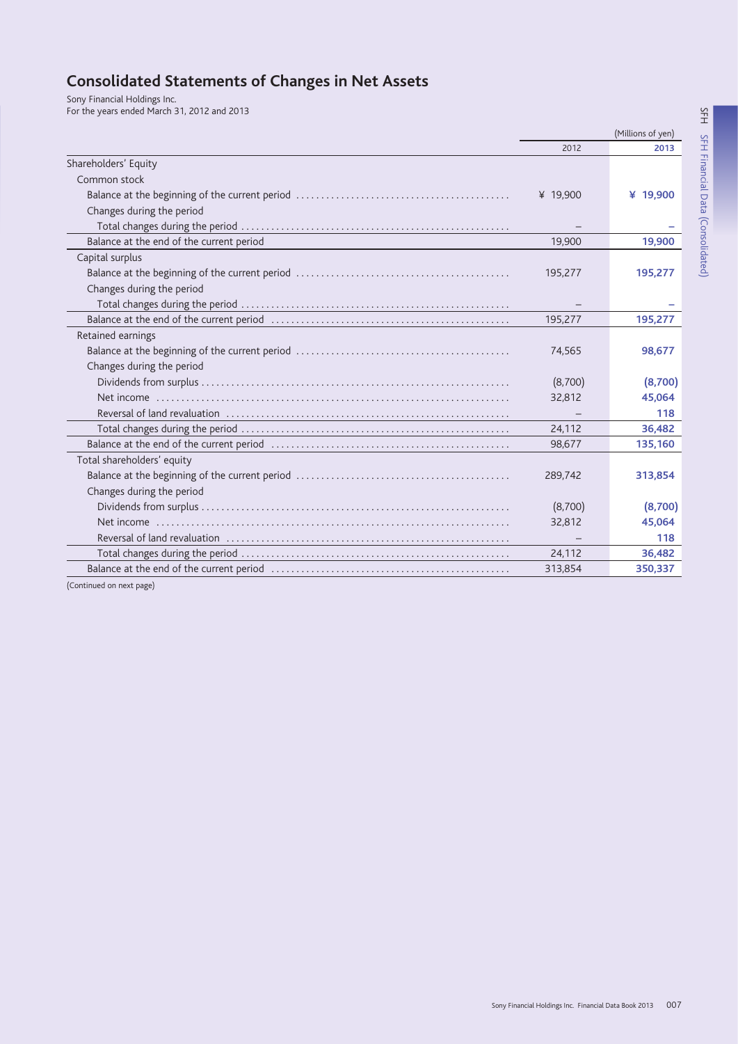# Consolidated Statements of Changes in Net Assets

Sony Financial Holdings Inc.
For the years ended March 31, 2012 and 2013

| | | (Millions of yen) |
|---|---|---|
| | 2012 | **2013** |
| Shareholders' Equity | | |
| Common stock | | |
| Balance at the beginning of the current period | ¥ 19,900 | **¥ 19,900** |
| Changes during the period | | |
| Total changes during the period | – | **–** |
| Balance at the end of the current period | 19,900 | **19,900** |
| Capital surplus | | |
| Balance at the beginning of the current period | 195,277 | **195,277** |
| Changes during the period | | |
| Total changes during the period | – | **–** |
| Balance at the end of the current period | 195,277 | **195,277** |
| Retained earnings | | |
| Balance at the beginning of the current period | 74,565 | **98,677** |
| Changes during the period | | |
| Dividends from surplus | (8,700) | **(8,700)** |
| Net income | 32,812 | **45,064** |
| Reversal of land revaluation | – | **118** |
| Total changes during the period | 24,112 | **36,482** |
| Balance at the end of the current period | 98,677 | **135,160** |
| Total shareholders' equity | | |
| Balance at the beginning of the current period | 289,742 | **313,854** |
| Changes during the period | | |
| Dividends from surplus | (8,700) | **(8,700)** |
| Net income | 32,812 | **45,064** |
| Reversal of land revaluation | – | **118** |
| Total changes during the period | 24,112 | **36,482** |
| Balance at the end of the current period | 313,854 | **350,337** |

(Continued on next page)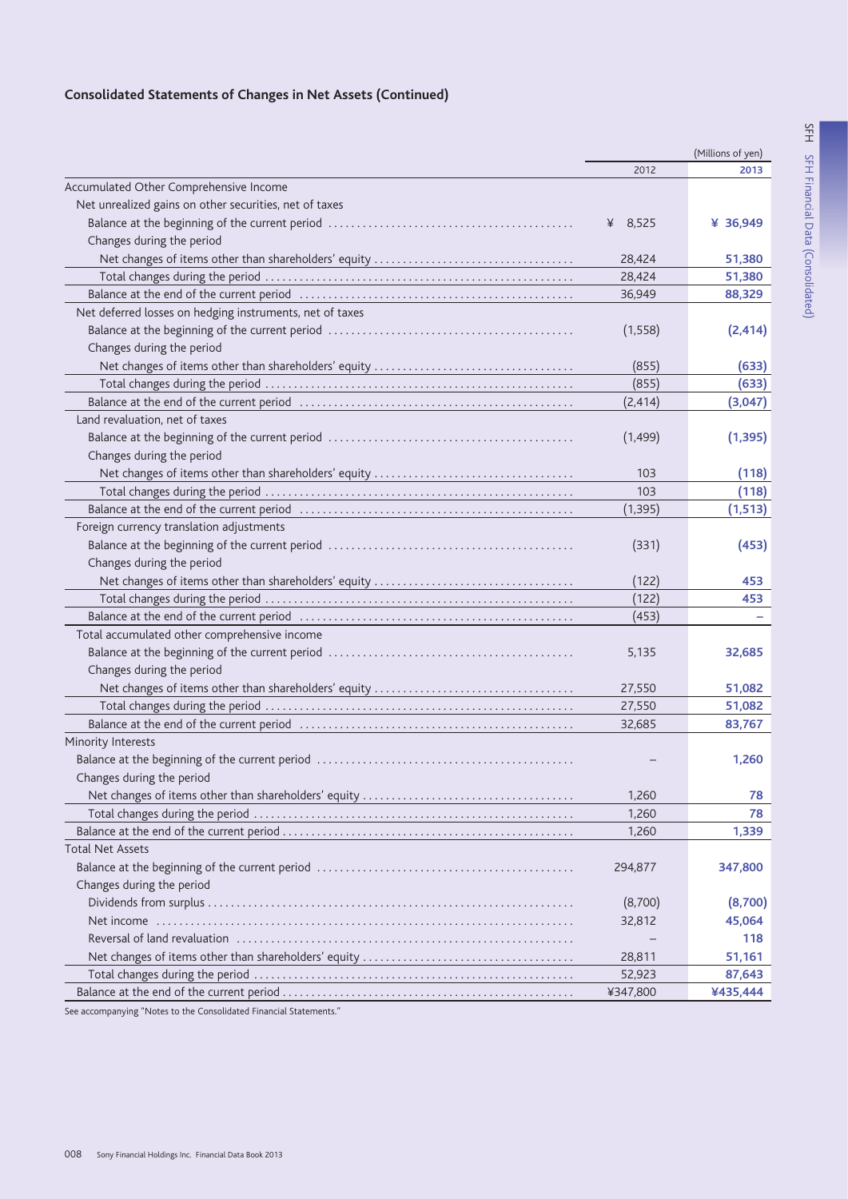## Consolidated Statements of Changes in Net Assets (Continued)

| | (Millions of yen) | |
|---|---|---|
| | 2012 | 2013 |
| Accumulated Other Comprehensive Income | | |
| Net unrealized gains on other securities, net of taxes | | |
| Balance at the beginning of the current period | ¥ 8,525 | ¥ 36,949 |
| Changes during the period | | |
| Net changes of items other than shareholders' equity | 28,424 | 51,380 |
| Total changes during the period | 28,424 | 51,380 |
| Balance at the end of the current period | 36,949 | 88,329 |
| Net deferred losses on hedging instruments, net of taxes | | |
| Balance at the beginning of the current period | (1,558) | (2,414) |
| Changes during the period | | |
| Net changes of items other than shareholders' equity | (855) | (633) |
| Total changes during the period | (855) | (633) |
| Balance at the end of the current period | (2,414) | (3,047) |
| Land revaluation, net of taxes | | |
| Balance at the beginning of the current period | (1,499) | (1,395) |
| Changes during the period | | |
| Net changes of items other than shareholders' equity | 103 | (118) |
| Total changes during the period | 103 | (118) |
| Balance at the end of the current period | (1,395) | (1,513) |
| Foreign currency translation adjustments | | |
| Balance at the beginning of the current period | (331) | (453) |
| Changes during the period | | |
| Net changes of items other than shareholders' equity | (122) | 453 |
| Total changes during the period | (122) | 453 |
| Balance at the end of the current period | (453) | – |
| Total accumulated other comprehensive income | | |
| Balance at the beginning of the current period | 5,135 | 32,685 |
| Changes during the period | | |
| Net changes of items other than shareholders' equity | 27,550 | 51,082 |
| Total changes during the period | 27,550 | 51,082 |
| Balance at the end of the current period | 32,685 | 83,767 |
| Minority Interests | | |
| Balance at the beginning of the current period | – | 1,260 |
| Changes during the period | | |
| Net changes of items other than shareholders' equity | 1,260 | 78 |
| Total changes during the period | 1,260 | 78 |
| Balance at the end of the current period | 1,260 | 1,339 |
| Total Net Assets | | |
| Balance at the beginning of the current period | 294,877 | 347,800 |
| Changes during the period | | |
| Dividends from surplus | (8,700) | (8,700) |
| Net income | 32,812 | 45,064 |
| Reversal of land revaluation | – | 118 |
| Net changes of items other than shareholders' equity | 28,811 | 51,161 |
| Total changes during the period | 52,923 | 87,643 |
| Balance at the end of the current period | ¥347,800 | ¥435,444 |

See accompanying "Notes to the Consolidated Financial Statements."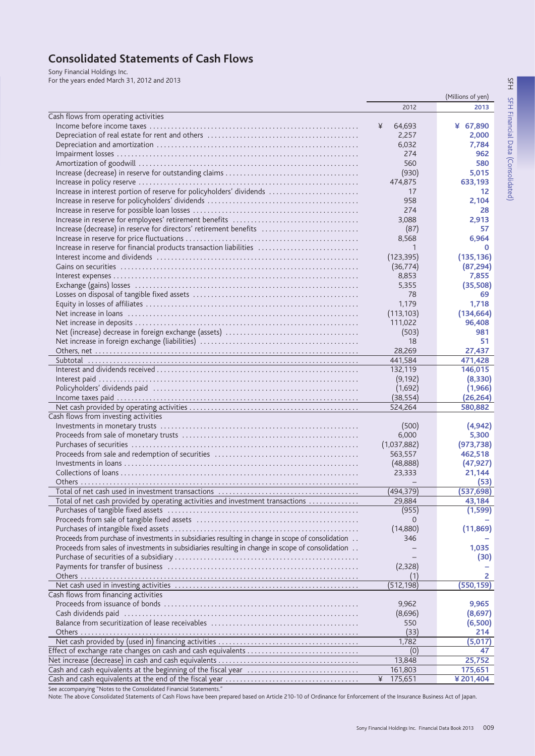# Consolidated Statements of Cash Flows

Sony Financial Holdings Inc.
For the years ended March 31, 2012 and 2013

| | (Millions of yen) | |
|---|---|---|
| | 2012 | 2013 |
| **Cash flows from operating activities** | | |
| Income before income taxes | ¥ 64,693 | ¥ 67,890 |
| Depreciation of real estate for rent and others | 2,257 | 2,000 |
| Depreciation and amortization | 6,032 | 7,784 |
| Impairment losses | 274 | 962 |
| Amortization of goodwill | 560 | 580 |
| Increase (decrease) in reserve for outstanding claims | (930) | 5,015 |
| Increase in policy reserve | 474,875 | 633,193 |
| Increase in interest portion of reserve for policyholders' dividends | 17 | 12 |
| Increase in reserve for policyholders' dividends | 958 | 2,104 |
| Increase in reserve for possible loan losses | 274 | 28 |
| Increase in reserve for employees' retirement benefits | 3,088 | 2,913 |
| Increase (decrease) in reserve for directors' retirement benefits | (87) | 57 |
| Increase in reserve for price fluctuations | 8,568 | 6,964 |
| Increase in reserve for financial products transaction liabilities | 1 | 0 |
| Interest income and dividends | (123,395) | (135,136) |
| Gains on securities | (36,774) | (87,294) |
| Interest expenses | 8,853 | 7,855 |
| Exchange (gains) losses | 5,355 | (35,508) |
| Losses on disposal of tangible fixed assets | 78 | 69 |
| Equity in losses of affiliates | 1,179 | 1,718 |
| Net increase in loans | (113,103) | (134,664) |
| Net increase in deposits | 111,022 | 96,408 |
| Net (increase) decrease in foreign exchange (assets) | (503) | 981 |
| Net increase in foreign exchange (liabilities) | 18 | 51 |
| Others, net | 28,269 | 27,437 |
| Subtotal | 441,584 | 471,428 |
| Interest and dividends received | 132,119 | 146,015 |
| Interest paid | (9,192) | (8,330) |
| Policyholders' dividends paid | (1,692) | (1,966) |
| Income taxes paid | (38,554) | (26,264) |
| Net cash provided by operating activities | 524,264 | 580,882 |
| **Cash flows from investing activities** | | |
| Investments in monetary trusts | (500) | (4,942) |
| Proceeds from sale of monetary trusts | 6,000 | 5,300 |
| Purchases of securities | (1,037,882) | (973,738) |
| Proceeds from sale and redemption of securities | 563,557 | 462,518 |
| Investments in loans | (48,888) | (47,927) |
| Collections of loans | 23,333 | 21,144 |
| Others | – | (53) |
| Total of net cash used in investment transactions | (494,379) | (537,698) |
| Total of net cash provided by operating activities and investment transactions | 29,884 | 43,184 |
| Purchases of tangible fixed assets | (955) | (1,599) |
| Proceeds from sale of tangible fixed assets | 0 | – |
| Purchases of intangible fixed assets | (14,880) | (11,869) |
| Proceeds from purchase of investments in subsidiaries resulting in change in scope of consolidation | 346 | – |
| Proceeds from sales of investments in subsidiaries resulting in change in scope of consolidation | – | 1,035 |
| Purchase of securities of a subsidiary | – | (30) |
| Payments for transfer of business | (2,328) | – |
| Others | (1) | 2 |
| Net cash used in investing activities | (512,198) | (550,159) |
| **Cash flows from financing activities** | | |
| Proceeds from issuance of bonds | 9,962 | 9,965 |
| Cash dividends paid | (8,696) | (8,697) |
| Balance from securitization of lease receivables | 550 | (6,500) |
| Others | (33) | 214 |
| Net cash provided by (used in) financing activities | 1,782 | (5,017) |
| Effect of exchange rate changes on cash and cash equivalents | (0) | 47 |
| Net increase (decrease) in cash and cash equivalents | 13,848 | 25,752 |
| Cash and cash equivalents at the beginning of the fiscal year | 161,803 | 175,651 |
| Cash and cash equivalents at the end of the fiscal year | ¥ 175,651 | ¥ 201,404 |

See accompanying "Notes to the Consolidated Financial Statements."

Note: The above Consolidated Statements of Cash Flows have been prepared based on Article 210-10 of Ordinance for Enforcement of the Insurance Business Act of Japan.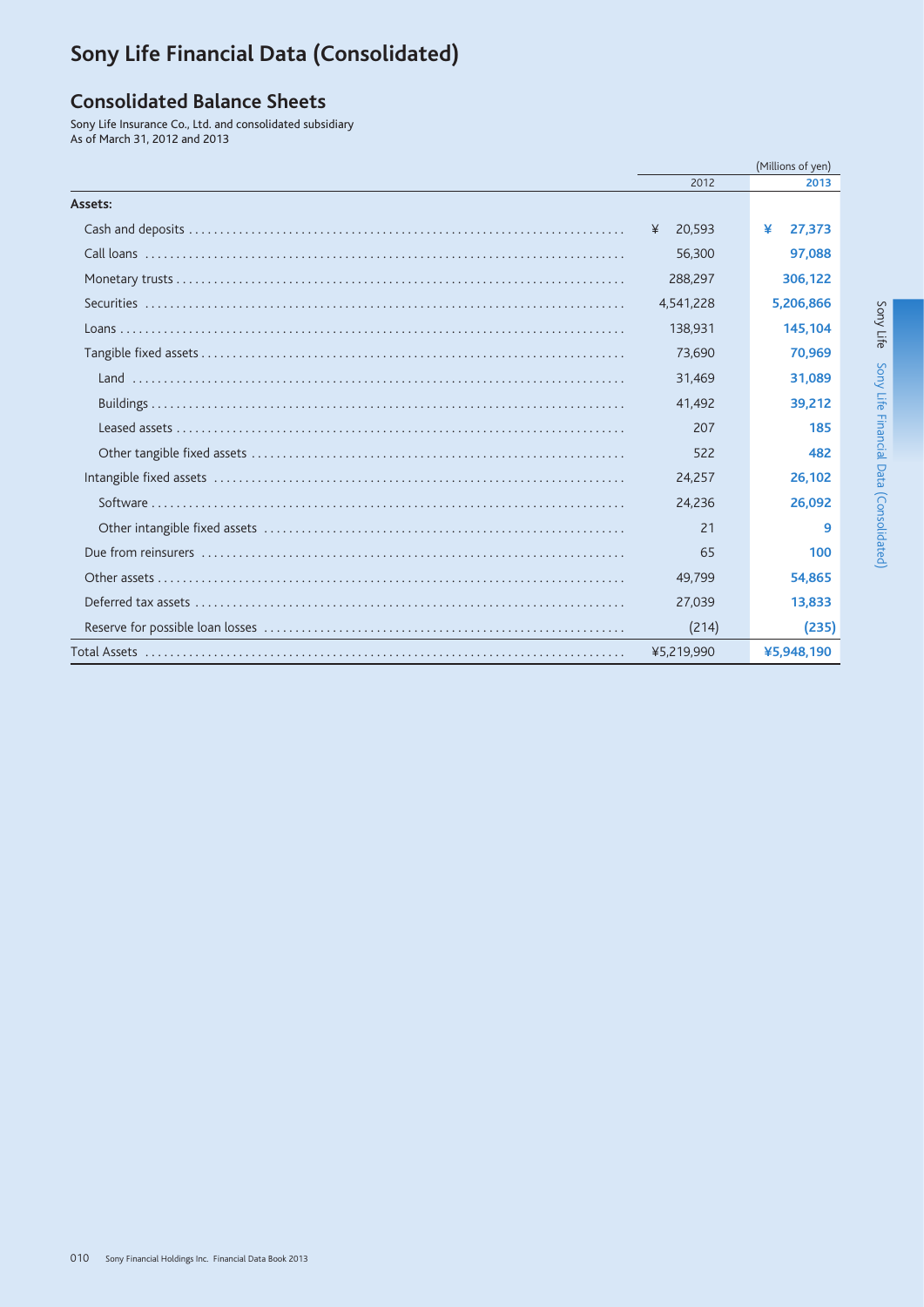# Sony Life Financial Data (Consolidated)

## Consolidated Balance Sheets

Sony Life Insurance Co., Ltd. and consolidated subsidiary
As of March 31, 2012 and 2013

| (Millions of yen) | 2012 | 2013 |
|---|---|---|
| **Assets:** | | |
| Cash and deposits | ¥ 20,593 | ¥ 27,373 |
| Call loans | 56,300 | 97,088 |
| Monetary trusts | 288,297 | 306,122 |
| Securities | 4,541,228 | 5,206,866 |
| Loans | 138,931 | 145,104 |
| Tangible fixed assets | 73,690 | 70,969 |
| Land | 31,469 | 31,089 |
| Buildings | 41,492 | 39,212 |
| Leased assets | 207 | 185 |
| Other tangible fixed assets | 522 | 482 |
| Intangible fixed assets | 24,257 | 26,102 |
| Software | 24,236 | 26,092 |
| Other intangible fixed assets | 21 | 9 |
| Due from reinsurers | 65 | 100 |
| Other assets | 49,799 | 54,865 |
| Deferred tax assets | 27,039 | 13,833 |
| Reserve for possible loan losses | (214) | (235) |
| Total Assets | ¥5,219,990 | ¥5,948,190 |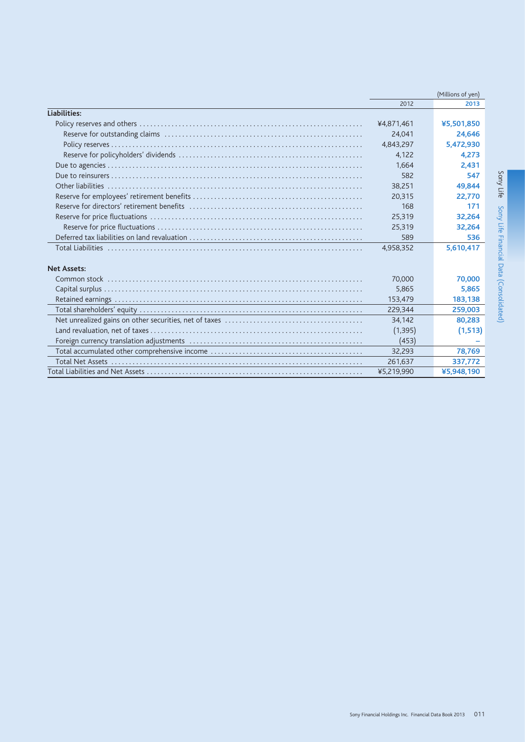| | 2012 | 2013 |
|---|---|---|
| | | (Millions of yen) |
| **Liabilities:** | | |
| Policy reserves and others | ¥4,871,461 | **¥5,501,850** |
| Reserve for outstanding claims | 24,041 | **24,646** |
| Policy reserves | 4,843,297 | **5,472,930** |
| Reserve for policyholders' dividends | 4,122 | **4,273** |
| Due to agencies | 1,664 | **2,431** |
| Due to reinsurers | 582 | **547** |
| Other liabilities | 38,251 | **49,844** |
| Reserve for employees' retirement benefits | 20,315 | **22,770** |
| Reserve for directors' retirement benefits | 168 | **171** |
| Reserve for price fluctuations | 25,319 | **32,264** |
| Reserve for price fluctuations | 25,319 | **32,264** |
| Deferred tax liabilities on land revaluation | 589 | **536** |
| Total Liabilities | 4,958,352 | **5,610,417** |
| **Net Assets:** | | |
| Common stock | 70,000 | **70,000** |
| Capital surplus | 5,865 | **5,865** |
| Retained earnings | 153,479 | **183,138** |
| Total shareholders' equity | 229,344 | **259,003** |
| Net unrealized gains on other securities, net of taxes | 34,142 | **80,283** |
| Land revaluation, net of taxes | (1,395) | **(1,513)** |
| Foreign currency translation adjustments | (453) | **–** |
| Total accumulated other comprehensive income | 32,293 | **78,769** |
| Total Net Assets | 261,637 | **337,772** |
| Total Liabilities and Net Assets | ¥5,219,990 | **¥5,948,190** |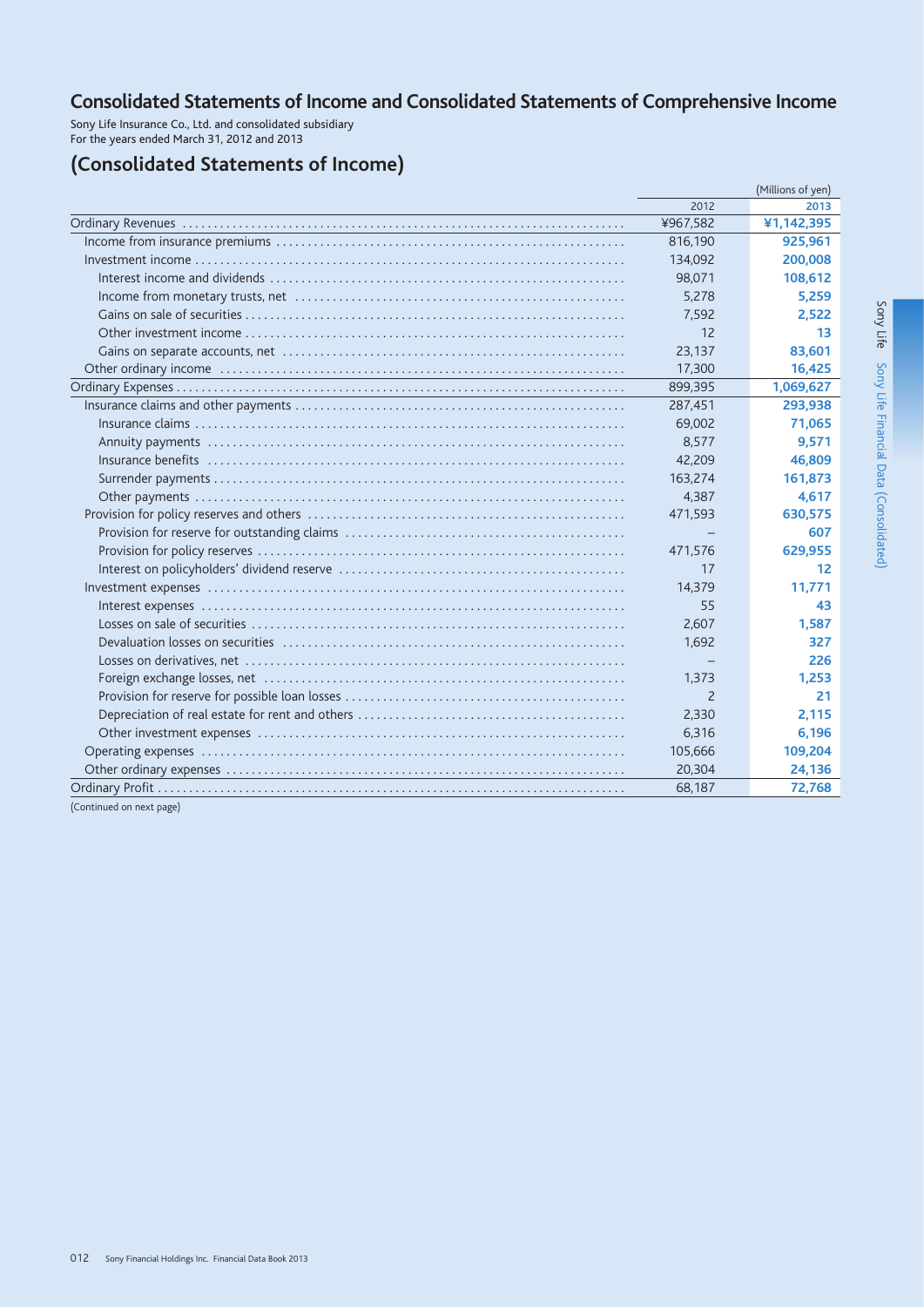# Consolidated Statements of Income and Consolidated Statements of Comprehensive Income

Sony Life Insurance Co., Ltd. and consolidated subsidiary
For the years ended March 31, 2012 and 2013

## (Consolidated Statements of Income)

(Millions of yen)

| | 2012 | 2013 |
|---|---|---|
| Ordinary Revenues | ¥967,582 | **¥1,142,395** |
| Income from insurance premiums | 816,190 | **925,961** |
| Investment income | 134,092 | **200,008** |
| Interest income and dividends | 98,071 | **108,612** |
| Income from monetary trusts, net | 5,278 | **5,259** |
| Gains on sale of securities | 7,592 | **2,522** |
| Other investment income | 12 | **13** |
| Gains on separate accounts, net | 23,137 | **83,601** |
| Other ordinary income | 17,300 | **16,425** |
| Ordinary Expenses | 899,395 | **1,069,627** |
| Insurance claims and other payments | 287,451 | **293,938** |
| Insurance claims | 69,002 | **71,065** |
| Annuity payments | 8,577 | **9,571** |
| Insurance benefits | 42,209 | **46,809** |
| Surrender payments | 163,274 | **161,873** |
| Other payments | 4,387 | **4,617** |
| Provision for policy reserves and others | 471,593 | **630,575** |
| Provision for reserve for outstanding claims | – | **607** |
| Provision for policy reserves | 471,576 | **629,955** |
| Interest on policyholders' dividend reserve | 17 | **12** |
| Investment expenses | 14,379 | **11,771** |
| Interest expenses | 55 | **43** |
| Losses on sale of securities | 2,607 | **1,587** |
| Devaluation losses on securities | 1,692 | **327** |
| Losses on derivatives, net | – | **226** |
| Foreign exchange losses, net | 1,373 | **1,253** |
| Provision for reserve for possible loan losses | 2 | **21** |
| Depreciation of real estate for rent and others | 2,330 | **2,115** |
| Other investment expenses | 6,316 | **6,196** |
| Operating expenses | 105,666 | **109,204** |
| Other ordinary expenses | 20,304 | **24,136** |
| Ordinary Profit | 68,187 | **72,768** |

(Continued on next page)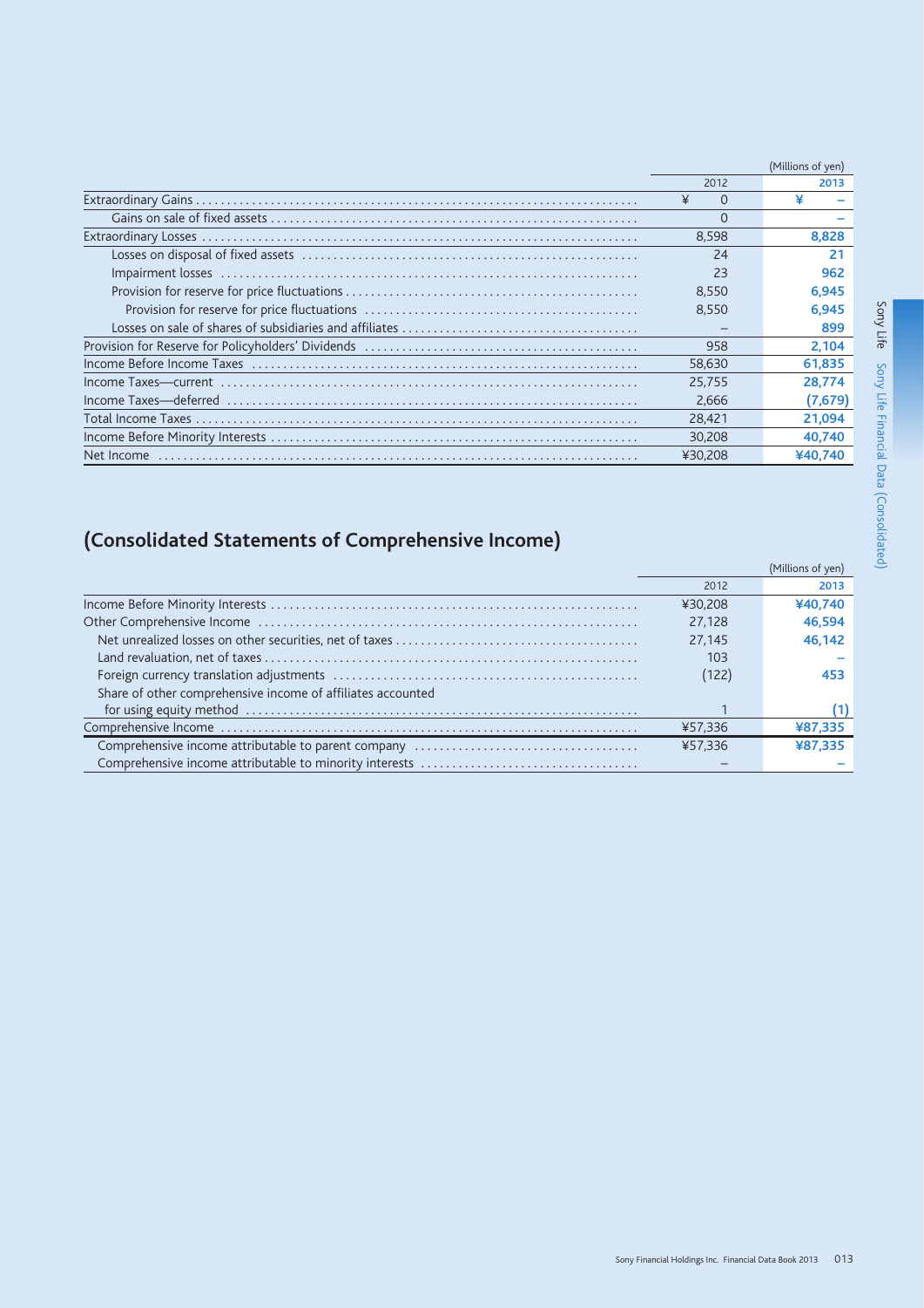(Millions of yen)

| | 2012 | 2013 |
|---|---|---|
| Extraordinary Gains | ¥ 0 | ¥ – |
| Gains on sale of fixed assets | 0 | – |
| Extraordinary Losses | 8,598 | 8,828 |
| Losses on disposal of fixed assets | 24 | 21 |
| Impairment losses | 23 | 962 |
| Provision for reserve for price fluctuations | 8,550 | 6,945 |
| Provision for reserve for price fluctuations | 8,550 | 6,945 |
| Losses on sale of shares of subsidiaries and affiliates | – | 899 |
| Provision for Reserve for Policyholders' Dividends | 958 | 2,104 |
| Income Before Income Taxes | 58,630 | 61,835 |
| Income Taxes—current | 25,755 | 28,774 |
| Income Taxes—deferred | 2,666 | (7,679) |
| Total Income Taxes | 28,421 | 21,094 |
| Income Before Minority Interests | 30,208 | 40,740 |
| Net Income | ¥30,208 | ¥40,740 |

## (Consolidated Statements of Comprehensive Income)

(Millions of yen)

| | 2012 | 2013 |
|---|---|---|
| Income Before Minority Interests | ¥30,208 | ¥40,740 |
| Other Comprehensive Income | 27,128 | 46,594 |
| Net unrealized losses on other securities, net of taxes | 27,145 | 46,142 |
| Land revaluation, net of taxes | 103 | – |
| Foreign currency translation adjustments | (122) | 453 |
| Share of other comprehensive income of affiliates accounted for using equity method | 1 | (1) |
| Comprehensive Income | ¥57,336 | ¥87,335 |
| Comprehensive income attributable to parent company | ¥57,336 | ¥87,335 |
| Comprehensive income attributable to minority interests | – | – |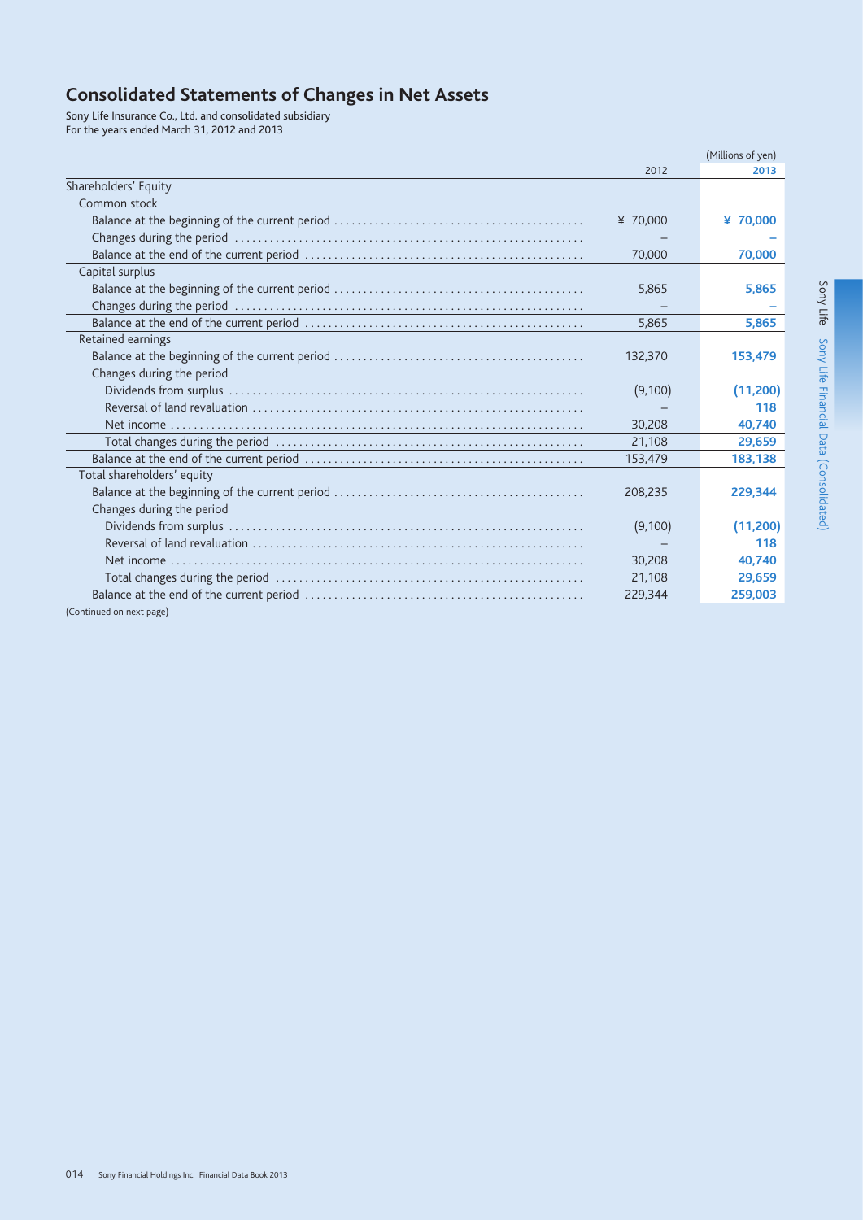# Consolidated Statements of Changes in Net Assets

Sony Life Insurance Co., Ltd. and consolidated subsidiary
For the years ended March 31, 2012 and 2013

| | 2012 | 2013 |
|---|---|---|
| | (Millions of yen) | |
| Shareholders' Equity | | |
| Common stock | | |
| Balance at the beginning of the current period | ¥ 70,000 | **¥ 70,000** |
| Changes during the period | – | **–** |
| Balance at the end of the current period | 70,000 | **70,000** |
| Capital surplus | | |
| Balance at the beginning of the current period | 5,865 | **5,865** |
| Changes during the period | – | **–** |
| Balance at the end of the current period | 5,865 | **5,865** |
| Retained earnings | | |
| Balance at the beginning of the current period | 132,370 | **153,479** |
| Changes during the period | | |
| Dividends from surplus | (9,100) | **(11,200)** |
| Reversal of land revaluation | – | **118** |
| Net income | 30,208 | **40,740** |
| Total changes during the period | 21,108 | **29,659** |
| Balance at the end of the current period | 153,479 | **183,138** |
| Total shareholders' equity | | |
| Balance at the beginning of the current period | 208,235 | **229,344** |
| Changes during the period | | |
| Dividends from surplus | (9,100) | **(11,200)** |
| Reversal of land revaluation | – | **118** |
| Net income | 30,208 | **40,740** |
| Total changes during the period | 21,108 | **29,659** |
| Balance at the end of the current period | 229,344 | **259,003** |

(Continued on next page)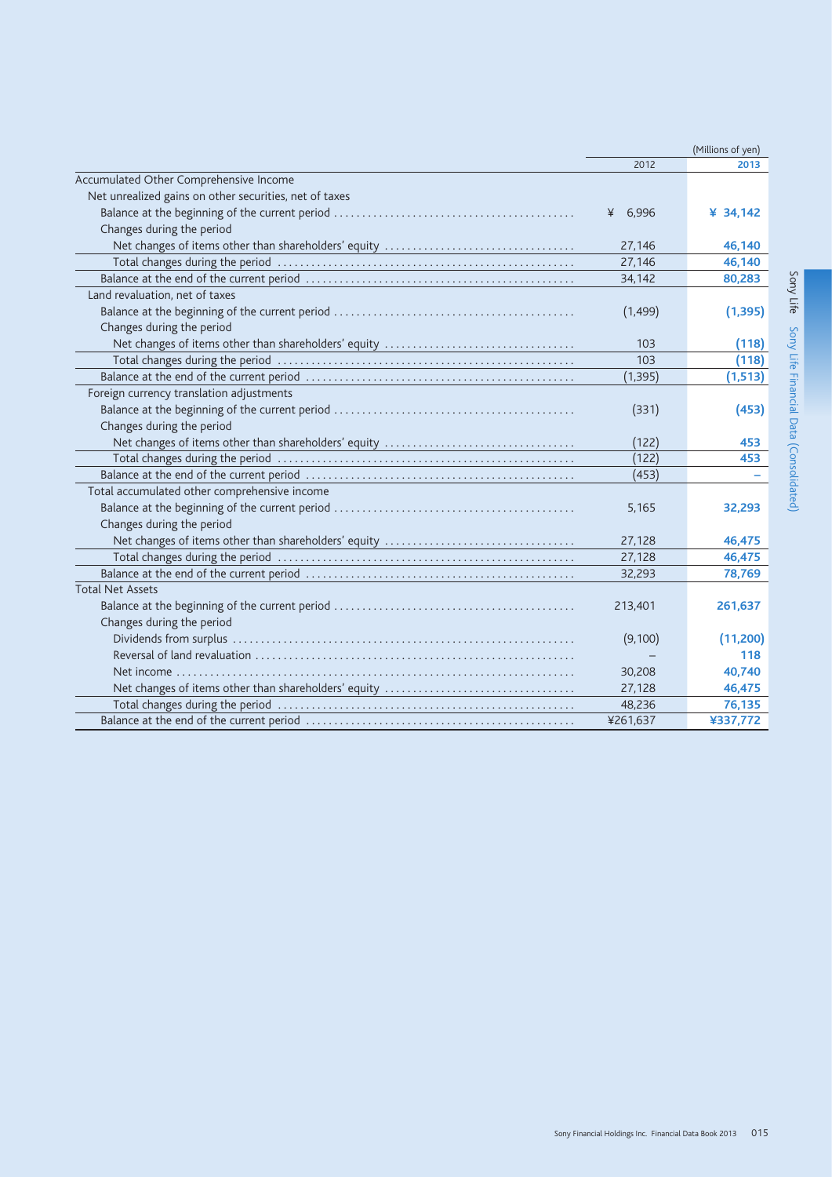(Millions of yen)

| | 2012 | 2013 |
|---|---|---|
| Accumulated Other Comprehensive Income | | |
| Net unrealized gains on other securities, net of taxes | | |
| Balance at the beginning of the current period | ¥ 6,996 | ¥ 34,142 |
| Changes during the period | | |
| Net changes of items other than shareholders' equity | 27,146 | 46,140 |
| Total changes during the period | 27,146 | 46,140 |
| Balance at the end of the current period | 34,142 | 80,283 |
| Land revaluation, net of taxes | | |
| Balance at the beginning of the current period | (1,499) | (1,395) |
| Changes during the period | | |
| Net changes of items other than shareholders' equity | 103 | (118) |
| Total changes during the period | 103 | (118) |
| Balance at the end of the current period | (1,395) | (1,513) |
| Foreign currency translation adjustments | | |
| Balance at the beginning of the current period | (331) | (453) |
| Changes during the period | | |
| Net changes of items other than shareholders' equity | (122) | 453 |
| Total changes during the period | (122) | 453 |
| Balance at the end of the current period | (453) | – |
| Total accumulated other comprehensive income | | |
| Balance at the beginning of the current period | 5,165 | 32,293 |
| Changes during the period | | |
| Net changes of items other than shareholders' equity | 27,128 | 46,475 |
| Total changes during the period | 27,128 | 46,475 |
| Balance at the end of the current period | 32,293 | 78,769 |
| Total Net Assets | | |
| Balance at the beginning of the current period | 213,401 | 261,637 |
| Changes during the period | | |
| Dividends from surplus | (9,100) | (11,200) |
| Reversal of land revaluation | – | 118 |
| Net income | 30,208 | 40,740 |
| Net changes of items other than shareholders' equity | 27,128 | 46,475 |
| Total changes during the period | 48,236 | 76,135 |
| Balance at the end of the current period | ¥261,637 | ¥337,772 |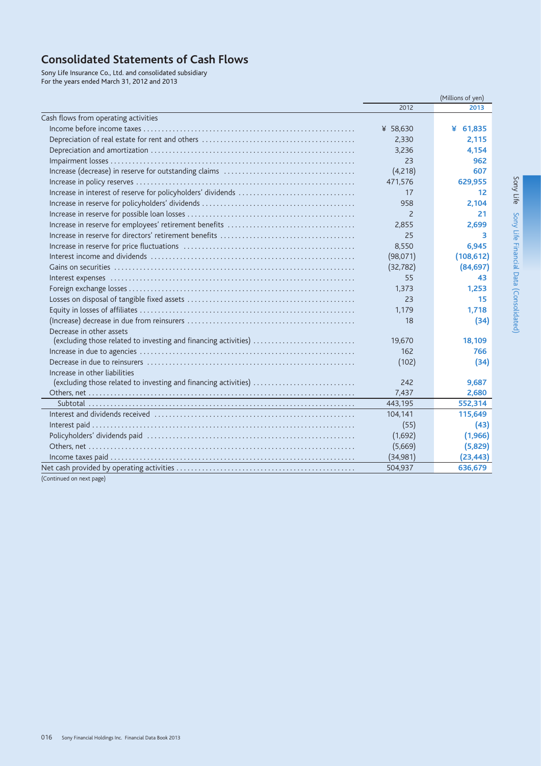# Consolidated Statements of Cash Flows

Sony Life Insurance Co., Ltd. and consolidated subsidiary
For the years ended March 31, 2012 and 2013

(Millions of yen)

| | 2012 | 2013 |
|---|---|---|
| Cash flows from operating activities | | |
| Income before income taxes | ¥ 58,630 | **¥ 61,835** |
| Depreciation of real estate for rent and others | 2,330 | **2,115** |
| Depreciation and amortization | 3,236 | **4,154** |
| Impairment losses | 23 | **962** |
| Increase (decrease) in reserve for outstanding claims | (4,218) | **607** |
| Increase in policy reserves | 471,576 | **629,955** |
| Increase in interest of reserve for policyholders' dividends | 17 | **12** |
| Increase in reserve for policyholders' dividends | 958 | **2,104** |
| Increase in reserve for possible loan losses | 2 | **21** |
| Increase in reserve for employees' retirement benefits | 2,855 | **2,699** |
| Increase in reserve for directors' retirement benefits | 25 | **3** |
| Increase in reserve for price fluctuations | 8,550 | **6,945** |
| Interest income and dividends | (98,071) | **(108,612)** |
| Gains on securities | (32,782) | **(84,697)** |
| Interest expenses | 55 | **43** |
| Foreign exchange losses | 1,373 | **1,253** |
| Losses on disposal of tangible fixed assets | 23 | **15** |
| Equity in losses of affiliates | 1,179 | **1,718** |
| (Increase) decrease in due from reinsurers | 18 | **(34)** |
| Decrease in other assets (excluding those related to investing and financing activities) | 19,670 | **18,109** |
| Increase in due to agencies | 162 | **766** |
| Decrease in due to reinsurers | (102) | **(34)** |
| Increase in other liabilities (excluding those related to investing and financing activities) | 242 | **9,687** |
| Others, net | 7,437 | **2,680** |
| Subtotal | 443,195 | **552,314** |
| Interest and dividends received | 104,141 | **115,649** |
| Interest paid | (55) | **(43)** |
| Policyholders' dividends paid | (1,692) | **(1,966)** |
| Others, net | (5,669) | **(5,829)** |
| Income taxes paid | (34,981) | **(23,443)** |
| Net cash provided by operating activities | 504,937 | **636,679** |

(Continued on next page)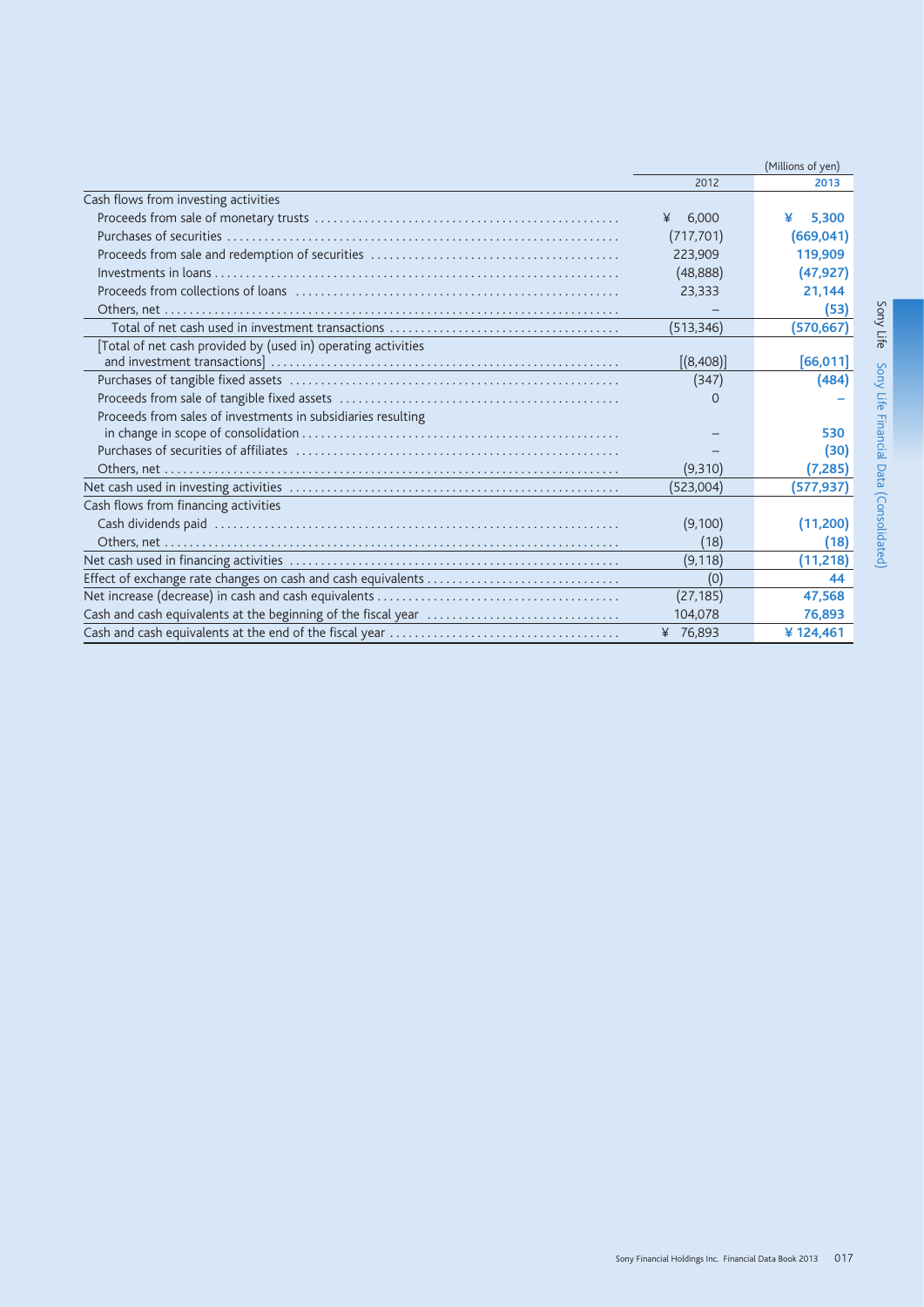(Millions of yen)

| | 2012 | 2013 |
|---|---|---|
| Cash flows from investing activities | | |
| Proceeds from sale of monetary trusts | ¥ 6,000 | ¥ 5,300 |
| Purchases of securities | (717,701) | (669,041) |
| Proceeds from sale and redemption of securities | 223,909 | 119,909 |
| Investments in loans | (48,888) | (47,927) |
| Proceeds from collections of loans | 23,333 | 21,144 |
| Others, net | – | (53) |
| Total of net cash used in investment transactions | (513,346) | (570,667) |
| [Total of net cash provided by (used in) operating activities and investment transactions] | [(8,408)] | [66,011] |
| Purchases of tangible fixed assets | (347) | (484) |
| Proceeds from sale of tangible fixed assets | 0 | – |
| Proceeds from sales of investments in subsidiaries resulting in change in scope of consolidation | – | 530 |
| Purchases of securities of affiliates | – | (30) |
| Others, net | (9,310) | (7,285) |
| Net cash used in investing activities | (523,004) | (577,937) |
| Cash flows from financing activities | | |
| Cash dividends paid | (9,100) | (11,200) |
| Others, net | (18) | (18) |
| Net cash used in financing activities | (9,118) | (11,218) |
| Effect of exchange rate changes on cash and cash equivalents | (0) | 44 |
| Net increase (decrease) in cash and cash equivalents | (27,185) | 47,568 |
| Cash and cash equivalents at the beginning of the fiscal year | 104,078 | 76,893 |
| Cash and cash equivalents at the end of the fiscal year | ¥ 76,893 | ¥ 124,461 |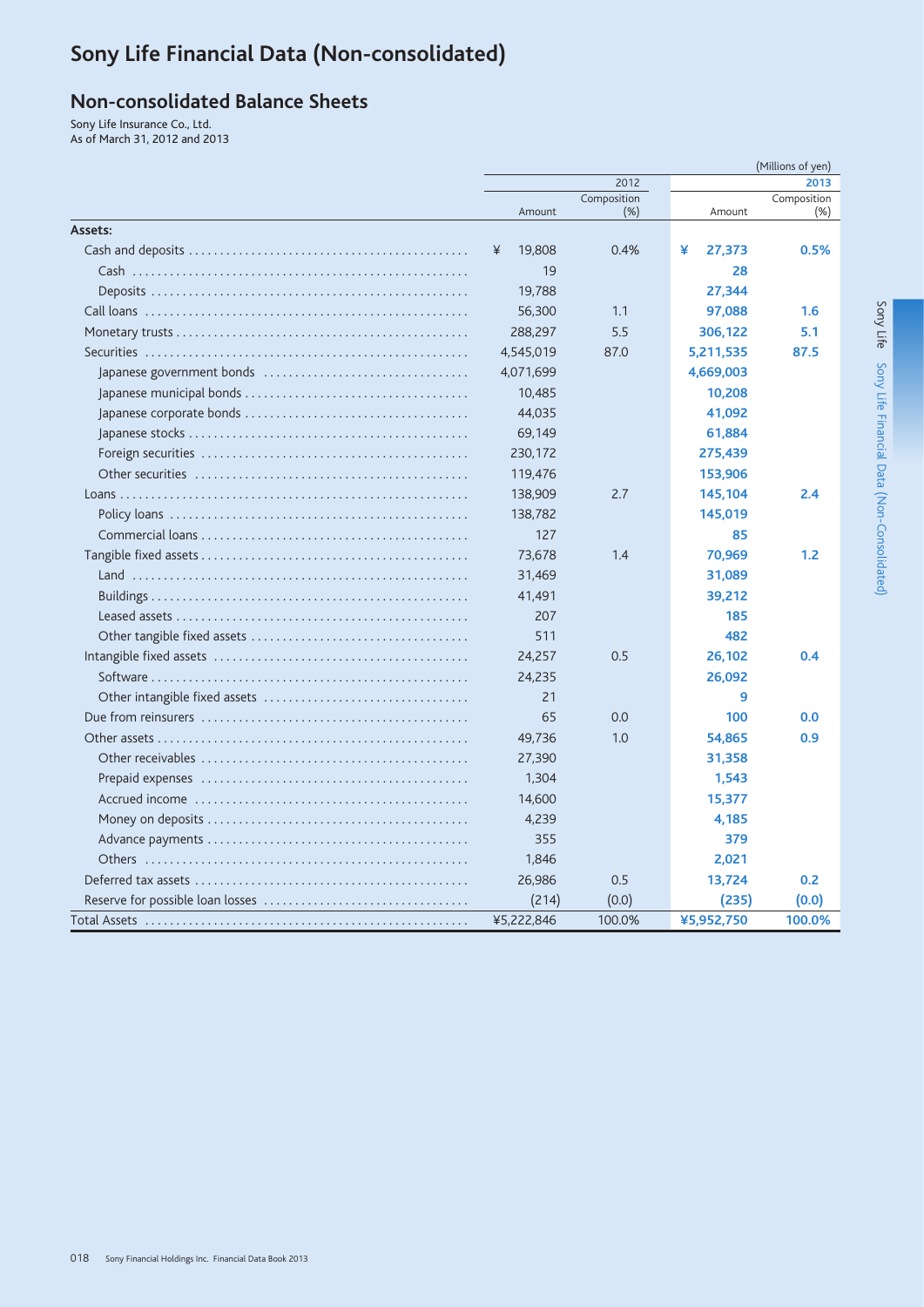# Sony Life Financial Data (Non-consolidated)

## Non-consolidated Balance Sheets

Sony Life Insurance Co., Ltd.
As of March 31, 2012 and 2013

(Millions of yen)

| | 2012 | | 2013 | |
|---|---|---|---|---|
| | Amount | Composition (%) | Amount | Composition (%) |
| **Assets:** | | | | |
| Cash and deposits | ¥ 19,808 | 0.4% | ¥ 27,373 | 0.5% |
| Cash | 19 | | 28 | |
| Deposits | 19,788 | | 27,344 | |
| Call loans | 56,300 | 1.1 | 97,088 | 1.6 |
| Monetary trusts | 288,297 | 5.5 | 306,122 | 5.1 |
| Securities | 4,545,019 | 87.0 | 5,211,535 | 87.5 |
| Japanese government bonds | 4,071,699 | | 4,669,003 | |
| Japanese municipal bonds | 10,485 | | 10,208 | |
| Japanese corporate bonds | 44,035 | | 41,092 | |
| Japanese stocks | 69,149 | | 61,884 | |
| Foreign securities | 230,172 | | 275,439 | |
| Other securities | 119,476 | | 153,906 | |
| Loans | 138,909 | 2.7 | 145,104 | 2.4 |
| Policy loans | 138,782 | | 145,019 | |
| Commercial loans | 127 | | 85 | |
| Tangible fixed assets | 73,678 | 1.4 | 70,969 | 1.2 |
| Land | 31,469 | | 31,089 | |
| Buildings | 41,491 | | 39,212 | |
| Leased assets | 207 | | 185 | |
| Other tangible fixed assets | 511 | | 482 | |
| Intangible fixed assets | 24,257 | 0.5 | 26,102 | 0.4 |
| Software | 24,235 | | 26,092 | |
| Other intangible fixed assets | 21 | | 9 | |
| Due from reinsurers | 65 | 0.0 | 100 | 0.0 |
| Other assets | 49,736 | 1.0 | 54,865 | 0.9 |
| Other receivables | 27,390 | | 31,358 | |
| Prepaid expenses | 1,304 | | 1,543 | |
| Accrued income | 14,600 | | 15,377 | |
| Money on deposits | 4,239 | | 4,185 | |
| Advance payments | 355 | | 379 | |
| Others | 1,846 | | 2,021 | |
| Deferred tax assets | 26,986 | 0.5 | 13,724 | 0.2 |
| Reserve for possible loan losses | (214) | (0.0) | (235) | (0.0) |
| Total Assets | ¥5,222,846 | 100.0% | ¥5,952,750 | 100.0% |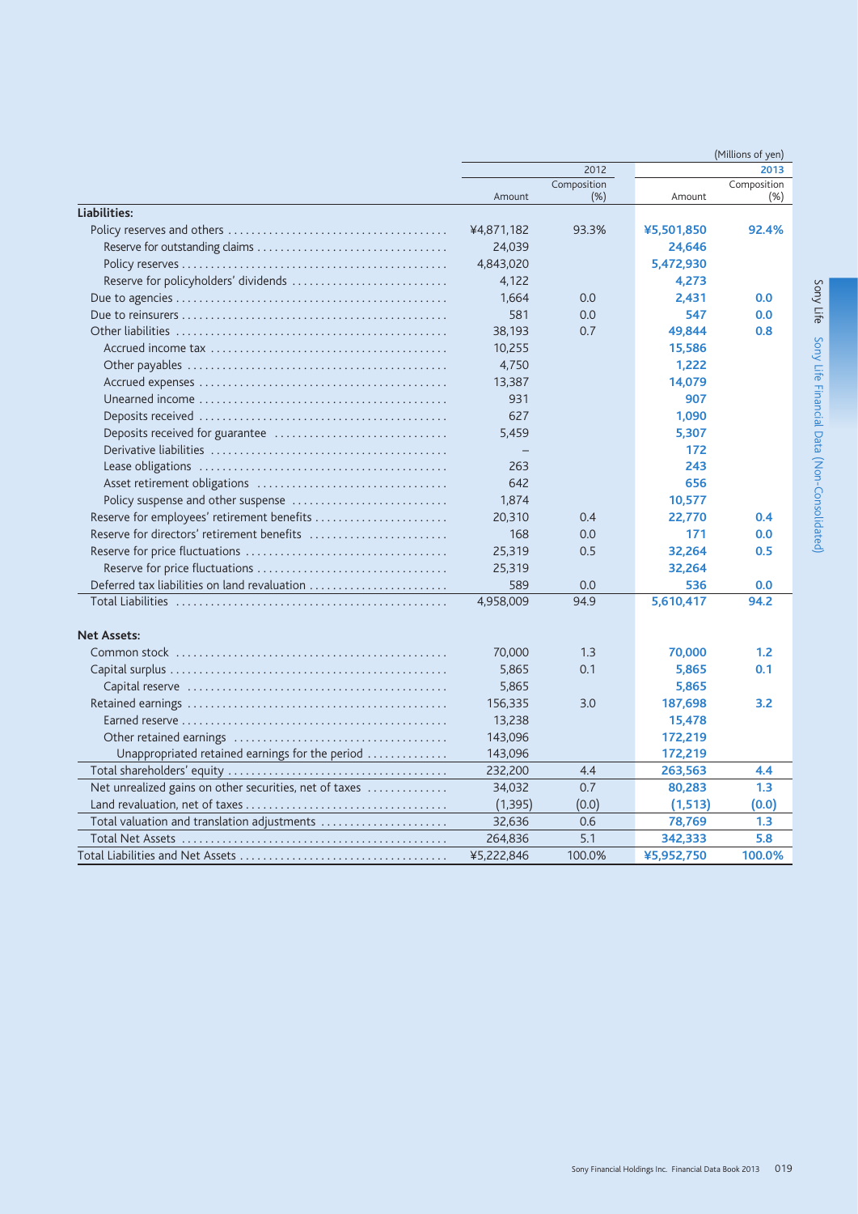(Millions of yen)

| | 2012 | | 2013 | |
|---|---|---|---|---|
| | Amount | Composition (%) | Amount | Composition (%) |
| **Liabilities:** | | | | |
| Policy reserves and others | ¥4,871,182 | 93.3% | **¥5,501,850** | **92.4%** |
| Reserve for outstanding claims | 24,039 | | **24,646** | |
| Policy reserves | 4,843,020 | | **5,472,930** | |
| Reserve for policyholders' dividends | 4,122 | | **4,273** | |
| Due to agencies | 1,664 | 0.0 | **2,431** | **0.0** |
| Due to reinsurers | 581 | 0.0 | **547** | **0.0** |
| Other liabilities | 38,193 | 0.7 | **49,844** | **0.8** |
| Accrued income tax | 10,255 | | **15,586** | |
| Other payables | 4,750 | | **1,222** | |
| Accrued expenses | 13,387 | | **14,079** | |
| Unearned income | 931 | | **907** | |
| Deposits received | 627 | | **1,090** | |
| Deposits received for guarantee | 5,459 | | **5,307** | |
| Derivative liabilities | – | | **172** | |
| Lease obligations | 263 | | **243** | |
| Asset retirement obligations | 642 | | **656** | |
| Policy suspense and other suspense | 1,874 | | **10,577** | |
| Reserve for employees' retirement benefits | 20,310 | 0.4 | **22,770** | **0.4** |
| Reserve for directors' retirement benefits | 168 | 0.0 | **171** | **0.0** |
| Reserve for price fluctuations | 25,319 | 0.5 | **32,264** | **0.5** |
| Reserve for price fluctuations | 25,319 | | **32,264** | |
| Deferred tax liabilities on land revaluation | 589 | 0.0 | **536** | **0.0** |
| Total Liabilities | 4,958,009 | 94.9 | **5,610,417** | **94.2** |
| **Net Assets:** | | | | |
| Common stock | 70,000 | 1.3 | **70,000** | **1.2** |
| Capital surplus | 5,865 | 0.1 | **5,865** | **0.1** |
| Capital reserve | 5,865 | | **5,865** | |
| Retained earnings | 156,335 | 3.0 | **187,698** | **3.2** |
| Earned reserve | 13,238 | | **15,478** | |
| Other retained earnings | 143,096 | | **172,219** | |
| Unappropriated retained earnings for the period | 143,096 | | **172,219** | |
| Total shareholders' equity | 232,200 | 4.4 | **263,563** | **4.4** |
| Net unrealized gains on other securities, net of taxes | 34,032 | 0.7 | **80,283** | **1.3** |
| Land revaluation, net of taxes | (1,395) | (0.0) | **(1,513)** | **(0.0)** |
| Total valuation and translation adjustments | 32,636 | 0.6 | **78,769** | **1.3** |
| Total Net Assets | 264,836 | 5.1 | **342,333** | **5.8** |
| Total Liabilities and Net Assets | ¥5,222,846 | 100.0% | **¥5,952,750** | **100.0%** |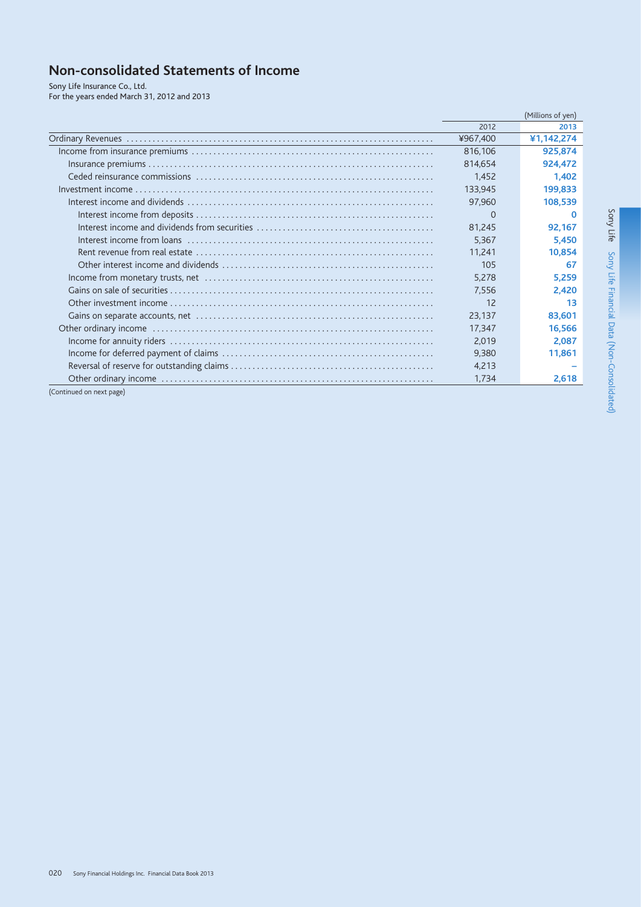# Non-consolidated Statements of Income

Sony Life Insurance Co., Ltd.
For the years ended March 31, 2012 and 2013

(Millions of yen)

| | 2012 | 2013 |
|---|---|---|
| Ordinary Revenues | ¥967,400 | **¥1,142,274** |
| Income from insurance premiums | 816,106 | **925,874** |
| Insurance premiums | 814,654 | **924,472** |
| Ceded reinsurance commissions | 1,452 | **1,402** |
| Investment income | 133,945 | **199,833** |
| Interest income and dividends | 97,960 | **108,539** |
| Interest income from deposits | 0 | **0** |
| Interest income and dividends from securities | 81,245 | **92,167** |
| Interest income from loans | 5,367 | **5,450** |
| Rent revenue from real estate | 11,241 | **10,854** |
| Other interest income and dividends | 105 | **67** |
| Income from monetary trusts, net | 5,278 | **5,259** |
| Gains on sale of securities | 7,556 | **2,420** |
| Other investment income | 12 | **13** |
| Gains on separate accounts, net | 23,137 | **83,601** |
| Other ordinary income | 17,347 | **16,566** |
| Income for annuity riders | 2,019 | **2,087** |
| Income for deferred payment of claims | 9,380 | **11,861** |
| Reversal of reserve for outstanding claims | 4,213 | **–** |
| Other ordinary income | 1,734 | **2,618** |

(Continued on next page)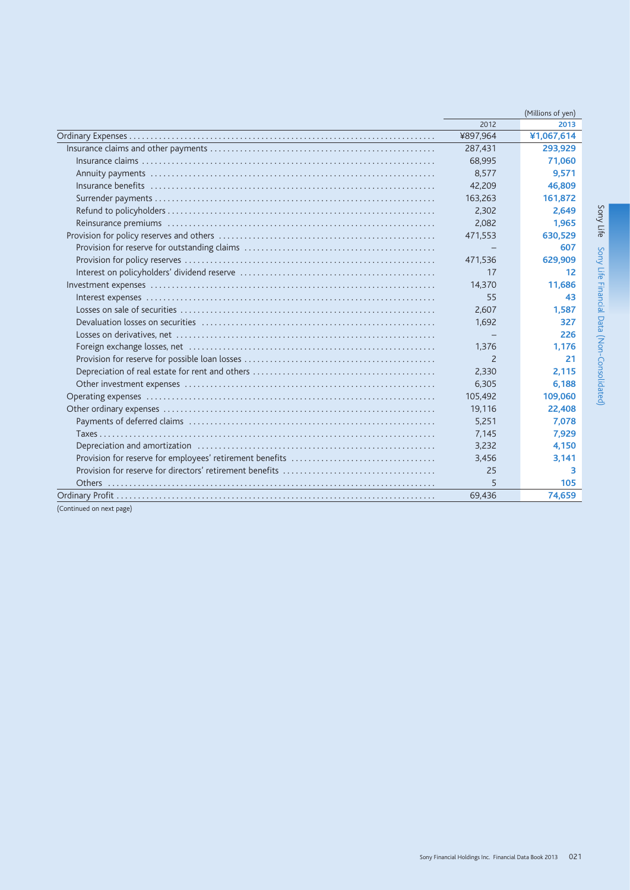(Millions of yen)

| | 2012 | 2013 |
|---|---|---|
| Ordinary Expenses | ¥897,964 | ¥1,067,614 |
| Insurance claims and other payments | 287,431 | 293,929 |
| Insurance claims | 68,995 | 71,060 |
| Annuity payments | 8,577 | 9,571 |
| Insurance benefits | 42,209 | 46,809 |
| Surrender payments | 163,263 | 161,872 |
| Refund to policyholders | 2,302 | 2,649 |
| Reinsurance premiums | 2,082 | 1,965 |
| Provision for policy reserves and others | 471,553 | 630,529 |
| Provision for reserve for outstanding claims | – | 607 |
| Provision for policy reserves | 471,536 | 629,909 |
| Interest on policyholders' dividend reserve | 17 | 12 |
| Investment expenses | 14,370 | 11,686 |
| Interest expenses | 55 | 43 |
| Losses on sale of securities | 2,607 | 1,587 |
| Devaluation losses on securities | 1,692 | 327 |
| Losses on derivatives, net | – | 226 |
| Foreign exchange losses, net | 1,376 | 1,176 |
| Provision for reserve for possible loan losses | 2 | 21 |
| Depreciation of real estate for rent and others | 2,330 | 2,115 |
| Other investment expenses | 6,305 | 6,188 |
| Operating expenses | 105,492 | 109,060 |
| Other ordinary expenses | 19,116 | 22,408 |
| Payments of deferred claims | 5,251 | 7,078 |
| Taxes | 7,145 | 7,929 |
| Depreciation and amortization | 3,232 | 4,150 |
| Provision for reserve for employees' retirement benefits | 3,456 | 3,141 |
| Provision for reserve for directors' retirement benefits | 25 | 3 |
| Others | 5 | 105 |
| Ordinary Profit | 69,436 | 74,659 |

(Continued on next page)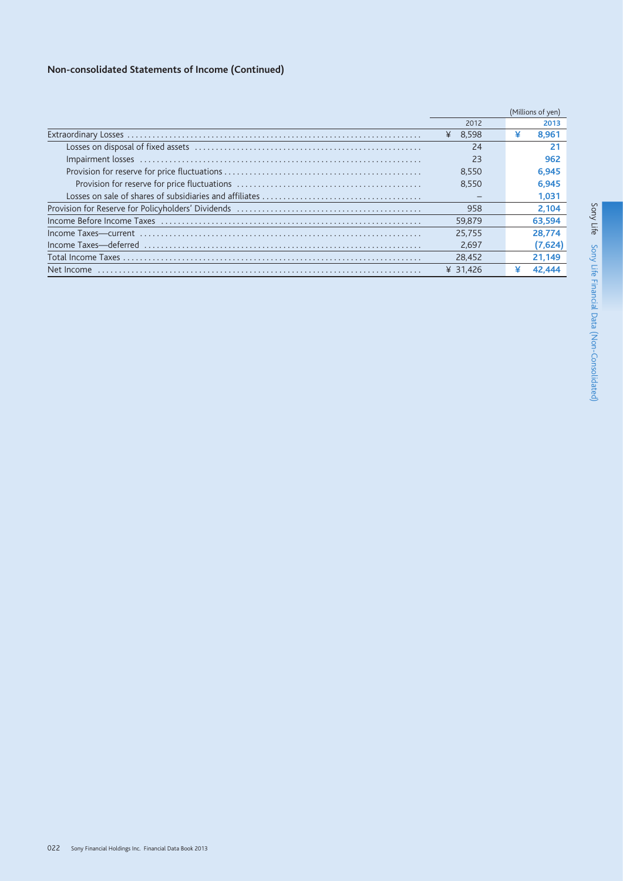## Non-consolidated Statements of Income (Continued)

(Millions of yen)

| | 2012 | 2013 |
|---|---|---|
| Extraordinary Losses | ¥ 8,598 | ¥ 8,961 |
| Losses on disposal of fixed assets | 24 | 21 |
| Impairment losses | 23 | 962 |
| Provision for reserve for price fluctuations | 8,550 | 6,945 |
| Provision for reserve for price fluctuations | 8,550 | 6,945 |
| Losses on sale of shares of subsidiaries and affiliates | – | 1,031 |
| Provision for Reserve for Policyholders' Dividends | 958 | 2,104 |
| Income Before Income Taxes | 59,879 | 63,594 |
| Income Taxes—current | 25,755 | 28,774 |
| Income Taxes—deferred | 2,697 | (7,624) |
| Total Income Taxes | 28,452 | 21,149 |
| Net Income | ¥ 31,426 | ¥ 42,444 |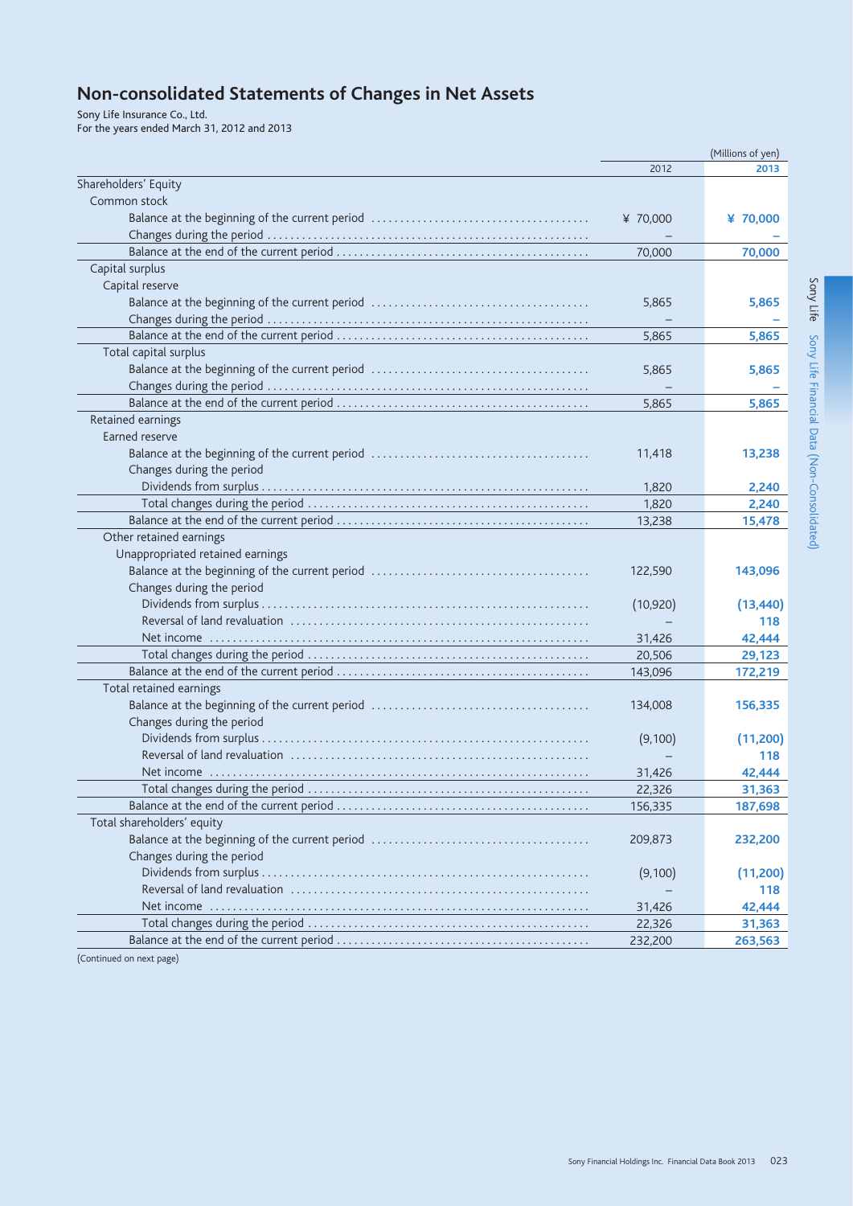# Non-consolidated Statements of Changes in Net Assets

Sony Life Insurance Co., Ltd.
For the years ended March 31, 2012 and 2013

| | 2012 | 2013 |
|---|---|---|
| | | (Millions of yen) |
| **Shareholders' Equity** | | |
| Common stock | | |
| Balance at the beginning of the current period | ¥ 70,000 | **¥ 70,000** |
| Changes during the period | – | **–** |
| Balance at the end of the current period | 70,000 | **70,000** |
| Capital surplus | | |
| Capital reserve | | |
| Balance at the beginning of the current period | 5,865 | **5,865** |
| Changes during the period | – | **–** |
| Balance at the end of the current period | 5,865 | **5,865** |
| Total capital surplus | | |
| Balance at the beginning of the current period | 5,865 | **5,865** |
| Changes during the period | – | **–** |
| Balance at the end of the current period | 5,865 | **5,865** |
| Retained earnings | | |
| Earned reserve | | |
| Balance at the beginning of the current period | 11,418 | **13,238** |
| Changes during the period | | |
| Dividends from surplus | 1,820 | **2,240** |
| Total changes during the period | 1,820 | **2,240** |
| Balance at the end of the current period | 13,238 | **15,478** |
| Other retained earnings | | |
| Unappropriated retained earnings | | |
| Balance at the beginning of the current period | 122,590 | **143,096** |
| Changes during the period | | |
| Dividends from surplus | (10,920) | **(13,440)** |
| Reversal of land revaluation | – | **118** |
| Net income | 31,426 | **42,444** |
| Total changes during the period | 20,506 | **29,123** |
| Balance at the end of the current period | 143,096 | **172,219** |
| Total retained earnings | | |
| Balance at the beginning of the current period | 134,008 | **156,335** |
| Changes during the period | | |
| Dividends from surplus | (9,100) | **(11,200)** |
| Reversal of land revaluation | – | **118** |
| Net income | 31,426 | **42,444** |
| Total changes during the period | 22,326 | **31,363** |
| Balance at the end of the current period | 156,335 | **187,698** |
| Total shareholders' equity | | |
| Balance at the beginning of the current period | 209,873 | **232,200** |
| Changes during the period | | |
| Dividends from surplus | (9,100) | **(11,200)** |
| Reversal of land revaluation | – | **118** |
| Net income | 31,426 | **42,444** |
| Total changes during the period | 22,326 | **31,363** |
| Balance at the end of the current period | 232,200 | **263,563** |

(Continued on next page)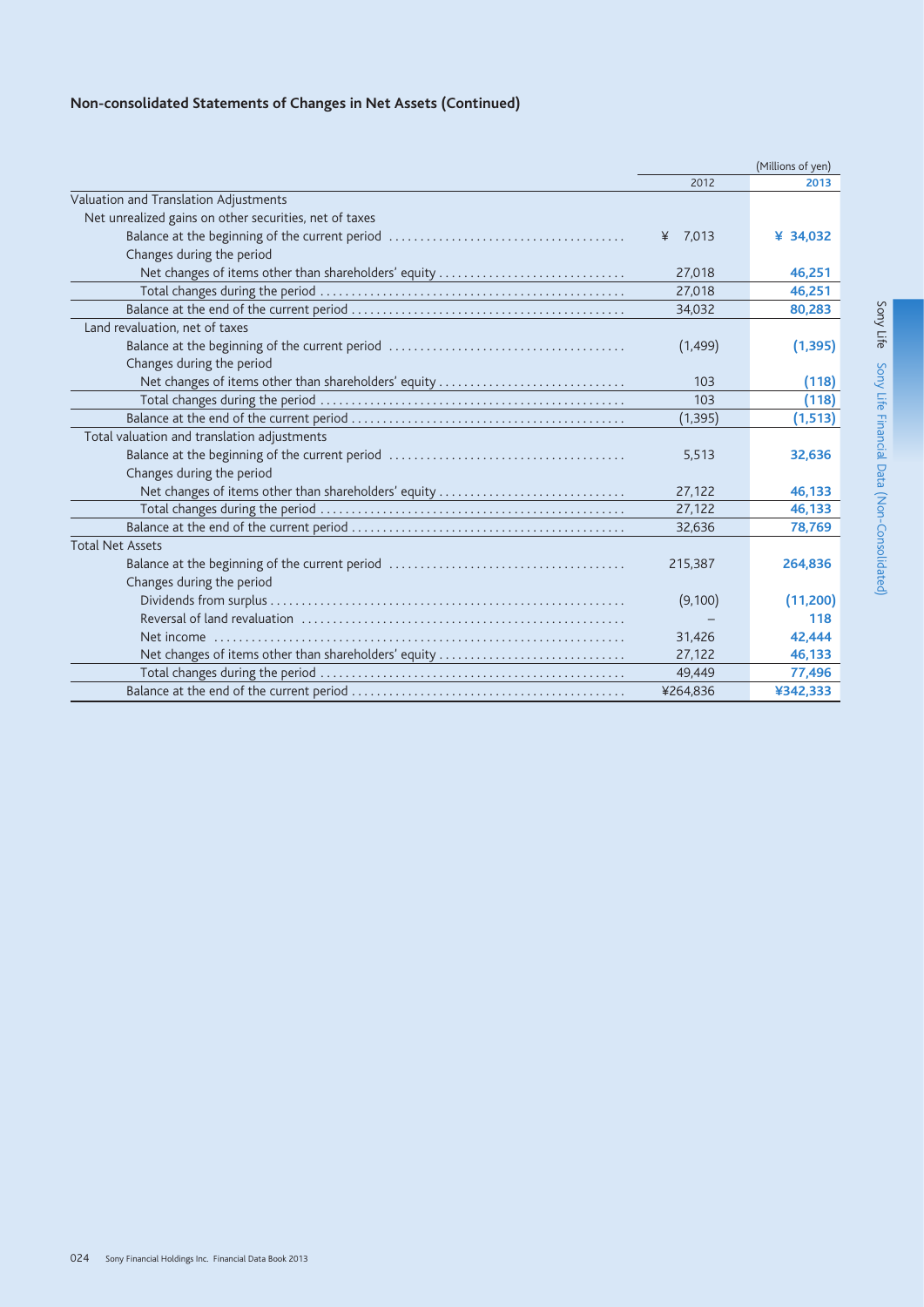## Non-consolidated Statements of Changes in Net Assets (Continued)

(Millions of yen)

| | 2012 | 2013 |
|---|---|---|
| Valuation and Translation Adjustments | | |
| Net unrealized gains on other securities, net of taxes | | |
| Balance at the beginning of the current period | ¥ 7,013 | ¥ 34,032 |
| Changes during the period | | |
| Net changes of items other than shareholders' equity | 27,018 | 46,251 |
| Total changes during the period | 27,018 | 46,251 |
| Balance at the end of the current period | 34,032 | 80,283 |
| Land revaluation, net of taxes | | |
| Balance at the beginning of the current period | (1,499) | (1,395) |
| Changes during the period | | |
| Net changes of items other than shareholders' equity | 103 | (118) |
| Total changes during the period | 103 | (118) |
| Balance at the end of the current period | (1,395) | (1,513) |
| Total valuation and translation adjustments | | |
| Balance at the beginning of the current period | 5,513 | 32,636 |
| Changes during the period | | |
| Net changes of items other than shareholders' equity | 27,122 | 46,133 |
| Total changes during the period | 27,122 | 46,133 |
| Balance at the end of the current period | 32,636 | 78,769 |
| Total Net Assets | | |
| Balance at the beginning of the current period | 215,387 | 264,836 |
| Changes during the period | | |
| Dividends from surplus | (9,100) | (11,200) |
| Reversal of land revaluation | – | 118 |
| Net income | 31,426 | 42,444 |
| Net changes of items other than shareholders' equity | 27,122 | 46,133 |
| Total changes during the period | 49,449 | 77,496 |
| Balance at the end of the current period | ¥264,836 | ¥342,333 |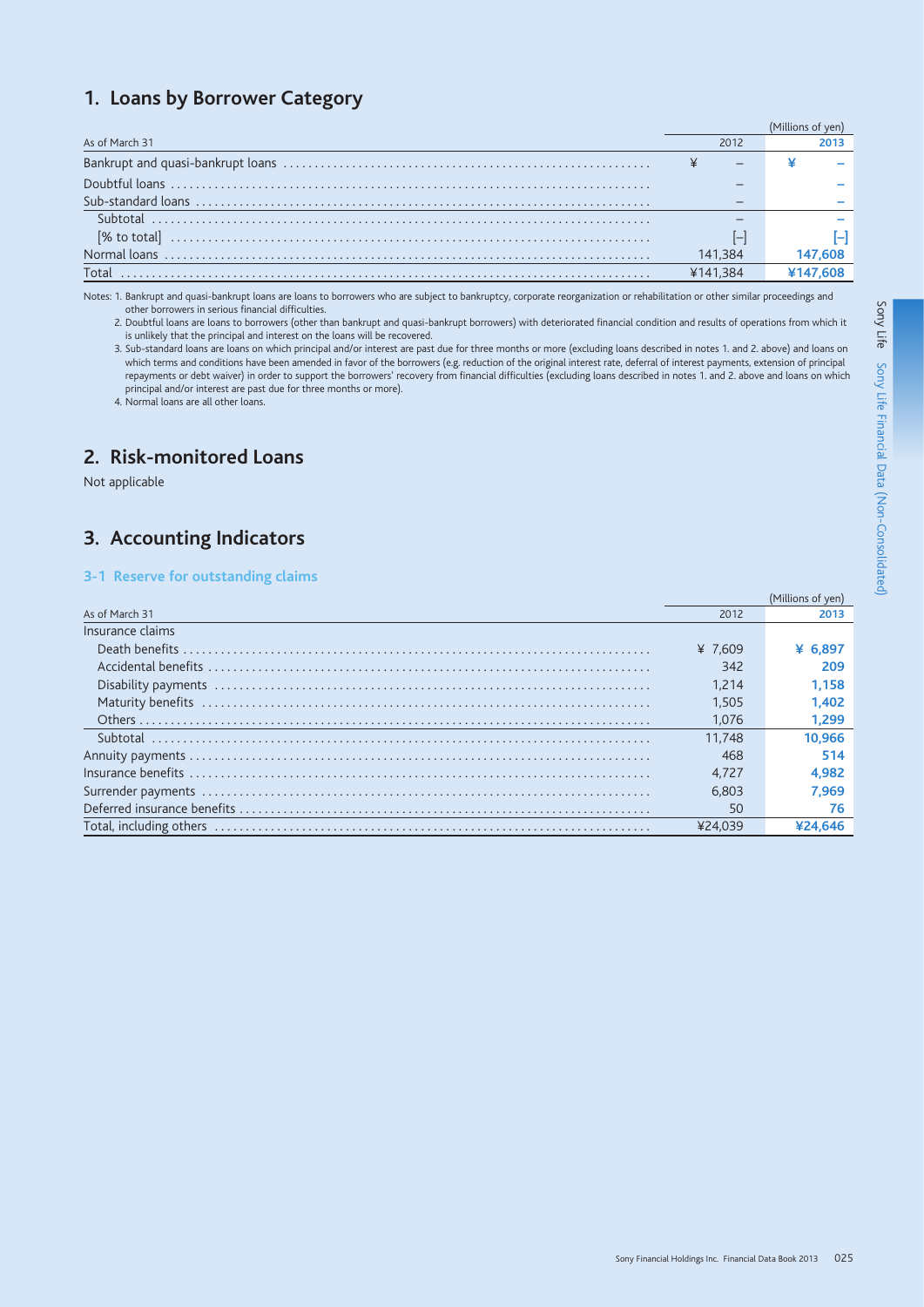## 1. Loans by Borrower Category

(Millions of yen)

| As of March 31 | 2012 | 2013 |
|---|---|---|
| Bankrupt and quasi-bankrupt loans | ¥ – | ¥ – |
| Doubtful loans | – | – |
| Sub-standard loans | – | – |
| Subtotal | – | – |
| [% to total] | [–] | [–] |
| Normal loans | 141,384 | 147,608 |
| Total | ¥141,384 | ¥147,608 |

Notes: 1. Bankrupt and quasi-bankrupt loans are loans to borrowers who are subject to bankruptcy, corporate reorganization or rehabilitation or other similar proceedings and other borrowers in serious financial difficulties.

2. Doubtful loans are loans to borrowers (other than bankrupt and quasi-bankrupt borrowers) with deteriorated financial condition and results of operations from which it is unlikely that the principal and interest on the loans will be recovered.

3. Sub-standard loans are loans on which principal and/or interest are past due for three months or more (excluding loans described in notes 1. and 2. above) and loans on which terms and conditions have been amended in favor of the borrowers (e.g. reduction of the original interest rate, deferral of interest payments, extension of principal repayments or debt waiver) in order to support the borrowers' recovery from financial difficulties (excluding loans described in notes 1. and 2. above and loans on which principal and/or interest are past due for three months or more).

4. Normal loans are all other loans.

## 2. Risk-monitored Loans

Not applicable

## 3. Accounting Indicators

### 3-1 Reserve for outstanding claims

(Millions of yen)

| As of March 31 | 2012 | 2013 |
|---|---|---|
| Insurance claims | | |
| Death benefits | ¥ 7,609 | ¥ 6,897 |
| Accidental benefits | 342 | 209 |
| Disability payments | 1,214 | 1,158 |
| Maturity benefits | 1,505 | 1,402 |
| Others | 1,076 | 1,299 |
| Subtotal | 11,748 | 10,966 |
| Annuity payments | 468 | 514 |
| Insurance benefits | 4,727 | 4,982 |
| Surrender payments | 6,803 | 7,969 |
| Deferred insurance benefits | 50 | 76 |
| Total, including others | ¥24,039 | ¥24,646 |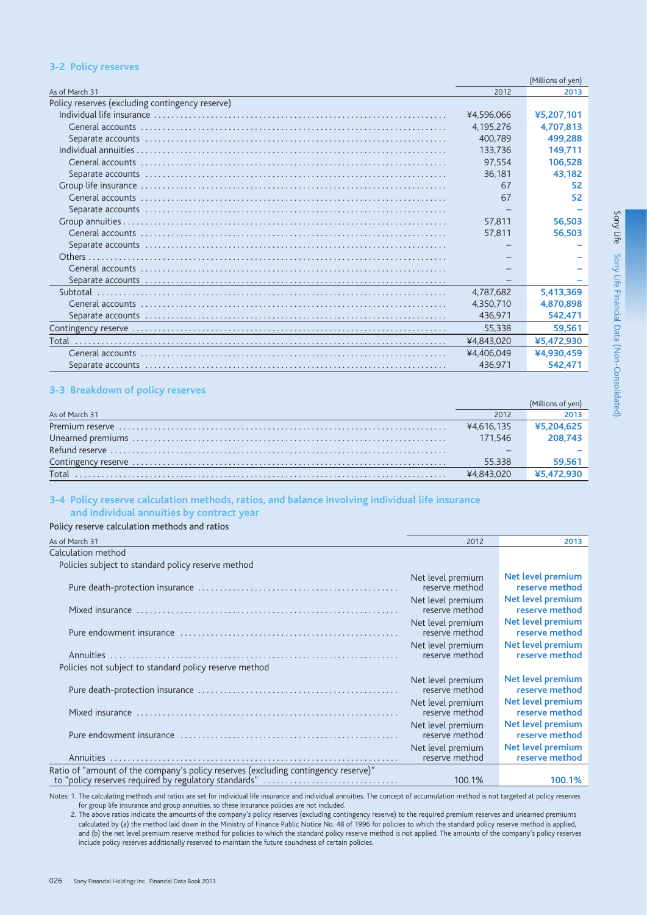### 3-2 Policy reserves

(Millions of yen)

| As of March 31 | 2012 | 2013 |
|---|---|---|
| Policy reserves (excluding contingency reserve) | | |
| Individual life insurance | ¥4,596,066 | ¥5,207,101 |
| General accounts | 4,195,276 | 4,707,813 |
| Separate accounts | 400,789 | 499,288 |
| Individual annuities | 133,736 | 149,711 |
| General accounts | 97,554 | 106,528 |
| Separate accounts | 36,181 | 43,182 |
| Group life insurance | 67 | 52 |
| General accounts | 67 | 52 |
| Separate accounts | – | – |
| Group annuities | 57,811 | 56,503 |
| General accounts | 57,811 | 56,503 |
| Separate accounts | – | – |
| Others | – | – |
| General accounts | – | – |
| Separate accounts | – | – |
| Subtotal | 4,787,682 | 5,413,369 |
| General accounts | 4,350,710 | 4,870,898 |
| Separate accounts | 436,971 | 542,471 |
| Contingency reserve | 55,338 | 59,561 |
| Total | ¥4,843,020 | ¥5,472,930 |
| General accounts | ¥4,406,049 | ¥4,930,459 |
| Separate accounts | 436,971 | 542,471 |

### 3-3 Breakdown of policy reserves

(Millions of yen)

| As of March 31 | 2012 | 2013 |
|---|---|---|
| Premium reserve | ¥4,616,135 | ¥5,204,625 |
| Unearned premiums | 171,546 | 208,743 |
| Refund reserve | – | – |
| Contingency reserve | 55,338 | 59,561 |
| Total | ¥4,843,020 | ¥5,472,930 |

### 3-4 Policy reserve calculation methods, ratios, and balance involving individual life insurance and individual annuities by contract year

Policy reserve calculation methods and ratios

| As of March 31 | 2012 | 2013 |
|---|---|---|
| Calculation method | | |
| Policies subject to standard policy reserve method | | |
| Pure death-protection insurance | Net level premium reserve method | Net level premium reserve method |
| Mixed insurance | Net level premium reserve method | Net level premium reserve method |
| Pure endowment insurance | Net level premium reserve method | Net level premium reserve method |
| Annuities | Net level premium reserve method | Net level premium reserve method |
| Policies not subject to standard policy reserve method | | |
| Pure death-protection insurance | Net level premium reserve method | Net level premium reserve method |
| Mixed insurance | Net level premium reserve method | Net level premium reserve method |
| Pure endowment insurance | Net level premium reserve method | Net level premium reserve method |
| Annuities | Net level premium reserve method | Net level premium reserve method |
| Ratio of "amount of the company's policy reserves (excluding contingency reserve)" to "policy reserves required by regulatory standards" | 100.1% | 100.1% |

Notes: 1. The calculating methods and ratios are set for individual life insurance and individual annuities. The concept of accumulation method is not targeted at policy reserves for group life insurance and group annuities, so these insurance policies are not included.
2. The above ratios indicate the amounts of the company's policy reserves (excluding contingency reserve) to the required premium reserves and unearned premiums calculated by (a) the method laid down in the Ministry of Finance Public Notice No. 48 of 1996 for policies to which the standard policy reserve method is applied, and (b) the net level premium reserve method for policies to which the standard policy reserve method is not applied. The amounts of the company's policy reserves include policy reserves additionally reserved to maintain the future soundness of certain policies.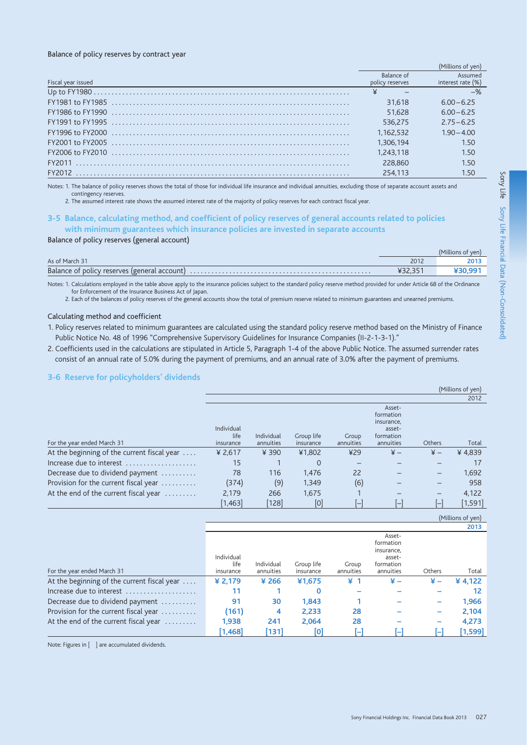Balance of policy reserves by contract year

(Millions of yen)

| Fiscal year issued | Balance of policy reserves | Assumed interest rate (%) |
|---|---|---|
| Up to FY1980 | ¥ – | –% |
| FY1981 to FY1985 | 31,618 | 6.00–6.25 |
| FY1986 to FY1990 | 51,628 | 6.00–6.25 |
| FY1991 to FY1995 | 536,275 | 2.75–6.25 |
| FY1996 to FY2000 | 1,162,532 | 1.90–4.00 |
| FY2001 to FY2005 | 1,306,194 | 1.50 |
| FY2006 to FY2010 | 1,243,118 | 1.50 |
| FY2011 | 228,860 | 1.50 |
| FY2012 | 254,113 | 1.50 |

Notes: 1. The balance of policy reserves shows the total of those for individual life insurance and individual annuities, excluding those of separate account assets and contingency reserves.
2. The assumed interest rate shows the assumed interest rate of the majority of policy reserves for each contract fiscal year.

## 3-5 Balance, calculating method, and coefficient of policy reserves of general accounts related to policies with minimum guarantees which insurance policies are invested in separate accounts

Balance of policy reserves (general account)

(Millions of yen)

| As of March 31 | 2012 | **2013** |
|---|---|---|
| Balance of policy reserves (general account) | ¥32,351 | **¥30,991** |

Notes: 1. Calculations employed in the table above apply to the insurance policies subject to the standard policy reserve method provided for under Article 68 of the Ordinance for Enforcement of the Insurance Business Act of Japan.
2. Each of the balances of policy reserves of the general accounts show the total of premium reserve related to minimum guarantees and unearned premiums.

Calculating method and coefficient

1. Policy reserves related to minimum guarantees are calculated using the standard policy reserve method based on the Ministry of Finance Public Notice No. 48 of 1996 "Comprehensive Supervisory Guidelines for Insurance Companies (II-2-1-3-1)."
2. Coefficients used in the calculations are stipulated in Article 5, Paragraph 1-4 of the above Public Notice. The assumed surrender rates consist of an annual rate of 5.0% during the payment of premiums, and an annual rate of 3.0% after the payment of premiums.

## 3-6 Reserve for policyholders' dividends

(Millions of yen)

| 2012 | | | | | | | |
|---|---|---|---|---|---|---|---|
| For the year ended March 31 | Individual life insurance | Individual annuities | Group life insurance | Group annuities | Asset-formation insurance, asset-formation annuities | Others | Total |
| At the beginning of the current fiscal year | ¥ 2,617 | ¥ 390 | ¥1,802 | ¥29 | ¥ – | ¥ – | ¥ 4,839 |
| Increase due to interest | 15 | 1 | 0 | – | – | – | 17 |
| Decrease due to dividend payment | 78 | 116 | 1,476 | 22 | – | – | 1,692 |
| Provision for the current fiscal year | (374) | (9) | 1,349 | (6) | – | – | 958 |
| At the end of the current fiscal year | 2,179 | 266 | 1,675 | 1 | – | – | 4,122 |
| | [1,463] | [128] | [0] | [–] | [–] | [–] | [1,591] |

(Millions of yen)

| **2013** | | | | | | | |
|---|---|---|---|---|---|---|---|
| For the year ended March 31 | Individual life insurance | Individual annuities | Group life insurance | Group annuities | Asset-formation insurance, asset-formation annuities | Others | Total |
| At the beginning of the current fiscal year | **¥ 2,179** | **¥ 266** | **¥1,675** | **¥ 1** | **¥ –** | **¥ –** | **¥ 4,122** |
| Increase due to interest | **11** | **1** | **0** | **–** | **–** | **–** | **12** |
| Decrease due to dividend payment | **91** | **30** | **1,843** | **1** | **–** | **–** | **1,966** |
| Provision for the current fiscal year | **(161)** | **4** | **2,233** | **28** | **–** | **–** | **2,104** |
| At the end of the current fiscal year | **1,938** | **241** | **2,064** | **28** | **–** | **–** | **4,273** |
| | **[1,468]** | **[131]** | **[0]** | **[–]** | **[–]** | **[–]** | **[1,599]** |

Note: Figures in [ ] are accumulated dividends.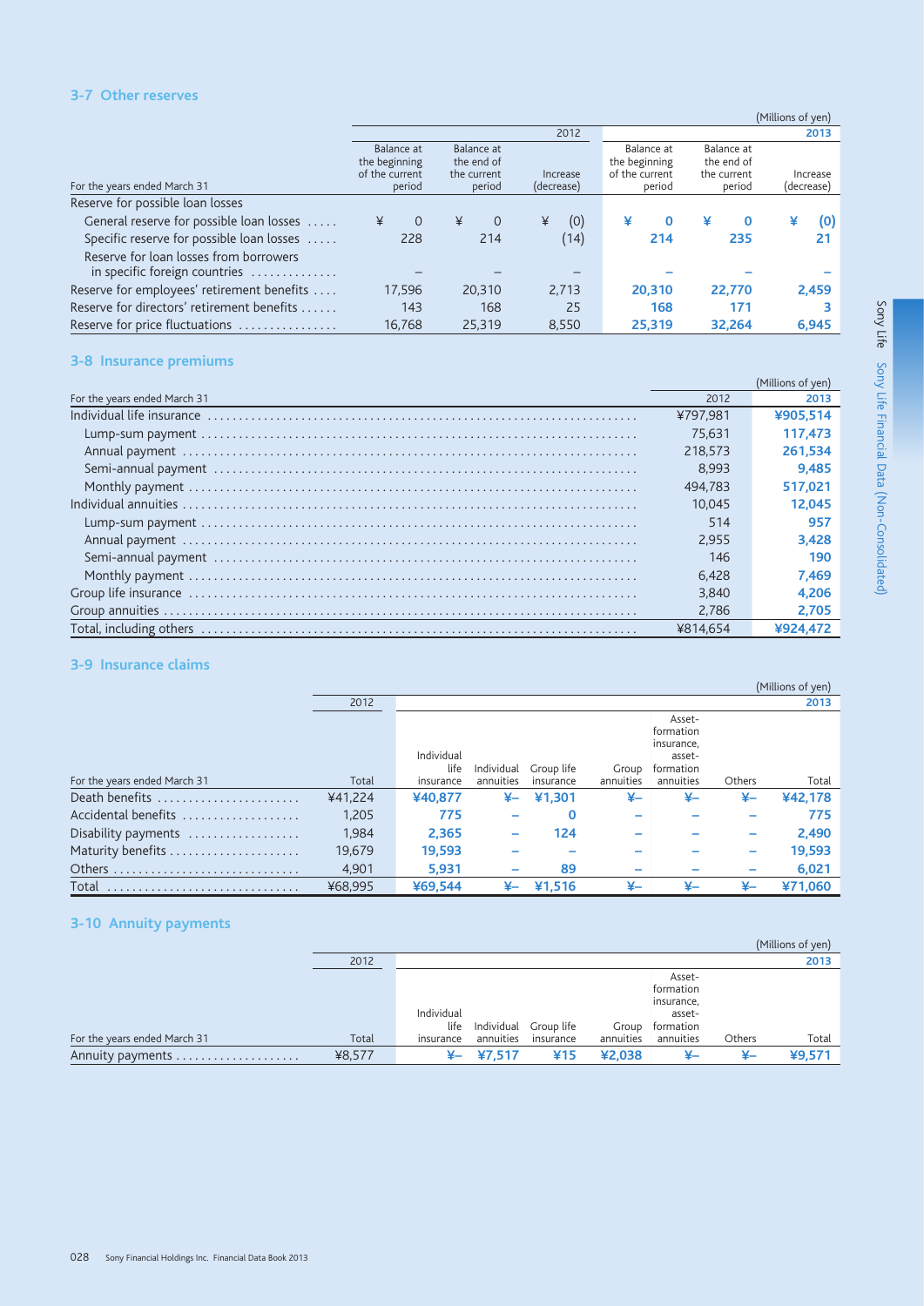### 3-7 Other reserves

(Millions of yen)

| For the years ended March 31 | 2012 Balance at the beginning of the current period | 2012 Balance at the end of the current period | 2012 Increase (decrease) | 2013 Balance at the beginning of the current period | 2013 Balance at the end of the current period | 2013 Increase (decrease) |
|---|---|---|---|---|---|---|
| Reserve for possible loan losses | | | | | | |
| General reserve for possible loan losses | ¥ 0 | ¥ 0 | ¥ (0) | **¥ 0** | **¥ 0** | **¥ (0)** |
| Specific reserve for possible loan losses | 228 | 214 | (14) | **214** | **235** | **21** |
| Reserve for loan losses from borrowers in specific foreign countries | – | – | – | **–** | **–** | **–** |
| Reserve for employees' retirement benefits | 17,596 | 20,310 | 2,713 | **20,310** | **22,770** | **2,459** |
| Reserve for directors' retirement benefits | 143 | 168 | 25 | **168** | **171** | **3** |
| Reserve for price fluctuations | 16,768 | 25,319 | 8,550 | **25,319** | **32,264** | **6,945** |

### 3-8 Insurance premiums

(Millions of yen)

| For the years ended March 31 | 2012 | 2013 |
|---|---|---|
| Individual life insurance | ¥797,981 | **¥905,514** |
| Lump-sum payment | 75,631 | **117,473** |
| Annual payment | 218,573 | **261,534** |
| Semi-annual payment | 8,993 | **9,485** |
| Monthly payment | 494,783 | **517,021** |
| Individual annuities | 10,045 | **12,045** |
| Lump-sum payment | 514 | **957** |
| Annual payment | 2,955 | **3,428** |
| Semi-annual payment | 146 | **190** |
| Monthly payment | 6,428 | **7,469** |
| Group life insurance | 3,840 | **4,206** |
| Group annuities | 2,786 | **2,705** |
| Total, including others | ¥814,654 | **¥924,472** |

### 3-9 Insurance claims

(Millions of yen)

| For the years ended March 31 | 2012 Total | 2013 Individual life insurance | 2013 Individual annuities | 2013 Group life insurance | 2013 Group annuities | 2013 Asset-formation insurance, asset-formation annuities | 2013 Others | 2013 Total |
|---|---|---|---|---|---|---|---|---|
| Death benefits | ¥41,224 | **¥40,877** | **¥–** | **¥1,301** | **¥–** | **¥–** | **¥–** | **¥42,178** |
| Accidental benefits | 1,205 | **775** | **–** | **0** | **–** | **–** | **–** | **775** |
| Disability payments | 1,984 | **2,365** | **–** | **124** | **–** | **–** | **–** | **2,490** |
| Maturity benefits | 19,679 | **19,593** | **–** | **–** | **–** | **–** | **–** | **19,593** |
| Others | 4,901 | **5,931** | **–** | **89** | **–** | **–** | **–** | **6,021** |
| Total | ¥68,995 | **¥69,544** | **¥–** | **¥1,516** | **¥–** | **¥–** | **¥–** | **¥71,060** |

### 3-10 Annuity payments

(Millions of yen)

| For the years ended March 31 | 2012 Total | 2013 Individual life insurance | 2013 Individual annuities | 2013 Group life insurance | 2013 Group annuities | 2013 Asset-formation insurance, asset-formation annuities | 2013 Others | 2013 Total |
|---|---|---|---|---|---|---|---|---|
| Annuity payments | ¥8,577 | **¥–** | **¥7,517** | **¥15** | **¥2,038** | **¥–** | **¥–** | **¥9,571** |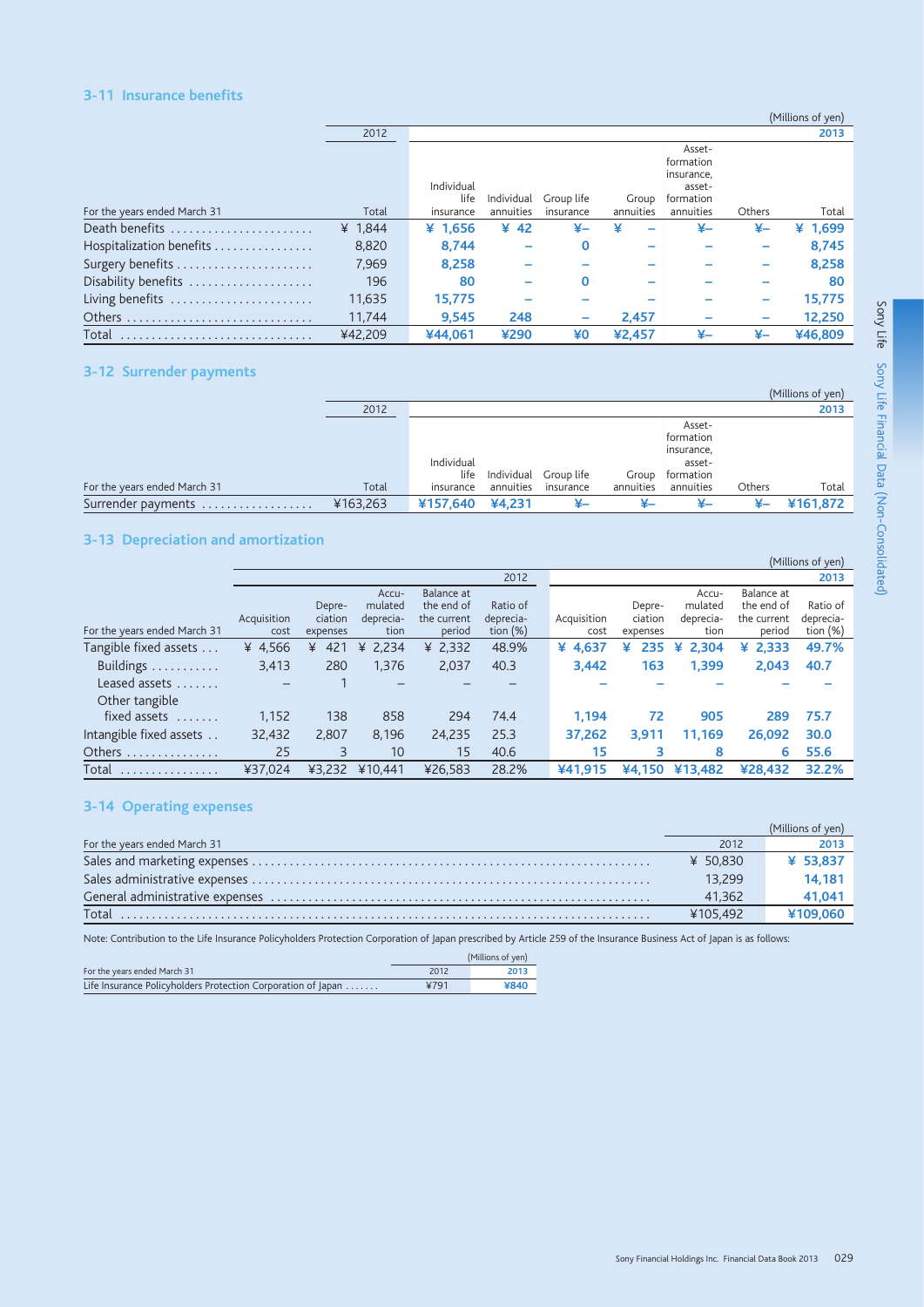## 3-11 Insurance benefits

(Millions of yen)

| For the years ended March 31 | 2012 Total | 2013 Individual life insurance | Individual annuities | Group life insurance | Group annuities | Asset-formation insurance, asset-formation annuities | Others | Total |
|---|---|---|---|---|---|---|---|---|
| Death benefits | ¥ 1,844 | ¥ 1,656 | ¥ 42 | ¥– | ¥ – | ¥– | ¥– | ¥ 1,699 |
| Hospitalization benefits | 8,820 | 8,744 | – | 0 | – | – | – | 8,745 |
| Surgery benefits | 7,969 | 8,258 | – | – | – | – | – | 8,258 |
| Disability benefits | 196 | 80 | – | 0 | – | – | – | 80 |
| Living benefits | 11,635 | 15,775 | – | – | – | – | – | 15,775 |
| Others | 11,744 | 9,545 | 248 | – | 2,457 | – | – | 12,250 |
| Total | ¥42,209 | ¥44,061 | ¥290 | ¥0 | ¥2,457 | ¥– | ¥– | ¥46,809 |

## 3-12 Surrender payments

(Millions of yen)

| For the years ended March 31 | 2012 Total | 2013 Individual life insurance | Individual annuities | Group life insurance | Group annuities | Asset-formation insurance, asset-formation annuities | Others | Total |
|---|---|---|---|---|---|---|---|---|
| Surrender payments | ¥163,263 | ¥157,640 | ¥4,231 | ¥– | ¥– | ¥– | ¥– | ¥161,872 |

## 3-13 Depreciation and amortization

(Millions of yen)

| For the years ended March 31 | 2012 Acquisition cost | Depreciation expenses | Accumulated depreciation | Balance at the end of the current period | Ratio of depreciation (%) | 2013 Acquisition cost | Depreciation expenses | Accumulated depreciation | Balance at the end of the current period | Ratio of depreciation (%) |
|---|---|---|---|---|---|---|---|---|---|---|
| Tangible fixed assets | ¥ 4,566 | ¥ 421 | ¥ 2,234 | ¥ 2,332 | 48.9% | ¥ 4,637 | ¥ 235 | ¥ 2,304 | ¥ 2,333 | 49.7% |
| Buildings | 3,413 | 280 | 1,376 | 2,037 | 40.3 | 3,442 | 163 | 1,399 | 2,043 | 40.7 |
| Leased assets | – | 1 | – | – | – | – | – | – | – | – |
| Other tangible fixed assets | 1,152 | 138 | 858 | 294 | 74.4 | 1,194 | 72 | 905 | 289 | 75.7 |
| Intangible fixed assets | 32,432 | 2,807 | 8,196 | 24,235 | 25.3 | 37,262 | 3,911 | 11,169 | 26,092 | 30.0 |
| Others | 25 | 3 | 10 | 15 | 40.6 | 15 | 3 | 8 | 6 | 55.6 |
| Total | ¥37,024 | ¥3,232 | ¥10,441 | ¥26,583 | 28.2% | ¥41,915 | ¥4,150 | ¥13,482 | ¥28,432 | 32.2% |

## 3-14 Operating expenses

(Millions of yen)

| For the years ended March 31 | 2012 | 2013 |
|---|---|---|
| Sales and marketing expenses | ¥ 50,830 | ¥ 53,837 |
| Sales administrative expenses | 13,299 | 14,181 |
| General administrative expenses | 41,362 | 41,041 |
| Total | ¥105,492 | ¥109,060 |

Note: Contribution to the Life Insurance Policyholders Protection Corporation of Japan prescribed by Article 259 of the Insurance Business Act of Japan is as follows:

(Millions of yen)

| For the years ended March 31 | 2012 | 2013 |
|---|---|---|
| Life Insurance Policyholders Protection Corporation of Japan | ¥791 | ¥840 |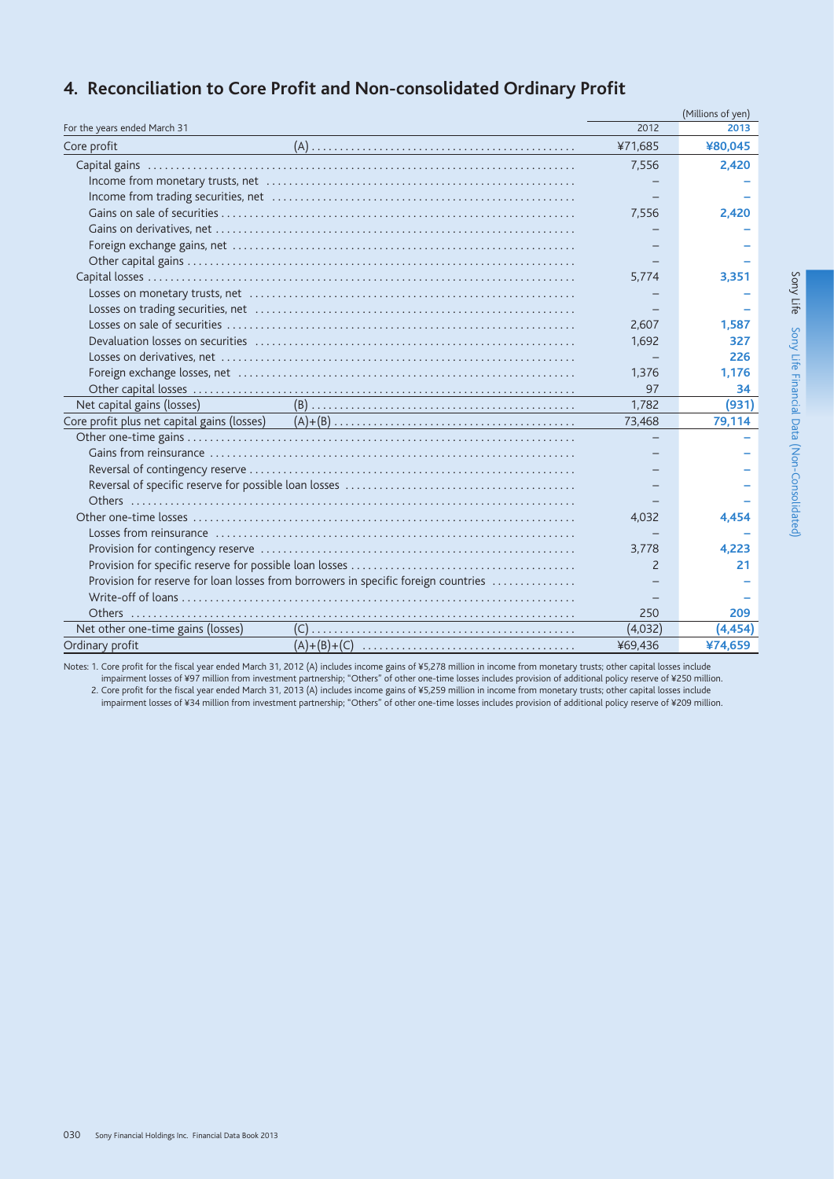## 4. Reconciliation to Core Profit and Non-consolidated Ordinary Profit

(Millions of yen)

| For the years ended March 31 | | 2012 | 2013 |
|---|---|---|---|
| Core profit | (A) | ¥71,685 | ¥80,045 |
| Capital gains | | 7,556 | 2,420 |
| Income from monetary trusts, net | | – | – |
| Income from trading securities, net | | – | – |
| Gains on sale of securities | | 7,556 | 2,420 |
| Gains on derivatives, net | | – | – |
| Foreign exchange gains, net | | – | – |
| Other capital gains | | – | – |
| Capital losses | | 5,774 | 3,351 |
| Losses on monetary trusts, net | | – | – |
| Losses on trading securities, net | | – | – |
| Losses on sale of securities | | 2,607 | 1,587 |
| Devaluation losses on securities | | 1,692 | 327 |
| Losses on derivatives, net | | – | 226 |
| Foreign exchange losses, net | | 1,376 | 1,176 |
| Other capital losses | | 97 | 34 |
| Net capital gains (losses) | (B) | 1,782 | (931) |
| Core profit plus net capital gains (losses) | (A)+(B) | 73,468 | 79,114 |
| Other one-time gains | | – | – |
| Gains from reinsurance | | – | – |
| Reversal of contingency reserve | | – | – |
| Reversal of specific reserve for possible loan losses | | – | – |
| Others | | – | – |
| Other one-time losses | | 4,032 | 4,454 |
| Losses from reinsurance | | – | – |
| Provision for contingency reserve | | 3,778 | 4,223 |
| Provision for specific reserve for possible loan losses | | 2 | 21 |
| Provision for reserve for loan losses from borrowers in specific foreign countries | | – | – |
| Write-off of loans | | – | – |
| Others | | 250 | 209 |
| Net other one-time gains (losses) | (C) | (4,032) | (4,454) |
| Ordinary profit | (A)+(B)+(C) | ¥69,436 | ¥74,659 |

Notes: 1. Core profit for the fiscal year ended March 31, 2012 (A) includes income gains of ¥5,278 million in income from monetary trusts; other capital losses include impairment losses of ¥97 million from investment partnership; "Others" of other one-time losses includes provision of additional policy reserve of ¥250 million.
2. Core profit for the fiscal year ended March 31, 2013 (A) includes income gains of ¥5,259 million in income from monetary trusts; other capital losses include impairment losses of ¥34 million from investment partnership; "Others" of other one-time losses includes provision of additional policy reserve of ¥209 million.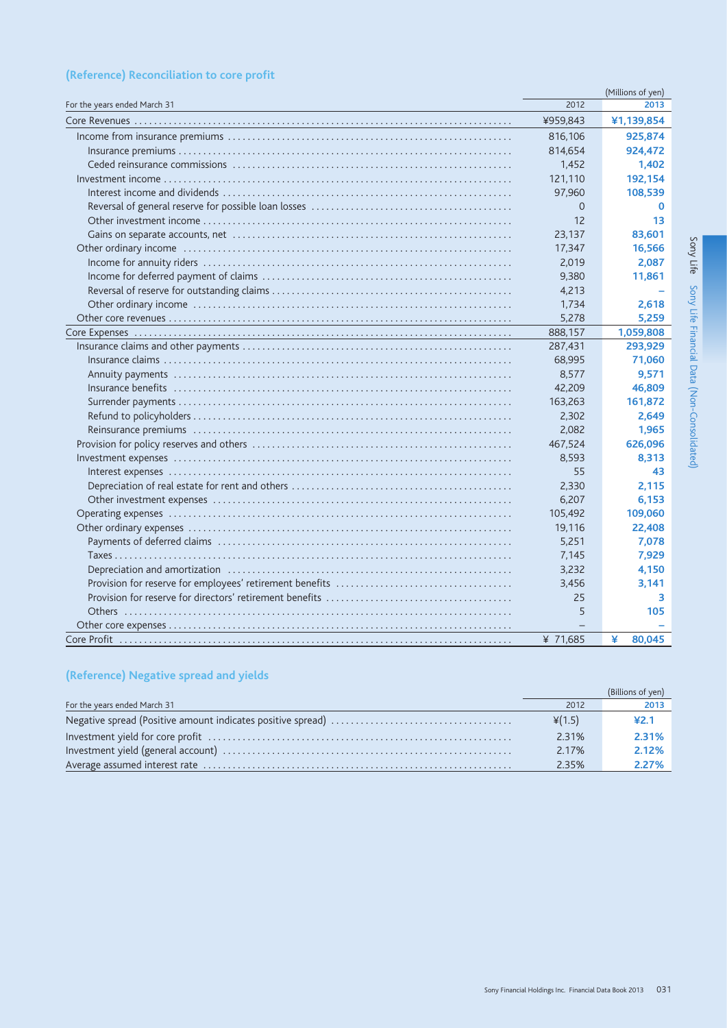## (Reference) Reconciliation to core profit

(Millions of yen)

| For the years ended March 31 | 2012 | 2013 |
|---|---|---|
| Core Revenues | ¥959,843 | ¥1,139,854 |
| Income from insurance premiums | 816,106 | 925,874 |
| Insurance premiums | 814,654 | 924,472 |
| Ceded reinsurance commissions | 1,452 | 1,402 |
| Investment income | 121,110 | 192,154 |
| Interest income and dividends | 97,960 | 108,539 |
| Reversal of general reserve for possible loan losses | 0 | 0 |
| Other investment income | 12 | 13 |
| Gains on separate accounts, net | 23,137 | 83,601 |
| Other ordinary income | 17,347 | 16,566 |
| Income for annuity riders | 2,019 | 2,087 |
| Income for deferred payment of claims | 9,380 | 11,861 |
| Reversal of reserve for outstanding claims | 4,213 | – |
| Other ordinary income | 1,734 | 2,618 |
| Other core revenues | 5,278 | 5,259 |
| Core Expenses | 888,157 | 1,059,808 |
| Insurance claims and other payments | 287,431 | 293,929 |
| Insurance claims | 68,995 | 71,060 |
| Annuity payments | 8,577 | 9,571 |
| Insurance benefits | 42,209 | 46,809 |
| Surrender payments | 163,263 | 161,872 |
| Refund to policyholders | 2,302 | 2,649 |
| Reinsurance premiums | 2,082 | 1,965 |
| Provision for policy reserves and others | 467,524 | 626,096 |
| Investment expenses | 8,593 | 8,313 |
| Interest expenses | 55 | 43 |
| Depreciation of real estate for rent and others | 2,330 | 2,115 |
| Other investment expenses | 6,207 | 6,153 |
| Operating expenses | 105,492 | 109,060 |
| Other ordinary expenses | 19,116 | 22,408 |
| Payments of deferred claims | 5,251 | 7,078 |
| Taxes | 7,145 | 7,929 |
| Depreciation and amortization | 3,232 | 4,150 |
| Provision for reserve for employees' retirement benefits | 3,456 | 3,141 |
| Provision for reserve for directors' retirement benefits | 25 | 3 |
| Others | 5 | 105 |
| Other core expenses | – | – |
| Core Profit | ¥ 71,685 | ¥ 80,045 |

## (Reference) Negative spread and yields

(Billions of yen)

| For the years ended March 31 | 2012 | 2013 |
|---|---|---|
| Negative spread (Positive amount indicates positive spread) | ¥(1.5) | ¥2.1 |
| Investment yield for core profit | 2.31% | 2.31% |
| Investment yield (general account) | 2.17% | 2.12% |
| Average assumed interest rate | 2.35% | 2.27% |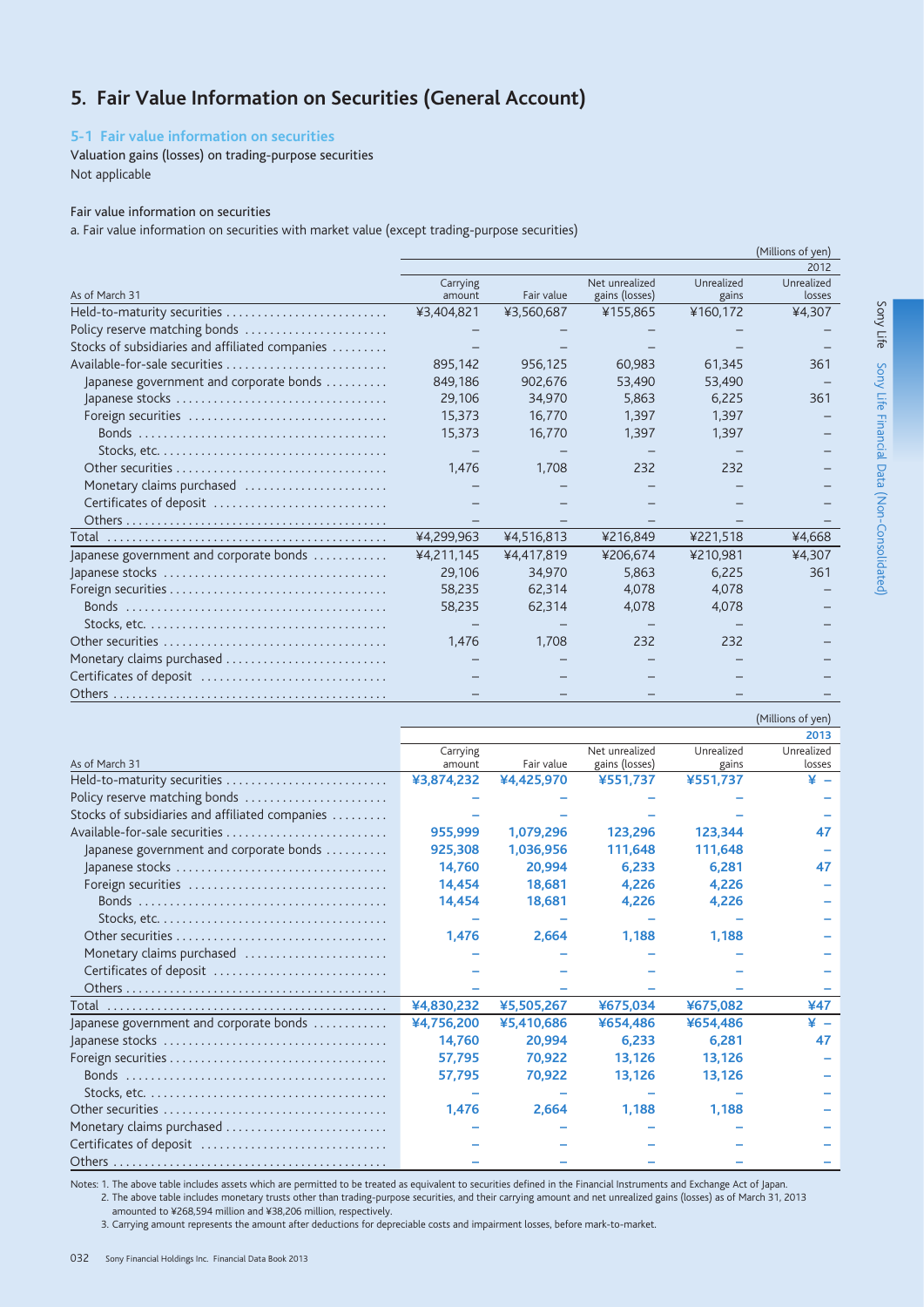## 5. Fair Value Information on Securities (General Account)

### 5-1 Fair value information on securities

Valuation gains (losses) on trading-purpose securities

Not applicable

Fair value information on securities

a. Fair value information on securities with market value (except trading-purpose securities)

(Millions of yen)

| As of March 31 | 2012 | | | | |
|---|---|---|---|---|---|
| | Carrying amount | Fair value | Net unrealized gains (losses) | Unrealized gains | Unrealized losses |
| Held-to-maturity securities | ¥3,404,821 | ¥3,560,687 | ¥155,865 | ¥160,172 | ¥4,307 |
| Policy reserve matching bonds | – | – | – | – | – |
| Stocks of subsidiaries and affiliated companies | – | – | – | – | – |
| Available-for-sale securities | 895,142 | 956,125 | 60,983 | 61,345 | 361 |
| Japanese government and corporate bonds | 849,186 | 902,676 | 53,490 | 53,490 | – |
| Japanese stocks | 29,106 | 34,970 | 5,863 | 6,225 | 361 |
| Foreign securities | 15,373 | 16,770 | 1,397 | 1,397 | – |
| Bonds | 15,373 | 16,770 | 1,397 | 1,397 | – |
| Stocks, etc. | – | – | – | – | – |
| Other securities | 1,476 | 1,708 | 232 | 232 | – |
| Monetary claims purchased | – | – | – | – | – |
| Certificates of deposit | – | – | – | – | – |
| Others | – | – | – | – | – |
| Total | ¥4,299,963 | ¥4,516,813 | ¥216,849 | ¥221,518 | ¥4,668 |
| Japanese government and corporate bonds | ¥4,211,145 | ¥4,417,819 | ¥206,674 | ¥210,981 | ¥4,307 |
| Japanese stocks | 29,106 | 34,970 | 5,863 | 6,225 | 361 |
| Foreign securities | 58,235 | 62,314 | 4,078 | 4,078 | – |
| Bonds | 58,235 | 62,314 | 4,078 | 4,078 | – |
| Stocks, etc. | – | – | – | – | – |
| Other securities | 1,476 | 1,708 | 232 | 232 | – |
| Monetary claims purchased | – | – | – | – | – |
| Certificates of deposit | – | – | – | – | – |
| Others | – | – | – | – | – |

(Millions of yen)

| As of March 31 | 2013 | | | | |
|---|---|---|---|---|---|
| | Carrying amount | Fair value | Net unrealized gains (losses) | Unrealized gains | Unrealized losses |
| Held-to-maturity securities | **¥3,874,232** | **¥4,425,970** | **¥551,737** | **¥551,737** | **¥ –** |
| Policy reserve matching bonds | – | – | – | – | – |
| Stocks of subsidiaries and affiliated companies | – | – | – | – | – |
| Available-for-sale securities | **955,999** | **1,079,296** | **123,296** | **123,344** | **47** |
| Japanese government and corporate bonds | **925,308** | **1,036,956** | **111,648** | **111,648** | – |
| Japanese stocks | **14,760** | **20,994** | **6,233** | **6,281** | **47** |
| Foreign securities | **14,454** | **18,681** | **4,226** | **4,226** | – |
| Bonds | **14,454** | **18,681** | **4,226** | **4,226** | – |
| Stocks, etc. | – | – | – | – | – |
| Other securities | **1,476** | **2,664** | **1,188** | **1,188** | – |
| Monetary claims purchased | – | – | – | – | – |
| Certificates of deposit | – | – | – | – | – |
| Others | – | – | – | – | – |
| Total | **¥4,830,232** | **¥5,505,267** | **¥675,034** | **¥675,082** | **¥47** |
| Japanese government and corporate bonds | **¥4,756,200** | **¥5,410,686** | **¥654,486** | **¥654,486** | **¥ –** |
| Japanese stocks | **14,760** | **20,994** | **6,233** | **6,281** | **47** |
| Foreign securities | **57,795** | **70,922** | **13,126** | **13,126** | – |
| Bonds | **57,795** | **70,922** | **13,126** | **13,126** | – |
| Stocks, etc. | – | – | – | – | – |
| Other securities | **1,476** | **2,664** | **1,188** | **1,188** | – |
| Monetary claims purchased | – | – | – | – | – |
| Certificates of deposit | – | – | – | – | – |
| Others | – | – | – | – | – |

Notes: 1. The above table includes assets which are permitted to be treated as equivalent to securities defined in the Financial Instruments and Exchange Act of Japan.
2. The above table includes monetary trusts other than trading-purpose securities, and their carrying amount and net unrealized gains (losses) as of March 31, 2013 amounted to ¥268,594 million and ¥38,206 million, respectively.
3. Carrying amount represents the amount after deductions for depreciable costs and impairment losses, before mark-to-market.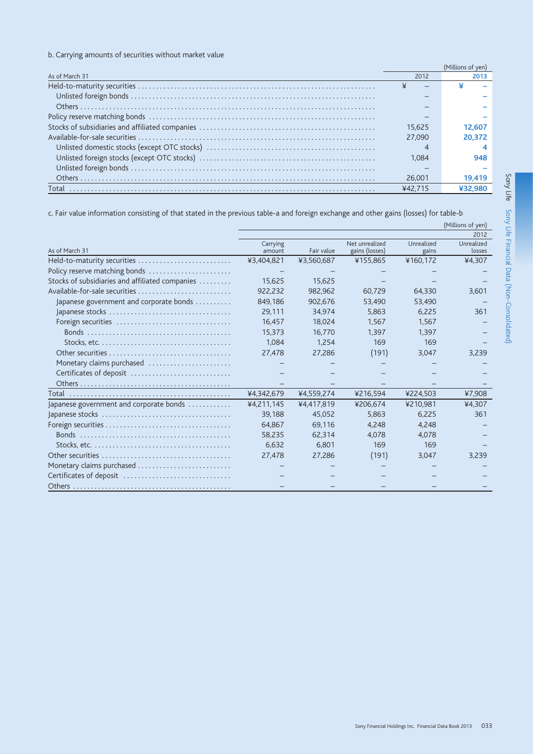b. Carrying amounts of securities without market value

(Millions of yen)

| As of March 31 | 2012 | 2013 |
|---|---|---|
| Held-to-maturity securities | ¥ – | ¥ – |
| Unlisted foreign bonds | – | – |
| Others | – | – |
| Policy reserve matching bonds | – | – |
| Stocks of subsidiaries and affiliated companies | 15,625 | **12,607** |
| Available-for-sale securities | 27,090 | **20,372** |
| Unlisted domestic stocks (except OTC stocks) | 4 | **4** |
| Unlisted foreign stocks (except OTC stocks) | 1,084 | **948** |
| Unlisted foreign bonds | – | – |
| Others | 26,001 | **19,419** |
| Total | ¥42,715 | **¥32,980** |

c. Fair value information consisting of that stated in the previous table-a and foreign exchange and other gains (losses) for table-b

(Millions of yen)

| | 2012 | | | | |
|---|---|---|---|---|---|
| As of March 31 | Carrying amount | Fair value | Net unrealized gains (losses) | Unrealized gains | Unrealized losses |
| Held-to-maturity securities | ¥3,404,821 | ¥3,560,687 | ¥155,865 | ¥160,172 | ¥4,307 |
| Policy reserve matching bonds | – | – | – | – | – |
| Stocks of subsidiaries and affiliated companies | 15,625 | 15,625 | – | – | – |
| Available-for-sale securities | 922,232 | 982,962 | 60,729 | 64,330 | 3,601 |
| Japanese government and corporate bonds | 849,186 | 902,676 | 53,490 | 53,490 | – |
| Japanese stocks | 29,111 | 34,974 | 5,863 | 6,225 | 361 |
| Foreign securities | 16,457 | 18,024 | 1,567 | 1,567 | – |
| Bonds | 15,373 | 16,770 | 1,397 | 1,397 | – |
| Stocks, etc. | 1,084 | 1,254 | 169 | 169 | – |
| Other securities | 27,478 | 27,286 | (191) | 3,047 | 3,239 |
| Monetary claims purchased | – | – | – | – | – |
| Certificates of deposit | – | – | – | – | – |
| Others | – | – | – | – | – |
| Total | ¥4,342,679 | ¥4,559,274 | ¥216,594 | ¥224,503 | ¥7,908 |
| Japanese government and corporate bonds | ¥4,211,145 | ¥4,417,819 | ¥206,674 | ¥210,981 | ¥4,307 |
| Japanese stocks | 39,188 | 45,052 | 5,863 | 6,225 | 361 |
| Foreign securities | 64,867 | 69,116 | 4,248 | 4,248 | – |
| Bonds | 58,235 | 62,314 | 4,078 | 4,078 | – |
| Stocks, etc. | 6,632 | 6,801 | 169 | 169 | – |
| Other securities | 27,478 | 27,286 | (191) | 3,047 | 3,239 |
| Monetary claims purchased | – | – | – | – | – |
| Certificates of deposit | – | – | – | – | – |
| Others | – | – | – | – | – |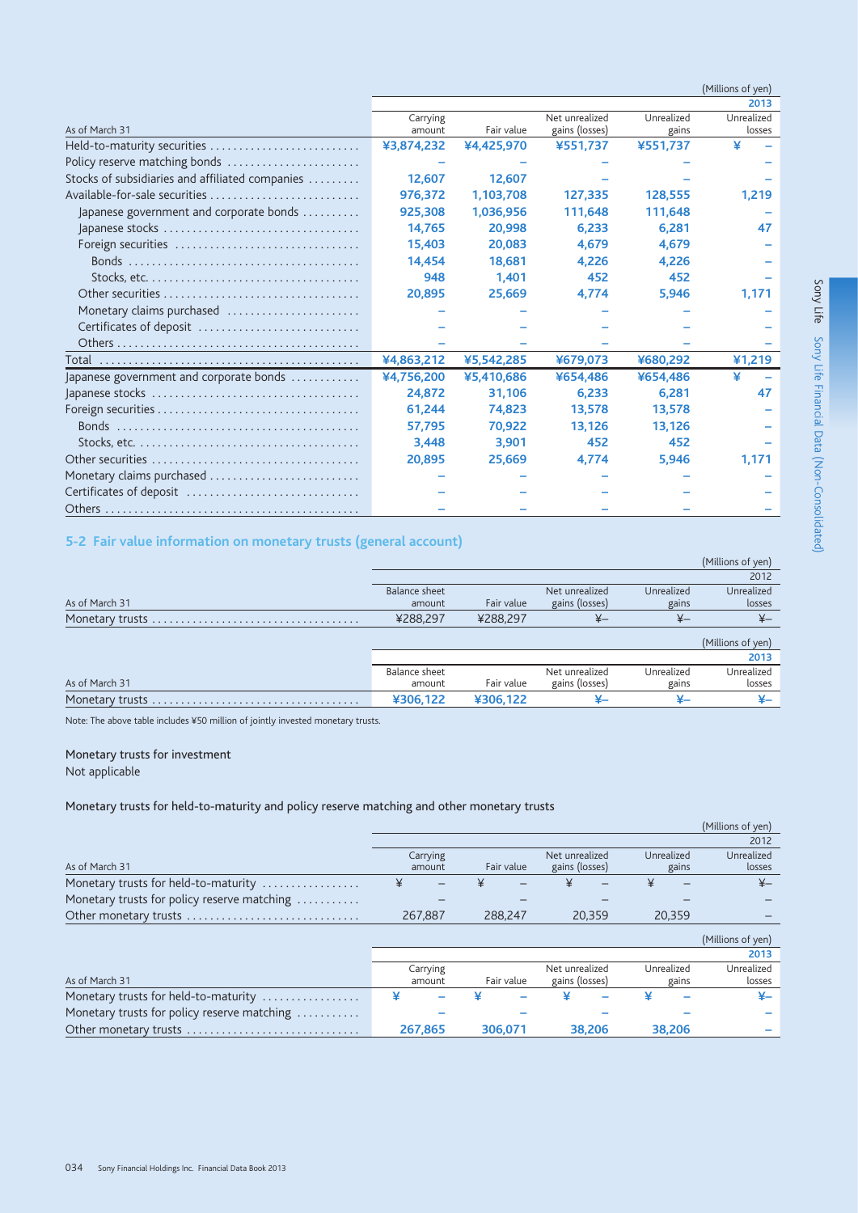(Millions of yen)

| As of March 31 | Carrying amount | Fair value | Net unrealized gains (losses) | Unrealized gains | Unrealized losses |
|---|---|---|---|---|---|
| | | | | | 2013 |
| Held-to-maturity securities | ¥3,874,232 | ¥4,425,970 | ¥551,737 | ¥551,737 | ¥ – |
| Policy reserve matching bonds | – | – | – | – | – |
| Stocks of subsidiaries and affiliated companies | 12,607 | 12,607 | – | – | – |
| Available-for-sale securities | 976,372 | 1,103,708 | 127,335 | 128,555 | 1,219 |
| Japanese government and corporate bonds | 925,308 | 1,036,956 | 111,648 | 111,648 | – |
| Japanese stocks | 14,765 | 20,998 | 6,233 | 6,281 | 47 |
| Foreign securities | 15,403 | 20,083 | 4,679 | 4,679 | – |
| Bonds | 14,454 | 18,681 | 4,226 | 4,226 | – |
| Stocks, etc. | 948 | 1,401 | 452 | 452 | – |
| Other securities | 20,895 | 25,669 | 4,774 | 5,946 | 1,171 |
| Monetary claims purchased | – | – | – | – | – |
| Certificates of deposit | – | – | – | – | – |
| Others | – | – | – | – | – |
| Total | ¥4,863,212 | ¥5,542,285 | ¥679,073 | ¥680,292 | ¥1,219 |
| Japanese government and corporate bonds | ¥4,756,200 | ¥5,410,686 | ¥654,486 | ¥654,486 | ¥ – |
| Japanese stocks | 24,872 | 31,106 | 6,233 | 6,281 | 47 |
| Foreign securities | 61,244 | 74,823 | 13,578 | 13,578 | – |
| Bonds | 57,795 | 70,922 | 13,126 | 13,126 | – |
| Stocks, etc. | 3,448 | 3,901 | 452 | 452 | – |
| Other securities | 20,895 | 25,669 | 4,774 | 5,946 | 1,171 |
| Monetary claims purchased | – | – | – | – | – |
| Certificates of deposit | – | – | – | – | – |
| Others | – | – | – | – | – |

## 5-2 Fair value information on monetary trusts (general account)

(Millions of yen)

| As of March 31 | Balance sheet amount | Fair value | Net unrealized gains (losses) | Unrealized gains | Unrealized losses |
|---|---|---|---|---|---|
| | | | | | 2012 |
| Monetary trusts | ¥288,297 | ¥288,297 | ¥– | ¥– | ¥– |

(Millions of yen)

| As of March 31 | Balance sheet amount | Fair value | Net unrealized gains (losses) | Unrealized gains | Unrealized losses |
|---|---|---|---|---|---|
| | | | | | 2013 |
| Monetary trusts | ¥306,122 | ¥306,122 | ¥– | ¥– | ¥– |

Note: The above table includes ¥50 million of jointly invested monetary trusts.

Monetary trusts for investment

Not applicable

Monetary trusts for held-to-maturity and policy reserve matching and other monetary trusts

(Millions of yen)

| As of March 31 | Carrying amount | Fair value | Net unrealized gains (losses) | Unrealized gains | Unrealized losses |
|---|---|---|---|---|---|
| | | | | | 2012 |
| Monetary trusts for held-to-maturity | ¥ – | ¥ – | ¥ – | ¥ – | ¥– |
| Monetary trusts for policy reserve matching | – | – | – | – | – |
| Other monetary trusts | 267,887 | 288,247 | 20,359 | 20,359 | – |

(Millions of yen)

| As of March 31 | Carrying amount | Fair value | Net unrealized gains (losses) | Unrealized gains | Unrealized losses |
|---|---|---|---|---|---|
| | | | | | 2013 |
| Monetary trusts for held-to-maturity | ¥ – | ¥ – | ¥ – | ¥ – | ¥– |
| Monetary trusts for policy reserve matching | – | – | – | – | – |
| Other monetary trusts | 267,865 | 306,071 | 38,206 | 38,206 | – |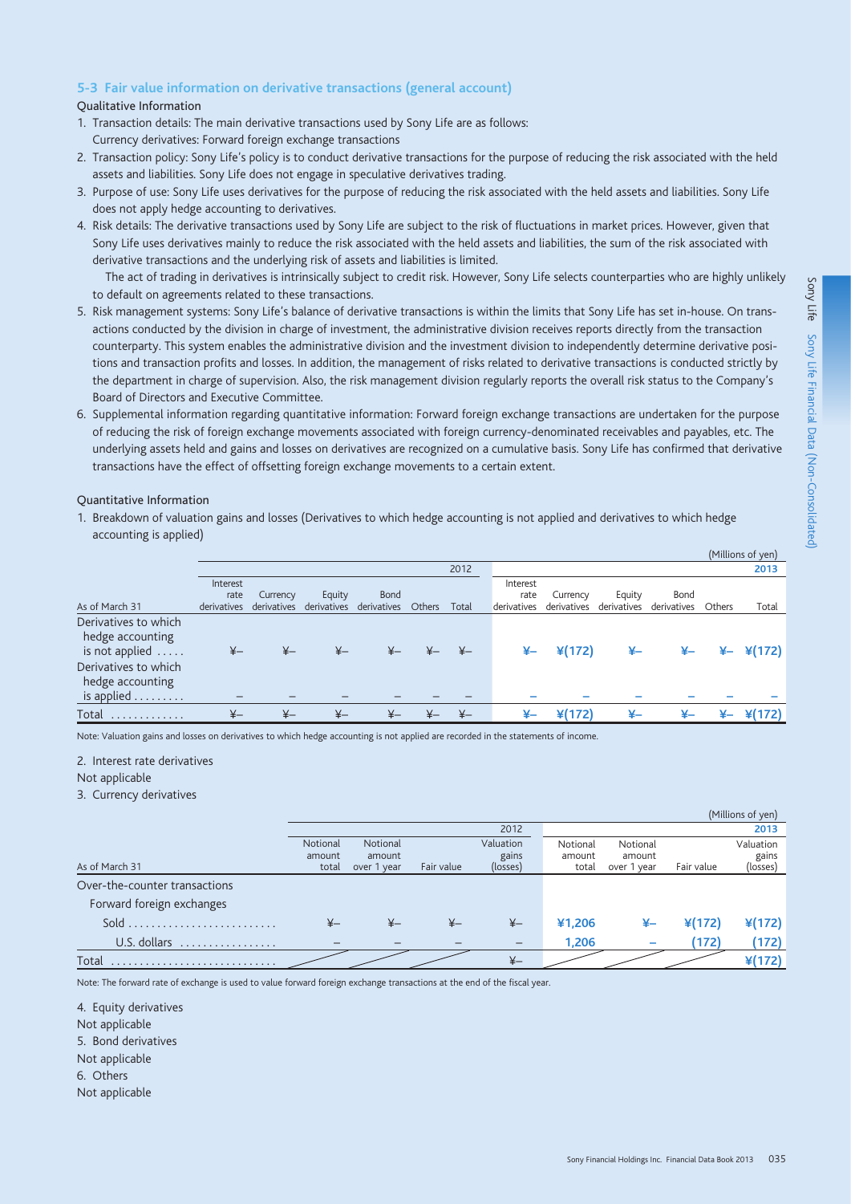## 5-3 Fair value information on derivative transactions (general account)

Qualitative Information

1. Transaction details: The main derivative transactions used by Sony Life are as follows:
   Currency derivatives: Forward foreign exchange transactions
2. Transaction policy: Sony Life's policy is to conduct derivative transactions for the purpose of reducing the risk associated with the held assets and liabilities. Sony Life does not engage in speculative derivatives trading.
3. Purpose of use: Sony Life uses derivatives for the purpose of reducing the risk associated with the held assets and liabilities. Sony Life does not apply hedge accounting to derivatives.
4. Risk details: The derivative transactions used by Sony Life are subject to the risk of fluctuations in market prices. However, given that Sony Life uses derivatives mainly to reduce the risk associated with the held assets and liabilities, the sum of the risk associated with derivative transactions and the underlying risk of assets and liabilities is limited.
   The act of trading in derivatives is intrinsically subject to credit risk. However, Sony Life selects counterparties who are highly unlikely to default on agreements related to these transactions.
5. Risk management systems: Sony Life's balance of derivative transactions is within the limits that Sony Life has set in-house. On transactions conducted by the division in charge of investment, the administrative division receives reports directly from the transaction counterparty. This system enables the administrative division and the investment division to independently determine derivative positions and transaction profits and losses. In addition, the management of risks related to derivative transactions is conducted strictly by the department in charge of supervision. Also, the risk management division regularly reports the overall risk status to the Company's Board of Directors and Executive Committee.
6. Supplemental information regarding quantitative information: Forward foreign exchange transactions are undertaken for the purpose of reducing the risk of foreign exchange movements associated with foreign currency-denominated receivables and payables, etc. The underlying assets held and gains and losses on derivatives are recognized on a cumulative basis. Sony Life has confirmed that derivative transactions have the effect of offsetting foreign exchange movements to a certain extent.

Quantitative Information

1. Breakdown of valuation gains and losses (Derivatives to which hedge accounting is not applied and derivatives to which hedge accounting is applied)

(Millions of yen)

| As of March 31 | 2012 Interest rate derivatives | 2012 Currency derivatives | 2012 Equity derivatives | 2012 Bond derivatives | 2012 Others | 2012 Total | 2013 Interest rate derivatives | 2013 Currency derivatives | 2013 Equity derivatives | 2013 Bond derivatives | 2013 Others | 2013 Total |
|---|---|---|---|---|---|---|---|---|---|---|---|---|
| Derivatives to which hedge accounting is not applied | ¥— | ¥— | ¥— | ¥— | ¥— | ¥— | ¥— | ¥(172) | ¥— | ¥— | ¥— | ¥(172) |
| Derivatives to which hedge accounting is applied | — | — | — | — | — | — | — | — | — | — | — | — |
| Total | ¥— | ¥— | ¥— | ¥— | ¥— | ¥— | ¥— | ¥(172) | ¥— | ¥— | ¥— | ¥(172) |

Note: Valuation gains and losses on derivatives to which hedge accounting is not applied are recorded in the statements of income.

2. Interest rate derivatives

Not applicable

3. Currency derivatives

(Millions of yen)

| As of March 31 | 2012 Notional amount total | 2012 Notional amount over 1 year | 2012 Fair value | 2012 Valuation gains (losses) | 2013 Notional amount total | 2013 Notional amount over 1 year | 2013 Fair value | 2013 Valuation gains (losses) |
|---|---|---|---|---|---|---|---|---|
| Over-the-counter transactions | | | | | | | | |
| Forward foreign exchanges | | | | | | | | |
| Sold | ¥— | ¥— | ¥— | ¥— | ¥1,206 | ¥— | ¥(172) | ¥(172) |
| U.S. dollars | — | — | — | — | 1,206 | — | (172) | (172) |
| Total | | | | ¥— | | | | ¥(172) |

Note: The forward rate of exchange is used to value forward foreign exchange transactions at the end of the fiscal year.

4. Equity derivatives

Not applicable

5. Bond derivatives

Not applicable

6. Others

Not applicable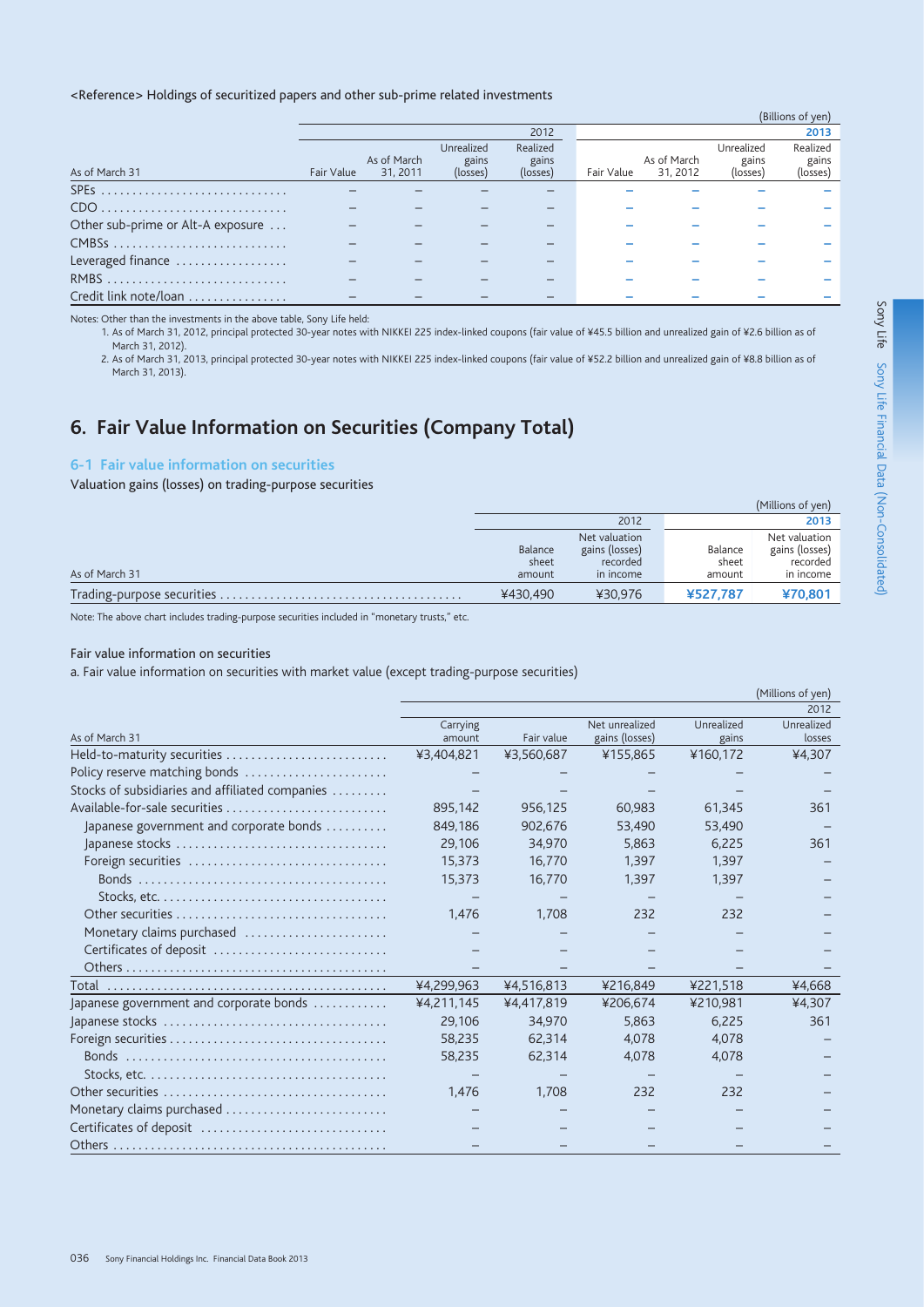<Reference> Holdings of securitized papers and other sub-prime related investments

(Billions of yen)

| As of March 31 | 2012 | | | | 2013 | | | |
|---|---|---|---|---|---|---|---|---|
| | Fair Value | As of March 31, 2011 | Unrealized gains (losses) | Realized gains (losses) | Fair Value | As of March 31, 2012 | Unrealized gains (losses) | Realized gains (losses) |
| SPEs | – | – | – | – | – | – | – | – |
| CDO | – | – | – | – | – | – | – | – |
| Other sub-prime or Alt-A exposure | – | – | – | – | – | – | – | – |
| CMBSs | – | – | – | – | – | – | – | – |
| Leveraged finance | – | – | – | – | – | – | – | – |
| RMBS | – | – | – | – | – | – | – | – |
| Credit link note/loan | – | – | – | – | – | – | – | – |

Notes: Other than the investments in the above table, Sony Life held:
1. As of March 31, 2012, principal protected 30-year notes with NIKKEI 225 index-linked coupons (fair value of ¥45.5 billion and unrealized gain of ¥2.6 billion as of March 31, 2012).
2. As of March 31, 2013, principal protected 30-year notes with NIKKEI 225 index-linked coupons (fair value of ¥52.2 billion and unrealized gain of ¥8.8 billion as of March 31, 2013).

# 6. Fair Value Information on Securities (Company Total)

## 6-1 Fair value information on securities

Valuation gains (losses) on trading-purpose securities

(Millions of yen)

| As of March 31 | 2012 | | 2013 | |
|---|---|---|---|---|
| | Balance sheet amount | Net valuation gains (losses) recorded in income | Balance sheet amount | Net valuation gains (losses) recorded in income |
| Trading-purpose securities | ¥430,490 | ¥30,976 | **¥527,787** | **¥70,801** |

Note: The above chart includes trading-purpose securities included in "monetary trusts," etc.

Fair value information on securities

a. Fair value information on securities with market value (except trading-purpose securities)

(Millions of yen)

| As of March 31 | 2012 | | | | |
|---|---|---|---|---|---|
| | Carrying amount | Fair value | Net unrealized gains (losses) | Unrealized gains | Unrealized losses |
| Held-to-maturity securities | ¥3,404,821 | ¥3,560,687 | ¥155,865 | ¥160,172 | ¥4,307 |
| Policy reserve matching bonds | – | – | – | – | – |
| Stocks of subsidiaries and affiliated companies | – | – | – | – | – |
| Available-for-sale securities | 895,142 | 956,125 | 60,983 | 61,345 | 361 |
| Japanese government and corporate bonds | 849,186 | 902,676 | 53,490 | 53,490 | – |
| Japanese stocks | 29,106 | 34,970 | 5,863 | 6,225 | 361 |
| Foreign securities | 15,373 | 16,770 | 1,397 | 1,397 | – |
| Bonds | 15,373 | 16,770 | 1,397 | 1,397 | – |
| Stocks, etc. | – | – | – | – | – |
| Other securities | 1,476 | 1,708 | 232 | 232 | – |
| Monetary claims purchased | – | – | – | – | – |
| Certificates of deposit | – | – | – | – | – |
| Others | – | – | – | – | – |
| Total | ¥4,299,963 | ¥4,516,813 | ¥216,849 | ¥221,518 | ¥4,668 |
| Japanese government and corporate bonds | ¥4,211,145 | ¥4,417,819 | ¥206,674 | ¥210,981 | ¥4,307 |
| Japanese stocks | 29,106 | 34,970 | 5,863 | 6,225 | 361 |
| Foreign securities | 58,235 | 62,314 | 4,078 | 4,078 | – |
| Bonds | 58,235 | 62,314 | 4,078 | 4,078 | – |
| Stocks, etc. | – | – | – | – | – |
| Other securities | 1,476 | 1,708 | 232 | 232 | – |
| Monetary claims purchased | – | – | – | – | – |
| Certificates of deposit | – | – | – | – | – |
| Others | – | – | – | – | – |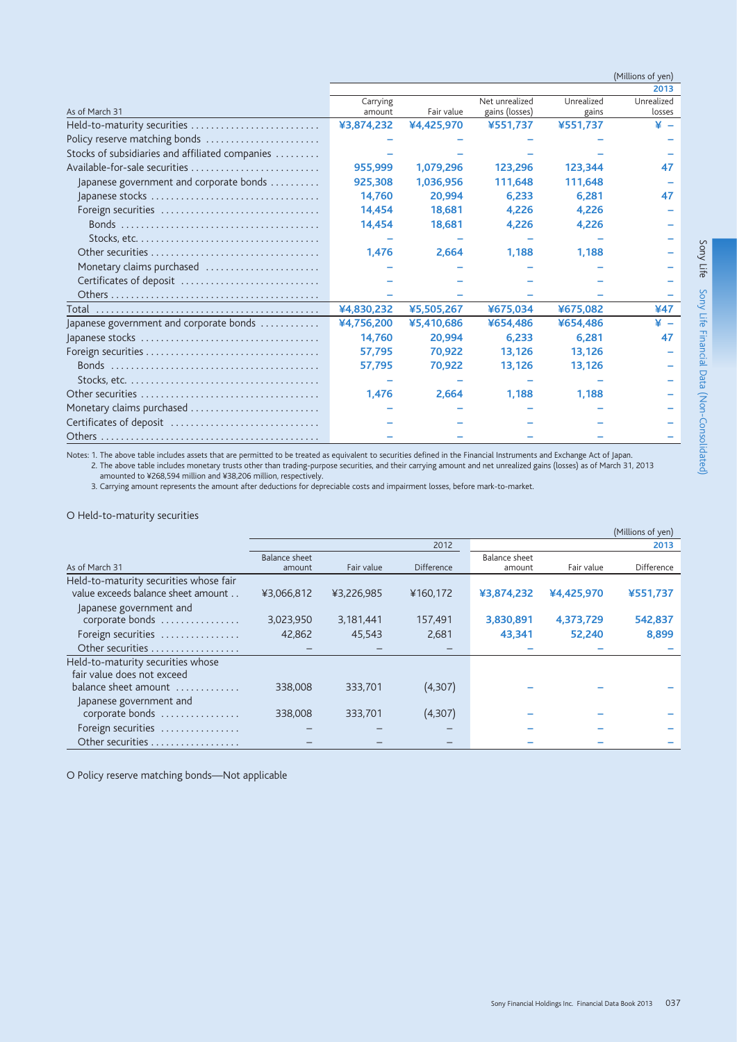(Millions of yen)

| As of March 31 | Carrying amount | Fair value | Net unrealized gains (losses) | Unrealized gains | Unrealized losses |
|---|---|---|---|---|---|
| | 2013 | | | | |
| Held-to-maturity securities | ¥3,874,232 | ¥4,425,970 | ¥551,737 | ¥551,737 | ¥ – |
| Policy reserve matching bonds | – | – | – | – | – |
| Stocks of subsidiaries and affiliated companies | – | – | – | – | – |
| Available-for-sale securities | 955,999 | 1,079,296 | 123,296 | 123,344 | 47 |
| Japanese government and corporate bonds | 925,308 | 1,036,956 | 111,648 | 111,648 | – |
| Japanese stocks | 14,760 | 20,994 | 6,233 | 6,281 | 47 |
| Foreign securities | 14,454 | 18,681 | 4,226 | 4,226 | – |
| Bonds | 14,454 | 18,681 | 4,226 | 4,226 | – |
| Stocks, etc. | – | – | – | – | – |
| Other securities | 1,476 | 2,664 | 1,188 | 1,188 | – |
| Monetary claims purchased | – | – | – | – | – |
| Certificates of deposit | – | – | – | – | – |
| Others | – | – | – | – | – |
| Total | ¥4,830,232 | ¥5,505,267 | ¥675,034 | ¥675,082 | ¥47 |
| Japanese government and corporate bonds | ¥4,756,200 | ¥5,410,686 | ¥654,486 | ¥654,486 | ¥ – |
| Japanese stocks | 14,760 | 20,994 | 6,233 | 6,281 | 47 |
| Foreign securities | 57,795 | 70,922 | 13,126 | 13,126 | – |
| Bonds | 57,795 | 70,922 | 13,126 | 13,126 | – |
| Stocks, etc. | – | – | – | – | – |
| Other securities | 1,476 | 2,664 | 1,188 | 1,188 | – |
| Monetary claims purchased | – | – | – | – | – |
| Certificates of deposit | – | – | – | – | – |
| Others | – | – | – | – | – |

Notes: 1. The above table includes assets that are permitted to be treated as equivalent to securities defined in the Financial Instruments and Exchange Act of Japan.
2. The above table includes monetary trusts other than trading-purpose securities, and their carrying amount and net unrealized gains (losses) as of March 31, 2013 amounted to ¥268,594 million and ¥38,206 million, respectively.
3. Carrying amount represents the amount after deductions for depreciable costs and impairment losses, before mark-to-market.

O Held-to-maturity securities

(Millions of yen)

| As of March 31 | Balance sheet amount | Fair value | Difference | Balance sheet amount | Fair value | Difference |
|---|---|---|---|---|---|---|
| | | | 2012 | | | 2013 |
| Held-to-maturity securities whose fair value exceeds balance sheet amount | ¥3,066,812 | ¥3,226,985 | ¥160,172 | ¥3,874,232 | ¥4,425,970 | ¥551,737 |
| Japanese government and corporate bonds | 3,023,950 | 3,181,441 | 157,491 | 3,830,891 | 4,373,729 | 542,837 |
| Foreign securities | 42,862 | 45,543 | 2,681 | 43,341 | 52,240 | 8,899 |
| Other securities | – | – | – | – | – | – |
| Held-to-maturity securities whose fair value does not exceed balance sheet amount | 338,008 | 333,701 | (4,307) | – | – | – |
| Japanese government and corporate bonds | 338,008 | 333,701 | (4,307) | – | – | – |
| Foreign securities | – | – | – | – | – | – |
| Other securities | – | – | – | – | – | – |

O Policy reserve matching bonds—Not applicable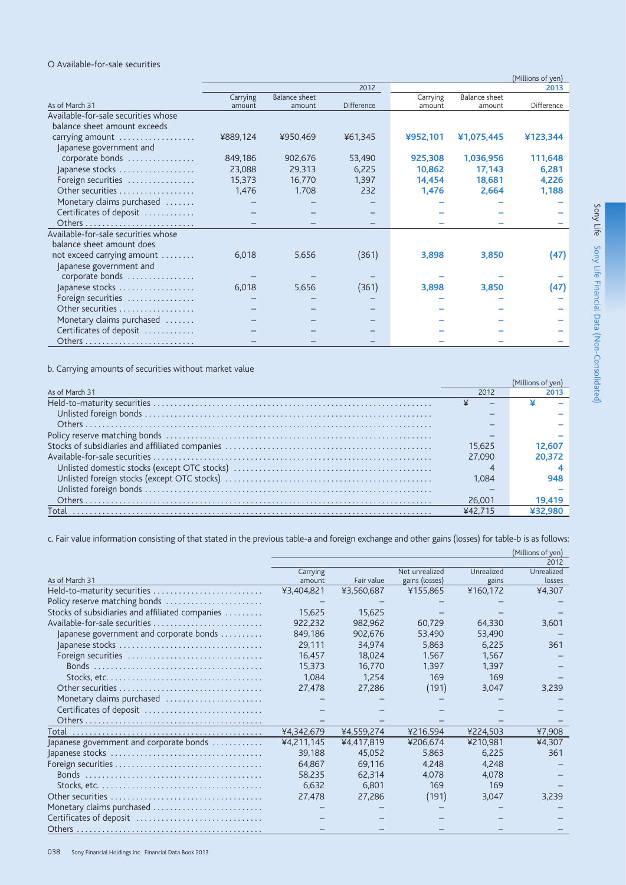O Available-for-sale securities

(Millions of yen)

| As of March 31 | 2012 Carrying amount | 2012 Balance sheet amount | 2012 Difference | 2013 Carrying amount | 2013 Balance sheet amount | 2013 Difference |
|---|---|---|---|---|---|---|
| Available-for-sale securities whose balance sheet amount exceeds carrying amount | ¥889,124 | ¥950,469 | ¥61,345 | **¥952,101** | **¥1,075,445** | **¥123,344** |
| Japanese government and corporate bonds | 849,186 | 902,676 | 53,490 | **925,308** | **1,036,956** | **111,648** |
| Japanese stocks | 23,088 | 29,313 | 6,225 | **10,862** | **17,143** | **6,281** |
| Foreign securities | 15,373 | 16,770 | 1,397 | **14,454** | **18,681** | **4,226** |
| Other securities | 1,476 | 1,708 | 232 | **1,476** | **2,664** | **1,188** |
| Monetary claims purchased | – | – | – | – | – | – |
| Certificates of deposit | – | – | – | – | – | – |
| Others | – | – | – | – | – | – |
| Available-for-sale securities whose balance sheet amount does not exceed carrying amount | 6,018 | 5,656 | (361) | **3,898** | **3,850** | **(47)** |
| Japanese government and corporate bonds | – | – | – | – | – | – |
| Japanese stocks | 6,018 | 5,656 | (361) | **3,898** | **3,850** | **(47)** |
| Foreign securities | – | – | – | – | – | – |
| Other securities | – | – | – | – | – | – |
| Monetary claims purchased | – | – | – | – | – | – |
| Certificates of deposit | – | – | – | – | – | – |
| Others | – | – | – | – | – | – |

b. Carrying amounts of securities without market value

(Millions of yen)

| As of March 31 | 2012 | 2013 |
|---|---|---|
| Held-to-maturity securities | ¥ – | **¥ –** |
| Unlisted foreign bonds | – | **–** |
| Others | – | **–** |
| Policy reserve matching bonds | – | **–** |
| Stocks of subsidiaries and affiliated companies | 15,625 | **12,607** |
| Available-for-sale securities | 27,090 | **20,372** |
| Unlisted domestic stocks (except OTC stocks) | 4 | **4** |
| Unlisted foreign stocks (except OTC stocks) | 1,084 | **948** |
| Unlisted foreign bonds | – | **–** |
| Others | 26,001 | **19,419** |
| Total | ¥42,715 | **¥32,980** |

c. Fair value information consisting of that stated in the previous table-a and foreign exchange and other gains (losses) for table-b is as follows:

(Millions of yen)

| As of March 31 | 2012 Carrying amount | 2012 Fair value | 2012 Net unrealized gains (losses) | 2012 Unrealized gains | 2012 Unrealized losses |
|---|---|---|---|---|---|
| Held-to-maturity securities | ¥3,404,821 | ¥3,560,687 | ¥155,865 | ¥160,172 | ¥4,307 |
| Policy reserve matching bonds | – | – | – | – | – |
| Stocks of subsidiaries and affiliated companies | 15,625 | 15,625 | – | – | – |
| Available-for-sale securities | 922,232 | 982,962 | 60,729 | 64,330 | 3,601 |
| Japanese government and corporate bonds | 849,186 | 902,676 | 53,490 | 53,490 | – |
| Japanese stocks | 29,111 | 34,974 | 5,863 | 6,225 | 361 |
| Foreign securities | 16,457 | 18,024 | 1,567 | 1,567 | – |
| Bonds | 15,373 | 16,770 | 1,397 | 1,397 | – |
| Stocks, etc. | 1,084 | 1,254 | 169 | 169 | – |
| Other securities | 27,478 | 27,286 | (191) | 3,047 | 3,239 |
| Monetary claims purchased | – | – | – | – | – |
| Certificates of deposit | – | – | – | – | – |
| Others | – | – | – | – | – |
| Total | ¥4,342,679 | ¥4,559,274 | ¥216,594 | ¥224,503 | ¥7,908 |
| Japanese government and corporate bonds | ¥4,211,145 | ¥4,417,819 | ¥206,674 | ¥210,981 | ¥4,307 |
| Japanese stocks | 39,188 | 45,052 | 5,863 | 6,225 | 361 |
| Foreign securities | 64,867 | 69,116 | 4,248 | 4,248 | – |
| Bonds | 58,235 | 62,314 | 4,078 | 4,078 | – |
| Stocks, etc. | 6,632 | 6,801 | 169 | 169 | – |
| Other securities | 27,478 | 27,286 | (191) | 3,047 | 3,239 |
| Monetary claims purchased | – | – | – | – | – |
| Certificates of deposit | – | – | – | – | – |
| Others | – | – | – | – | – |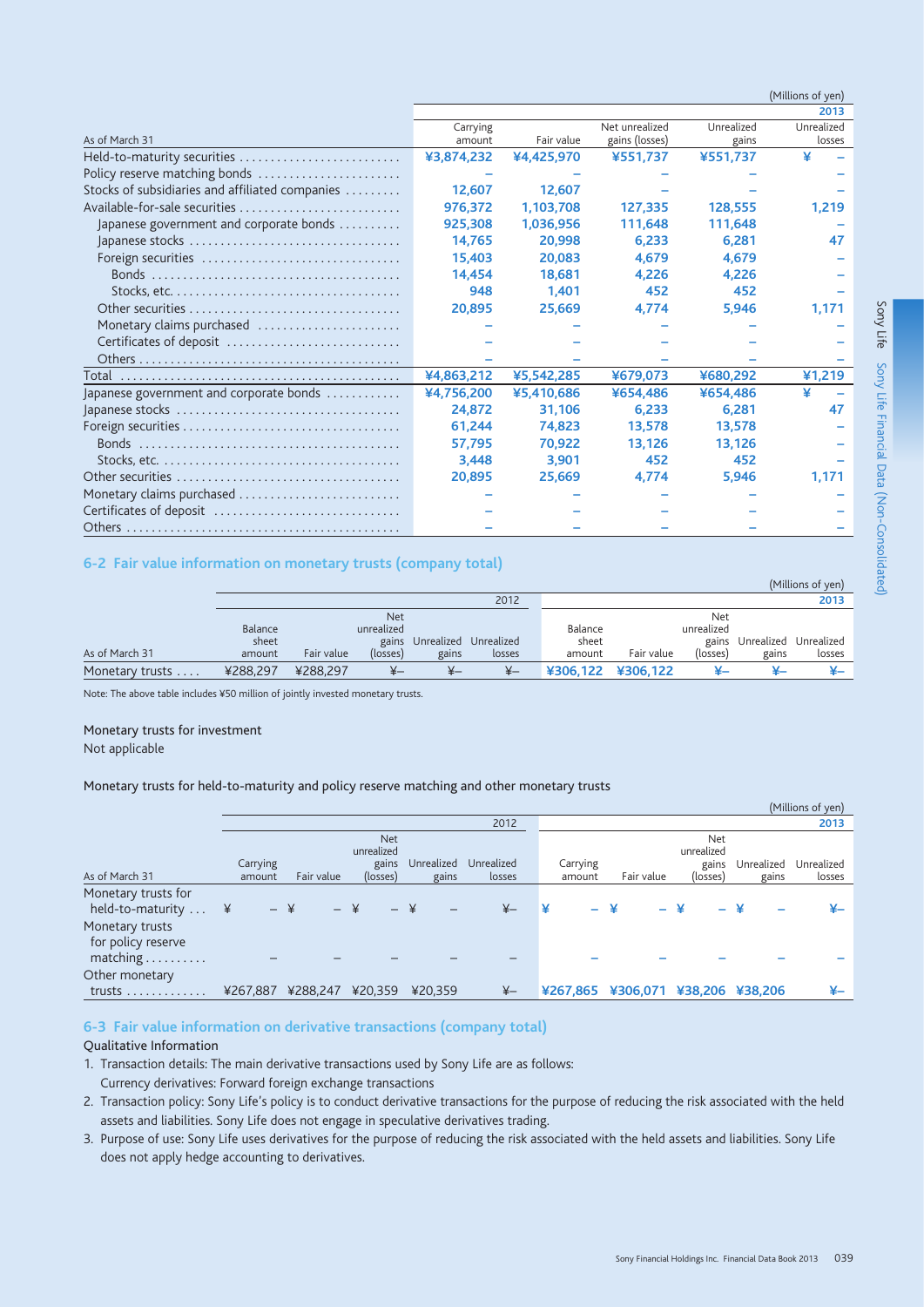(Millions of yen)

| As of March 31 | 2013 | | | | |
|---|---|---|---|---|---|
| | Carrying amount | Fair value | Net unrealized gains (losses) | Unrealized gains | Unrealized losses |
| Held-to-maturity securities | ¥3,874,232 | ¥4,425,970 | ¥551,737 | ¥551,737 | ¥ – |
| Policy reserve matching bonds | – | – | – | – | – |
| Stocks of subsidiaries and affiliated companies | 12,607 | 12,607 | – | – | – |
| Available-for-sale securities | 976,372 | 1,103,708 | 127,335 | 128,555 | 1,219 |
| Japanese government and corporate bonds | 925,308 | 1,036,956 | 111,648 | 111,648 | – |
| Japanese stocks | 14,765 | 20,998 | 6,233 | 6,281 | 47 |
| Foreign securities | 15,403 | 20,083 | 4,679 | 4,679 | – |
| Bonds | 14,454 | 18,681 | 4,226 | 4,226 | – |
| Stocks, etc. | 948 | 1,401 | 452 | 452 | – |
| Other securities | 20,895 | 25,669 | 4,774 | 5,946 | 1,171 |
| Monetary claims purchased | – | – | – | – | – |
| Certificates of deposit | – | – | – | – | – |
| Others | – | – | – | – | – |
| Total | ¥4,863,212 | ¥5,542,285 | ¥679,073 | ¥680,292 | ¥1,219 |
| Japanese government and corporate bonds | ¥4,756,200 | ¥5,410,686 | ¥654,486 | ¥654,486 | ¥ – |
| Japanese stocks | 24,872 | 31,106 | 6,233 | 6,281 | 47 |
| Foreign securities | 61,244 | 74,823 | 13,578 | 13,578 | – |
| Bonds | 57,795 | 70,922 | 13,126 | 13,126 | – |
| Stocks, etc. | 3,448 | 3,901 | 452 | 452 | – |
| Other securities | 20,895 | 25,669 | 4,774 | 5,946 | 1,171 |
| Monetary claims purchased | – | – | – | – | – |
| Certificates of deposit | – | – | – | – | – |
| Others | – | – | – | – | – |

## 6-2 Fair value information on monetary trusts (company total)

(Millions of yen)

| As of March 31 | 2012 | | | | | 2013 | | | | |
|---|---|---|---|---|---|---|---|---|---|---|
| | Balance sheet amount | Fair value | Net unrealized gains (losses) | Unrealized gains | Unrealized losses | Balance sheet amount | Fair value | Net unrealized gains (losses) | Unrealized gains | Unrealized losses |
| Monetary trusts | ¥288,297 | ¥288,297 | ¥– | ¥– | ¥– | ¥306,122 | ¥306,122 | ¥– | ¥– | ¥– |

Note: The above table includes ¥50 million of jointly invested monetary trusts.

Monetary trusts for investment

Not applicable

Monetary trusts for held-to-maturity and policy reserve matching and other monetary trusts

(Millions of yen)

| As of March 31 | 2012 | | | | | 2013 | | | | |
|---|---|---|---|---|---|---|---|---|---|---|
| | Carrying amount | Fair value | Net unrealized gains (losses) | Unrealized gains | Unrealized losses | Carrying amount | Fair value | Net unrealized gains (losses) | Unrealized gains | Unrealized losses |
| Monetary trusts for held-to-maturity | ¥ – | ¥ – | ¥ – | ¥ – | ¥– | ¥ – | ¥ – | ¥ – | ¥ – | ¥– |
| Monetary trusts for policy reserve matching | – | – | – | – | – | – | – | – | – | – |
| Other monetary trusts | ¥267,887 | ¥288,247 | ¥20,359 | ¥20,359 | ¥– | ¥267,865 | ¥306,071 | ¥38,206 | ¥38,206 | ¥– |

## 6-3 Fair value information on derivative transactions (company total)

Qualitative Information

1. Transaction details: The main derivative transactions used by Sony Life are as follows:
   Currency derivatives: Forward foreign exchange transactions
2. Transaction policy: Sony Life's policy is to conduct derivative transactions for the purpose of reducing the risk associated with the held assets and liabilities. Sony Life does not engage in speculative derivatives trading.
3. Purpose of use: Sony Life uses derivatives for the purpose of reducing the risk associated with the held assets and liabilities. Sony Life does not apply hedge accounting to derivatives.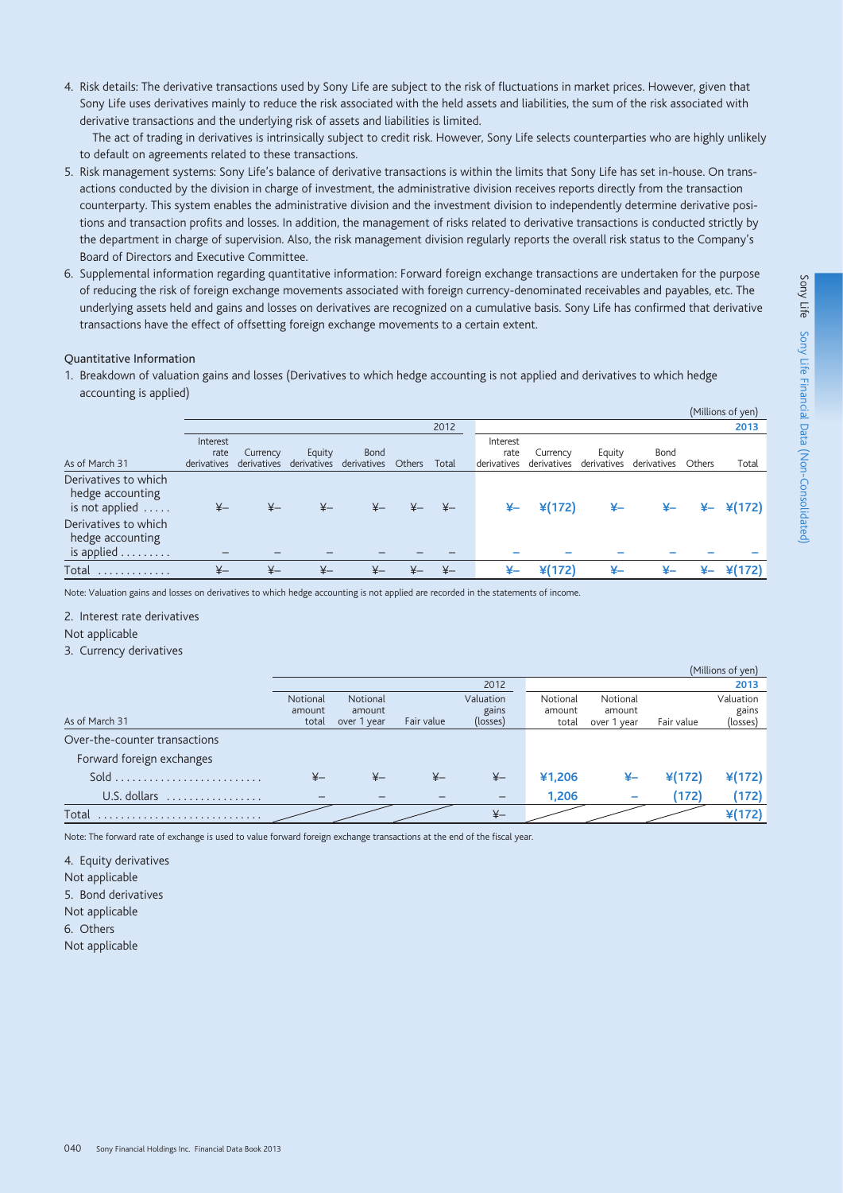4. Risk details: The derivative transactions used by Sony Life are subject to the risk of fluctuations in market prices. However, given that Sony Life uses derivatives mainly to reduce the risk associated with the held assets and liabilities, the sum of the risk associated with derivative transactions and the underlying risk of assets and liabilities is limited.

   The act of trading in derivatives is intrinsically subject to credit risk. However, Sony Life selects counterparties who are highly unlikely to default on agreements related to these transactions.

5. Risk management systems: Sony Life's balance of derivative transactions is within the limits that Sony Life has set in-house. On transactions conducted by the division in charge of investment, the administrative division receives reports directly from the transaction counterparty. This system enables the administrative division and the investment division to independently determine derivative positions and transaction profits and losses. In addition, the management of risks related to derivative transactions is conducted strictly by the department in charge of supervision. Also, the risk management division regularly reports the overall risk status to the Company's Board of Directors and Executive Committee.

6. Supplemental information regarding quantitative information: Forward foreign exchange transactions are undertaken for the purpose of reducing the risk of foreign exchange movements associated with foreign currency-denominated receivables and payables, etc. The underlying assets held and gains and losses on derivatives are recognized on a cumulative basis. Sony Life has confirmed that derivative transactions have the effect of offsetting foreign exchange movements to a certain extent.

Quantitative Information

1. Breakdown of valuation gains and losses (Derivatives to which hedge accounting is not applied and derivatives to which hedge accounting is applied)

(Millions of yen)

| | 2012 | | | | | | 2013 | | | | | |
|---|---|---|---|---|---|---|---|---|---|---|---|---|
| As of March 31 | Interest rate derivatives | Currency derivatives | Equity derivatives | Bond derivatives | Others | Total | Interest rate derivatives | Currency derivatives | Equity derivatives | Bond derivatives | Others | Total |
| Derivatives to which hedge accounting is not applied | ¥– | ¥– | ¥– | ¥– | ¥– | ¥– | ¥– | ¥(172) | ¥– | ¥– | ¥– | ¥(172) |
| Derivatives to which hedge accounting is applied | – | – | – | – | – | – | – | – | – | – | – | – |
| Total | ¥– | ¥– | ¥– | ¥– | ¥– | ¥– | ¥– | ¥(172) | ¥– | ¥– | ¥– | ¥(172) |

Note: Valuation gains and losses on derivatives to which hedge accounting is not applied are recorded in the statements of income.

2. Interest rate derivatives

Not applicable

3. Currency derivatives

(Millions of yen)

| | 2012 | | | | 2013 | | | |
|---|---|---|---|---|---|---|---|---|
| As of March 31 | Notional amount total | Notional amount over 1 year | Fair value | Valuation gains (losses) | Notional amount total | Notional amount over 1 year | Fair value | Valuation gains (losses) |
| Over-the-counter transactions | | | | | | | | |
| Forward foreign exchanges | | | | | | | | |
| Sold | ¥– | ¥– | ¥– | ¥– | ¥1,206 | ¥– | ¥(172) | ¥(172) |
| U.S. dollars | – | – | – | – | 1,206 | – | (172) | (172) |
| Total | | | | ¥– | | | | ¥(172) |

Note: The forward rate of exchange is used to value forward foreign exchange transactions at the end of the fiscal year.

4. Equity derivatives

Not applicable

5. Bond derivatives

Not applicable

6. Others

Not applicable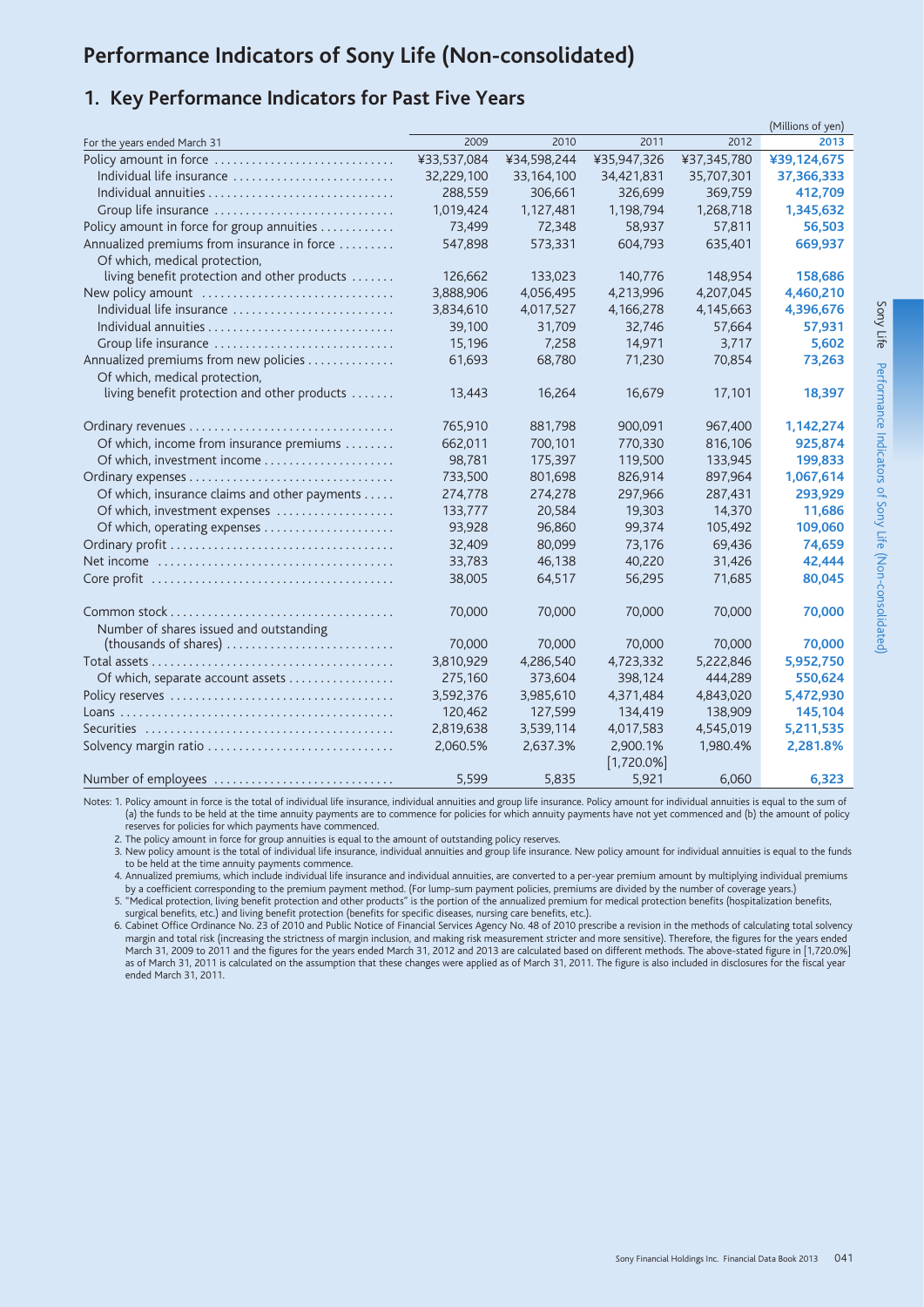# Performance Indicators of Sony Life (Non-consolidated)

## 1. Key Performance Indicators for Past Five Years

(Millions of yen)

| For the years ended March 31 | 2009 | 2010 | 2011 | 2012 | 2013 |
|---|---|---|---|---|---|
| Policy amount in force | ¥33,537,084 | ¥34,598,244 | ¥35,947,326 | ¥37,345,780 | **¥39,124,675** |
| Individual life insurance | 32,229,100 | 33,164,100 | 34,421,831 | 35,707,301 | **37,366,333** |
| Individual annuities | 288,559 | 306,661 | 326,699 | 369,759 | **412,709** |
| Group life insurance | 1,019,424 | 1,127,481 | 1,198,794 | 1,268,718 | **1,345,632** |
| Policy amount in force for group annuities | 73,499 | 72,348 | 58,937 | 57,811 | **56,503** |
| Annualized premiums from insurance in force | 547,898 | 573,331 | 604,793 | 635,401 | **669,937** |
| Of which, medical protection, living benefit protection and other products | 126,662 | 133,023 | 140,776 | 148,954 | **158,686** |
| New policy amount | 3,888,906 | 4,056,495 | 4,213,996 | 4,207,045 | **4,460,210** |
| Individual life insurance | 3,834,610 | 4,017,527 | 4,166,278 | 4,145,663 | **4,396,676** |
| Individual annuities | 39,100 | 31,709 | 32,746 | 57,664 | **57,931** |
| Group life insurance | 15,196 | 7,258 | 14,971 | 3,717 | **5,602** |
| Annualized premiums from new policies | 61,693 | 68,780 | 71,230 | 70,854 | **73,263** |
| Of which, medical protection, living benefit protection and other products | 13,443 | 16,264 | 16,679 | 17,101 | **18,397** |
| Ordinary revenues | 765,910 | 881,798 | 900,091 | 967,400 | **1,142,274** |
| Of which, income from insurance premiums | 662,011 | 700,101 | 770,330 | 816,106 | **925,874** |
| Of which, investment income | 98,781 | 175,397 | 119,500 | 133,945 | **199,833** |
| Ordinary expenses | 733,500 | 801,698 | 826,914 | 897,964 | **1,067,614** |
| Of which, insurance claims and other payments | 274,778 | 274,278 | 297,966 | 287,431 | **293,929** |
| Of which, investment expenses | 133,777 | 20,584 | 19,303 | 14,370 | **11,686** |
| Of which, operating expenses | 93,928 | 96,860 | 99,374 | 105,492 | **109,060** |
| Ordinary profit | 32,409 | 80,099 | 73,176 | 69,436 | **74,659** |
| Net income | 33,783 | 46,138 | 40,220 | 31,426 | **42,444** |
| Core profit | 38,005 | 64,517 | 56,295 | 71,685 | **80,045** |
| Common stock | 70,000 | 70,000 | 70,000 | 70,000 | **70,000** |
| Number of shares issued and outstanding (thousands of shares) | 70,000 | 70,000 | 70,000 | 70,000 | **70,000** |
| Total assets | 3,810,929 | 4,286,540 | 4,723,332 | 5,222,846 | **5,952,750** |
| Of which, separate account assets | 275,160 | 373,604 | 398,124 | 444,289 | **550,624** |
| Policy reserves | 3,592,376 | 3,985,610 | 4,371,484 | 4,843,020 | **5,472,930** |
| Loans | 120,462 | 127,599 | 134,419 | 138,909 | **145,104** |
| Securities | 2,819,638 | 3,539,114 | 4,017,583 | 4,545,019 | **5,211,535** |
| Solvency margin ratio | 2,060.5% | 2,637.3% | 2,900.1% [1,720.0%] | 1,980.4% | **2,281.8%** |
| Number of employees | 5,599 | 5,835 | 5,921 | 6,060 | **6,323** |

Notes: 1. Policy amount in force is the total of individual life insurance, individual annuities and group life insurance. Policy amount for individual annuities is equal to the sum of (a) the funds to be held at the time annuity payments are to commence for policies for which annuity payments have not yet commenced and (b) the amount of policy reserves for policies for which payments have commenced.

2. The policy amount in force for group annuities is equal to the amount of outstanding policy reserves.

3. New policy amount is the total of individual life insurance, individual annuities and group life insurance. New policy amount for individual annuities is equal to the funds to be held at the time annuity payments commence.

4. Annualized premiums, which include individual life insurance and individual annuities, are converted to a per-year premium amount by multiplying individual premiums by a coefficient corresponding to the premium payment method. (For lump-sum payment policies, premiums are divided by the number of coverage years.)

5. "Medical protection, living benefit protection and other products" is the portion of the annualized premium for medical protection benefits (hospitalization benefits, surgical benefits, etc.) and living benefit protection (benefits for specific diseases, nursing care benefits, etc.).

6. Cabinet Office Ordinance No. 23 of 2010 and Public Notice of Financial Services Agency No. 48 of 2010 prescribe a revision in the methods of calculating total solvency margin and total risk (increasing the strictness of margin inclusion, and making risk measurement stricter and more sensitive). Therefore, the figures for the years ended March 31, 2009 to 2011 and the figures for the years ended March 31, 2012 and 2013 are calculated based on different methods. The above-stated figure in [1,720.0%] as of March 31, 2011 is calculated on the assumption that these changes were applied as of March 31, 2011. The figure is also included in disclosures for the fiscal year ended March 31, 2011.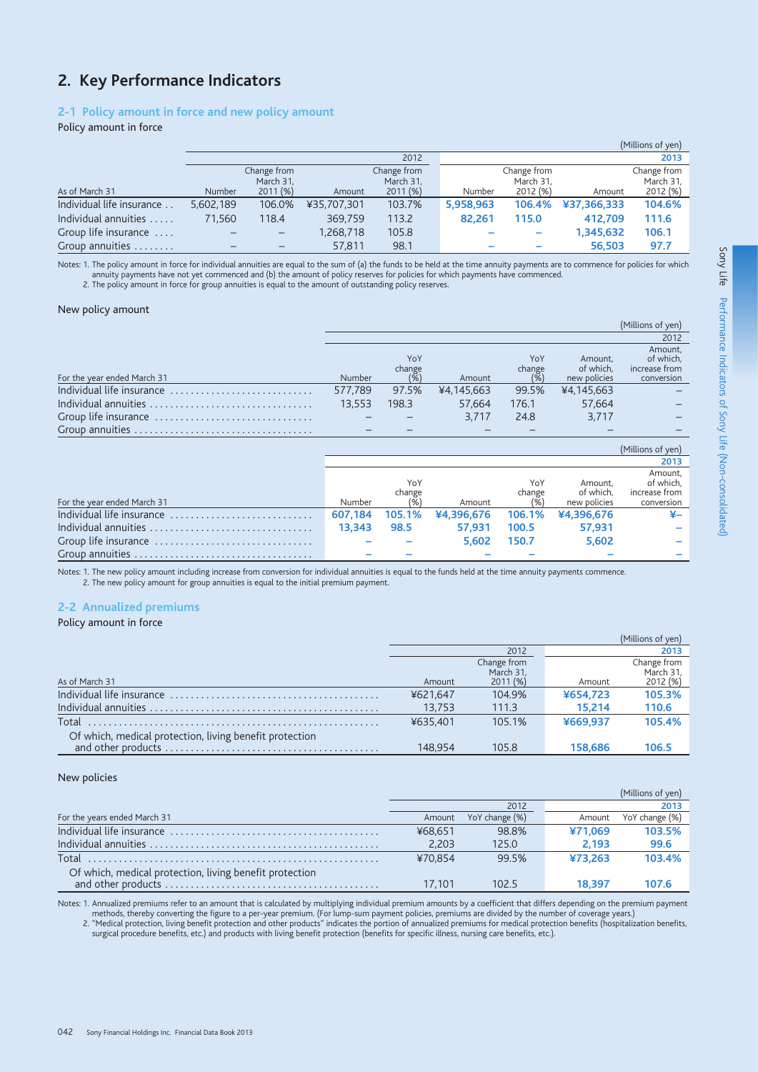## 2. Key Performance Indicators

### 2-1 Policy amount in force and new policy amount

Policy amount in force

(Millions of yen)

| As of March 31 | 2012 | | | | 2013 | | | |
|---|---|---|---|---|---|---|---|---|
| | Number | Change from March 31, 2011 (%) | Amount | Change from March 31, 2011 (%) | Number | Change from March 31, 2012 (%) | Amount | Change from March 31, 2012 (%) |
| Individual life insurance | 5,602,189 | 106.0% | ¥35,707,301 | 103.7% | **5,958,963** | **106.4%** | **¥37,366,333** | **104.6%** |
| Individual annuities | 71,560 | 118.4 | 369,759 | 113.2 | **82,261** | **115.0** | **412,709** | **111.6** |
| Group life insurance | – | – | 1,268,718 | 105.8 | **–** | **–** | **1,345,632** | **106.1** |
| Group annuities | – | – | 57,811 | 98.1 | **–** | **–** | **56,503** | **97.7** |

Notes: 1. The policy amount in force for individual annuities are equal to the sum of (a) the funds to be held at the time annuity payments are to commence for policies for which annuity payments have not yet commenced and (b) the amount of policy reserves for policies for which payments have commenced.
2. The policy amount in force for group annuities is equal to the amount of outstanding policy reserves.

New policy amount

(Millions of yen)

| For the year ended March 31 | 2012 | | | | | |
|---|---|---|---|---|---|---|
| | Number | YoY change (%) | Amount | YoY change (%) | Amount, of which, new policies | Amount, of which, increase from conversion |
| Individual life insurance | 577,789 | 97.5% | ¥4,145,663 | 99.5% | ¥4,145,663 | – |
| Individual annuities | 13,553 | 198.3 | 57,664 | 176.1 | 57,664 | – |
| Group life insurance | – | – | 3,717 | 24.8 | 3,717 | – |
| Group annuities | – | – | – | – | – | – |

(Millions of yen)

| For the year ended March 31 | 2013 | | | | | |
|---|---|---|---|---|---|---|
| | Number | YoY change (%) | Amount | YoY change (%) | Amount, of which, new policies | Amount, of which, increase from conversion |
| Individual life insurance | **607,184** | **105.1%** | **¥4,396,676** | **106.1%** | **¥4,396,676** | **¥–** |
| Individual annuities | **13,343** | **98.5** | **57,931** | **100.5** | **57,931** | **–** |
| Group life insurance | **–** | **–** | **5,602** | **150.7** | **5,602** | **–** |
| Group annuities | **–** | **–** | **–** | **–** | **–** | **–** |

Notes: 1. The new policy amount including increase from conversion for individual annuities is equal to the funds held at the time annuity payments commence.
2. The new policy amount for group annuities is equal to the initial premium payment.

### 2-2 Annualized premiums

Policy amount in force

(Millions of yen)

| As of March 31 | 2012 | | 2013 | |
|---|---|---|---|---|
| | Amount | Change from March 31, 2011 (%) | Amount | Change from March 31, 2012 (%) |
| Individual life insurance | ¥621,647 | 104.9% | **¥654,723** | **105.3%** |
| Individual annuities | 13,753 | 111.3 | **15,214** | **110.6** |
| Total | ¥635,401 | 105.1% | **¥669,937** | **105.4%** |
| Of which, medical protection, living benefit protection and other products | 148,954 | 105.8 | **158,686** | **106.5** |

New policies

(Millions of yen)

| For the years ended March 31 | 2012 | | 2013 | |
|---|---|---|---|---|
| | Amount | YoY change (%) | Amount | YoY change (%) |
| Individual life insurance | ¥68,651 | 98.8% | **¥71,069** | **103.5%** |
| Individual annuities | 2,203 | 125.0 | **2,193** | **99.6** |
| Total | ¥70,854 | 99.5% | **¥73,263** | **103.4%** |
| Of which, medical protection, living benefit protection and other products | 17,101 | 102.5 | **18,397** | **107.6** |

Notes: 1. Annualized premiums refer to an amount that is calculated by multiplying individual premium amounts by a coefficient that differs depending on the premium payment methods, thereby converting the figure to a per-year premium. (For lump-sum payment policies, premiums are divided by the number of coverage years.)
2. "Medical protection, living benefit protection and other products" indicates the portion of annualized premiums for medical protection benefits (hospitalization benefits, surgical procedure benefits, etc.) and products with living benefit protection (benefits for specific illness, nursing care benefits, etc.).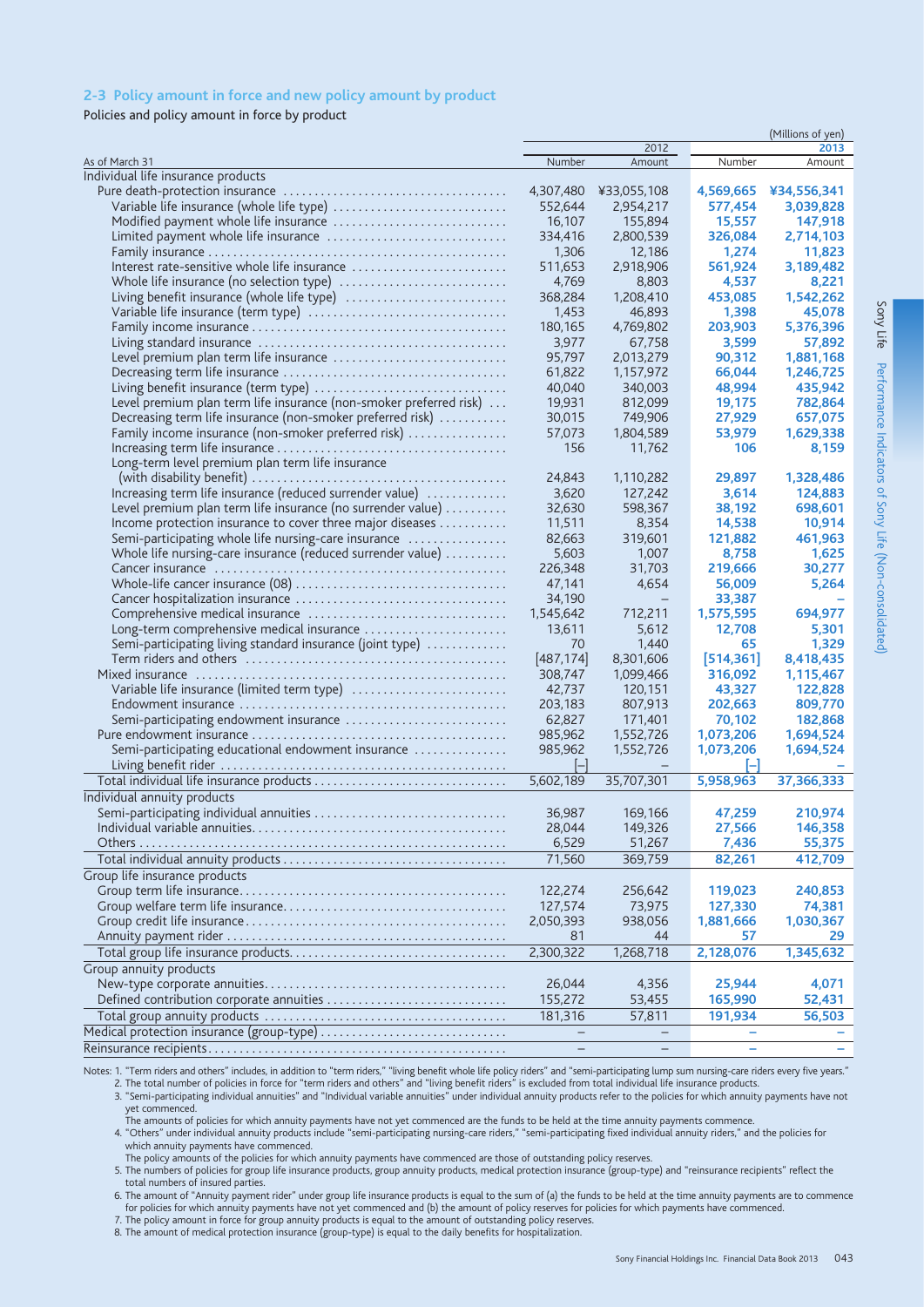## 2-3 Policy amount in force and new policy amount by product

Policies and policy amount in force by product

(Millions of yen)

| As of March 31 | 2012 Number | 2012 Amount | 2013 Number | 2013 Amount |
|---|---|---|---|---|
| **Individual life insurance products** | | | | |
| Pure death-protection insurance | 4,307,480 | ¥33,055,108 | **4,569,665** | **¥34,556,341** |
| Variable life insurance (whole life type) | 552,644 | 2,954,217 | **577,454** | **3,039,828** |
| Modified payment whole life insurance | 16,107 | 155,894 | **15,557** | **147,918** |
| Limited payment whole life insurance | 334,416 | 2,800,539 | **326,084** | **2,714,103** |
| Family insurance | 1,306 | 12,186 | **1,274** | **11,823** |
| Interest rate-sensitive whole life insurance | 511,653 | 2,918,906 | **561,924** | **3,189,482** |
| Whole life insurance (no selection type) | 4,769 | 8,803 | **4,537** | **8,221** |
| Living benefit insurance (whole life type) | 368,284 | 1,208,410 | **453,085** | **1,542,262** |
| Variable life insurance (term type) | 1,453 | 46,893 | **1,398** | **45,078** |
| Family income insurance | 180,165 | 4,769,802 | **203,903** | **5,376,396** |
| Living standard insurance | 3,977 | 67,758 | **3,599** | **57,892** |
| Level premium plan term life insurance | 95,797 | 2,013,279 | **90,312** | **1,881,168** |
| Decreasing term life insurance | 61,822 | 1,157,972 | **66,044** | **1,246,725** |
| Living benefit insurance (term type) | 40,040 | 340,003 | **48,994** | **435,942** |
| Level premium plan term life insurance (non-smoker preferred risk) | 19,931 | 812,099 | **19,175** | **782,864** |
| Decreasing term life insurance (non-smoker preferred risk) | 30,015 | 749,906 | **27,929** | **657,075** |
| Family income insurance (non-smoker preferred risk) | 57,073 | 1,804,589 | **53,979** | **1,629,338** |
| Increasing term life insurance | 156 | 11,762 | **106** | **8,159** |
| Long-term level premium plan term life insurance (with disability benefit) | 24,843 | 1,110,282 | **29,897** | **1,328,486** |
| Increasing term life insurance (reduced surrender value) | 3,620 | 127,242 | **3,614** | **124,883** |
| Level premium plan term life insurance (no surrender value) | 32,630 | 598,367 | **38,192** | **698,601** |
| Income protection insurance to cover three major diseases | 11,511 | 8,354 | **14,538** | **10,914** |
| Semi-participating whole life nursing-care insurance | 82,663 | 319,601 | **121,882** | **461,963** |
| Whole life nursing-care insurance (reduced surrender value) | 5,603 | 1,007 | **8,758** | **1,625** |
| Cancer insurance | 226,348 | 31,703 | **219,666** | **30,277** |
| Whole-life cancer insurance (08) | 47,141 | 4,654 | **56,009** | **5,264** |
| Cancer hospitalization insurance | 34,190 | – | **33,387** | **–** |
| Comprehensive medical insurance | 1,545,642 | 712,211 | **1,575,595** | **694,977** |
| Long-term comprehensive medical insurance | 13,611 | 5,612 | **12,708** | **5,301** |
| Semi-participating living standard insurance (joint type) | 70 | 1,440 | **65** | **1,329** |
| Term riders and others | [487,174] | 8,301,606 | **[514,361]** | **8,418,435** |
| Mixed insurance | 308,747 | 1,099,466 | **316,092** | **1,115,467** |
| Variable life insurance (limited term type) | 42,737 | 120,151 | **43,327** | **122,828** |
| Endowment insurance | 203,183 | 807,913 | **202,663** | **809,770** |
| Semi-participating endowment insurance | 62,827 | 171,401 | **70,102** | **182,868** |
| Pure endowment insurance | 985,962 | 1,552,726 | **1,073,206** | **1,694,524** |
| Semi-participating educational endowment insurance | 985,962 | 1,552,726 | **1,073,206** | **1,694,524** |
| Living benefit rider | [–] | – | **[–]** | **–** |
| Total individual life insurance products | 5,602,189 | 35,707,301 | **5,958,963** | **37,366,333** |
| **Individual annuity products** | | | | |
| Semi-participating individual annuities | 36,987 | 169,166 | **47,259** | **210,974** |
| Individual variable annuities | 28,044 | 149,326 | **27,566** | **146,358** |
| Others | 6,529 | 51,267 | **7,436** | **55,375** |
| Total individual annuity products | 71,560 | 369,759 | **82,261** | **412,709** |
| **Group life insurance products** | | | | |
| Group term life insurance | 122,274 | 256,642 | **119,023** | **240,853** |
| Group welfare term life insurance | 127,574 | 73,975 | **127,330** | **74,381** |
| Group credit life insurance | 2,050,393 | 938,056 | **1,881,666** | **1,030,367** |
| Annuity payment rider | 81 | 44 | **57** | **29** |
| Total group life insurance products | 2,300,322 | 1,268,718 | **2,128,076** | **1,345,632** |
| **Group annuity products** | | | | |
| New-type corporate annuities | 26,044 | 4,356 | **25,944** | **4,071** |
| Defined contribution corporate annuities | 155,272 | 53,455 | **165,990** | **52,431** |
| Total group annuity products | 181,316 | 57,811 | **191,934** | **56,503** |
| Medical protection insurance (group-type) | – | – | **–** | **–** |
| Reinsurance recipients | – | – | **–** | **–** |

Notes: 1. "Term riders and others" includes, in addition to "term riders," "living benefit whole life policy riders" and "semi-participating lump sum nursing-care riders every five years."
2. The total number of policies in force for "term riders and others" and "living benefit riders" is excluded from total individual life insurance products.
3. "Semi-participating individual annuities" and "Individual variable annuities" under individual annuity products refer to the policies for which annuity payments have not yet commenced.
The amounts of policies for which annuity payments have not yet commenced are the funds to be held at the time annuity payments commence.
4. "Others" under individual annuity products include "semi-participating nursing-care riders," "semi-participating fixed individual annuity riders," and the policies for which annuity payments have commenced.
The policy amounts of the policies for which annuity payments have commenced are those of outstanding policy reserves.
5. The numbers of policies for group life insurance products, group annuity products, medical protection insurance (group-type) and "reinsurance recipients" reflect the total numbers of insured parties.
6. The amount of "Annuity payment rider" under group life insurance products is equal to the sum of (a) the funds to be held at the time annuity payments are to commence for policies for which annuity payments have not yet commenced and (b) the amount of policy reserves for policies for which payments have commenced.
7. The policy amount in force for group annuity products is equal to the amount of outstanding policy reserves.
8. The amount of medical protection insurance (group-type) is equal to the daily benefits for hospitalization.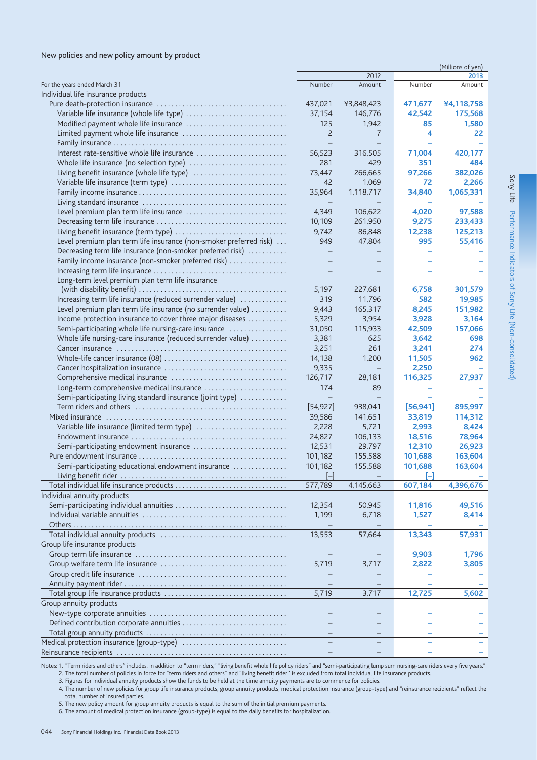New policies and new policy amount by product

(Millions of yen)

| For the years ended March 31 | 2012 Number | 2012 Amount | 2013 Number | 2013 Amount |
|---|---|---|---|---|
| Individual life insurance products | | | | |
| Pure death-protection insurance | 437,021 | ¥3,848,423 | **471,677** | **¥4,118,758** |
| Variable life insurance (whole life type) | 37,154 | 146,776 | **42,542** | **175,568** |
| Modified payment whole life insurance | 125 | 1,942 | **85** | **1,580** |
| Limited payment whole life insurance | 2 | 7 | **4** | **22** |
| Family insurance | – | – | **–** | **–** |
| Interest rate-sensitive whole life insurance | 56,523 | 316,505 | **71,004** | **420,177** |
| Whole life insurance (no selection type) | 281 | 429 | **351** | **484** |
| Living benefit insurance (whole life type) | 73,447 | 266,665 | **97,266** | **382,026** |
| Variable life insurance (term type) | 42 | 1,069 | **72** | **2,266** |
| Family income insurance | 35,964 | 1,118,717 | **34,840** | **1,065,331** |
| Living standard insurance | – | – | **–** | **–** |
| Level premium plan term life insurance | 4,349 | 106,622 | **4,020** | **97,588** |
| Decreasing term life insurance | 10,109 | 261,950 | **9,275** | **233,433** |
| Living benefit insurance (term type) | 9,742 | 86,848 | **12,238** | **125,213** |
| Level premium plan term life insurance (non-smoker preferred risk) | 949 | 47,804 | **995** | **55,416** |
| Decreasing term life insurance (non-smoker preferred risk) | – | – | **–** | **–** |
| Family income insurance (non-smoker preferred risk) | – | – | **–** | **–** |
| Increasing term life insurance | – | – | **–** | **–** |
| Long-term level premium plan term life insurance (with disability benefit) | 5,197 | 227,681 | **6,758** | **301,579** |
| Increasing term life insurance (reduced surrender value) | 319 | 11,796 | **582** | **19,985** |
| Level premium plan term life insurance (no surrender value) | 9,443 | 165,317 | **8,245** | **151,982** |
| Income protection insurance to cover three major diseases | 5,329 | 3,954 | **3,928** | **3,164** |
| Semi-participating whole life nursing-care insurance | 31,050 | 115,933 | **42,509** | **157,066** |
| Whole life nursing-care insurance (reduced surrender value) | 3,381 | 625 | **3,642** | **698** |
| Cancer insurance | 3,251 | 261 | **3,241** | **274** |
| Whole-life cancer insurance (08) | 14,138 | 1,200 | **11,505** | **962** |
| Cancer hospitalization insurance | 9,335 | – | **2,250** | **–** |
| Comprehensive medical insurance | 126,717 | 28,181 | **116,325** | **27,937** |
| Long-term comprehensive medical insurance | 174 | 89 | **–** | **–** |
| Semi-participating living standard insurance (joint type) | – | – | **–** | **–** |
| Term riders and others | [54,927] | 938,041 | **[56,941]** | **895,997** |
| Mixed insurance | 39,586 | 141,651 | **33,819** | **114,312** |
| Variable life insurance (limited term type) | 2,228 | 5,721 | **2,993** | **8,424** |
| Endowment insurance | 24,827 | 106,133 | **18,516** | **78,964** |
| Semi-participating endowment insurance | 12,531 | 29,797 | **12,310** | **26,923** |
| Pure endowment insurance | 101,182 | 155,588 | **101,688** | **163,604** |
| Semi-participating educational endowment insurance | 101,182 | 155,588 | **101,688** | **163,604** |
| Living benefit rider | [–] | – | **[–]** | **–** |
| Total individual life insurance products | 577,789 | 4,145,663 | **607,184** | **4,396,676** |
| Individual annuity products | | | | |
| Semi-participating individual annuities | 12,354 | 50,945 | **11,816** | **49,516** |
| Individual variable annuities | 1,199 | 6,718 | **1,527** | **8,414** |
| Others | – | – | **–** | **–** |
| Total individual annuity products | 13,553 | 57,664 | **13,343** | **57,931** |
| Group life insurance products | | | | |
| Group term life insurance | – | – | **9,903** | **1,796** |
| Group welfare term life insurance | 5,719 | 3,717 | **2,822** | **3,805** |
| Group credit life insurance | – | – | **–** | **–** |
| Annuity payment rider | – | – | **–** | **–** |
| Total group life insurance products | 5,719 | 3,717 | **12,725** | **5,602** |
| Group annuity products | | | | |
| New-type corporate annuities | – | – | **–** | **–** |
| Defined contribution corporate annuities | – | – | **–** | **–** |
| Total group annuity products | – | – | **–** | **–** |
| Medical protection insurance (group-type) | – | – | **–** | **–** |
| Reinsurance recipients | – | – | **–** | **–** |

Notes: 1. "Term riders and others" includes, in addition to "term riders," "living benefit whole life policy riders" and "semi-participating lump sum nursing-care riders every five years."
2. The total number of policies in force for "term riders and others" and "living benefit rider" is excluded from total individual life insurance products.
3. Figures for individual annuity products show the funds to be held at the time annuity payments are to commence for policies.
4. The number of new policies for group life insurance products, group annuity products, medical protection insurance (group-type) and "reinsurance recipients" reflect the total number of insured parties.
5. The new policy amount for group annuity products is equal to the sum of the initial premium payments.
6. The amount of medical protection insurance (group-type) is equal to the daily benefits for hospitalization.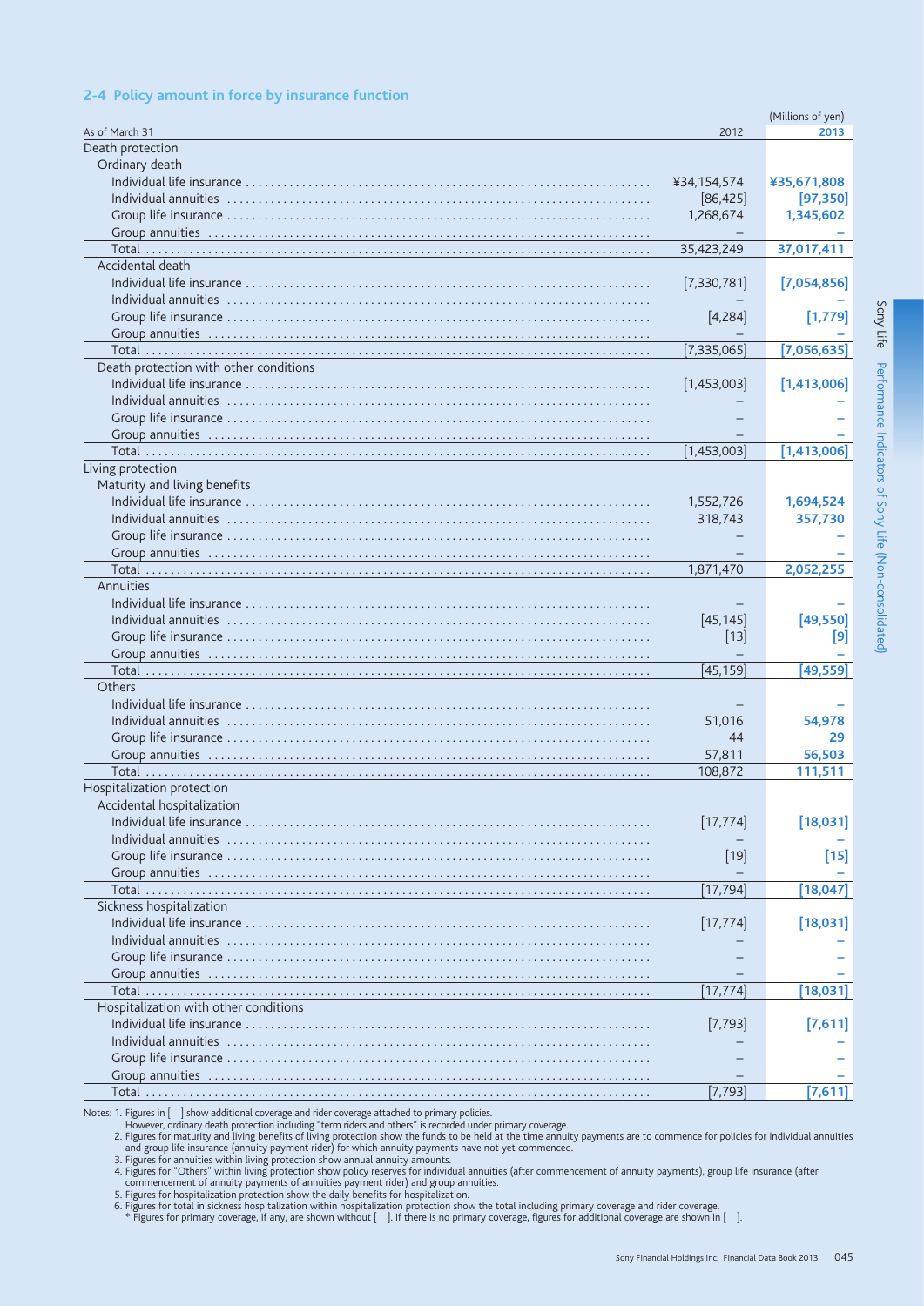## 2-4 Policy amount in force by insurance function

(Millions of yen)

| As of March 31 | 2012 | 2013 |
|---|---|---|
| **Death protection** | | |
| **Ordinary death** | | |
| Individual life insurance | ¥34,154,574 | ¥35,671,808 |
| Individual annuities | [86,425] | [97,350] |
| Group life insurance | 1,268,674 | 1,345,602 |
| Group annuities | – | – |
| Total | 35,423,249 | 37,017,411 |
| **Accidental death** | | |
| Individual life insurance | [7,330,781] | [7,054,856] |
| Individual annuities | – | – |
| Group life insurance | [4,284] | [1,779] |
| Group annuities | – | – |
| Total | [7,335,065] | [7,056,635] |
| **Death protection with other conditions** | | |
| Individual life insurance | [1,453,003] | [1,413,006] |
| Individual annuities | – | – |
| Group life insurance | – | – |
| Group annuities | – | – |
| Total | [1,453,003] | [1,413,006] |
| **Living protection** | | |
| **Maturity and living benefits** | | |
| Individual life insurance | 1,552,726 | 1,694,524 |
| Individual annuities | 318,743 | 357,730 |
| Group life insurance | – | – |
| Group annuities | – | – |
| Total | 1,871,470 | 2,052,255 |
| **Annuities** | | |
| Individual life insurance | – | – |
| Individual annuities | [45,145] | [49,550] |
| Group life insurance | [13] | [9] |
| Group annuities | – | – |
| Total | [45,159] | [49,559] |
| **Others** | | |
| Individual life insurance | – | – |
| Individual annuities | 51,016 | 54,978 |
| Group life insurance | 44 | 29 |
| Group annuities | 57,811 | 56,503 |
| Total | 108,872 | 111,511 |
| **Hospitalization protection** | | |
| **Accidental hospitalization** | | |
| Individual life insurance | [17,774] | [18,031] |
| Individual annuities | – | – |
| Group life insurance | [19] | [15] |
| Group annuities | – | – |
| Total | [17,794] | [18,047] |
| **Sickness hospitalization** | | |
| Individual life insurance | [17,774] | [18,031] |
| Individual annuities | – | – |
| Group life insurance | – | – |
| Group annuities | – | – |
| Total | [17,774] | [18,031] |
| **Hospitalization with other conditions** | | |
| Individual life insurance | [7,793] | [7,611] |
| Individual annuities | – | – |
| Group life insurance | – | – |
| Group annuities | – | – |
| Total | [7,793] | [7,611] |

Notes: 1. Figures in [ ] show additional coverage and rider coverage attached to primary policies.
However, ordinary death protection including "term riders and others" is recorded under primary coverage.
2. Figures for maturity and living benefits of living protection show the funds to be held at the time annuity payments are to commence for policies for individual annuities and group life insurance (annuity payment rider) for which annuity payments have not yet commenced.
3. Figures for annuities within living protection show annual annuity amounts.
4. Figures for "Others" within living protection show policy reserves for individual annuities (after commencement of annuity payments), group life insurance (after commencement of annuity payments of annuities payment rider) and group annuities.
5. Figures for hospitalization protection show the daily benefits for hospitalization.
6. Figures for total in sickness hospitalization within hospitalization protection show the total including primary coverage and rider coverage.
\* Figures for primary coverage, if any, are shown without [ ]. If there is no primary coverage, figures for additional coverage are shown in [ ].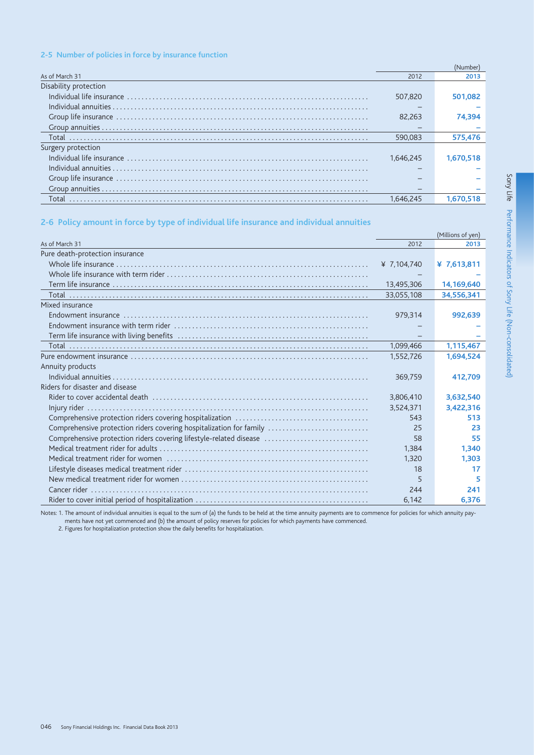## 2-5 Number of policies in force by insurance function

(Number)

| As of March 31 | 2012 | 2013 |
|---|---|---|
| Disability protection | | |
| Individual life insurance | 507,820 | **501,082** |
| Individual annuities | – | **–** |
| Group life insurance | 82,263 | **74,394** |
| Group annuities | – | **–** |
| Total | 590,083 | **575,476** |
| Surgery protection | | |
| Individual life insurance | 1,646,245 | **1,670,518** |
| Individual annuities | – | **–** |
| Group life insurance | – | **–** |
| Group annuities | – | **–** |
| Total | 1,646,245 | **1,670,518** |

## 2-6 Policy amount in force by type of individual life insurance and individual annuities

(Millions of yen)

| As of March 31 | 2012 | 2013 |
|---|---|---|
| Pure death-protection insurance | | |
| Whole life insurance | ¥ 7,104,740 | **¥ 7,613,811** |
| Whole life insurance with term rider | – | **–** |
| Term life insurance | 13,495,306 | **14,169,640** |
| Total | 33,055,108 | **34,556,341** |
| Mixed insurance | | |
| Endowment insurance | 979,314 | **992,639** |
| Endowment insurance with term rider | – | **–** |
| Term life insurance with living benefits | – | **–** |
| Total | 1,099,466 | **1,115,467** |
| Pure endowment insurance | 1,552,726 | **1,694,524** |
| Annuity products | | |
| Individual annuities | 369,759 | **412,709** |
| Riders for disaster and disease | | |
| Rider to cover accidental death | 3,806,410 | **3,632,540** |
| Injury rider | 3,524,371 | **3,422,316** |
| Comprehensive protection riders covering hospitalization | 543 | **513** |
| Comprehensive protection riders covering hospitalization for family | 25 | **23** |
| Comprehensive protection riders covering lifestyle-related disease | 58 | **55** |
| Medical treatment rider for adults | 1,384 | **1,340** |
| Medical treatment rider for women | 1,320 | **1,303** |
| Lifestyle diseases medical treatment rider | 18 | **17** |
| New medical treatment rider for women | 5 | **5** |
| Cancer rider | 244 | **241** |
| Rider to cover initial period of hospitalization | 6,142 | **6,376** |

Notes: 1. The amount of individual annuities is equal to the sum of (a) the funds to be held at the time annuity payments are to commence for policies for which annuity payments have not yet commenced and (b) the amount of policy reserves for policies for which payments have commenced.
2. Figures for hospitalization protection show the daily benefits for hospitalization.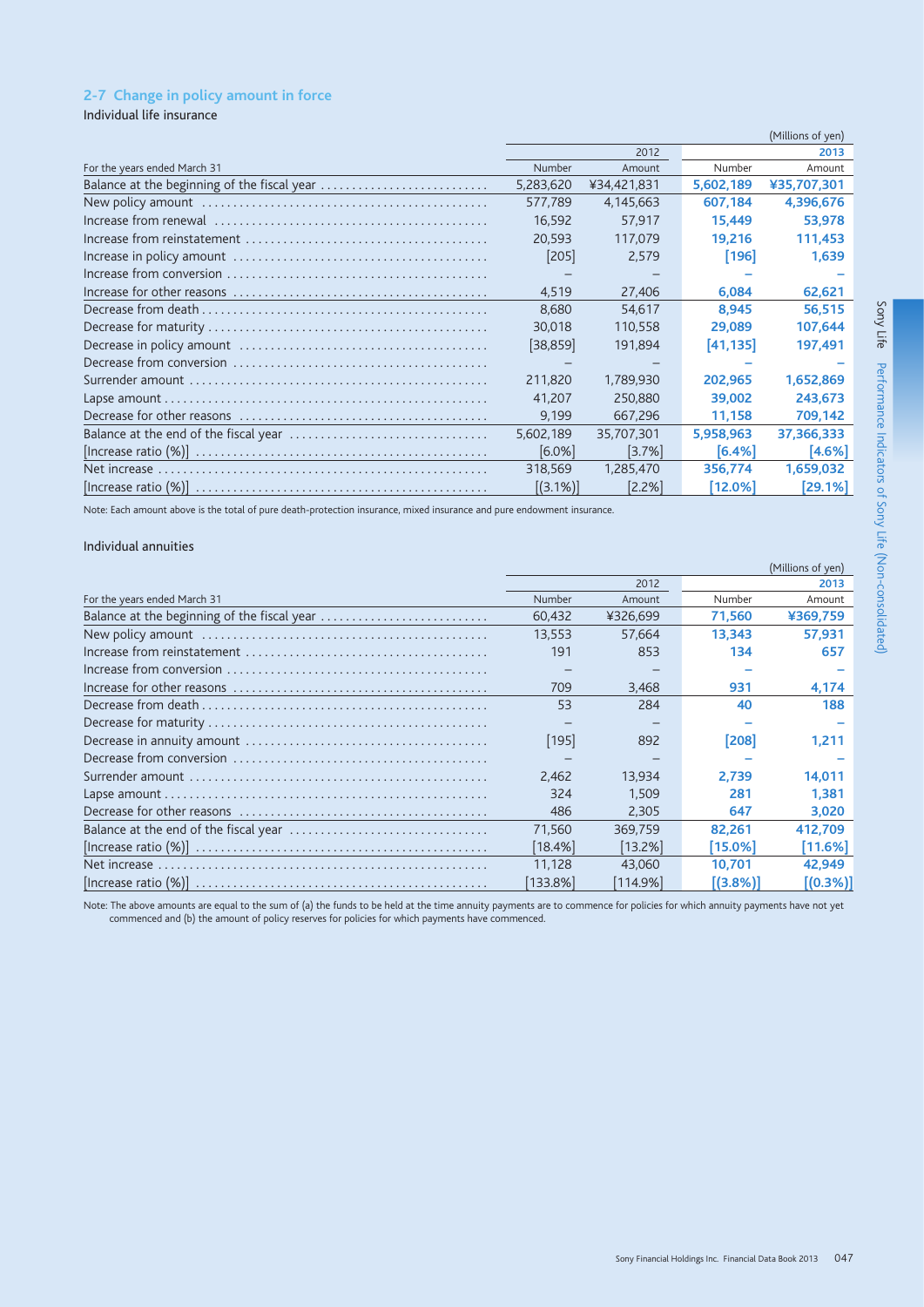## 2-7 Change in policy amount in force

Individual life insurance

(Millions of yen)

| For the years ended March 31 | 2012 | | 2013 | |
|---|---|---|---|---|
| | Number | Amount | Number | Amount |
| Balance at the beginning of the fiscal year | 5,283,620 | ¥34,421,831 | 5,602,189 | ¥35,707,301 |
| New policy amount | 577,789 | 4,145,663 | 607,184 | 4,396,676 |
| Increase from renewal | 16,592 | 57,917 | 15,449 | 53,978 |
| Increase from reinstatement | 20,593 | 117,079 | 19,216 | 111,453 |
| Increase in policy amount | [205] | 2,579 | [196] | 1,639 |
| Increase from conversion | – | – | – | – |
| Increase for other reasons | 4,519 | 27,406 | 6,084 | 62,621 |
| Decrease from death | 8,680 | 54,617 | 8,945 | 56,515 |
| Decrease for maturity | 30,018 | 110,558 | 29,089 | 107,644 |
| Decrease in policy amount | [38,859] | 191,894 | [41,135] | 197,491 |
| Decrease from conversion | – | – | – | – |
| Surrender amount | 211,820 | 1,789,930 | 202,965 | 1,652,869 |
| Lapse amount | 41,207 | 250,880 | 39,002 | 243,673 |
| Decrease for other reasons | 9,199 | 667,296 | 11,158 | 709,142 |
| Balance at the end of the fiscal year | 5,602,189 | 35,707,301 | 5,958,963 | 37,366,333 |
| [Increase ratio (%)] | [6.0%] | [3.7%] | [6.4%] | [4.6%] |
| Net increase | 318,569 | 1,285,470 | 356,774 | 1,659,032 |
| [Increase ratio (%)] | [(3.1%)] | [2.2%] | [12.0%] | [29.1%] |

Note: Each amount above is the total of pure death-protection insurance, mixed insurance and pure endowment insurance.

Individual annuities

(Millions of yen)

| For the years ended March 31 | 2012 | | 2013 | |
|---|---|---|---|---|
| | Number | Amount | Number | Amount |
| Balance at the beginning of the fiscal year | 60,432 | ¥326,699 | 71,560 | ¥369,759 |
| New policy amount | 13,553 | 57,664 | 13,343 | 57,931 |
| Increase from reinstatement | 191 | 853 | 134 | 657 |
| Increase from conversion | – | – | – | – |
| Increase for other reasons | 709 | 3,468 | 931 | 4,174 |
| Decrease from death | 53 | 284 | 40 | 188 |
| Decrease for maturity | – | – | – | – |
| Decrease in annuity amount | [195] | 892 | [208] | 1,211 |
| Decrease from conversion | – | – | – | – |
| Surrender amount | 2,462 | 13,934 | 2,739 | 14,011 |
| Lapse amount | 324 | 1,509 | 281 | 1,381 |
| Decrease for other reasons | 486 | 2,305 | 647 | 3,020 |
| Balance at the end of the fiscal year | 71,560 | 369,759 | 82,261 | 412,709 |
| [Increase ratio (%)] | [18.4%] | [13.2%] | [15.0%] | [11.6%] |
| Net increase | 11,128 | 43,060 | 10,701 | 42,949 |
| [Increase ratio (%)] | [133.8%] | [114.9%] | [(3.8%)] | [(0.3%)] |

Note: The above amounts are equal to the sum of (a) the funds to be held at the time annuity payments are to commence for policies for which annuity payments have not yet commenced and (b) the amount of policy reserves for policies for which payments have commenced.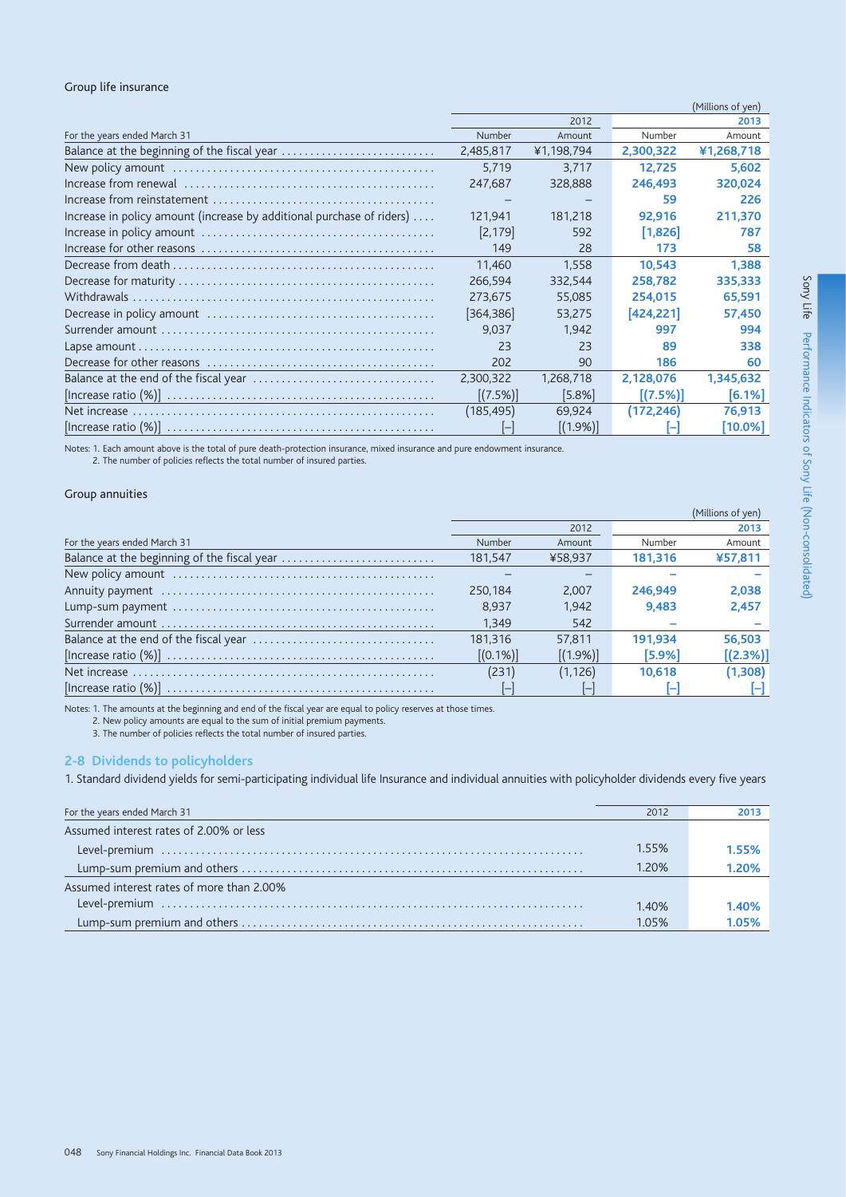### Group life insurance

(Millions of yen)

| For the years ended March 31 | 2012 Number | 2012 Amount | 2013 Number | 2013 Amount |
|---|---|---|---|---|
| Balance at the beginning of the fiscal year | 2,485,817 | ¥1,198,794 | **2,300,322** | **¥1,268,718** |
| New policy amount | 5,719 | 3,717 | **12,725** | **5,602** |
| Increase from renewal | 247,687 | 328,888 | **246,493** | **320,024** |
| Increase from reinstatement | – | – | **59** | **226** |
| Increase in policy amount (increase by additional purchase of riders) | 121,941 | 181,218 | **92,916** | **211,370** |
| Increase in policy amount | [2,179] | 592 | **[1,826]** | **787** |
| Increase for other reasons | 149 | 28 | **173** | **58** |
| Decrease from death | 11,460 | 1,558 | **10,543** | **1,388** |
| Decrease for maturity | 266,594 | 332,544 | **258,782** | **335,333** |
| Withdrawals | 273,675 | 55,085 | **254,015** | **65,591** |
| Decrease in policy amount | [364,386] | 53,275 | **[424,221]** | **57,450** |
| Surrender amount | 9,037 | 1,942 | **997** | **994** |
| Lapse amount | 23 | 23 | **89** | **338** |
| Decrease for other reasons | 202 | 90 | **186** | **60** |
| Balance at the end of the fiscal year | 2,300,322 | 1,268,718 | **2,128,076** | **1,345,632** |
| [Increase ratio (%)] | [(7.5%)] | [5.8%] | **[(7.5%)]** | **[6.1%]** |
| Net increase | (185,495) | 69,924 | **(172,246)** | **76,913** |
| [Increase ratio (%)] | [–] | [(1.9%)] | **[–]** | **[10.0%]** |

Notes: 1. Each amount above is the total of pure death-protection insurance, mixed insurance and pure endowment insurance.
2. The number of policies reflects the total number of insured parties.

### Group annuities

(Millions of yen)

| For the years ended March 31 | 2012 Number | 2012 Amount | 2013 Number | 2013 Amount |
|---|---|---|---|---|
| Balance at the beginning of the fiscal year | 181,547 | ¥58,937 | **181,316** | **¥57,811** |
| New policy amount | – | – | **–** | **–** |
| Annuity payment | 250,184 | 2,007 | **246,949** | **2,038** |
| Lump-sum payment | 8,937 | 1,942 | **9,483** | **2,457** |
| Surrender amount | 1,349 | 542 | **–** | **–** |
| Balance at the end of the fiscal year | 181,316 | 57,811 | **191,934** | **56,503** |
| [Increase ratio (%)] | [(0.1%)] | [(1.9%)] | **[5.9%]** | **[(2.3%)]** |
| Net increase | (231) | (1,126) | **10,618** | **(1,308)** |
| [Increase ratio (%)] | [–] | [–] | **[–]** | **[–]** |

Notes: 1. The amounts at the beginning and end of the fiscal year are equal to policy reserves at those times.
2. New policy amounts are equal to the sum of initial premium payments.
3. The number of policies reflects the total number of insured parties.

## 2-8 Dividends to policyholders

1. Standard dividend yields for semi-participating individual life Insurance and individual annuities with policyholder dividends every five years

| For the years ended March 31 | 2012 | 2013 |
|---|---|---|
| Assumed interest rates of 2.00% or less | | |
| Level-premium | 1.55% | **1.55%** |
| Lump-sum premium and others | 1.20% | **1.20%** |
| Assumed interest rates of more than 2.00% | | |
| Level-premium | 1.40% | **1.40%** |
| Lump-sum premium and others | 1.05% | **1.05%** |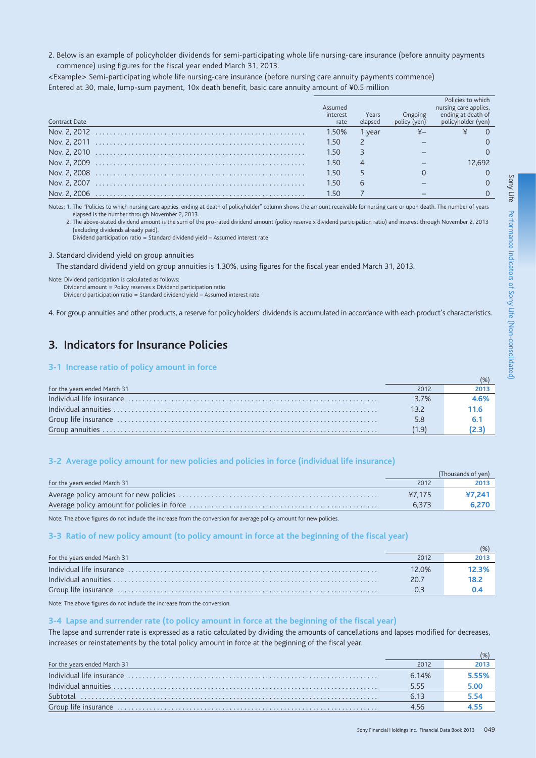2. Below is an example of policyholder dividends for semi-participating whole life nursing-care insurance (before annuity payments commence) using figures for the fiscal year ended March 31, 2013.

<Example> Semi-participating whole life nursing-care insurance (before nursing care annuity payments commence)
Entered at 30, male, lump-sum payment, 10x death benefit, basic care annuity amount of ¥0.5 million

| Contract Date | Assumed interest rate | Years elapsed | Ongoing policy (yen) | Policies to which nursing care applies, ending at death of policyholder (yen) |
|---|---|---|---|---|
| Nov. 2, 2012 | 1.50% | 1 year | ¥– | ¥ 0 |
| Nov. 2, 2011 | 1.50 | 2 | – | 0 |
| Nov. 2, 2010 | 1.50 | 3 | – | 0 |
| Nov. 2, 2009 | 1.50 | 4 | – | 12,692 |
| Nov. 2, 2008 | 1.50 | 5 | 0 | 0 |
| Nov. 2, 2007 | 1.50 | 6 | – | 0 |
| Nov. 2, 2006 | 1.50 | 7 | – | 0 |

Notes: 1. The "Policies to which nursing care applies, ending at death of policyholder" column shows the amount receivable for nursing care or upon death. The number of years elapsed is the number through November 2, 2013.
2. The above-stated dividend amount is the sum of the pro-rated dividend amount (policy reserve x dividend participation ratio) and interest through November 2, 2013 (excluding dividends already paid).
Dividend participation ratio = Standard dividend yield – Assumed interest rate

3. Standard dividend yield on group annuities

The standard dividend yield on group annuities is 1.30%, using figures for the fiscal year ended March 31, 2013.

Note: Dividend participation is calculated as follows:
Dividend amount = Policy reserves x Dividend participation ratio
Dividend participation ratio = Standard dividend yield – Assumed interest rate

4. For group annuities and other products, a reserve for policyholders' dividends is accumulated in accordance with each product's characteristics.

## 3. Indicators for Insurance Policies

### 3-1 Increase ratio of policy amount in force

(%)

| For the years ended March 31 | 2012 | 2013 |
|---|---|---|
| Individual life insurance | 3.7% | **4.6%** |
| Individual annuities | 13.2 | **11.6** |
| Group life insurance | 5.8 | **6.1** |
| Group annuities | (1.9) | **(2.3)** |

### 3-2 Average policy amount for new policies and policies in force (individual life insurance)

(Thousands of yen)

| For the years ended March 31 | 2012 | 2013 |
|---|---|---|
| Average policy amount for new policies | ¥7,175 | **¥7,241** |
| Average policy amount for policies in force | 6,373 | **6,270** |

Note: The above figures do not include the increase from the conversion for average policy amount for new policies.

### 3-3 Ratio of new policy amount (to policy amount in force at the beginning of the fiscal year)

(%)

| For the years ended March 31 | 2012 | 2013 |
|---|---|---|
| Individual life insurance | 12.0% | **12.3%** |
| Individual annuities | 20.7 | **18.2** |
| Group life insurance | 0.3 | **0.4** |

Note: The above figures do not include the increase from the conversion.

### 3-4 Lapse and surrender rate (to policy amount in force at the beginning of the fiscal year)

The lapse and surrender rate is expressed as a ratio calculated by dividing the amounts of cancellations and lapses modified for decreases, increases or reinstatements by the total policy amount in force at the beginning of the fiscal year.

(%)

| For the years ended March 31 | 2012 | 2013 |
|---|---|---|
| Individual life insurance | 6.14% | **5.55%** |
| Individual annuities | 5.55 | **5.00** |
| Subtotal | 6.13 | **5.54** |
| Group life insurance | 4.56 | **4.55** |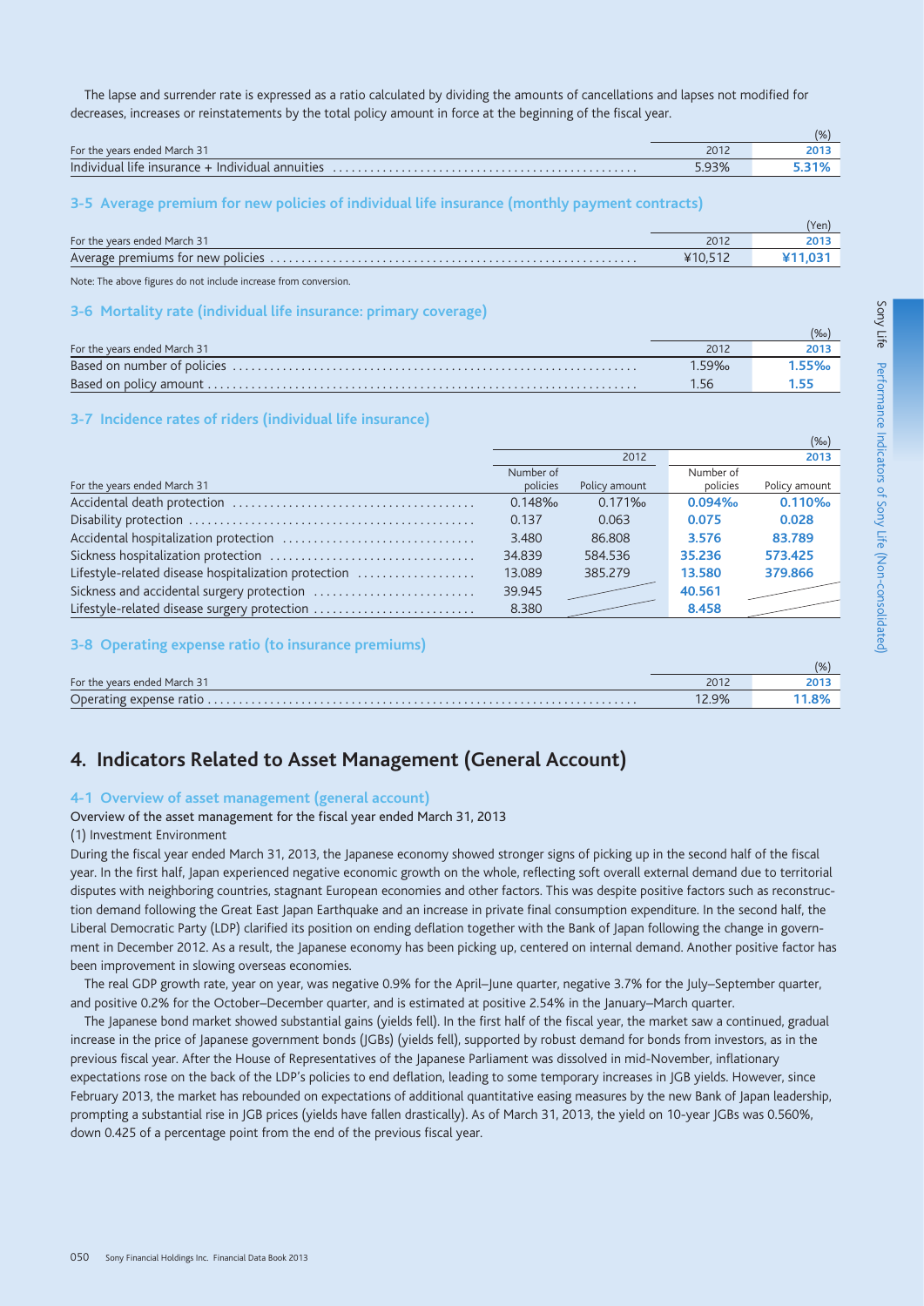The lapse and surrender rate is expressed as a ratio calculated by dividing the amounts of cancellations and lapses not modified for decreases, increases or reinstatements by the total policy amount in force at the beginning of the fiscal year.

| For the years ended March 31 | 2012 | 2013 |
|---|---|---|
| | | (%) |
| Individual life insurance + Individual annuities | 5.93% | **5.31%** |

### 3-5 Average premium for new policies of individual life insurance (monthly payment contracts)

| For the years ended March 31 | 2012 | 2013 |
|---|---|---|
| | | (Yen) |
| Average premiums for new policies | ¥10,512 | **¥11,031** |

Note: The above figures do not include increase from conversion.

### 3-6 Mortality rate (individual life insurance: primary coverage)

| For the years ended March 31 | 2012 | 2013 |
|---|---|---|
| | | (‰) |
| Based on number of policies | 1.59‰ | **1.55‰** |
| Based on policy amount | 1.56 | **1.55** |

### 3-7 Incidence rates of riders (individual life insurance)

| | 2012 | | 2013 | (‰) |
|---|---|---|---|---|
| For the years ended March 31 | Number of policies | Policy amount | Number of policies | Policy amount |
| Accidental death protection | 0.148‰ | 0.171‰ | **0.094‰** | **0.110‰** |
| Disability protection | 0.137 | 0.063 | **0.075** | **0.028** |
| Accidental hospitalization protection | 3.480 | 86.808 | **3.576** | **83.789** |
| Sickness hospitalization protection | 34.839 | 584.536 | **35.236** | **573.425** |
| Lifestyle-related disease hospitalization protection | 13.089 | 385.279 | **13.580** | **379.866** |
| Sickness and accidental surgery protection | 39.945 | — | **40.561** | — |
| Lifestyle-related disease surgery protection | 8.380 | — | **8.458** | — |

### 3-8 Operating expense ratio (to insurance premiums)

| For the years ended March 31 | 2012 | 2013 |
|---|---|---|
| | | (%) |
| Operating expense ratio | 12.9% | **11.8%** |

## 4. Indicators Related to Asset Management (General Account)

### 4-1 Overview of asset management (general account)

Overview of the asset management for the fiscal year ended March 31, 2013

(1) Investment Environment

During the fiscal year ended March 31, 2013, the Japanese economy showed stronger signs of picking up in the second half of the fiscal year. In the first half, Japan experienced negative economic growth on the whole, reflecting soft overall external demand due to territorial disputes with neighboring countries, stagnant European economies and other factors. This was despite positive factors such as reconstruction demand following the Great East Japan Earthquake and an increase in private final consumption expenditure. In the second half, the Liberal Democratic Party (LDP) clarified its position on ending deflation together with the Bank of Japan following the change in government in December 2012. As a result, the Japanese economy has been picking up, centered on internal demand. Another positive factor has been improvement in slowing overseas economies.

The real GDP growth rate, year on year, was negative 0.9% for the April–June quarter, negative 3.7% for the July–September quarter, and positive 0.2% for the October–December quarter, and is estimated at positive 2.54% in the January–March quarter.

The Japanese bond market showed substantial gains (yields fell). In the first half of the fiscal year, the market saw a continued, gradual increase in the price of Japanese government bonds (JGBs) (yields fell), supported by robust demand for bonds from investors, as in the previous fiscal year. After the House of Representatives of the Japanese Parliament was dissolved in mid-November, inflationary expectations rose on the back of the LDP's policies to end deflation, leading to some temporary increases in JGB yields. However, since February 2013, the market has rebounded on expectations of additional quantitative easing measures by the new Bank of Japan leadership, prompting a substantial rise in JGB prices (yields have fallen drastically). As of March 31, 2013, the yield on 10-year JGBs was 0.560%, down 0.425 of a percentage point from the end of the previous fiscal year.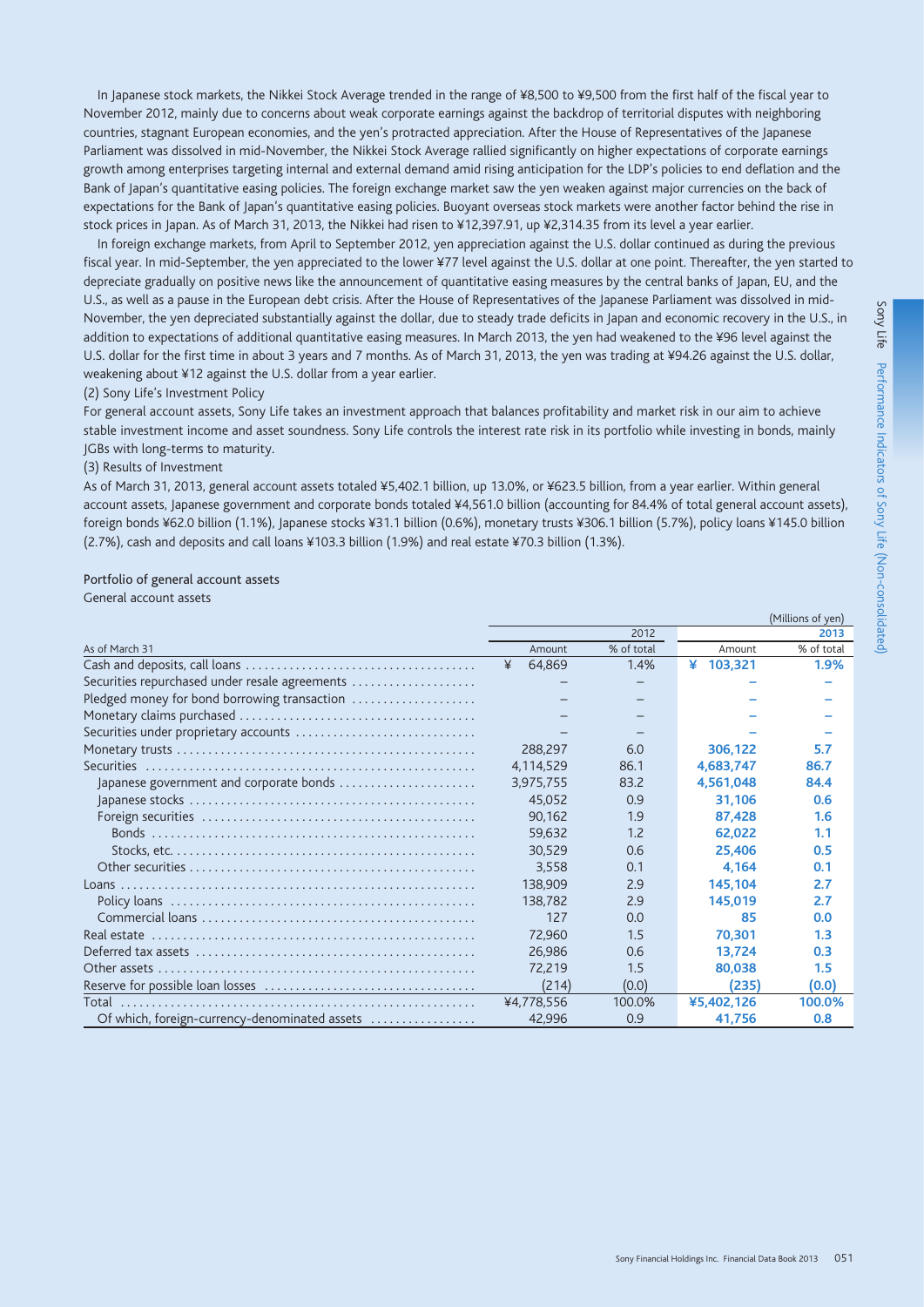In Japanese stock markets, the Nikkei Stock Average trended in the range of ¥8,500 to ¥9,500 from the first half of the fiscal year to November 2012, mainly due to concerns about weak corporate earnings against the backdrop of territorial disputes with neighboring countries, stagnant European economies, and the yen's protracted appreciation. After the House of Representatives of the Japanese Parliament was dissolved in mid-November, the Nikkei Stock Average rallied significantly on higher expectations of corporate earnings growth among enterprises targeting internal and external demand amid rising anticipation for the LDP's policies to end deflation and the Bank of Japan's quantitative easing policies. The foreign exchange market saw the yen weaken against major currencies on the back of expectations for the Bank of Japan's quantitative easing policies. Buoyant overseas stock markets were another factor behind the rise in stock prices in Japan. As of March 31, 2013, the Nikkei had risen to ¥12,397.91, up ¥2,314.35 from its level a year earlier.

In foreign exchange markets, from April to September 2012, yen appreciation against the U.S. dollar continued as during the previous fiscal year. In mid-September, the yen appreciated to the lower ¥77 level against the U.S. dollar at one point. Thereafter, the yen started to depreciate gradually on positive news like the announcement of quantitative easing measures by the central banks of Japan, EU, and the U.S., as well as a pause in the European debt crisis. After the House of Representatives of the Japanese Parliament was dissolved in mid-November, the yen depreciated substantially against the dollar, due to steady trade deficits in Japan and economic recovery in the U.S., in addition to expectations of additional quantitative easing measures. In March 2013, the yen had weakened to the ¥96 level against the U.S. dollar for the first time in about 3 years and 7 months. As of March 31, 2013, the yen was trading at ¥94.26 against the U.S. dollar, weakening about ¥12 against the U.S. dollar from a year earlier.

(2) Sony Life's Investment Policy

For general account assets, Sony Life takes an investment approach that balances profitability and market risk in our aim to achieve stable investment income and asset soundness. Sony Life controls the interest rate risk in its portfolio while investing in bonds, mainly JGBs with long-terms to maturity.

(3) Results of Investment

As of March 31, 2013, general account assets totaled ¥5,402.1 billion, up 13.0%, or ¥623.5 billion, from a year earlier. Within general account assets, Japanese government and corporate bonds totaled ¥4,561.0 billion (accounting for 84.4% of total general account assets), foreign bonds ¥62.0 billion (1.1%), Japanese stocks ¥31.1 billion (0.6%), monetary trusts ¥306.1 billion (5.7%), policy loans ¥145.0 billion (2.7%), cash and deposits and call loans ¥103.3 billion (1.9%) and real estate ¥70.3 billion (1.3%).

## Portfolio of general account assets

General account assets

(Millions of yen)

| | 2012 | | 2013 | |
|---|---|---|---|---|
| As of March 31 | Amount | % of total | Amount | % of total |
| Cash and deposits, call loans | ¥ 64,869 | 1.4% | ¥ 103,321 | 1.9% |
| Securities repurchased under resale agreements | – | – | – | – |
| Pledged money for bond borrowing transaction | – | – | – | – |
| Monetary claims purchased | – | – | – | – |
| Securities under proprietary accounts | – | – | – | – |
| Monetary trusts | 288,297 | 6.0 | 306,122 | 5.7 |
| Securities | 4,114,529 | 86.1 | 4,683,747 | 86.7 |
| Japanese government and corporate bonds | 3,975,755 | 83.2 | 4,561,048 | 84.4 |
| Japanese stocks | 45,052 | 0.9 | 31,106 | 0.6 |
| Foreign securities | 90,162 | 1.9 | 87,428 | 1.6 |
| Bonds | 59,632 | 1.2 | 62,022 | 1.1 |
| Stocks, etc. | 30,529 | 0.6 | 25,406 | 0.5 |
| Other securities | 3,558 | 0.1 | 4,164 | 0.1 |
| Loans | 138,909 | 2.9 | 145,104 | 2.7 |
| Policy loans | 138,782 | 2.9 | 145,019 | 2.7 |
| Commercial loans | 127 | 0.0 | 85 | 0.0 |
| Real estate | 72,960 | 1.5 | 70,301 | 1.3 |
| Deferred tax assets | 26,986 | 0.6 | 13,724 | 0.3 |
| Other assets | 72,219 | 1.5 | 80,038 | 1.5 |
| Reserve for possible loan losses | (214) | (0.0) | (235) | (0.0) |
| Total | ¥4,778,556 | 100.0% | ¥5,402,126 | 100.0% |
| Of which, foreign-currency-denominated assets | 42,996 | 0.9 | 41,756 | 0.8 |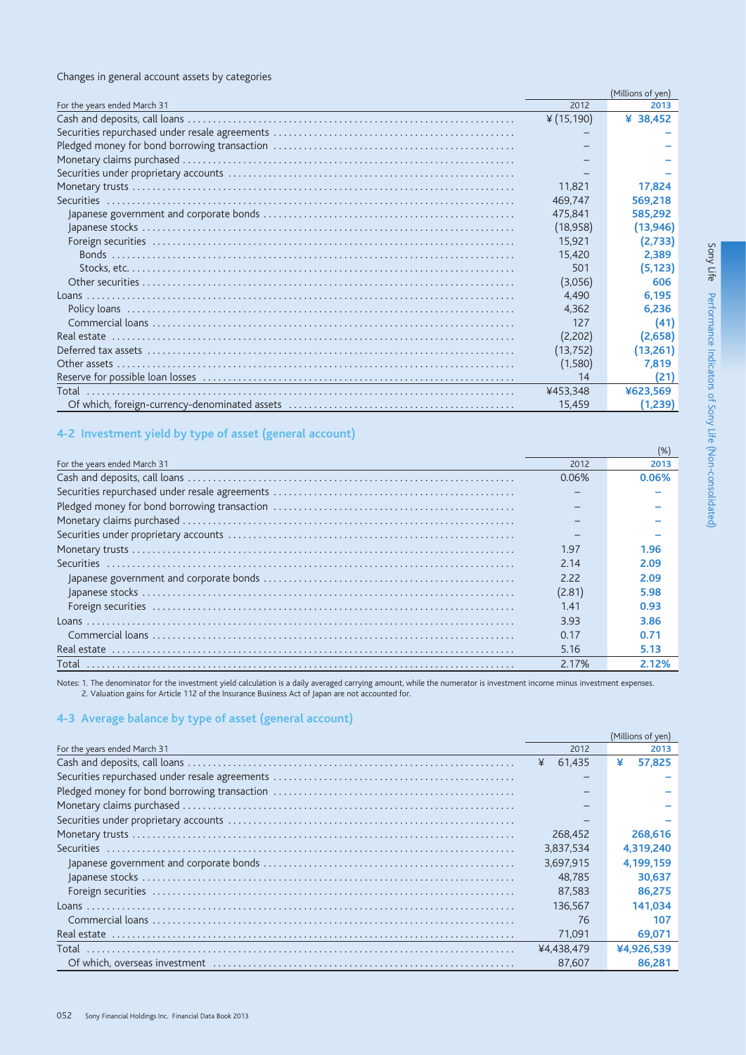Changes in general account assets by categories

| For the years ended March 31 | 2012 | 2013 |
|---|---|---|
| | (Millions of yen) | |
| Cash and deposits, call loans | ¥ (15,190) | ¥ 38,452 |
| Securities repurchased under resale agreements | – | – |
| Pledged money for bond borrowing transaction | – | – |
| Monetary claims purchased | – | – |
| Securities under proprietary accounts | – | – |
| Monetary trusts | 11,821 | 17,824 |
| Securities | 469,747 | 569,218 |
| Japanese government and corporate bonds | 475,841 | 585,292 |
| Japanese stocks | (18,958) | (13,946) |
| Foreign securities | 15,921 | (2,733) |
| Bonds | 15,420 | 2,389 |
| Stocks, etc. | 501 | (5,123) |
| Other securities | (3,056) | 606 |
| Loans | 4,490 | 6,195 |
| Policy loans | 4,362 | 6,236 |
| Commercial loans | 127 | (41) |
| Real estate | (2,202) | (2,658) |
| Deferred tax assets | (13,752) | (13,261) |
| Other assets | (1,580) | 7,819 |
| Reserve for possible loan losses | 14 | (21) |
| Total | ¥453,348 | ¥623,569 |
| Of which, foreign-currency-denominated assets | 15,459 | (1,239) |

## 4-2 Investment yield by type of asset (general account)

| For the years ended March 31 | 2012 | 2013 |
|---|---|---|
| | (%) | |
| Cash and deposits, call loans | 0.06% | 0.06% |
| Securities repurchased under resale agreements | – | – |
| Pledged money for bond borrowing transaction | – | – |
| Monetary claims purchased | – | – |
| Securities under proprietary accounts | – | – |
| Monetary trusts | 1.97 | 1.96 |
| Securities | 2.14 | 2.09 |
| Japanese government and corporate bonds | 2.22 | 2.09 |
| Japanese stocks | (2.81) | 5.98 |
| Foreign securities | 1.41 | 0.93 |
| Loans | 3.93 | 3.86 |
| Commercial loans | 0.17 | 0.71 |
| Real estate | 5.16 | 5.13 |
| Total | 2.17% | 2.12% |

Notes: 1. The denominator for the investment yield calculation is a daily averaged carrying amount, while the numerator is investment income minus investment expenses.
2. Valuation gains for Article 112 of the Insurance Business Act of Japan are not accounted for.

## 4-3 Average balance by type of asset (general account)

| For the years ended March 31 | 2012 | 2013 |
|---|---|---|
| | (Millions of yen) | |
| Cash and deposits, call loans | ¥ 61,435 | ¥ 57,825 |
| Securities repurchased under resale agreements | – | – |
| Pledged money for bond borrowing transaction | – | – |
| Monetary claims purchased | – | – |
| Securities under proprietary accounts | – | – |
| Monetary trusts | 268,452 | 268,616 |
| Securities | 3,837,534 | 4,319,240 |
| Japanese government and corporate bonds | 3,697,915 | 4,199,159 |
| Japanese stocks | 48,785 | 30,637 |
| Foreign securities | 87,583 | 86,275 |
| Loans | 136,567 | 141,034 |
| Commercial loans | 76 | 107 |
| Real estate | 71,091 | 69,071 |
| Total | ¥4,438,479 | ¥4,926,539 |
| Of which, overseas investment | 87,607 | 86,281 |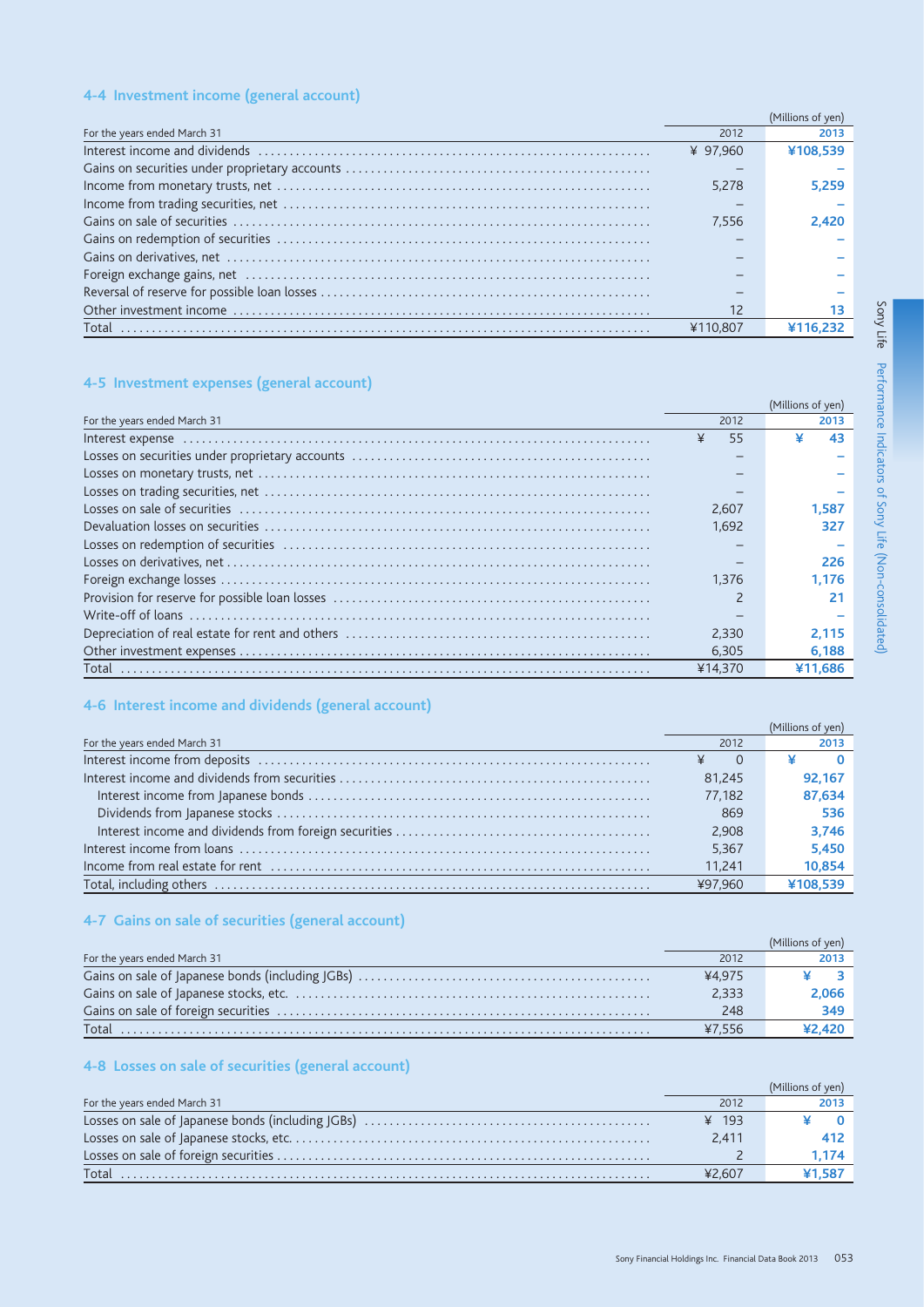## 4-4 Investment income (general account)

(Millions of yen)

| For the years ended March 31 | 2012 | 2013 |
|---|---|---|
| Interest income and dividends | ¥ 97,960 | ¥108,539 |
| Gains on securities under proprietary accounts | – | – |
| Income from monetary trusts, net | 5,278 | 5,259 |
| Income from trading securities, net | – | – |
| Gains on sale of securities | 7,556 | 2,420 |
| Gains on redemption of securities | – | – |
| Gains on derivatives, net | – | – |
| Foreign exchange gains, net | – | – |
| Reversal of reserve for possible loan losses | – | – |
| Other investment income | 12 | 13 |
| Total | ¥110,807 | ¥116,232 |

## 4-5 Investment expenses (general account)

(Millions of yen)

| For the years ended March 31 | 2012 | 2013 |
|---|---|---|
| Interest expense | ¥ 55 | ¥ 43 |
| Losses on securities under proprietary accounts | – | – |
| Losses on monetary trusts, net | – | – |
| Losses on trading securities, net | – | – |
| Losses on sale of securities | 2,607 | 1,587 |
| Devaluation losses on securities | 1,692 | 327 |
| Losses on redemption of securities | – | – |
| Losses on derivatives, net | – | 226 |
| Foreign exchange losses | 1,376 | 1,176 |
| Provision for reserve for possible loan losses | 2 | 21 |
| Write-off of loans | – | – |
| Depreciation of real estate for rent and others | 2,330 | 2,115 |
| Other investment expenses | 6,305 | 6,188 |
| Total | ¥14,370 | ¥11,686 |

## 4-6 Interest income and dividends (general account)

(Millions of yen)

| For the years ended March 31 | 2012 | 2013 |
|---|---|---|
| Interest income from deposits | ¥ 0 | ¥ 0 |
| Interest income and dividends from securities | 81,245 | 92,167 |
| Interest income from Japanese bonds | 77,182 | 87,634 |
| Dividends from Japanese stocks | 869 | 536 |
| Interest income and dividends from foreign securities | 2,908 | 3,746 |
| Interest income from loans | 5,367 | 5,450 |
| Income from real estate for rent | 11,241 | 10,854 |
| Total, including others | ¥97,960 | ¥108,539 |

## 4-7 Gains on sale of securities (general account)

(Millions of yen)

| For the years ended March 31 | 2012 | 2013 |
|---|---|---|
| Gains on sale of Japanese bonds (including JGBs) | ¥4,975 | ¥ 3 |
| Gains on sale of Japanese stocks, etc. | 2,333 | 2,066 |
| Gains on sale of foreign securities | 248 | 349 |
| Total | ¥7,556 | ¥2,420 |

## 4-8 Losses on sale of securities (general account)

(Millions of yen)

| For the years ended March 31 | 2012 | 2013 |
|---|---|---|
| Losses on sale of Japanese bonds (including JGBs) | ¥ 193 | ¥ 0 |
| Losses on sale of Japanese stocks, etc. | 2,411 | 412 |
| Losses on sale of foreign securities | 2 | 1,174 |
| Total | ¥2,607 | ¥1,587 |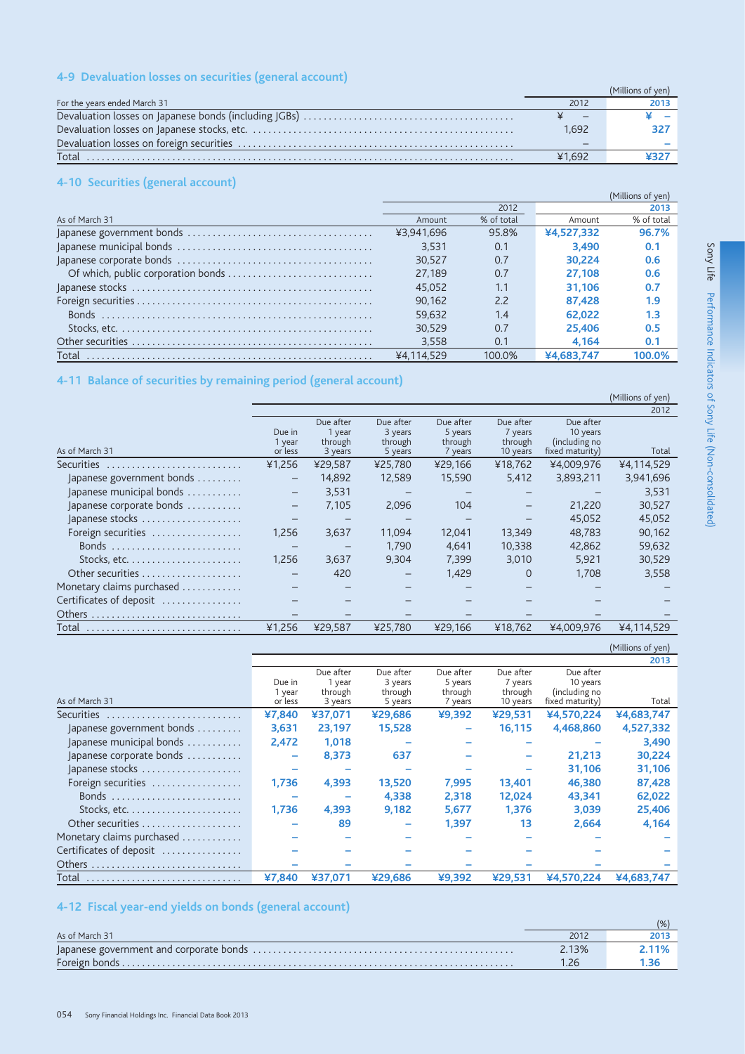## 4-9 Devaluation losses on securities (general account)

(Millions of yen)

| For the years ended March 31 | 2012 | 2013 |
|---|---|---|
| Devaluation losses on Japanese bonds (including JGBs) | ¥ – | ¥ – |
| Devaluation losses on Japanese stocks, etc. | 1,692 | 327 |
| Devaluation losses on foreign securities | – | – |
| Total | ¥1,692 | ¥327 |

## 4-10 Securities (general account)

(Millions of yen)

| | 2012 | | 2013 | |
|---|---|---|---|---|
| As of March 31 | Amount | % of total | Amount | % of total |
| Japanese government bonds | ¥3,941,696 | 95.8% | ¥4,527,332 | 96.7% |
| Japanese municipal bonds | 3,531 | 0.1 | 3,490 | 0.1 |
| Japanese corporate bonds | 30,527 | 0.7 | 30,224 | 0.6 |
| Of which, public corporation bonds | 27,189 | 0.7 | 27,108 | 0.6 |
| Japanese stocks | 45,052 | 1.1 | 31,106 | 0.7 |
| Foreign securities | 90,162 | 2.2 | 87,428 | 1.9 |
| Bonds | 59,632 | 1.4 | 62,022 | 1.3 |
| Stocks, etc. | 30,529 | 0.7 | 25,406 | 0.5 |
| Other securities | 3,558 | 0.1 | 4,164 | 0.1 |
| Total | ¥4,114,529 | 100.0% | ¥4,683,747 | 100.0% |

## 4-11 Balance of securities by remaining period (general account)

(Millions of yen)

2012

| As of March 31 | Due in 1 year or less | Due after 1 year through 3 years | Due after 3 years through 5 years | Due after 5 years through 7 years | Due after 7 years through 10 years | Due after 10 years (including no fixed maturity) | Total |
|---|---|---|---|---|---|---|---|
| Securities | ¥1,256 | ¥29,587 | ¥25,780 | ¥29,166 | ¥18,762 | ¥4,009,976 | ¥4,114,529 |
| Japanese government bonds | – | 14,892 | 12,589 | 15,590 | 5,412 | 3,893,211 | 3,941,696 |
| Japanese municipal bonds | – | 3,531 | – | – | – | – | 3,531 |
| Japanese corporate bonds | – | 7,105 | 2,096 | 104 | – | 21,220 | 30,527 |
| Japanese stocks | – | – | – | – | – | 45,052 | 45,052 |
| Foreign securities | 1,256 | 3,637 | 11,094 | 12,041 | 13,349 | 48,783 | 90,162 |
| Bonds | – | – | 1,790 | 4,641 | 10,338 | 42,862 | 59,632 |
| Stocks, etc. | 1,256 | 3,637 | 9,304 | 7,399 | 3,010 | 5,921 | 30,529 |
| Other securities | – | 420 | – | 1,429 | 0 | 1,708 | 3,558 |
| Monetary claims purchased | – | – | – | – | – | – | – |
| Certificates of deposit | – | – | – | – | – | – | – |
| Others | – | – | – | – | – | – | – |
| Total | ¥1,256 | ¥29,587 | ¥25,780 | ¥29,166 | ¥18,762 | ¥4,009,976 | ¥4,114,529 |

(Millions of yen)

2013

| As of March 31 | Due in 1 year or less | Due after 1 year through 3 years | Due after 3 years through 5 years | Due after 5 years through 7 years | Due after 7 years through 10 years | Due after 10 years (including no fixed maturity) | Total |
|---|---|---|---|---|---|---|---|
| Securities | ¥7,840 | ¥37,071 | ¥29,686 | ¥9,392 | ¥29,531 | ¥4,570,224 | ¥4,683,747 |
| Japanese government bonds | 3,631 | 23,197 | 15,528 | – | 16,115 | 4,468,860 | 4,527,332 |
| Japanese municipal bonds | 2,472 | 1,018 | – | – | – | – | 3,490 |
| Japanese corporate bonds | – | 8,373 | 637 | – | – | 21,213 | 30,224 |
| Japanese stocks | – | – | – | – | – | 31,106 | 31,106 |
| Foreign securities | 1,736 | 4,393 | 13,520 | 7,995 | 13,401 | 46,380 | 87,428 |
| Bonds | – | – | 4,338 | 2,318 | 12,024 | 43,341 | 62,022 |
| Stocks, etc. | 1,736 | 4,393 | 9,182 | 5,677 | 1,376 | 3,039 | 25,406 |
| Other securities | – | 89 | – | 1,397 | 13 | 2,664 | 4,164 |
| Monetary claims purchased | – | – | – | – | – | – | – |
| Certificates of deposit | – | – | – | – | – | – | – |
| Others | – | – | – | – | – | – | – |
| Total | ¥7,840 | ¥37,071 | ¥29,686 | ¥9,392 | ¥29,531 | ¥4,570,224 | ¥4,683,747 |

## 4-12 Fiscal year-end yields on bonds (general account)

(%)

| As of March 31 | 2012 | 2013 |
|---|---|---|
| Japanese government and corporate bonds | 2.13% | 2.11% |
| Foreign bonds | 1.26 | 1.36 |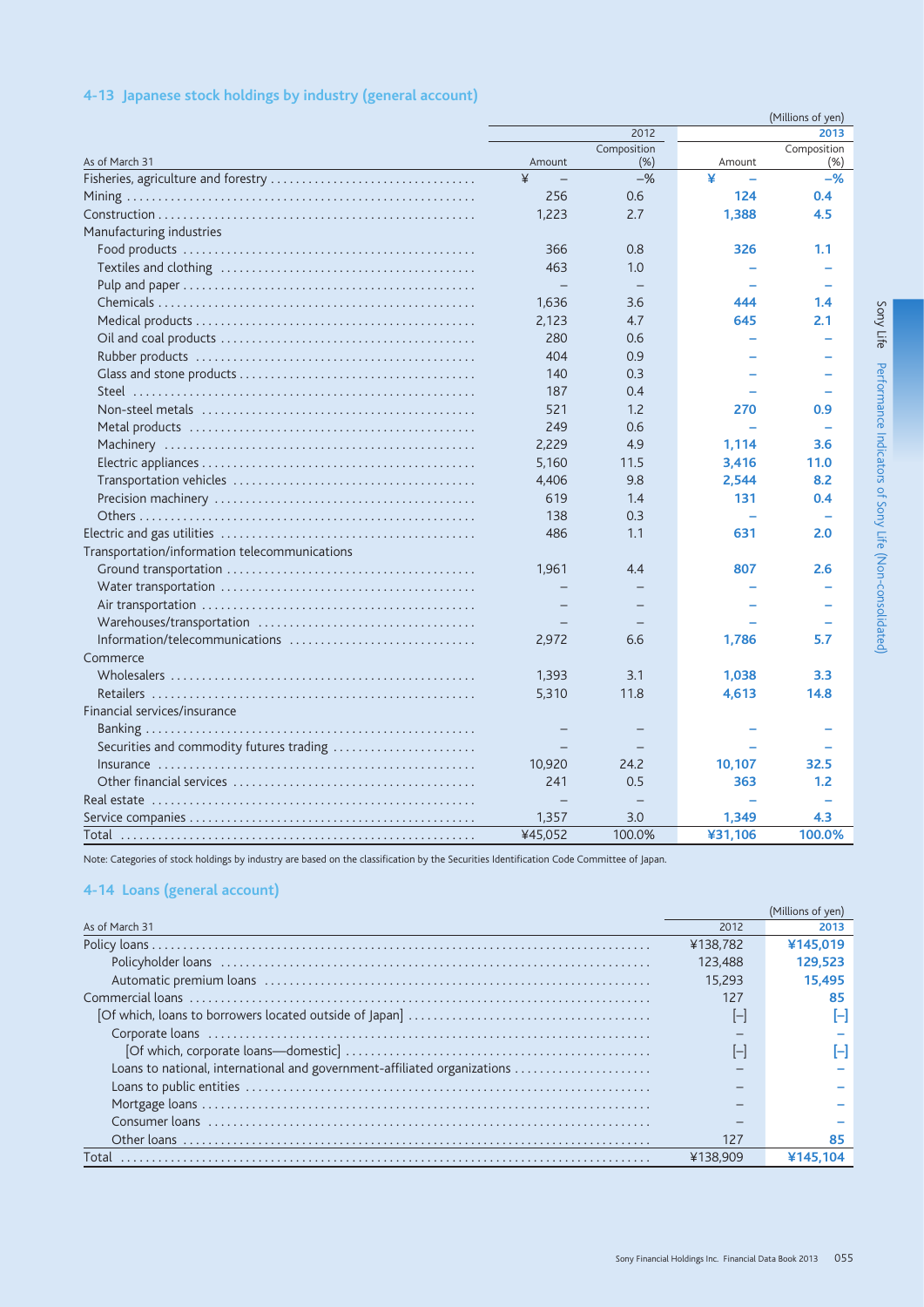## 4-13 Japanese stock holdings by industry (general account)

(Millions of yen)

| As of March 31 | 2012 Amount | 2012 Composition (%) | 2013 Amount | 2013 Composition (%) |
|---|---|---|---|---|
| Fisheries, agriculture and forestry | ¥ – | –% | ¥ – | –% |
| Mining | 256 | 0.6 | 124 | 0.4 |
| Construction | 1,223 | 2.7 | 1,388 | 4.5 |
| Manufacturing industries | | | | |
| Food products | 366 | 0.8 | 326 | 1.1 |
| Textiles and clothing | 463 | 1.0 | – | – |
| Pulp and paper | – | – | – | – |
| Chemicals | 1,636 | 3.6 | 444 | 1.4 |
| Medical products | 2,123 | 4.7 | 645 | 2.1 |
| Oil and coal products | 280 | 0.6 | – | – |
| Rubber products | 404 | 0.9 | – | – |
| Glass and stone products | 140 | 0.3 | – | – |
| Steel | 187 | 0.4 | – | – |
| Non-steel metals | 521 | 1.2 | 270 | 0.9 |
| Metal products | 249 | 0.6 | – | – |
| Machinery | 2,229 | 4.9 | 1,114 | 3.6 |
| Electric appliances | 5,160 | 11.5 | 3,416 | 11.0 |
| Transportation vehicles | 4,406 | 9.8 | 2,544 | 8.2 |
| Precision machinery | 619 | 1.4 | 131 | 0.4 |
| Others | 138 | 0.3 | – | – |
| Electric and gas utilities | 486 | 1.1 | 631 | 2.0 |
| Transportation/information telecommunications | | | | |
| Ground transportation | 1,961 | 4.4 | 807 | 2.6 |
| Water transportation | – | – | – | – |
| Air transportation | – | – | – | – |
| Warehouses/transportation | – | – | – | – |
| Information/telecommunications | 2,972 | 6.6 | 1,786 | 5.7 |
| Commerce | | | | |
| Wholesalers | 1,393 | 3.1 | 1,038 | 3.3 |
| Retailers | 5,310 | 11.8 | 4,613 | 14.8 |
| Financial services/insurance | | | | |
| Banking | – | – | – | – |
| Securities and commodity futures trading | – | – | – | – |
| Insurance | 10,920 | 24.2 | 10,107 | 32.5 |
| Other financial services | 241 | 0.5 | 363 | 1.2 |
| Real estate | – | – | – | – |
| Service companies | 1,357 | 3.0 | 1,349 | 4.3 |
| Total | ¥45,052 | 100.0% | ¥31,106 | 100.0% |

Note: Categories of stock holdings by industry are based on the classification by the Securities Identification Code Committee of Japan.

## 4-14 Loans (general account)

(Millions of yen)

| As of March 31 | 2012 | 2013 |
|---|---|---|
| Policy loans | ¥138,782 | ¥145,019 |
| Policyholder loans | 123,488 | 129,523 |
| Automatic premium loans | 15,293 | 15,495 |
| Commercial loans | 127 | 85 |
| [Of which, loans to borrowers located outside of Japan] | [–] | [–] |
| Corporate loans | – | – |
| [Of which, corporate loans—domestic] | [–] | [–] |
| Loans to national, international and government-affiliated organizations | – | – |
| Loans to public entities | – | – |
| Mortgage loans | – | – |
| Consumer loans | – | – |
| Other loans | 127 | 85 |
| Total | ¥138,909 | ¥145,104 |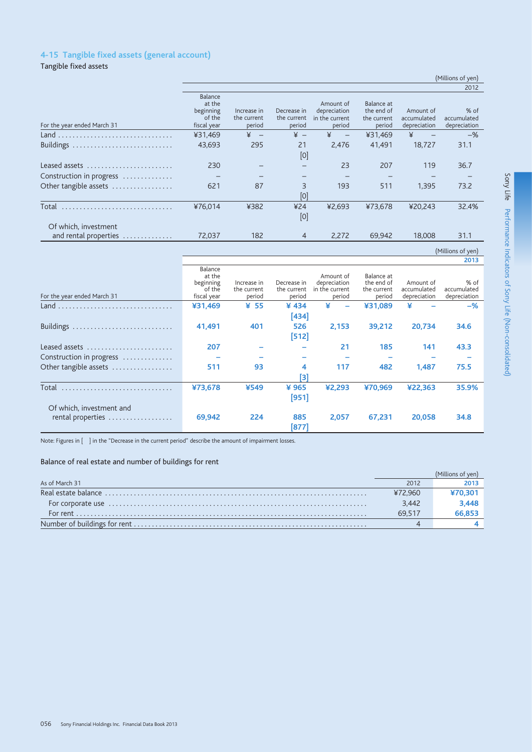## 4-15 Tangible fixed assets (general account)

Tangible fixed assets

(Millions of yen)

| For the year ended March 31 | Balance at the beginning of the fiscal year | Increase in the current period | Decrease in the current period | Amount of depreciation in the current period | Balance at the end of the current period | Amount of accumulated depreciation | % of accumulated depreciation |
|---|---|---|---|---|---|---|---|
| **2012** | | | | | | | |
| Land | ¥31,469 | ¥ – | ¥ – | ¥ – | ¥31,469 | ¥ – | –% |
| Buildings | 43,693 | 295 | 21 [0] | 2,476 | 41,491 | 18,727 | 31.1 |
| Leased assets | 230 | – | – | 23 | 207 | 119 | 36.7 |
| Construction in progress | – | – | – | – | – | – | – |
| Other tangible assets | 621 | 87 | 3 [0] | 193 | 511 | 1,395 | 73.2 |
| Total | ¥76,014 | ¥382 | ¥24 [0] | ¥2,693 | ¥73,678 | ¥20,243 | 32.4% |
| Of which, investment and rental properties | 72,037 | 182 | 4 | 2,272 | 69,942 | 18,008 | 31.1 |

(Millions of yen)

| For the year ended March 31 | Balance at the beginning of the fiscal year | Increase in the current period | Decrease in the current period | Amount of depreciation in the current period | Balance at the end of the current period | Amount of accumulated depreciation | % of accumulated depreciation |
|---|---|---|---|---|---|---|---|
| **2013** | | | | | | | |
| Land | **¥31,469** | **¥ 55** | **¥ 434 [434]** | **¥ –** | **¥31,089** | **¥ –** | **–%** |
| Buildings | **41,491** | **401** | **526 [512]** | **2,153** | **39,212** | **20,734** | **34.6** |
| Leased assets | **207** | **–** | **–** | **21** | **185** | **141** | **43.3** |
| Construction in progress | **–** | **–** | **–** | **–** | **–** | **–** | **–** |
| Other tangible assets | **511** | **93** | **4 [3]** | **117** | **482** | **1,487** | **75.5** |
| Total | **¥73,678** | **¥549** | **¥ 965 [951]** | **¥2,293** | **¥70,969** | **¥22,363** | **35.9%** |
| Of which, investment and rental properties | **69,942** | **224** | **885 [877]** | **2,057** | **67,231** | **20,058** | **34.8** |

Note: Figures in [ ] in the "Decrease in the current period" describe the amount of impairment losses.

Balance of real estate and number of buildings for rent

(Millions of yen)

| As of March 31 | 2012 | 2013 |
|---|---|---|
| Real estate balance | ¥72,960 | **¥70,301** |
| For corporate use | 3,442 | **3,448** |
| For rent | 69,517 | **66,853** |
| Number of buildings for rent | 4 | **4** |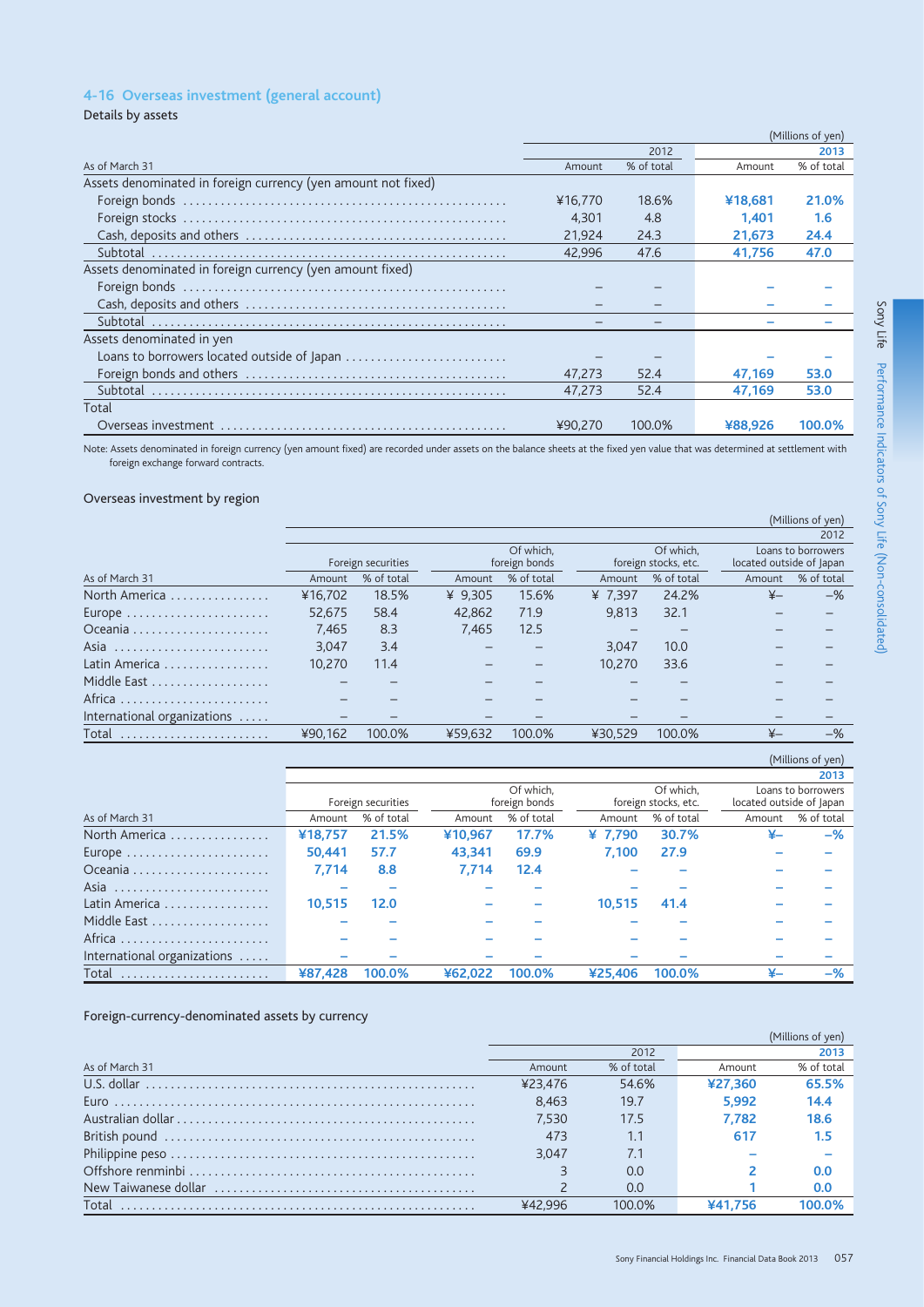## 4-16 Overseas investment (general account)

### Details by assets

(Millions of yen)

| As of March 31 | 2012 Amount | 2012 % of total | 2013 Amount | 2013 % of total |
|---|---|---|---|---|
| **Assets denominated in foreign currency (yen amount not fixed)** | | | | |
| Foreign bonds | ¥16,770 | 18.6% | ¥18,681 | 21.0% |
| Foreign stocks | 4,301 | 4.8 | 1,401 | 1.6 |
| Cash, deposits and others | 21,924 | 24.3 | 21,673 | 24.4 |
| Subtotal | 42,996 | 47.6 | 41,756 | 47.0 |
| **Assets denominated in foreign currency (yen amount fixed)** | | | | |
| Foreign bonds | – | – | – | – |
| Cash, deposits and others | – | – | – | – |
| Subtotal | – | – | – | – |
| **Assets denominated in yen** | | | | |
| Loans to borrowers located outside of Japan | – | – | – | – |
| Foreign bonds and others | 47,273 | 52.4 | 47,169 | 53.0 |
| Subtotal | 47,273 | 52.4 | 47,169 | 53.0 |
| **Total** | | | | |
| Overseas investment | ¥90,270 | 100.0% | ¥88,926 | 100.0% |

Note: Assets denominated in foreign currency (yen amount fixed) are recorded under assets on the balance sheets at the fixed yen value that was determined at settlement with foreign exchange forward contracts.

### Overseas investment by region

(Millions of yen)

2012

| As of March 31 | Foreign securities Amount | Foreign securities % of total | Of which, foreign bonds Amount | Of which, foreign bonds % of total | Of which, foreign stocks, etc. Amount | Of which, foreign stocks, etc. % of total | Loans to borrowers located outside of Japan Amount | Loans to borrowers located outside of Japan % of total |
|---|---|---|---|---|---|---|---|---|
| North America | ¥16,702 | 18.5% | ¥ 9,305 | 15.6% | ¥ 7,397 | 24.2% | ¥– | –% |
| Europe | 52,675 | 58.4 | 42,862 | 71.9 | 9,813 | 32.1 | – | – |
| Oceania | 7,465 | 8.3 | 7,465 | 12.5 | – | – | – | – |
| Asia | 3,047 | 3.4 | – | – | 3,047 | 10.0 | – | – |
| Latin America | 10,270 | 11.4 | – | – | 10,270 | 33.6 | – | – |
| Middle East | – | – | – | – | – | – | – | – |
| Africa | – | – | – | – | – | – | – | – |
| International organizations | – | – | – | – | – | – | – | – |
| Total | ¥90,162 | 100.0% | ¥59,632 | 100.0% | ¥30,529 | 100.0% | ¥– | –% |

(Millions of yen)

2013

| As of March 31 | Foreign securities Amount | Foreign securities % of total | Of which, foreign bonds Amount | Of which, foreign bonds % of total | Of which, foreign stocks, etc. Amount | Of which, foreign stocks, etc. % of total | Loans to borrowers located outside of Japan Amount | Loans to borrowers located outside of Japan % of total |
|---|---|---|---|---|---|---|---|---|
| North America | ¥18,757 | 21.5% | ¥10,967 | 17.7% | ¥ 7,790 | 30.7% | ¥– | –% |
| Europe | 50,441 | 57.7 | 43,341 | 69.9 | 7,100 | 27.9 | – | – |
| Oceania | 7,714 | 8.8 | 7,714 | 12.4 | – | – | – | – |
| Asia | – | – | – | – | – | – | – | – |
| Latin America | 10,515 | 12.0 | – | – | 10,515 | 41.4 | – | – |
| Middle East | – | – | – | – | – | – | – | – |
| Africa | – | – | – | – | – | – | – | – |
| International organizations | – | – | – | – | – | – | – | – |
| Total | ¥87,428 | 100.0% | ¥62,022 | 100.0% | ¥25,406 | 100.0% | ¥– | –% |

### Foreign-currency-denominated assets by currency

(Millions of yen)

| As of March 31 | 2012 Amount | 2012 % of total | 2013 Amount | 2013 % of total |
|---|---|---|---|---|
| U.S. dollar | ¥23,476 | 54.6% | ¥27,360 | 65.5% |
| Euro | 8,463 | 19.7 | 5,992 | 14.4 |
| Australian dollar | 7,530 | 17.5 | 7,782 | 18.6 |
| British pound | 473 | 1.1 | 617 | 1.5 |
| Philippine peso | 3,047 | 7.1 | – | – |
| Offshore renminbi | 3 | 0.0 | 2 | 0.0 |
| New Taiwanese dollar | 2 | 0.0 | 1 | 0.0 |
| Total | ¥42,996 | 100.0% | ¥41,756 | 100.0% |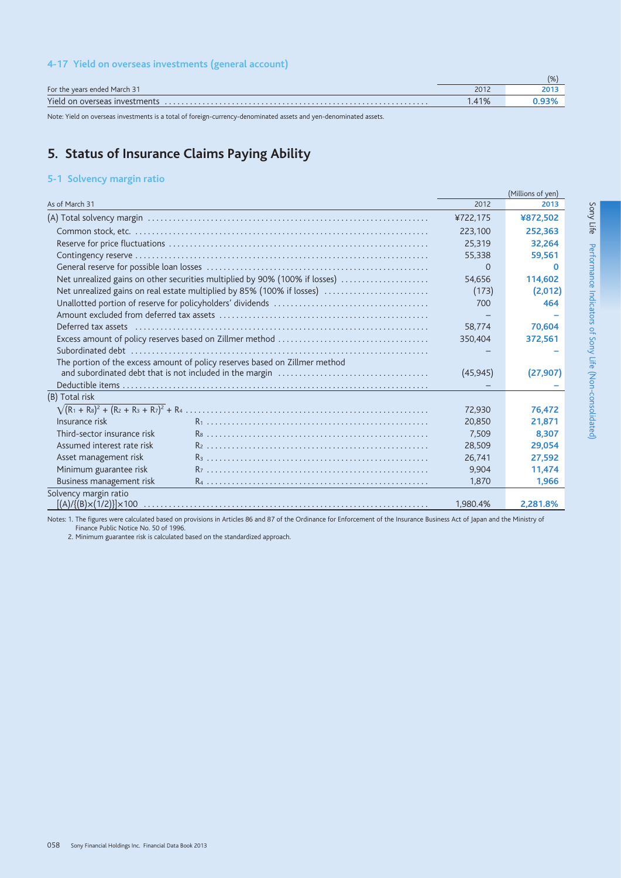### 4-17 Yield on overseas investments (general account)

| For the years ended March 31 | 2012 | 2013 |
|---|---|---|
| | | (%) |
| Yield on overseas investments | 1.41% | **0.93%** |

Note: Yield on overseas investments is a total of foreign-currency-denominated assets and yen-denominated assets.

## 5. Status of Insurance Claims Paying Ability

### 5-1 Solvency margin ratio

| As of March 31 | | 2012 | 2013 |
|---|---|---|---|
| | | | (Millions of yen) |
| (A) Total solvency margin | | ¥722,175 | **¥872,502** |
| Common stock, etc. | | 223,100 | **252,363** |
| Reserve for price fluctuations | | 25,319 | **32,264** |
| Contingency reserve | | 55,338 | **59,561** |
| General reserve for possible loan losses | | 0 | **0** |
| Net unrealized gains on other securities multiplied by 90% (100% if losses) | | 54,656 | **114,602** |
| Net unrealized gains on real estate multiplied by 85% (100% if losses) | | (173) | **(2,012)** |
| Unallotted portion of reserve for policyholders' dividends | | 700 | **464** |
| Amount excluded from deferred tax assets | | – | **–** |
| Deferred tax assets | | 58,774 | **70,604** |
| Excess amount of policy reserves based on Zillmer method | | 350,404 | **372,561** |
| Subordinated debt | | – | **–** |
| The portion of the excess amount of policy reserves based on Zillmer method and subordinated debt that is not included in the margin | | (45,945) | **(27,907)** |
| Deductible items | | – | **–** |
| (B) Total risk | | | |
| $\sqrt{(R_1 + R_8)^2 + (R_2 + R_3 + R_7)^2} + R_4$ | | 72,930 | **76,472** |
| Insurance risk | $R_1$ | 20,850 | **21,871** |
| Third-sector insurance risk | $R_8$ | 7,509 | **8,307** |
| Assumed interest rate risk | $R_2$ | 28,509 | **29,054** |
| Asset management risk | $R_3$ | 26,741 | **27,592** |
| Minimum guarantee risk | $R_7$ | 9,904 | **11,474** |
| Business management risk | $R_4$ | 1,870 | **1,966** |
| Solvency margin ratio $[(A)/\{(B)\times(1/2)\}]\times100$ | | 1,980.4% | **2,281.8%** |

Notes: 1. The figures were calculated based on provisions in Articles 86 and 87 of the Ordinance for Enforcement of the Insurance Business Act of Japan and the Ministry of Finance Public Notice No. 50 of 1996.
2. Minimum guarantee risk is calculated based on the standardized approach.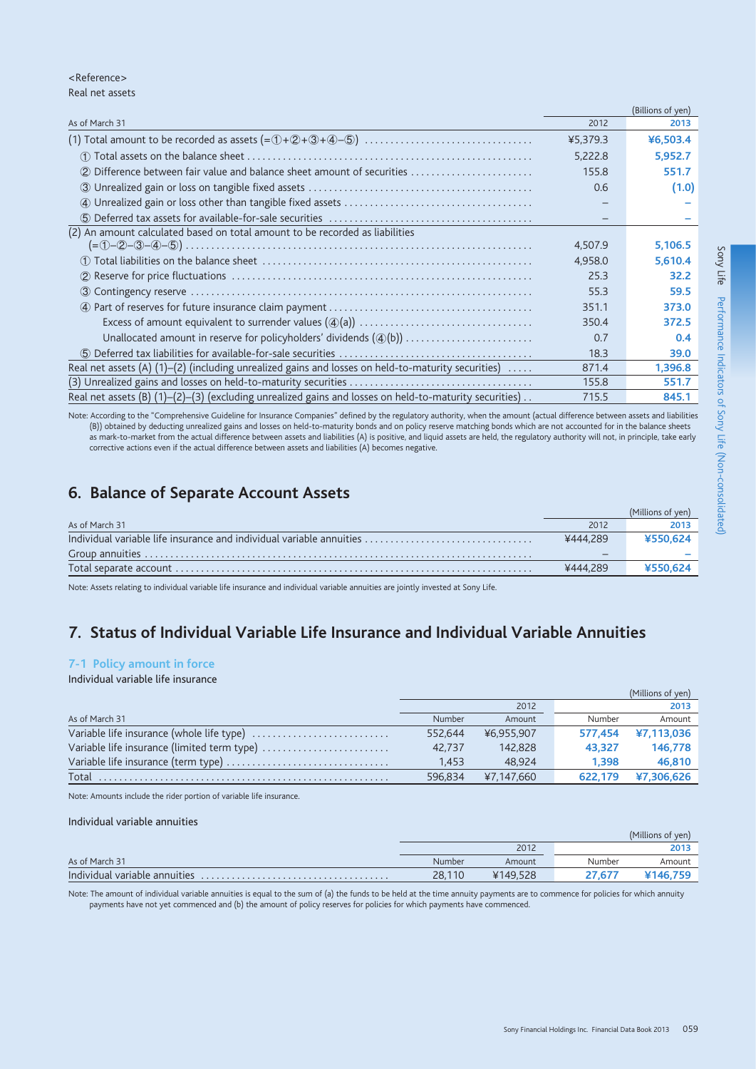<Reference>

Real net assets

(Billions of yen)

| As of March 31 | 2012 | 2013 |
|---|---|---|
| (1) Total amount to be recorded as assets (=①+②+③+④−⑤) | ¥5,379.3 | ¥6,503.4 |
| ① Total assets on the balance sheet | 5,222.8 | 5,952.7 |
| ② Difference between fair value and balance sheet amount of securities | 155.8 | 551.7 |
| ③ Unrealized gain or loss on tangible fixed assets | 0.6 | (1.0) |
| ④ Unrealized gain or loss other than tangible fixed assets | – | – |
| ⑤ Deferred tax assets for available-for-sale securities | – | – |
| (2) An amount calculated based on total amount to be recorded as liabilities (=①−②−③−④−⑤) | 4,507.9 | 5,106.5 |
| ① Total liabilities on the balance sheet | 4,958.0 | 5,610.4 |
| ② Reserve for price fluctuations | 25.3 | 32.2 |
| ③ Contingency reserve | 55.3 | 59.5 |
| ④ Part of reserves for future insurance claim payment | 351.1 | 373.0 |
| Excess of amount equivalent to surrender values (④(a)) | 350.4 | 372.5 |
| Unallocated amount in reserve for policyholders' dividends (④(b)) | 0.7 | 0.4 |
| ⑤ Deferred tax liabilities for available-for-sale securities | 18.3 | 39.0 |
| Real net assets (A) (1)−(2) (including unrealized gains and losses on held-to-maturity securities) | 871.4 | 1,396.8 |
| (3) Unrealized gains and losses on held-to-maturity securities | 155.8 | 551.7 |
| Real net assets (B) (1)−(2)−(3) (excluding unrealized gains and losses on held-to-maturity securities) | 715.5 | 845.1 |

Note: According to the "Comprehensive Guideline for Insurance Companies" defined by the regulatory authority, when the amount (actual difference between assets and liabilities (B)) obtained by deducting unrealized gains and losses on held-to-maturity bonds and on policy reserve matching bonds which are not accounted for in the balance sheets as mark-to-market from the actual difference between assets and liabilities (A) is positive, and liquid assets are held, the regulatory authority will not, in principle, take early corrective actions even if the actual difference between assets and liabilities (A) becomes negative.

## 6. Balance of Separate Account Assets

(Millions of yen)

| As of March 31 | 2012 | 2013 |
|---|---|---|
| Individual variable life insurance and individual variable annuities | ¥444,289 | ¥550,624 |
| Group annuities | – | – |
| Total separate account | ¥444,289 | ¥550,624 |

Note: Assets relating to individual variable life insurance and individual variable annuities are jointly invested at Sony Life.

## 7. Status of Individual Variable Life Insurance and Individual Variable Annuities

### 7-1 Policy amount in force

Individual variable life insurance

(Millions of yen)

| | 2012 | | 2013 | |
|---|---|---|---|---|
| As of March 31 | Number | Amount | Number | Amount |
| Variable life insurance (whole life type) | 552,644 | ¥6,955,907 | 577,454 | ¥7,113,036 |
| Variable life insurance (limited term type) | 42,737 | 142,828 | 43,327 | 146,778 |
| Variable life insurance (term type) | 1,453 | 48,924 | 1,398 | 46,810 |
| Total | 596,834 | ¥7,147,660 | 622,179 | ¥7,306,626 |

Note: Amounts include the rider portion of variable life insurance.

Individual variable annuities

(Millions of yen)

| | 2012 | | 2013 | |
|---|---|---|---|---|
| As of March 31 | Number | Amount | Number | Amount |
| Individual variable annuities | 28,110 | ¥149,528 | 27,677 | ¥146,759 |

Note: The amount of individual variable annuities is equal to the sum of (a) the funds to be held at the time annuity payments are to commence for policies for which annuity payments have not yet commenced and (b) the amount of policy reserves for policies for which payments have commenced.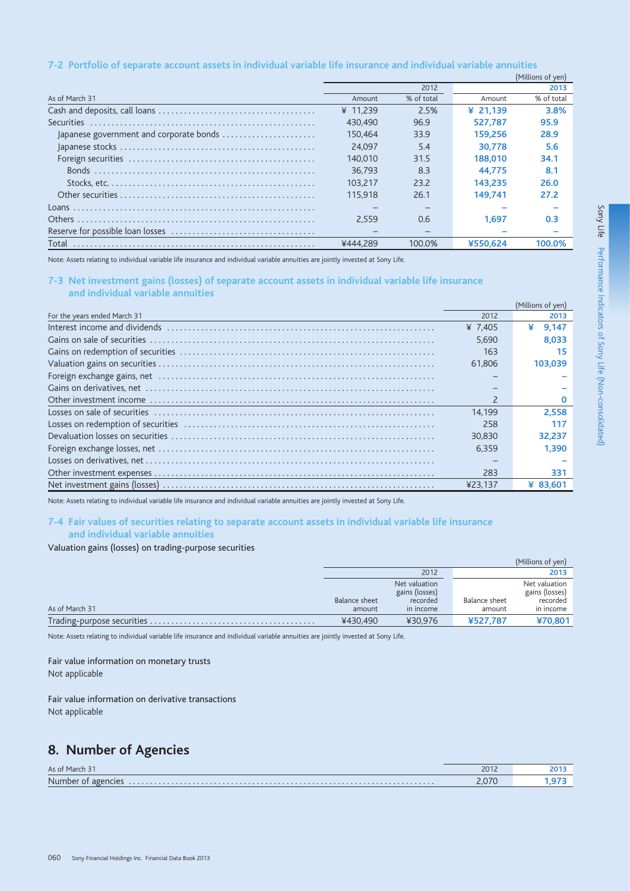### 7-2 Portfolio of separate account assets in individual variable life insurance and individual variable annuities

(Millions of yen)

| As of March 31 | 2012 Amount | 2012 % of total | 2013 Amount | 2013 % of total |
|---|---|---|---|---|
| Cash and deposits, call loans | ¥ 11,239 | 2.5% | ¥ 21,139 | 3.8% |
| Securities | 430,490 | 96.9 | 527,787 | 95.9 |
| Japanese government and corporate bonds | 150,464 | 33.9 | 159,256 | 28.9 |
| Japanese stocks | 24,097 | 5.4 | 30,778 | 5.6 |
| Foreign securities | 140,010 | 31.5 | 188,010 | 34.1 |
| Bonds | 36,793 | 8.3 | 44,775 | 8.1 |
| Stocks, etc. | 103,217 | 23.2 | 143,235 | 26.0 |
| Other securities | 115,918 | 26.1 | 149,741 | 27.2 |
| Loans | – | – | – | – |
| Others | 2,559 | 0.6 | 1,697 | 0.3 |
| Reserve for possible loan losses | – | – | – | – |
| Total | ¥444,289 | 100.0% | ¥550,624 | 100.0% |

Note: Assets relating to individual variable life insurance and individual variable annuities are jointly invested at Sony Life.

### 7-3 Net investment gains (losses) of separate account assets in individual variable life insurance and individual variable annuities

(Millions of yen)

| For the years ended March 31 | 2012 | 2013 |
|---|---|---|
| Interest income and dividends | ¥ 7,405 | ¥ 9,147 |
| Gains on sale of securities | 5,690 | 8,033 |
| Gains on redemption of securities | 163 | 15 |
| Valuation gains on securities | 61,806 | 103,039 |
| Foreign exchange gains, net | – | – |
| Gains on derivatives, net | – | – |
| Other investment income | 2 | 0 |
| Losses on sale of securities | 14,199 | 2,558 |
| Losses on redemption of securities | 258 | 117 |
| Devaluation losses on securities | 30,830 | 32,237 |
| Foreign exchange losses, net | 6,359 | 1,390 |
| Losses on derivatives, net | – | – |
| Other investment expenses | 283 | 331 |
| Net investment gains (losses) | ¥23,137 | ¥ 83,601 |

Note: Assets relating to individual variable life insurance and individual variable annuities are jointly invested at Sony Life.

### 7-4 Fair values of securities relating to separate account assets in individual variable life insurance and individual variable annuities

Valuation gains (losses) on trading-purpose securities

(Millions of yen)

| As of March 31 | 2012 Balance sheet amount | 2012 Net valuation gains (losses) recorded in income | 2013 Balance sheet amount | 2013 Net valuation gains (losses) recorded in income |
|---|---|---|---|---|
| Trading-purpose securities | ¥430,490 | ¥30,976 | ¥527,787 | ¥70,801 |

Note: Assets relating to individual variable life insurance and individual variable annuities are jointly invested at Sony Life.

Fair value information on monetary trusts
Not applicable

Fair value information on derivative transactions
Not applicable

## 8. Number of Agencies

| As of March 31 | 2012 | 2013 |
|---|---|---|
| Number of agencies | 2,070 | 1,973 |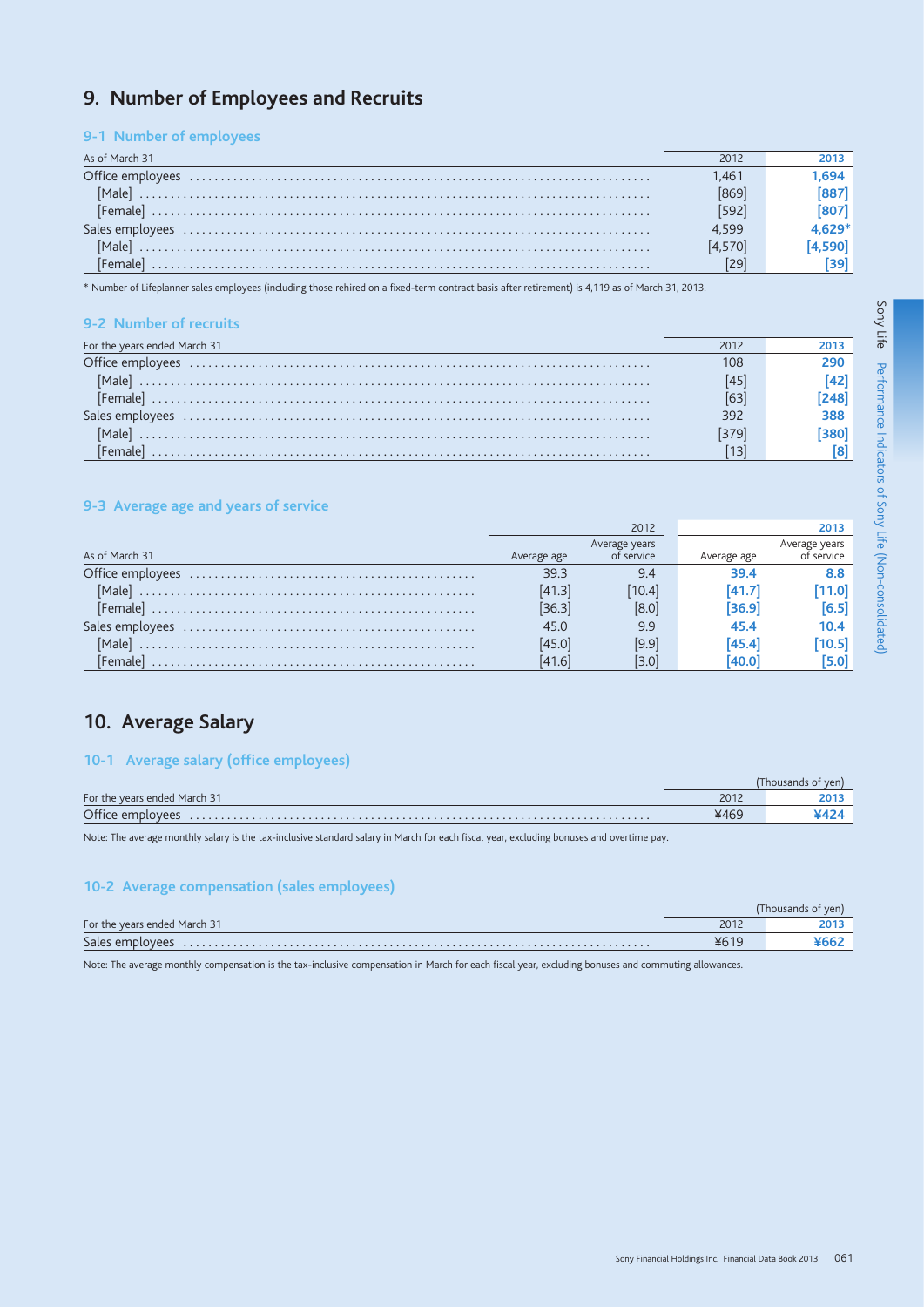## 9. Number of Employees and Recruits

### 9-1 Number of employees

| As of March 31 | 2012 | 2013 |
|---|---|---|
| Office employees | 1,461 | **1,694** |
| [Male] | [869] | **[887]** |
| [Female] | [592] | **[807]** |
| Sales employees | 4,599 | **4,629***|
| [Male] | [4,570] | **[4,590]** |
| [Female] | [29] | **[39]** |

* Number of Lifeplanner sales employees (including those rehired on a fixed-term contract basis after retirement) is 4,119 as of March 31, 2013.

### 9-2 Number of recruits

| For the years ended March 31 | 2012 | 2013 |
|---|---|---|
| Office employees | 108 | **290** |
| [Male] | [45] | **[42]** |
| [Female] | [63] | **[248]** |
| Sales employees | 392 | **388** |
| [Male] | [379] | **[380]** |
| [Female] | [13] | **[8]** |

### 9-3 Average age and years of service

| | 2012 | | 2013 | |
|---|---|---|---|---|
| As of March 31 | Average age | Average years of service | Average age | Average years of service |
| Office employees | 39.3 | 9.4 | **39.4** | **8.8** |
| [Male] | [41.3] | [10.4] | **[41.7]** | **[11.0]** |
| [Female] | [36.3] | [8.0] | **[36.9]** | **[6.5]** |
| Sales employees | 45.0 | 9.9 | **45.4** | **10.4** |
| [Male] | [45.0] | [9.9] | **[45.4]** | **[10.5]** |
| [Female] | [41.6] | [3.0] | **[40.0]** | **[5.0]** |

## 10. Average Salary

### 10-1 Average salary (office employees)

(Thousands of yen)

| For the years ended March 31 | 2012 | 2013 |
|---|---|---|
| Office employees | ¥469 | **¥424** |

Note: The average monthly salary is the tax-inclusive standard salary in March for each fiscal year, excluding bonuses and overtime pay.

### 10-2 Average compensation (sales employees)

(Thousands of yen)

| For the years ended March 31 | 2012 | 2013 |
|---|---|---|
| Sales employees | ¥619 | **¥662** |

Note: The average monthly compensation is the tax-inclusive compensation in March for each fiscal year, excluding bonuses and commuting allowances.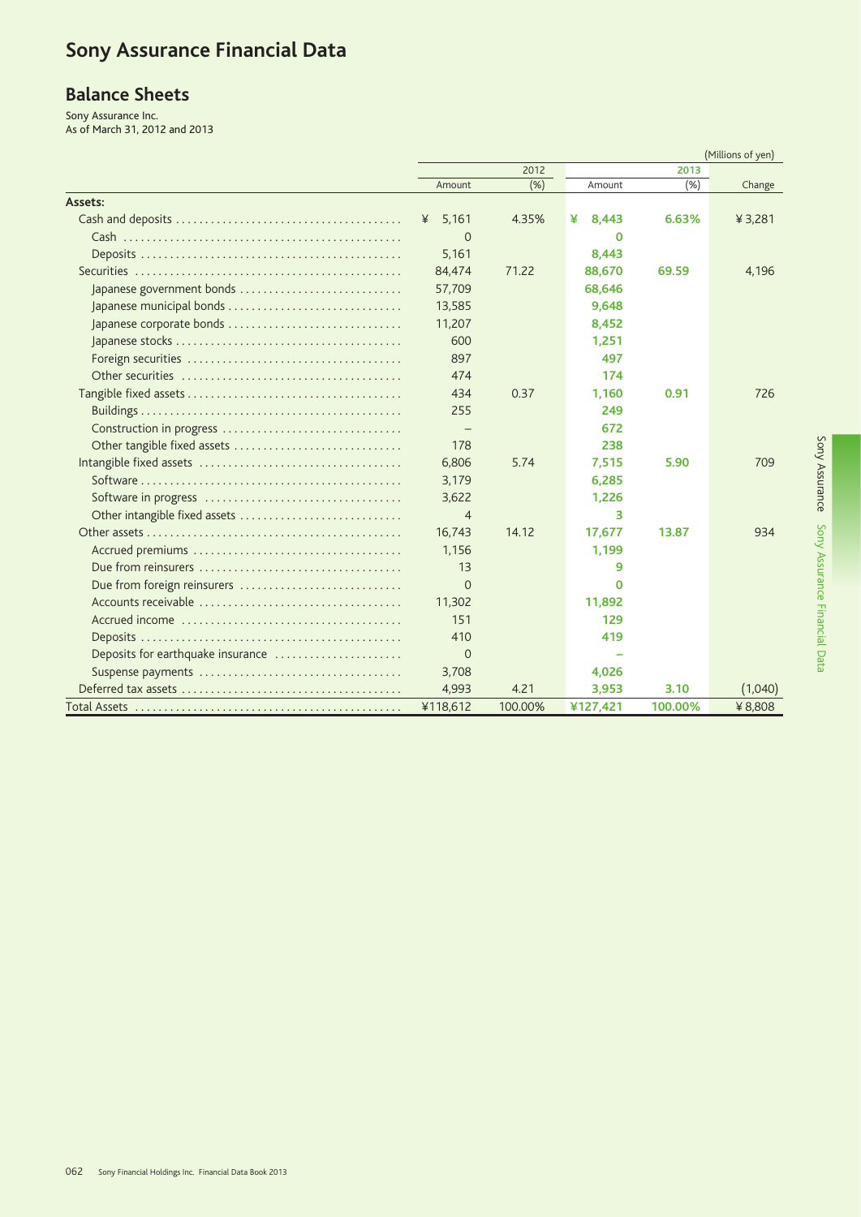# Sony Assurance Financial Data

## Balance Sheets

Sony Assurance Inc.
As of March 31, 2012 and 2013

(Millions of yen)

| | 2012 | | 2013 | | |
|---|---|---|---|---|---|
| | Amount | (%) | Amount | (%) | Change |
| **Assets:** | | | | | |
| Cash and deposits | ¥ 5,161 | 4.35% | ¥ 8,443 | 6.63% | ¥ 3,281 |
| Cash | 0 | | 0 | | |
| Deposits | 5,161 | | 8,443 | | |
| Securities | 84,474 | 71.22 | 88,670 | 69.59 | 4,196 |
| Japanese government bonds | 57,709 | | 68,646 | | |
| Japanese municipal bonds | 13,585 | | 9,648 | | |
| Japanese corporate bonds | 11,207 | | 8,452 | | |
| Japanese stocks | 600 | | 1,251 | | |
| Foreign securities | 897 | | 497 | | |
| Other securities | 474 | | 174 | | |
| Tangible fixed assets | 434 | 0.37 | 1,160 | 0.91 | 726 |
| Buildings | 255 | | 249 | | |
| Construction in progress | – | | 672 | | |
| Other tangible fixed assets | 178 | | 238 | | |
| Intangible fixed assets | 6,806 | 5.74 | 7,515 | 5.90 | 709 |
| Software | 3,179 | | 6,285 | | |
| Software in progress | 3,622 | | 1,226 | | |
| Other intangible fixed assets | 4 | | 3 | | |
| Other assets | 16,743 | 14.12 | 17,677 | 13.87 | 934 |
| Accrued premiums | 1,156 | | 1,199 | | |
| Due from reinsurers | 13 | | 9 | | |
| Due from foreign reinsurers | 0 | | 0 | | |
| Accounts receivable | 11,302 | | 11,892 | | |
| Accrued income | 151 | | 129 | | |
| Deposits | 410 | | 419 | | |
| Deposits for earthquake insurance | 0 | | – | | |
| Suspense payments | 3,708 | | 4,026 | | |
| Deferred tax assets | 4,993 | 4.21 | 3,953 | 3.10 | (1,040) |
| Total Assets | ¥118,612 | 100.00% | ¥127,421 | 100.00% | ¥ 8,808 |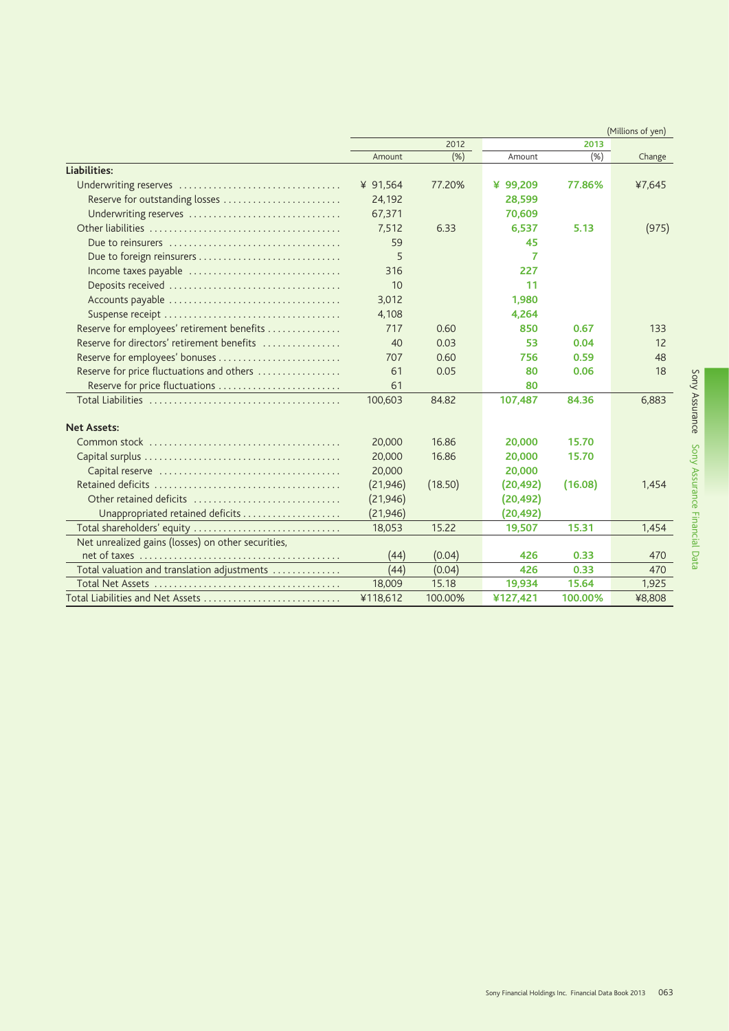(Millions of yen)

| | 2012 | | 2013 | | |
|---|---|---|---|---|---|
| | Amount | (%) | Amount | (%) | Change |
| **Liabilities:** | | | | | |
| Underwriting reserves | ¥ 91,564 | 77.20% | ¥ 99,209 | 77.86% | ¥7,645 |
| Reserve for outstanding losses | 24,192 | | 28,599 | | |
| Underwriting reserves | 67,371 | | 70,609 | | |
| Other liabilities | 7,512 | 6.33 | 6,537 | 5.13 | (975) |
| Due to reinsurers | 59 | | 45 | | |
| Due to foreign reinsurers | 5 | | 7 | | |
| Income taxes payable | 316 | | 227 | | |
| Deposits received | 10 | | 11 | | |
| Accounts payable | 3,012 | | 1,980 | | |
| Suspense receipt | 4,108 | | 4,264 | | |
| Reserve for employees' retirement benefits | 717 | 0.60 | 850 | 0.67 | 133 |
| Reserve for directors' retirement benefits | 40 | 0.03 | 53 | 0.04 | 12 |
| Reserve for employees' bonuses | 707 | 0.60 | 756 | 0.59 | 48 |
| Reserve for price fluctuations and others | 61 | 0.05 | 80 | 0.06 | 18 |
| Reserve for price fluctuations | 61 | | 80 | | |
| Total Liabilities | 100,603 | 84.82 | 107,487 | 84.36 | 6,883 |
| **Net Assets:** | | | | | |
| Common stock | 20,000 | 16.86 | 20,000 | 15.70 | |
| Capital surplus | 20,000 | 16.86 | 20,000 | 15.70 | |
| Capital reserve | 20,000 | | 20,000 | | |
| Retained deficits | (21,946) | (18.50) | (20,492) | (16.08) | 1,454 |
| Other retained deficits | (21,946) | | (20,492) | | |
| Unappropriated retained deficits | (21,946) | | (20,492) | | |
| Total shareholders' equity | 18,053 | 15.22 | 19,507 | 15.31 | 1,454 |
| Net unrealized gains (losses) on other securities, net of taxes | (44) | (0.04) | 426 | 0.33 | 470 |
| Total valuation and translation adjustments | (44) | (0.04) | 426 | 0.33 | 470 |
| Total Net Assets | 18,009 | 15.18 | 19,934 | 15.64 | 1,925 |
| Total Liabilities and Net Assets | ¥118,612 | 100.00% | ¥127,421 | 100.00% | ¥8,808 |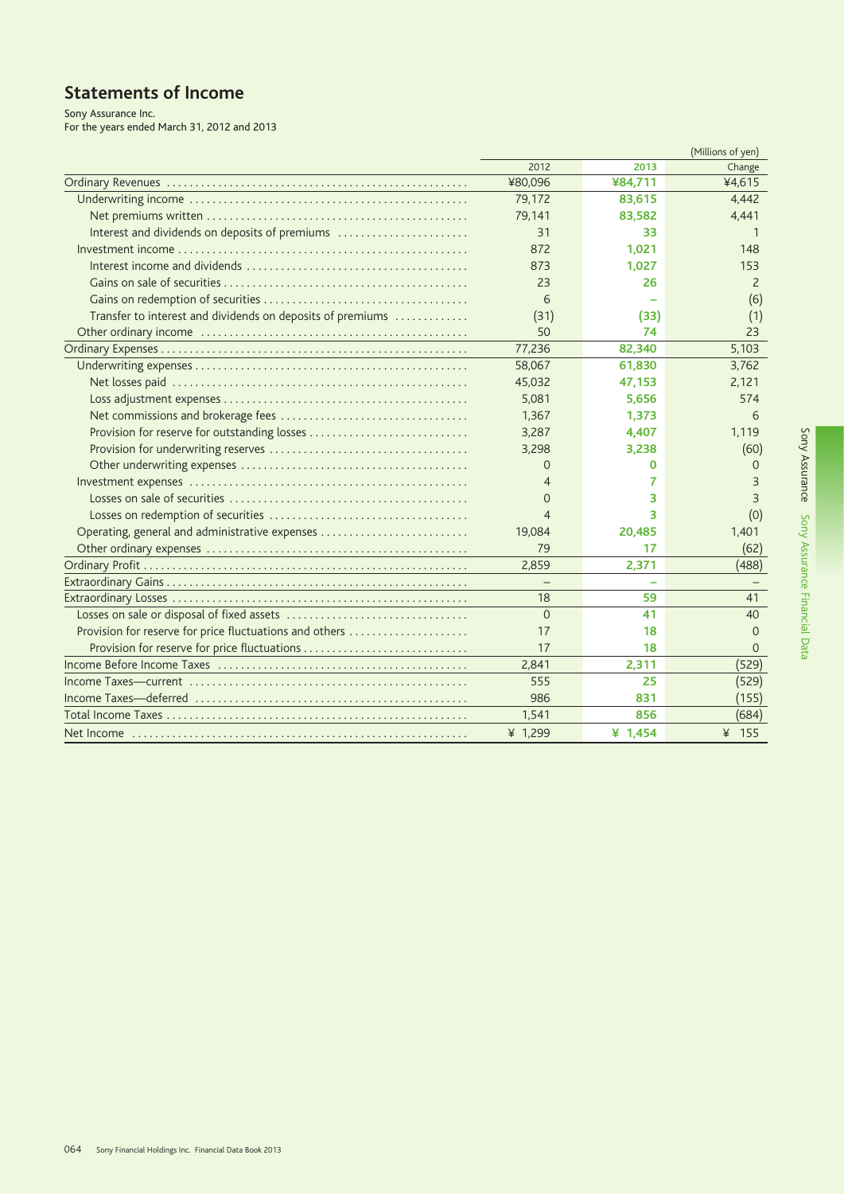# Statements of Income

Sony Assurance Inc.
For the years ended March 31, 2012 and 2013

(Millions of yen)

| | 2012 | 2013 | Change |
|---|---|---|---|
| Ordinary Revenues | ¥80,096 | ¥84,711 | ¥4,615 |
| Underwriting income | 79,172 | 83,615 | 4,442 |
| Net premiums written | 79,141 | 83,582 | 4,441 |
| Interest and dividends on deposits of premiums | 31 | 33 | 1 |
| Investment income | 872 | 1,021 | 148 |
| Interest income and dividends | 873 | 1,027 | 153 |
| Gains on sale of securities | 23 | 26 | 2 |
| Gains on redemption of securities | 6 | – | (6) |
| Transfer to interest and dividends on deposits of premiums | (31) | (33) | (1) |
| Other ordinary income | 50 | 74 | 23 |
| Ordinary Expenses | 77,236 | 82,340 | 5,103 |
| Underwriting expenses | 58,067 | 61,830 | 3,762 |
| Net losses paid | 45,032 | 47,153 | 2,121 |
| Loss adjustment expenses | 5,081 | 5,656 | 574 |
| Net commissions and brokerage fees | 1,367 | 1,373 | 6 |
| Provision for reserve for outstanding losses | 3,287 | 4,407 | 1,119 |
| Provision for underwriting reserves | 3,298 | 3,238 | (60) |
| Other underwriting expenses | 0 | 0 | 0 |
| Investment expenses | 4 | 7 | 3 |
| Losses on sale of securities | 0 | 3 | 3 |
| Losses on redemption of securities | 4 | 3 | (0) |
| Operating, general and administrative expenses | 19,084 | 20,485 | 1,401 |
| Other ordinary expenses | 79 | 17 | (62) |
| Ordinary Profit | 2,859 | 2,371 | (488) |
| Extraordinary Gains | – | – | – |
| Extraordinary Losses | 18 | 59 | 41 |
| Losses on sale or disposal of fixed assets | 0 | 41 | 40 |
| Provision for reserve for price fluctuations and others | 17 | 18 | 0 |
| Provision for reserve for price fluctuations | 17 | 18 | 0 |
| Income Before Income Taxes | 2,841 | 2,311 | (529) |
| Income Taxes—current | 555 | 25 | (529) |
| Income Taxes—deferred | 986 | 831 | (155) |
| Total Income Taxes | 1,541 | 856 | (684) |
| Net Income | ¥ 1,299 | ¥ 1,454 | ¥ 155 |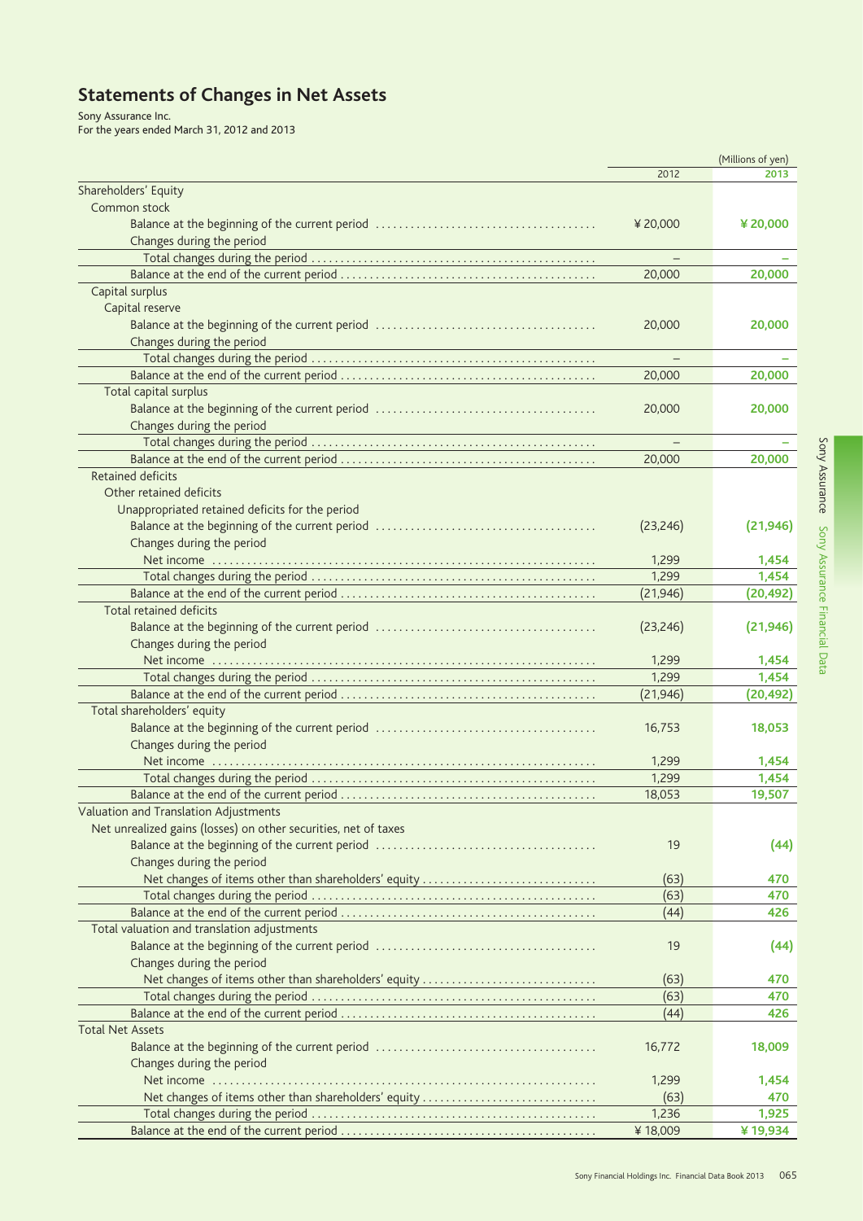# Statements of Changes in Net Assets

Sony Assurance Inc.
For the years ended March 31, 2012 and 2013

| | 2012 | 2013 |
|---|---|---|
| | | (Millions of yen) |
| Shareholders' Equity | | |
| Common stock | | |
| Balance at the beginning of the current period | ¥ 20,000 | **¥ 20,000** |
| Changes during the period | | |
| Total changes during the period | – | **–** |
| Balance at the end of the current period | 20,000 | **20,000** |
| Capital surplus | | |
| Capital reserve | | |
| Balance at the beginning of the current period | 20,000 | **20,000** |
| Changes during the period | | |
| Total changes during the period | – | **–** |
| Balance at the end of the current period | 20,000 | **20,000** |
| Total capital surplus | | |
| Balance at the beginning of the current period | 20,000 | **20,000** |
| Changes during the period | | |
| Total changes during the period | – | **–** |
| Balance at the end of the current period | 20,000 | **20,000** |
| Retained deficits | | |
| Other retained deficits | | |
| Unappropriated retained deficits for the period | | |
| Balance at the beginning of the current period | (23,246) | **(21,946)** |
| Changes during the period | | |
| Net income | 1,299 | **1,454** |
| Total changes during the period | 1,299 | **1,454** |
| Balance at the end of the current period | (21,946) | **(20,492)** |
| Total retained deficits | | |
| Balance at the beginning of the current period | (23,246) | **(21,946)** |
| Changes during the period | | |
| Net income | 1,299 | **1,454** |
| Total changes during the period | 1,299 | **1,454** |
| Balance at the end of the current period | (21,946) | **(20,492)** |
| Total shareholders' equity | | |
| Balance at the beginning of the current period | 16,753 | **18,053** |
| Changes during the period | | |
| Net income | 1,299 | **1,454** |
| Total changes during the period | 1,299 | **1,454** |
| Balance at the end of the current period | 18,053 | **19,507** |
| Valuation and Translation Adjustments | | |
| Net unrealized gains (losses) on other securities, net of taxes | | |
| Balance at the beginning of the current period | 19 | **(44)** |
| Changes during the period | | |
| Net changes of items other than shareholders' equity | (63) | **470** |
| Total changes during the period | (63) | **470** |
| Balance at the end of the current period | (44) | **426** |
| Total valuation and translation adjustments | | |
| Balance at the beginning of the current period | 19 | **(44)** |
| Changes during the period | | |
| Net changes of items other than shareholders' equity | (63) | **470** |
| Total changes during the period | (63) | **470** |
| Balance at the end of the current period | (44) | **426** |
| Total Net Assets | | |
| Balance at the beginning of the current period | 16,772 | **18,009** |
| Changes during the period | | |
| Net income | 1,299 | **1,454** |
| Net changes of items other than shareholders' equity | (63) | **470** |
| Total changes during the period | 1,236 | **1,925** |
| Balance at the end of the current period | ¥ 18,009 | **¥ 19,934** |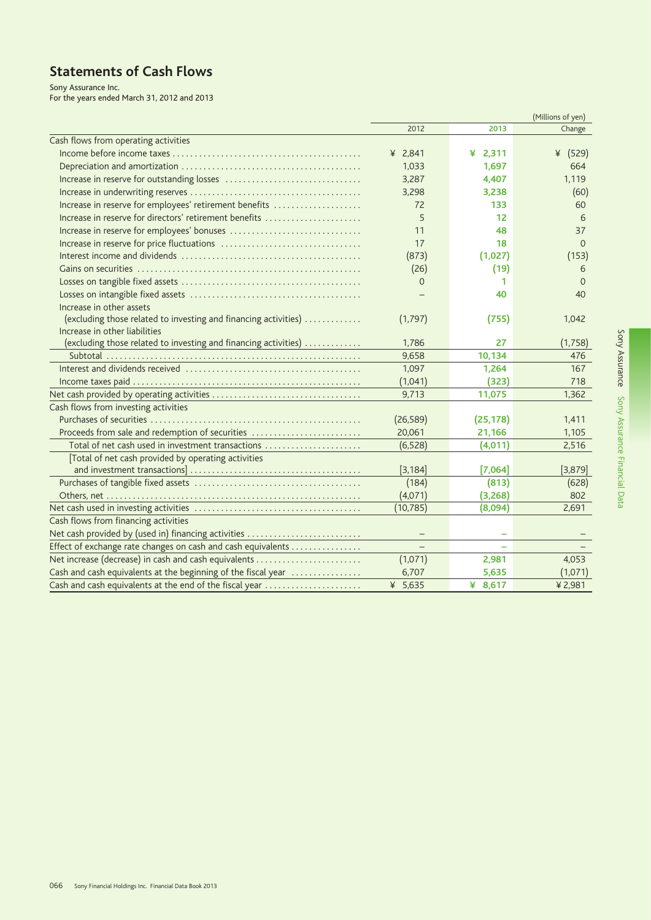## Statements of Cash Flows

Sony Assurance Inc.
For the years ended March 31, 2012 and 2013

| | 2012 | 2013 | Change |
|---|---|---|---|
| | | | (Millions of yen) |
| Cash flows from operating activities | | | |
| Income before income taxes | ¥ 2,841 | ¥ 2,311 | ¥ (529) |
| Depreciation and amortization | 1,033 | 1,697 | 664 |
| Increase in reserve for outstanding losses | 3,287 | 4,407 | 1,119 |
| Increase in underwriting reserves | 3,298 | 3,238 | (60) |
| Increase in reserve for employees' retirement benefits | 72 | 133 | 60 |
| Increase in reserve for directors' retirement benefits | 5 | 12 | 6 |
| Increase in reserve for employees' bonuses | 11 | 48 | 37 |
| Increase in reserve for price fluctuations | 17 | 18 | 0 |
| Interest income and dividends | (873) | (1,027) | (153) |
| Gains on securities | (26) | (19) | 6 |
| Losses on tangible fixed assets | 0 | 1 | 0 |
| Losses on intangible fixed assets | – | 40 | 40 |
| Increase in other assets (excluding those related to investing and financing activities) | (1,797) | (755) | 1,042 |
| Increase in other liabilities (excluding those related to investing and financing activities) | 1,786 | 27 | (1,758) |
| Subtotal | 9,658 | 10,134 | 476 |
| Interest and dividends received | 1,097 | 1,264 | 167 |
| Income taxes paid | (1,041) | (323) | 718 |
| Net cash provided by operating activities | 9,713 | 11,075 | 1,362 |
| Cash flows from investing activities | | | |
| Purchases of securities | (26,589) | (25,178) | 1,411 |
| Proceeds from sale and redemption of securities | 20,061 | 21,166 | 1,105 |
| Total of net cash used in investment transactions | (6,528) | (4,011) | 2,516 |
| [Total of net cash provided by operating activities and investment transactions] | [3,184] | [7,064] | [3,879] |
| Purchases of tangible fixed assets | (184) | (813) | (628) |
| Others, net | (4,071) | (3,268) | 802 |
| Net cash used in investing activities | (10,785) | (8,094) | 2,691 |
| Cash flows from financing activities | | | |
| Net cash provided by (used in) financing activities | – | – | – |
| Effect of exchange rate changes on cash and cash equivalents | – | – | – |
| Net increase (decrease) in cash and cash equivalents | (1,071) | 2,981 | 4,053 |
| Cash and cash equivalents at the beginning of the fiscal year | 6,707 | 5,635 | (1,071) |
| Cash and cash equivalents at the end of the fiscal year | ¥ 5,635 | ¥ 8,617 | ¥ 2,981 |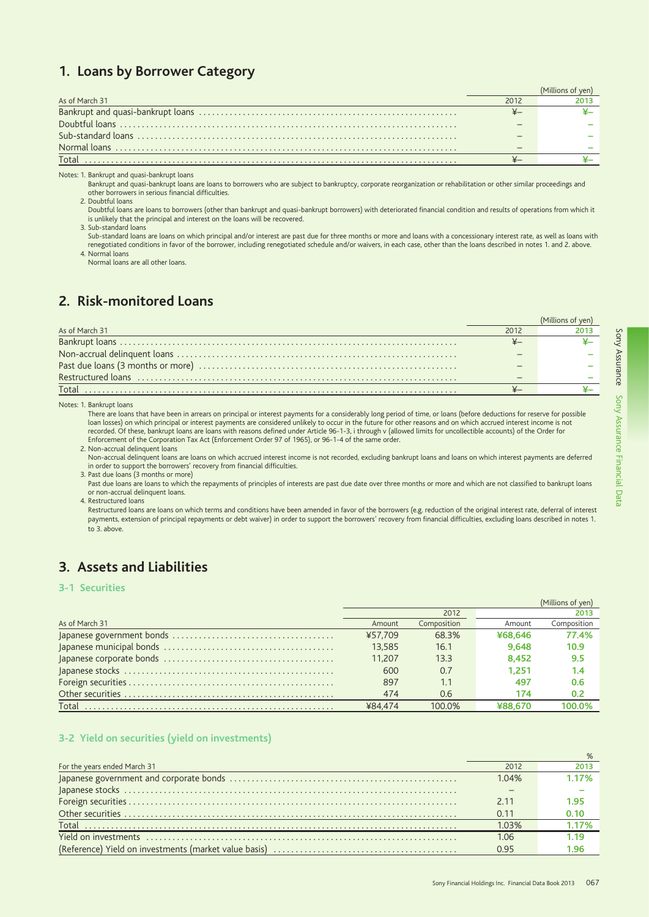## 1. Loans by Borrower Category

(Millions of yen)

| As of March 31 | 2012 | 2013 |
|---|---|---|
| Bankrupt and quasi-bankrupt loans | ¥– | ¥– |
| Doubtful loans | – | – |
| Sub-standard loans | – | – |
| Normal loans | – | – |
| Total | ¥– | ¥– |

Notes: 1. Bankrupt and quasi-bankrupt loans
Bankrupt and quasi-bankrupt loans are loans to borrowers who are subject to bankruptcy, corporate reorganization or rehabilitation or other similar proceedings and other borrowers in serious financial difficulties.
2. Doubtful loans
Doubtful loans are loans to borrowers (other than bankrupt and quasi-bankrupt borrowers) with deteriorated financial condition and results of operations from which it is unlikely that the principal and interest on the loans will be recovered.
3. Sub-standard loans
Sub-standard loans are loans on which principal and/or interest are past due for three months or more and loans with a concessionary interest rate, as well as loans with renegotiated conditions in favor of the borrower, including renegotiated schedule and/or waivers, in each case, other than the loans described in notes 1. and 2. above.
4. Normal loans
Normal loans are all other loans.

## 2. Risk-monitored Loans

(Millions of yen)

| As of March 31 | 2012 | 2013 |
|---|---|---|
| Bankrupt loans | ¥– | ¥– |
| Non-accrual delinquent loans | – | – |
| Past due loans (3 months or more) | – | – |
| Restructured loans | – | – |
| Total | ¥– | ¥– |

Notes: 1. Bankrupt loans
There are loans that have been in arrears on principal or interest payments for a considerably long period of time, or loans (before deductions for reserve for possible loan losses) on which principal or interest payments are considered unlikely to occur in the future for other reasons and on which accrued interest income is not recorded. Of these, bankrupt loans are loans with reasons defined under Article 96-1-3, i through v (allowed limits for uncollectible accounts) of the Order for Enforcement of the Corporation Tax Act (Enforcement Order 97 of 1965), or 96-1-4 of the same order.
2. Non-accrual delinquent loans
Non-accrual delinquent loans are loans on which accrued interest income is not recorded, excluding bankrupt loans and loans on which interest payments are deferred in order to support the borrowers' recovery from financial difficulties.
3. Past due loans (3 months or more)
Past due loans are loans to which the repayments of principles of interests are past due date over three months or more and which are not classified to bankrupt loans or non-accrual delinquent loans.
4. Restructured loans
Restructured loans are loans on which terms and conditions have been amended in favor of the borrowers (e.g. reduction of the original interest rate, deferral of interest payments, extension of principal repayments or debt waiver) in order to support the borrowers' recovery from financial difficulties, excluding loans described in notes 1. to 3. above.

## 3. Assets and Liabilities

### 3-1 Securities

(Millions of yen)

| | 2012 | | 2013 | |
|---|---|---|---|---|
| As of March 31 | Amount | Composition | Amount | Composition |
| Japanese government bonds | ¥57,709 | 68.3% | ¥68,646 | 77.4% |
| Japanese municipal bonds | 13,585 | 16.1 | 9,648 | 10.9 |
| Japanese corporate bonds | 11,207 | 13.3 | 8,452 | 9.5 |
| Japanese stocks | 600 | 0.7 | 1,251 | 1.4 |
| Foreign securities | 897 | 1.1 | 497 | 0.6 |
| Other securities | 474 | 0.6 | 174 | 0.2 |
| Total | ¥84,474 | 100.0% | ¥88,670 | 100.0% |

### 3-2 Yield on securities (yield on investments)

%

| For the years ended March 31 | 2012 | 2013 |
|---|---|---|
| Japanese government and corporate bonds | 1.04% | 1.17% |
| Japanese stocks | – | – |
| Foreign securities | 2.11 | 1.95 |
| Other securities | 0.11 | 0.10 |
| Total | 1.03% | 1.17% |
| Yield on investments | 1.06 | 1.19 |
| (Reference) Yield on investments (market value basis) | 0.95 | 1.96 |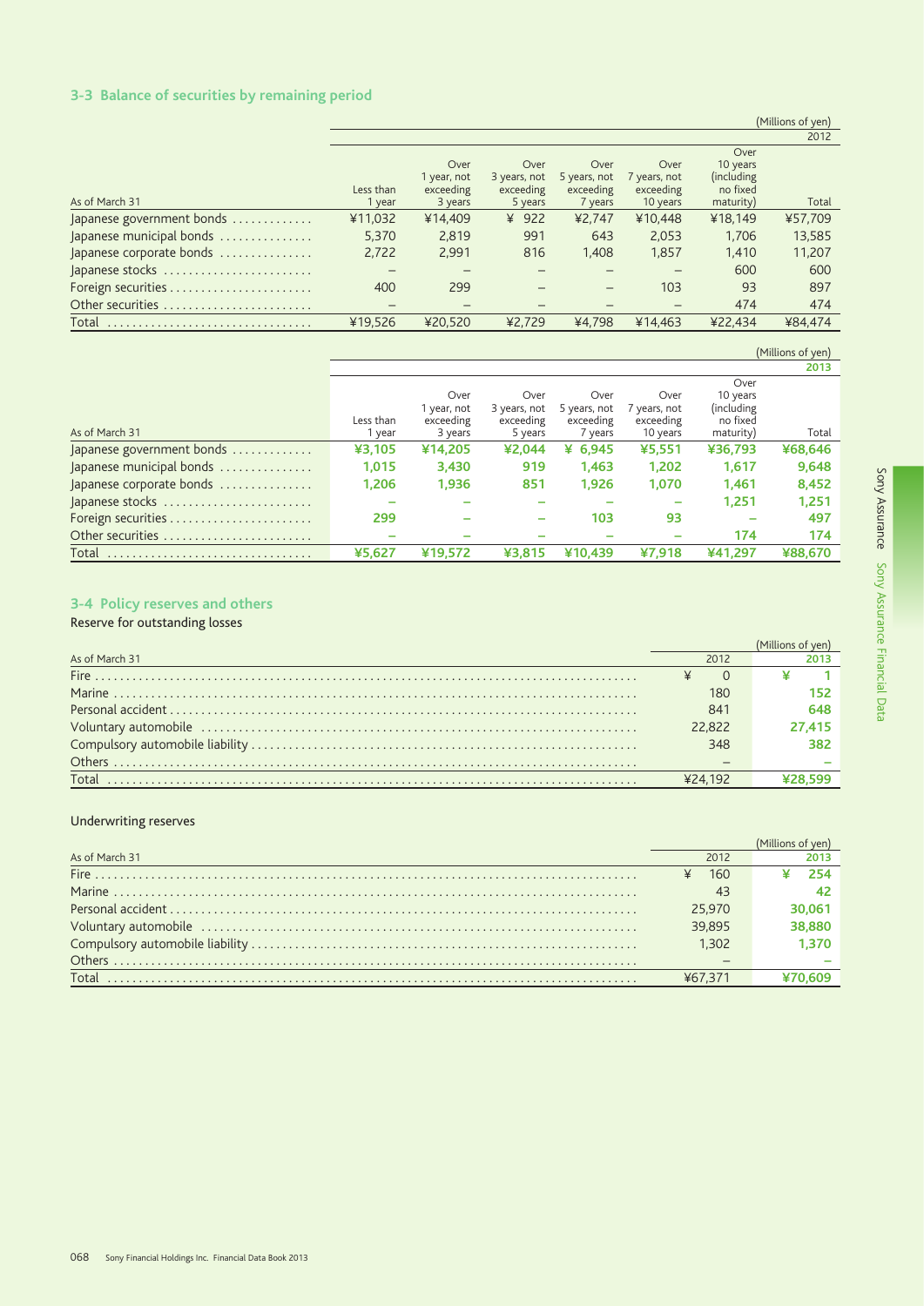## 3-3 Balance of securities by remaining period

(Millions of yen)

| As of March 31 | 2012 | | | | | | |
|---|---|---|---|---|---|---|---|
| | Less than 1 year | Over 1 year, not exceeding 3 years | Over 3 years, not exceeding 5 years | Over 5 years, not exceeding 7 years | Over 7 years, not exceeding 10 years | Over 10 years (including no fixed maturity) | Total |
| Japanese government bonds | ¥11,032 | ¥14,409 | ¥ 922 | ¥2,747 | ¥10,448 | ¥18,149 | ¥57,709 |
| Japanese municipal bonds | 5,370 | 2,819 | 991 | 643 | 2,053 | 1,706 | 13,585 |
| Japanese corporate bonds | 2,722 | 2,991 | 816 | 1,408 | 1,857 | 1,410 | 11,207 |
| Japanese stocks | – | – | – | – | – | 600 | 600 |
| Foreign securities | 400 | 299 | – | – | 103 | 93 | 897 |
| Other securities | – | – | – | – | – | 474 | 474 |
| Total | ¥19,526 | ¥20,520 | ¥2,729 | ¥4,798 | ¥14,463 | ¥22,434 | ¥84,474 |

(Millions of yen)

| As of March 31 | 2013 | | | | | | |
|---|---|---|---|---|---|---|---|
| | Less than 1 year | Over 1 year, not exceeding 3 years | Over 3 years, not exceeding 5 years | Over 5 years, not exceeding 7 years | Over 7 years, not exceeding 10 years | Over 10 years (including no fixed maturity) | Total |
| Japanese government bonds | **¥3,105** | **¥14,205** | **¥2,044** | **¥ 6,945** | **¥5,551** | **¥36,793** | **¥68,646** |
| Japanese municipal bonds | **1,015** | **3,430** | **919** | **1,463** | **1,202** | **1,617** | **9,648** |
| Japanese corporate bonds | **1,206** | **1,936** | **851** | **1,926** | **1,070** | **1,461** | **8,452** |
| Japanese stocks | **–** | **–** | **–** | **–** | **–** | **1,251** | **1,251** |
| Foreign securities | **299** | **–** | **–** | **103** | **93** | **–** | **497** |
| Other securities | **–** | **–** | **–** | **–** | **–** | **174** | **174** |
| Total | **¥5,627** | **¥19,572** | **¥3,815** | **¥10,439** | **¥7,918** | **¥41,297** | **¥88,670** |

## 3-4 Policy reserves and others

Reserve for outstanding losses

(Millions of yen)

| As of March 31 | 2012 | 2013 |
|---|---|---|
| Fire | ¥ 0 | **¥ 1** |
| Marine | 180 | **152** |
| Personal accident | 841 | **648** |
| Voluntary automobile | 22,822 | **27,415** |
| Compulsory automobile liability | 348 | **382** |
| Others | – | **–** |
| Total | ¥24,192 | **¥28,599** |

Underwriting reserves

(Millions of yen)

| As of March 31 | 2012 | 2013 |
|---|---|---|
| Fire | ¥ 160 | **¥ 254** |
| Marine | 43 | **42** |
| Personal accident | 25,970 | **30,061** |
| Voluntary automobile | 39,895 | **38,880** |
| Compulsory automobile liability | 1,302 | **1,370** |
| Others | – | **–** |
| Total | ¥67,371 | **¥70,609** |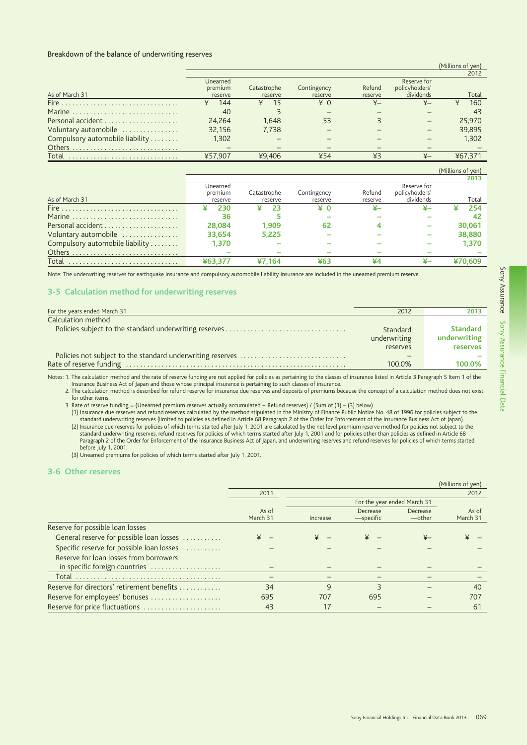Breakdown of the balance of underwriting reserves

(Millions of yen)

| As of March 31 | Unearned premium reserve | Catastrophe reserve | Contingency reserve | Refund reserve | Reserve for policyholders' dividends | Total |
|---|---|---|---|---|---|---|
| | | | | | | 2012 |
| Fire | ¥ 144 | ¥ 15 | ¥ 0 | ¥– | ¥– | ¥ 160 |
| Marine | 40 | 3 | – | – | – | 43 |
| Personal accident | 24,264 | 1,648 | 53 | 3 | – | 25,970 |
| Voluntary automobile | 32,156 | 7,738 | – | – | – | 39,895 |
| Compulsory automobile liability | 1,302 | – | – | – | – | 1,302 |
| Others | – | – | – | – | – | – |
| Total | ¥57,907 | ¥9,406 | ¥54 | ¥3 | ¥– | ¥67,371 |

(Millions of yen)

| As of March 31 | Unearned premium reserve | Catastrophe reserve | Contingency reserve | Refund reserve | Reserve for policyholders' dividends | Total |
|---|---|---|---|---|---|---|
| | | | | | | 2013 |
| Fire | ¥ 230 | ¥ 23 | ¥ 0 | ¥– | ¥– | ¥ 254 |
| Marine | 36 | 5 | – | – | – | 42 |
| Personal accident | 28,084 | 1,909 | 62 | 4 | – | 30,061 |
| Voluntary automobile | 33,654 | 5,225 | – | – | – | 38,880 |
| Compulsory automobile liability | 1,370 | – | – | – | – | 1,370 |
| Others | – | – | – | – | – | – |
| Total | ¥63,377 | ¥7,164 | ¥63 | ¥4 | ¥– | ¥70,609 |

Note: The underwriting reserves for earthquake insurance and compulsory automobile liability insurance are included in the unearned premium reserve.

## 3-5 Calculation method for underwriting reserves

| For the years ended March 31 | 2012 | 2013 |
|---|---|---|
| Calculation method | | |
| Policies subject to the standard underwriting reserves | Standard underwriting reserves | Standard underwriting reserves |
| Policies not subject to the standard underwriting reserves | – | – |
| Rate of reserve funding | 100.0% | 100.0% |

Notes: 1. The calculation method and the rate of reserve funding are not applied for policies as pertaining to the classes of insurance listed in Article 3 Paragraph 5 Item 1 of the Insurance Business Act of Japan and those whose principal insurance is pertaining to such classes of insurance.
2. The calculation method is described for refund reserve for insurance due reserves and deposits of premiums because the concept of a calculation method does not exist for other items.
3. Rate of reserve funding = (Unearned premium reserves actually accumulated + Refund reserves) / (Sum of (1) – (3) below)
(1) Insurance due reserves and refund reserves calculated by the method stipulated in the Ministry of Finance Public Notice No. 48 of 1996 for policies subject to the standard underwriting reserves (limited to policies as defined in Article 68 Paragraph 2 of the Order for Enforcement of the Insurance Business Act of Japan).
(2) Insurance due reserves for policies of which terms started after July 1, 2001 are calculated by the net level premium reserve method for policies not subject to the standard underwriting reserves, refund reserves for policies of which terms started after July 1, 2001 and for policies other than policies as defined in Article 68 Paragraph 2 of the Order for Enforcement of the Insurance Business Act of Japan, and underwriting reserves and refund reserves for policies of which terms started before July 1, 2001.
(3) Unearned premiums for policies of which terms started after July 1, 2001.

## 3-6 Other reserves

(Millions of yen)

| | 2011 | For the year ended March 31 | | | 2012 |
|---|---|---|---|---|---|
| | As of March 31 | Increase | Decrease —specific | Decrease —other | As of March 31 |
| Reserve for possible loan losses | | | | | |
| General reserve for possible loan losses | ¥ – | ¥ – | ¥ – | ¥– | ¥ – |
| Specific reserve for possible loan losses | – | – | – | – | – |
| Reserve for loan losses from borrowers in specific foreign countries | – | – | – | – | – |
| Total | – | – | – | – | – |
| Reserve for directors' retirement benefits | 34 | 9 | 3 | – | 40 |
| Reserve for employees' bonuses | 695 | 707 | 695 | – | 707 |
| Reserve for price fluctuations | 43 | 17 | – | – | 61 |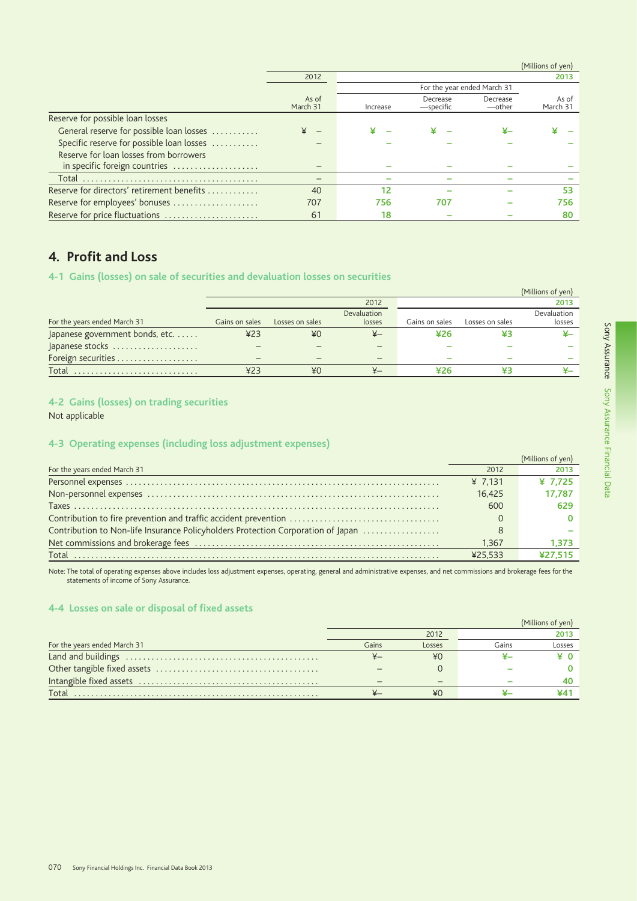(Millions of yen)

| | 2012 | 2013 | | | |
|---|---|---|---|---|---|
| | | For the year ended March 31 | | | |
| | As of March 31 | Increase | Decrease —specific | Decrease —other | As of March 31 |
| Reserve for possible loan losses | | | | | |
| General reserve for possible loan losses | ¥ – | ¥ – | ¥ – | ¥– | ¥ – |
| Specific reserve for possible loan losses | – | – | – | – | – |
| Reserve for loan losses from borrowers in specific foreign countries | – | – | – | – | – |
| Total | – | – | – | – | – |
| Reserve for directors' retirement benefits | 40 | 12 | – | – | 53 |
| Reserve for employees' bonuses | 707 | 756 | 707 | – | 756 |
| Reserve for price fluctuations | 61 | 18 | – | – | 80 |

## 4. Profit and Loss

### 4-1 Gains (losses) on sale of securities and devaluation losses on securities

(Millions of yen)

| For the years ended March 31 | 2012 Gains on sales | 2012 Losses on sales | 2012 Devaluation losses | 2013 Gains on sales | 2013 Losses on sales | 2013 Devaluation losses |
|---|---|---|---|---|---|---|
| Japanese government bonds, etc. | ¥23 | ¥0 | ¥– | ¥26 | ¥3 | ¥– |
| Japanese stocks | – | – | – | – | – | – |
| Foreign securities | – | – | – | – | – | – |
| Total | ¥23 | ¥0 | ¥– | ¥26 | ¥3 | ¥– |

### 4-2 Gains (losses) on trading securities

Not applicable

### 4-3 Operating expenses (including loss adjustment expenses)

(Millions of yen)

| For the years ended March 31 | 2012 | 2013 |
|---|---|---|
| Personnel expenses | ¥ 7,131 | ¥ 7,725 |
| Non-personnel expenses | 16,425 | 17,787 |
| Taxes | 600 | 629 |
| Contribution to fire prevention and traffic accident prevention | 0 | 0 |
| Contribution to Non-life Insurance Policyholders Protection Corporation of Japan | 8 | – |
| Net commissions and brokerage fees | 1,367 | 1,373 |
| Total | ¥25,533 | ¥27,515 |

Note: The total of operating expenses above includes loss adjustment expenses, operating, general and administrative expenses, and net commissions and brokerage fees for the statements of income of Sony Assurance.

### 4-4 Losses on sale or disposal of fixed assets

(Millions of yen)

| For the years ended March 31 | 2012 Gains | 2012 Losses | 2013 Gains | 2013 Losses |
|---|---|---|---|---|
| Land and buildings | ¥– | ¥0 | ¥– | ¥ 0 |
| Other tangible fixed assets | – | 0 | – | 0 |
| Intangible fixed assets | – | – | – | 40 |
| Total | ¥– | ¥0 | ¥– | ¥41 |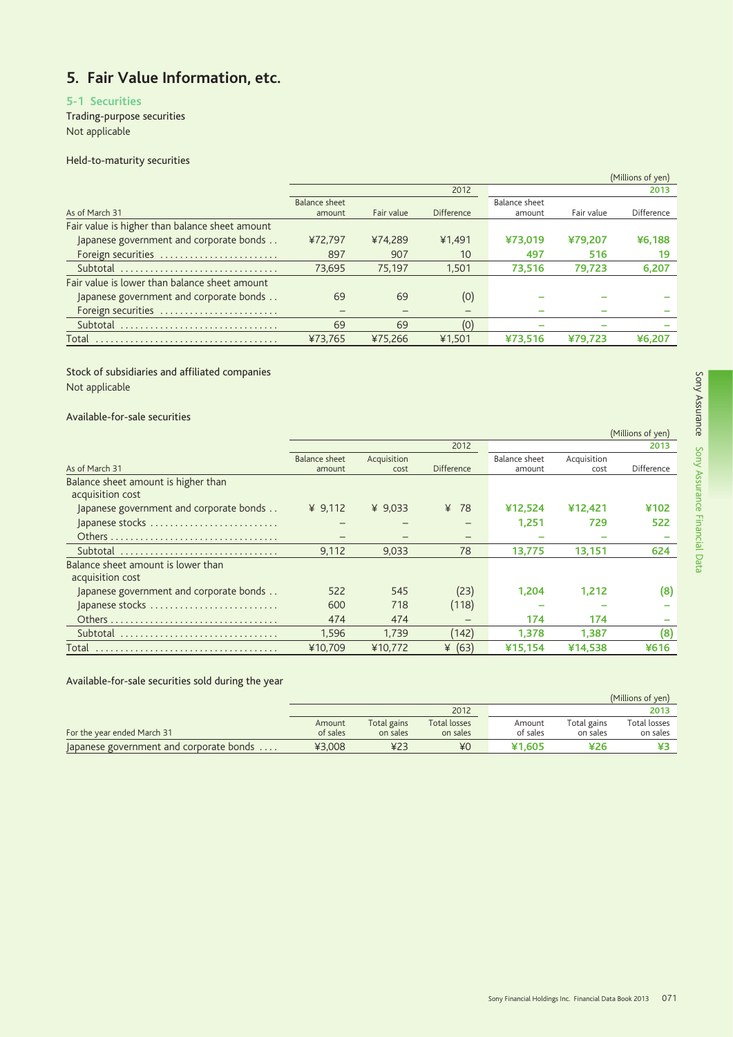## 5. Fair Value Information, etc.

### 5-1 Securities

Trading-purpose securities

Not applicable

Held-to-maturity securities

(Millions of yen)

| As of March 31 | 2012 Balance sheet amount | 2012 Fair value | 2012 Difference | 2013 Balance sheet amount | 2013 Fair value | 2013 Difference |
|---|---|---|---|---|---|---|
| Fair value is higher than balance sheet amount | | | | | | |
| Japanese government and corporate bonds | ¥72,797 | ¥74,289 | ¥1,491 | **¥73,019** | **¥79,207** | **¥6,188** |
| Foreign securities | 897 | 907 | 10 | **497** | **516** | **19** |
| Subtotal | 73,695 | 75,197 | 1,501 | **73,516** | **79,723** | **6,207** |
| Fair value is lower than balance sheet amount | | | | | | |
| Japanese government and corporate bonds | 69 | 69 | (0) | **–** | **–** | **–** |
| Foreign securities | – | – | – | **–** | **–** | **–** |
| Subtotal | 69 | 69 | (0) | **–** | **–** | **–** |
| Total | ¥73,765 | ¥75,266 | ¥1,501 | **¥73,516** | **¥79,723** | **¥6,207** |

Stock of subsidiaries and affiliated companies

Not applicable

Available-for-sale securities

(Millions of yen)

| As of March 31 | 2012 Balance sheet amount | 2012 Acquisition cost | 2012 Difference | 2013 Balance sheet amount | 2013 Acquisition cost | 2013 Difference |
|---|---|---|---|---|---|---|
| Balance sheet amount is higher than acquisition cost | | | | | | |
| Japanese government and corporate bonds | ¥ 9,112 | ¥ 9,033 | ¥ 78 | **¥12,524** | **¥12,421** | **¥102** |
| Japanese stocks | – | – | – | **1,251** | **729** | **522** |
| Others | – | – | – | **–** | **–** | **–** |
| Subtotal | 9,112 | 9,033 | 78 | **13,775** | **13,151** | **624** |
| Balance sheet amount is lower than acquisition cost | | | | | | |
| Japanese government and corporate bonds | 522 | 545 | (23) | **1,204** | **1,212** | **(8)** |
| Japanese stocks | 600 | 718 | (118) | **–** | **–** | **–** |
| Others | 474 | 474 | – | **174** | **174** | **–** |
| Subtotal | 1,596 | 1,739 | (142) | **1,378** | **1,387** | **(8)** |
| Total | ¥10,709 | ¥10,772 | ¥ (63) | **¥15,154** | **¥14,538** | **¥616** |

Available-for-sale securities sold during the year

(Millions of yen)

| For the year ended March 31 | 2012 Amount of sales | 2012 Total gains on sales | 2012 Total losses on sales | 2013 Amount of sales | 2013 Total gains on sales | 2013 Total losses on sales |
|---|---|---|---|---|---|---|
| Japanese government and corporate bonds | ¥3,008 | ¥23 | ¥0 | **¥1,605** | **¥26** | **¥3** |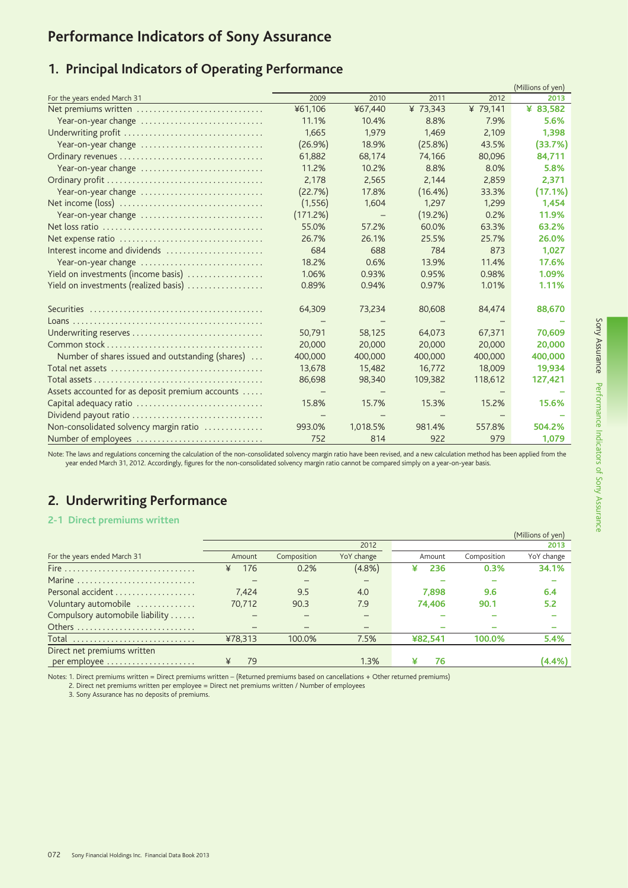# Performance Indicators of Sony Assurance

## 1. Principal Indicators of Operating Performance

(Millions of yen)

| For the years ended March 31 | 2009 | 2010 | 2011 | 2012 | 2013 |
|---|---|---|---|---|---|
| Net premiums written | ¥61,106 | ¥67,440 | ¥ 73,343 | ¥ 79,141 | **¥ 83,582** |
| Year-on-year change | 11.1% | 10.4% | 8.8% | 7.9% | **5.6%** |
| Underwriting profit | 1,665 | 1,979 | 1,469 | 2,109 | **1,398** |
| Year-on-year change | (26.9%) | 18.9% | (25.8%) | 43.5% | **(33.7%)** |
| Ordinary revenues | 61,882 | 68,174 | 74,166 | 80,096 | **84,711** |
| Year-on-year change | 11.2% | 10.2% | 8.8% | 8.0% | **5.8%** |
| Ordinary profit | 2,178 | 2,565 | 2,144 | 2,859 | **2,371** |
| Year-on-year change | (22.7%) | 17.8% | (16.4%) | 33.3% | **(17.1%)** |
| Net income (loss) | (1,556) | 1,604 | 1,297 | 1,299 | **1,454** |
| Year-on-year change | (171.2%) | – | (19.2%) | 0.2% | **11.9%** |
| Net loss ratio | 55.0% | 57.2% | 60.0% | 63.3% | **63.2%** |
| Net expense ratio | 26.7% | 26.1% | 25.5% | 25.7% | **26.0%** |
| Interest income and dividends | 684 | 688 | 784 | 873 | **1,027** |
| Year-on-year change | 18.2% | 0.6% | 13.9% | 11.4% | **17.6%** |
| Yield on investments (income basis) | 1.06% | 0.93% | 0.95% | 0.98% | **1.09%** |
| Yield on investments (realized basis) | 0.89% | 0.94% | 0.97% | 1.01% | **1.11%** |
| Securities | 64,309 | 73,234 | 80,608 | 84,474 | **88,670** |
| Loans | – | – | – | – | **–** |
| Underwriting reserves | 50,791 | 58,125 | 64,073 | 67,371 | **70,609** |
| Common stock | 20,000 | 20,000 | 20,000 | 20,000 | **20,000** |
| Number of shares issued and outstanding (shares) | 400,000 | 400,000 | 400,000 | 400,000 | **400,000** |
| Total net assets | 13,678 | 15,482 | 16,772 | 18,009 | **19,934** |
| Total assets | 86,698 | 98,340 | 109,382 | 118,612 | **127,421** |
| Assets accounted for as deposit premium accounts | – | – | – | – | **–** |
| Capital adequacy ratio | 15.8% | 15.7% | 15.3% | 15.2% | **15.6%** |
| Dividend payout ratio | – | – | – | – | **–** |
| Non-consolidated solvency margin ratio | 993.0% | 1,018.5% | 981.4% | 557.8% | **504.2%** |
| Number of employees | 752 | 814 | 922 | 979 | **1,079** |

Note: The laws and regulations concerning the calculation of the non-consolidated solvency margin ratio have been revised, and a new calculation method has been applied from the year ended March 31, 2012. Accordingly, figures for the non-consolidated solvency margin ratio cannot be compared simply on a year-on-year basis.

## 2. Underwriting Performance

### 2-1 Direct premiums written

(Millions of yen)

| For the years ended March 31 | 2012 | | | 2013 | | |
|---|---|---|---|---|---|---|
| | Amount | Composition | YoY change | Amount | Composition | YoY change |
| Fire | ¥ 176 | 0.2% | (4.8%) | **¥ 236** | **0.3%** | **34.1%** |
| Marine | – | – | – | **–** | **–** | **–** |
| Personal accident | 7,424 | 9.5 | 4.0 | **7,898** | **9.6** | **6.4** |
| Voluntary automobile | 70,712 | 90.3 | 7.9 | **74,406** | **90.1** | **5.2** |
| Compulsory automobile liability | – | – | – | **–** | **–** | **–** |
| Others | – | – | – | **–** | **–** | **–** |
| Total | ¥78,313 | 100.0% | 7.5% | **¥82,541** | **100.0%** | **5.4%** |
| Direct net premiums written per employee | ¥ 79 | | 1.3% | **¥ 76** | | **(4.4%)** |

Notes: 1. Direct premiums written = Direct premiums written – (Returned premiums based on cancellations + Other returned premiums)
2. Direct net premiums written per employee = Direct net premiums written / Number of employees
3. Sony Assurance has no deposits of premiums.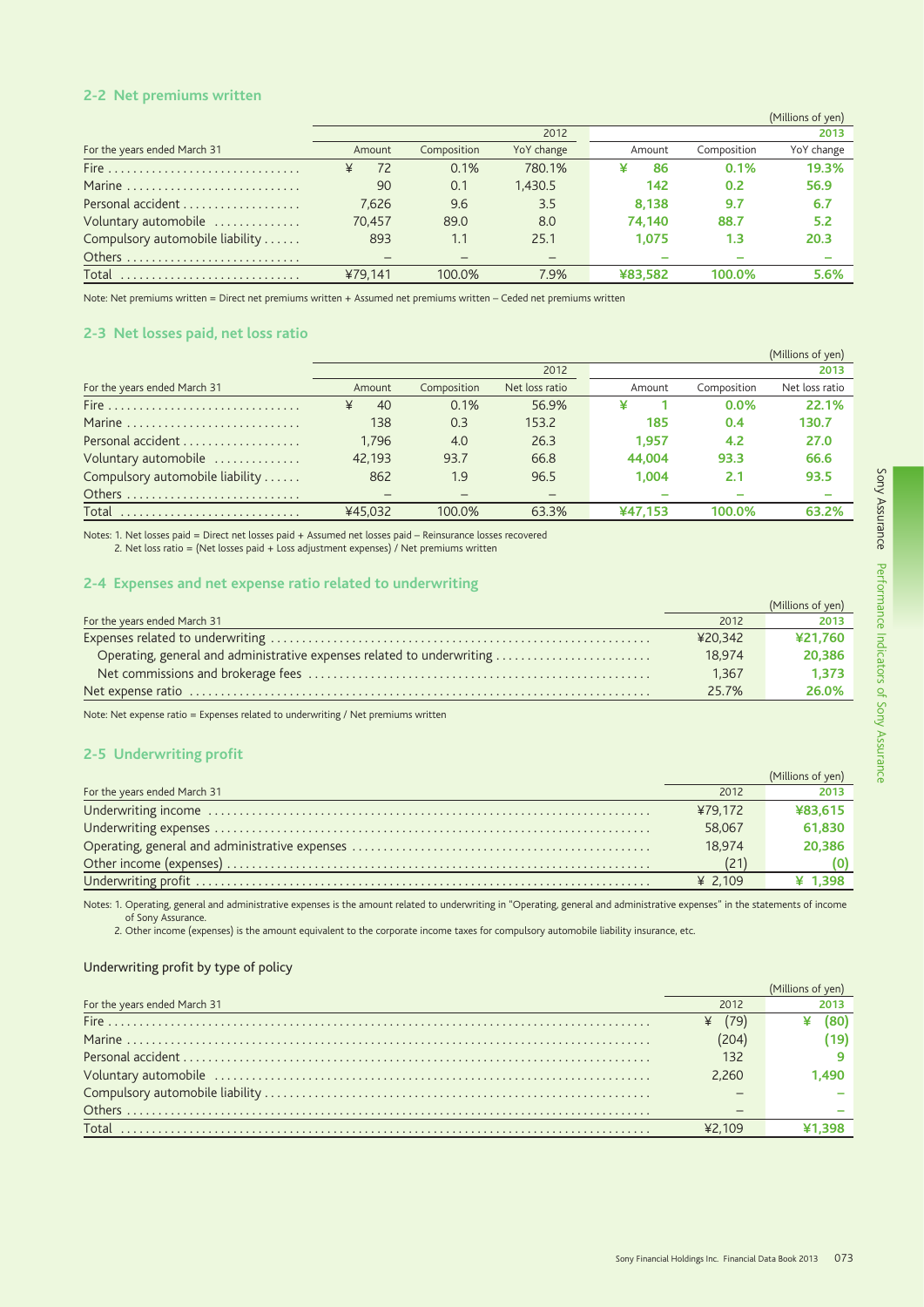## 2-2 Net premiums written

(Millions of yen)

| For the years ended March 31 | 2012 Amount | 2012 Composition | 2012 YoY change | 2013 Amount | 2013 Composition | 2013 YoY change |
|---|---|---|---|---|---|---|
| Fire | ¥ 72 | 0.1% | 780.1% | ¥ 86 | 0.1% | 19.3% |
| Marine | 90 | 0.1 | 1,430.5 | 142 | 0.2 | 56.9 |
| Personal accident | 7,626 | 9.6 | 3.5 | 8,138 | 9.7 | 6.7 |
| Voluntary automobile | 70,457 | 89.0 | 8.0 | 74,140 | 88.7 | 5.2 |
| Compulsory automobile liability | 893 | 1.1 | 25.1 | 1,075 | 1.3 | 20.3 |
| Others | – | – | – | – | – | – |
| Total | ¥79,141 | 100.0% | 7.9% | ¥83,582 | 100.0% | 5.6% |

Note: Net premiums written = Direct net premiums written + Assumed net premiums written – Ceded net premiums written

## 2-3 Net losses paid, net loss ratio

(Millions of yen)

| For the years ended March 31 | 2012 Amount | 2012 Composition | 2012 Net loss ratio | 2013 Amount | 2013 Composition | 2013 Net loss ratio |
|---|---|---|---|---|---|---|
| Fire | ¥ 40 | 0.1% | 56.9% | ¥ 1 | 0.0% | 22.1% |
| Marine | 138 | 0.3 | 153.2 | 185 | 0.4 | 130.7 |
| Personal accident | 1,796 | 4.0 | 26.3 | 1,957 | 4.2 | 27.0 |
| Voluntary automobile | 42,193 | 93.7 | 66.8 | 44,004 | 93.3 | 66.6 |
| Compulsory automobile liability | 862 | 1.9 | 96.5 | 1,004 | 2.1 | 93.5 |
| Others | – | – | – | – | – | – |
| Total | ¥45,032 | 100.0% | 63.3% | ¥47,153 | 100.0% | 63.2% |

Notes: 1. Net losses paid = Direct net losses paid + Assumed net losses paid – Reinsurance losses recovered
2. Net loss ratio = (Net losses paid + Loss adjustment expenses) / Net premiums written

## 2-4 Expenses and net expense ratio related to underwriting

(Millions of yen)

| For the years ended March 31 | 2012 | 2013 |
|---|---|---|
| Expenses related to underwriting | ¥20,342 | ¥21,760 |
| Operating, general and administrative expenses related to underwriting | 18,974 | 20,386 |
| Net commissions and brokerage fees | 1,367 | 1,373 |
| Net expense ratio | 25.7% | 26.0% |

Note: Net expense ratio = Expenses related to underwriting / Net premiums written

## 2-5 Underwriting profit

(Millions of yen)

| For the years ended March 31 | 2012 | 2013 |
|---|---|---|
| Underwriting income | ¥79,172 | ¥83,615 |
| Underwriting expenses | 58,067 | 61,830 |
| Operating, general and administrative expenses | 18,974 | 20,386 |
| Other income (expenses) | (21) | (0) |
| Underwriting profit | ¥ 2,109 | ¥ 1,398 |

Notes: 1. Operating, general and administrative expenses is the amount related to underwriting in "Operating, general and administrative expenses" in the statements of income of Sony Assurance.
2. Other income (expenses) is the amount equivalent to the corporate income taxes for compulsory automobile liability insurance, etc.

### Underwriting profit by type of policy

(Millions of yen)

| For the years ended March 31 | 2012 | 2013 |
|---|---|---|
| Fire | ¥ (79) | ¥ (80) |
| Marine | (204) | (19) |
| Personal accident | 132 | 9 |
| Voluntary automobile | 2,260 | 1,490 |
| Compulsory automobile liability | – | – |
| Others | – | – |
| Total | ¥2,109 | ¥1,398 |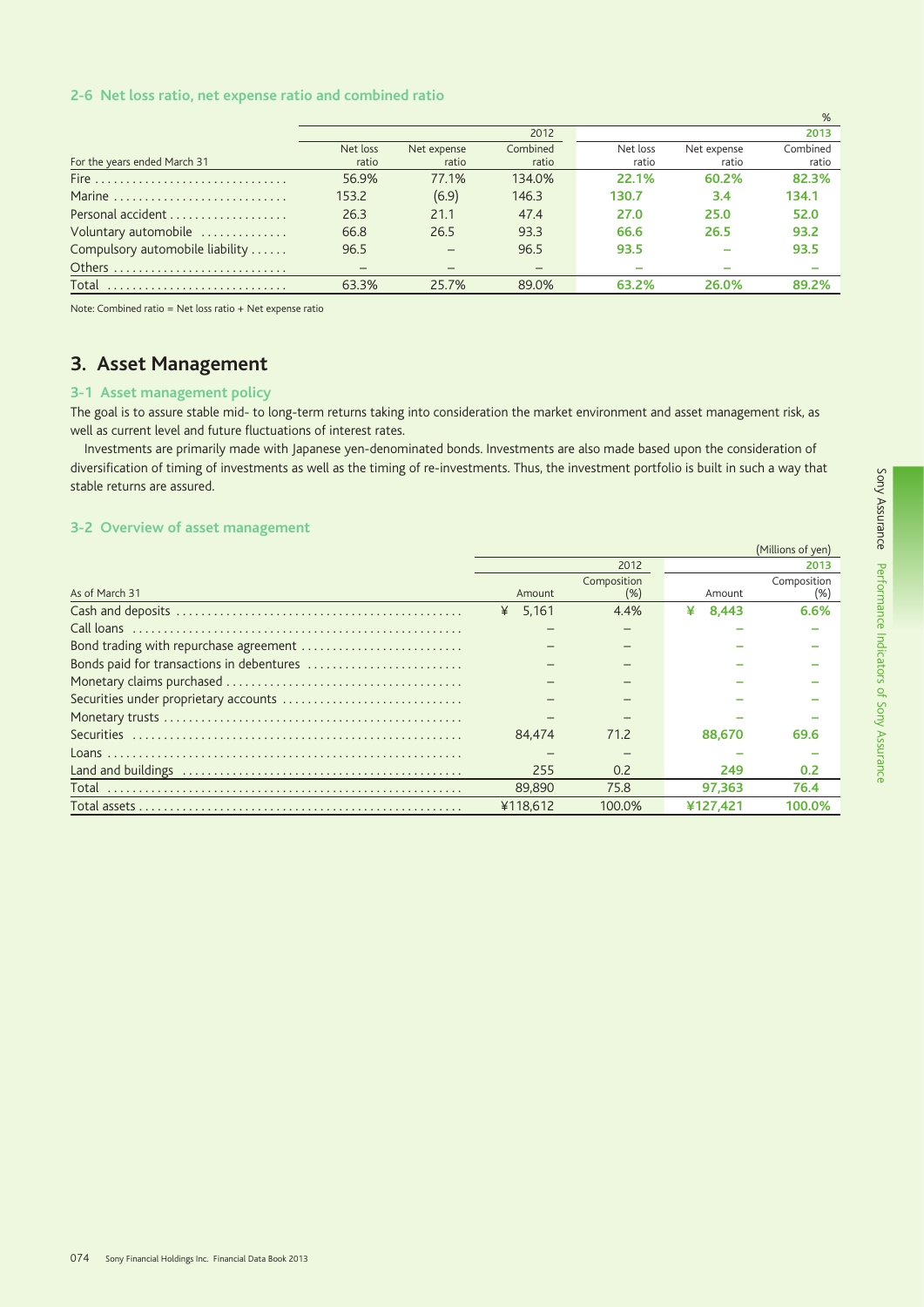### 2-6 Net loss ratio, net expense ratio and combined ratio

%

| For the years ended March 31 | 2012 | | | 2013 | | |
|---|---|---|---|---|---|---|
| | Net loss ratio | Net expense ratio | Combined ratio | Net loss ratio | Net expense ratio | Combined ratio |
| Fire | 56.9% | 77.1% | 134.0% | **22.1%** | **60.2%** | **82.3%** |
| Marine | 153.2 | (6.9) | 146.3 | **130.7** | **3.4** | **134.1** |
| Personal accident | 26.3 | 21.1 | 47.4 | **27.0** | **25.0** | **52.0** |
| Voluntary automobile | 66.8 | 26.5 | 93.3 | **66.6** | **26.5** | **93.2** |
| Compulsory automobile liability | 96.5 | – | 96.5 | **93.5** | – | **93.5** |
| Others | – | – | – | – | – | – |
| Total | 63.3% | 25.7% | 89.0% | **63.2%** | **26.0%** | **89.2%** |

Note: Combined ratio = Net loss ratio + Net expense ratio

## 3. Asset Management

### 3-1 Asset management policy

The goal is to assure stable mid- to long-term returns taking into consideration the market environment and asset management risk, as well as current level and future fluctuations of interest rates.

Investments are primarily made with Japanese yen-denominated bonds. Investments are also made based upon the consideration of diversification of timing of investments as well as the timing of re-investments. Thus, the investment portfolio is built in such a way that stable returns are assured.

### 3-2 Overview of asset management

(Millions of yen)

| As of March 31 | 2012 | | 2013 | |
|---|---|---|---|---|
| | Amount | Composition (%) | Amount | Composition (%) |
| Cash and deposits | ¥ 5,161 | 4.4% | **¥ 8,443** | **6.6%** |
| Call loans | – | – | – | – |
| Bond trading with repurchase agreement | – | – | – | – |
| Bonds paid for transactions in debentures | – | – | – | – |
| Monetary claims purchased | – | – | – | – |
| Securities under proprietary accounts | – | – | – | – |
| Monetary trusts | – | – | – | – |
| Securities | 84,474 | 71.2 | **88,670** | **69.6** |
| Loans | – | – | – | – |
| Land and buildings | 255 | 0.2 | **249** | **0.2** |
| Total | 89,890 | 75.8 | **97,363** | **76.4** |
| Total assets | ¥118,612 | 100.0% | **¥127,421** | **100.0%** |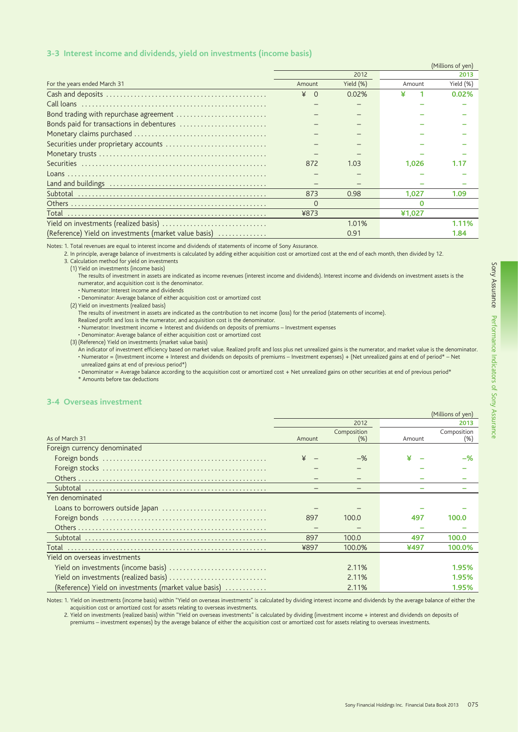## 3-3 Interest income and dividends, yield on investments (income basis)

(Millions of yen)

| For the years ended March 31 | 2012 | | 2013 | |
|---|---|---|---|---|
| | Amount | Yield (%) | Amount | Yield (%) |
| Cash and deposits | ¥ 0 | 0.02% | ¥ 1 | 0.02% |
| Call loans | – | – | – | – |
| Bond trading with repurchase agreement | – | – | – | – |
| Bonds paid for transactions in debentures | – | – | – | – |
| Monetary claims purchased | – | – | – | – |
| Securities under proprietary accounts | – | – | – | – |
| Monetary trusts | – | – | – | – |
| Securities | 872 | 1.03 | 1,026 | 1.17 |
| Loans | – | – | – | – |
| Land and buildings | – | – | – | – |
| Subtotal | 873 | 0.98 | 1,027 | 1.09 |
| Others | 0 | | 0 | |
| Total | ¥873 | | ¥1,027 | |
| Yield on investments (realized basis) | | 1.01% | | 1.11% |
| (Reference) Yield on investments (market value basis) | | 0.91 | | 1.84 |

Notes: 1. Total revenues are equal to interest income and dividends of statements of income of Sony Assurance.
2. In principle, average balance of investments is calculated by adding either acquisition cost or amortized cost at the end of each month, then divided by 12.
3. Calculation method for yield on investments
(1) Yield on investments (income basis)
The results of investment in assets are indicated as income revenues (interest income and dividends). Interest income and dividends on investment assets is the numerator, and acquisition cost is the denominator.
• Numerator: Interest income and dividends
• Denominator: Average balance of either acquisition cost or amortized cost
(2) Yield on investments (realized basis)
The results of investment in assets are indicated as the contribution to net income (loss) for the period (statements of income).
Realized profit and loss is the numerator, and acquisition cost is the denominator.
• Numerator: Investment income + Interest and dividends on deposits of premiums – Investment expenses
• Denominator: Average balance of either acquisition cost or amortized cost
(3) (Reference) Yield on investments (market value basis)
An indicator of investment efficiency based on market value. Realized profit and loss plus net unrealized gains is the numerator, and market value is the denominator.
• Numerator = (Investment income + Interest and dividends on deposits of premiums – Investment expenses) + (Net unrealized gains at end of period* – Net unrealized gains at end of previous period*)
• Denominator = Average balance according to the acquisition cost or amortized cost + Net unrealized gains on other securities at end of previous period*
* Amounts before tax deductions

## 3-4 Overseas investment

(Millions of yen)

| As of March 31 | 2012 | | 2013 | |
|---|---|---|---|---|
| | Amount | Composition (%) | Amount | Composition (%) |
| **Foreign currency denominated** | | | | |
| Foreign bonds | ¥ – | –% | ¥ – | –% |
| Foreign stocks | – | – | – | – |
| Others | – | – | – | – |
| Subtotal | – | – | – | – |
| **Yen denominated** | | | | |
| Loans to borrowers outside Japan | – | – | – | – |
| Foreign bonds | 897 | 100.0 | 497 | 100.0 |
| Others | – | – | – | – |
| Subtotal | 897 | 100.0 | 497 | 100.0 |
| Total | ¥897 | 100.0% | ¥497 | 100.0% |
| **Yield on overseas investments** | | | | |
| Yield on investments (income basis) | | 2.11% | | 1.95% |
| Yield on investments (realized basis) | | 2.11% | | 1.95% |
| (Reference) Yield on investments (market value basis) | | 2.11% | | 1.95% |

Notes: 1. Yield on investments (income basis) within "Yield on overseas investments" is calculated by dividing interest income and dividends by the average balance of either the acquisition cost or amortized cost for assets relating to overseas investments.
2. Yield on investments (realized basis) within "Yield on overseas investments" is calculated by dividing (investment income + interest and dividends on deposits of premiums – investment expenses) by the average balance of either the acquisition cost or amortized cost for assets relating to overseas investments.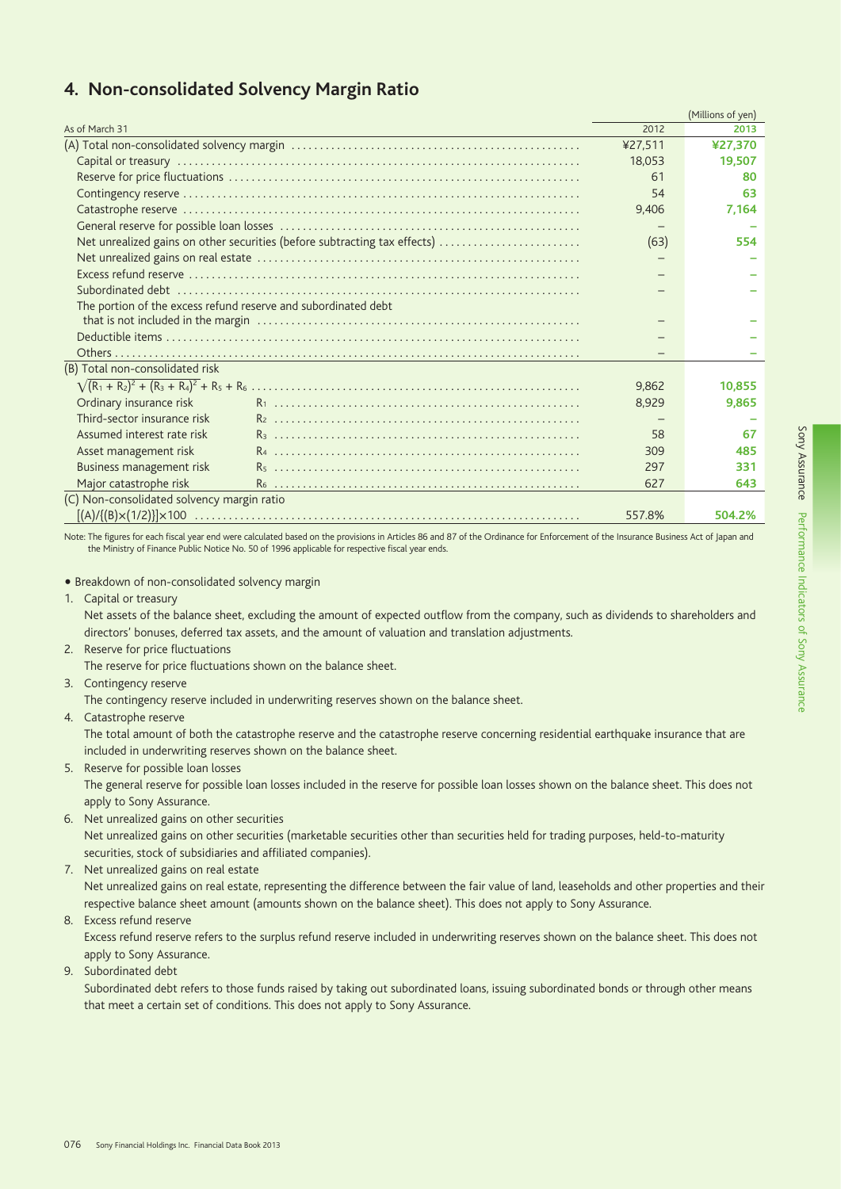## 4. Non-consolidated Solvency Margin Ratio

(Millions of yen)

| As of March 31 | | 2012 | 2013 |
|---|---|---|---|
| (A) Total non-consolidated solvency margin | | ¥27,511 | ¥27,370 |
| Capital or treasury | | 18,053 | 19,507 |
| Reserve for price fluctuations | | 61 | 80 |
| Contingency reserve | | 54 | 63 |
| Catastrophe reserve | | 9,406 | 7,164 |
| General reserve for possible loan losses | | – | – |
| Net unrealized gains on other securities (before subtracting tax effects) | | (63) | 554 |
| Net unrealized gains on real estate | | – | – |
| Excess refund reserve | | – | – |
| Subordinated debt | | – | – |
| The portion of the excess refund reserve and subordinated debt that is not included in the margin | | – | – |
| Deductible items | | – | – |
| Others | | – | – |
| (B) Total non-consolidated risk $\sqrt{(R_1 + R_2)^2 + (R_3 + R_4)^2} + R_5 + R_6$ | | 9,862 | 10,855 |
| Ordinary insurance risk | $R_1$ | 8,929 | 9,865 |
| Third-sector insurance risk | $R_2$ | – | – |
| Assumed interest rate risk | $R_3$ | 58 | 67 |
| Asset management risk | $R_4$ | 309 | 485 |
| Business management risk | $R_5$ | 297 | 331 |
| Major catastrophe risk | $R_6$ | 627 | 643 |
| (C) Non-consolidated solvency margin ratio $[(A)/\{(B)\times(1/2)\}]\times100$ | | 557.8% | 504.2% |

Note: The figures for each fiscal year end were calculated based on the provisions in Articles 86 and 87 of the Ordinance for Enforcement of the Insurance Business Act of Japan and the Ministry of Finance Public Notice No. 50 of 1996 applicable for respective fiscal year ends.

- Breakdown of non-consolidated solvency margin

1. Capital or treasury
   Net assets of the balance sheet, excluding the amount of expected outflow from the company, such as dividends to shareholders and directors' bonuses, deferred tax assets, and the amount of valuation and translation adjustments.
2. Reserve for price fluctuations
   The reserve for price fluctuations shown on the balance sheet.
3. Contingency reserve
   The contingency reserve included in underwriting reserves shown on the balance sheet.
4. Catastrophe reserve
   The total amount of both the catastrophe reserve and the catastrophe reserve concerning residential earthquake insurance that are included in underwriting reserves shown on the balance sheet.
5. Reserve for possible loan losses
   The general reserve for possible loan losses included in the reserve for possible loan losses shown on the balance sheet. This does not apply to Sony Assurance.
6. Net unrealized gains on other securities
   Net unrealized gains on other securities (marketable securities other than securities held for trading purposes, held-to-maturity securities, stock of subsidiaries and affiliated companies).
7. Net unrealized gains on real estate
   Net unrealized gains on real estate, representing the difference between the fair value of land, leaseholds and other properties and their respective balance sheet amount (amounts shown on the balance sheet). This does not apply to Sony Assurance.
8. Excess refund reserve
   Excess refund reserve refers to the surplus refund reserve included in underwriting reserves shown on the balance sheet. This does not apply to Sony Assurance.
9. Subordinated debt
   Subordinated debt refers to those funds raised by taking out subordinated loans, issuing subordinated bonds or through other means that meet a certain set of conditions. This does not apply to Sony Assurance.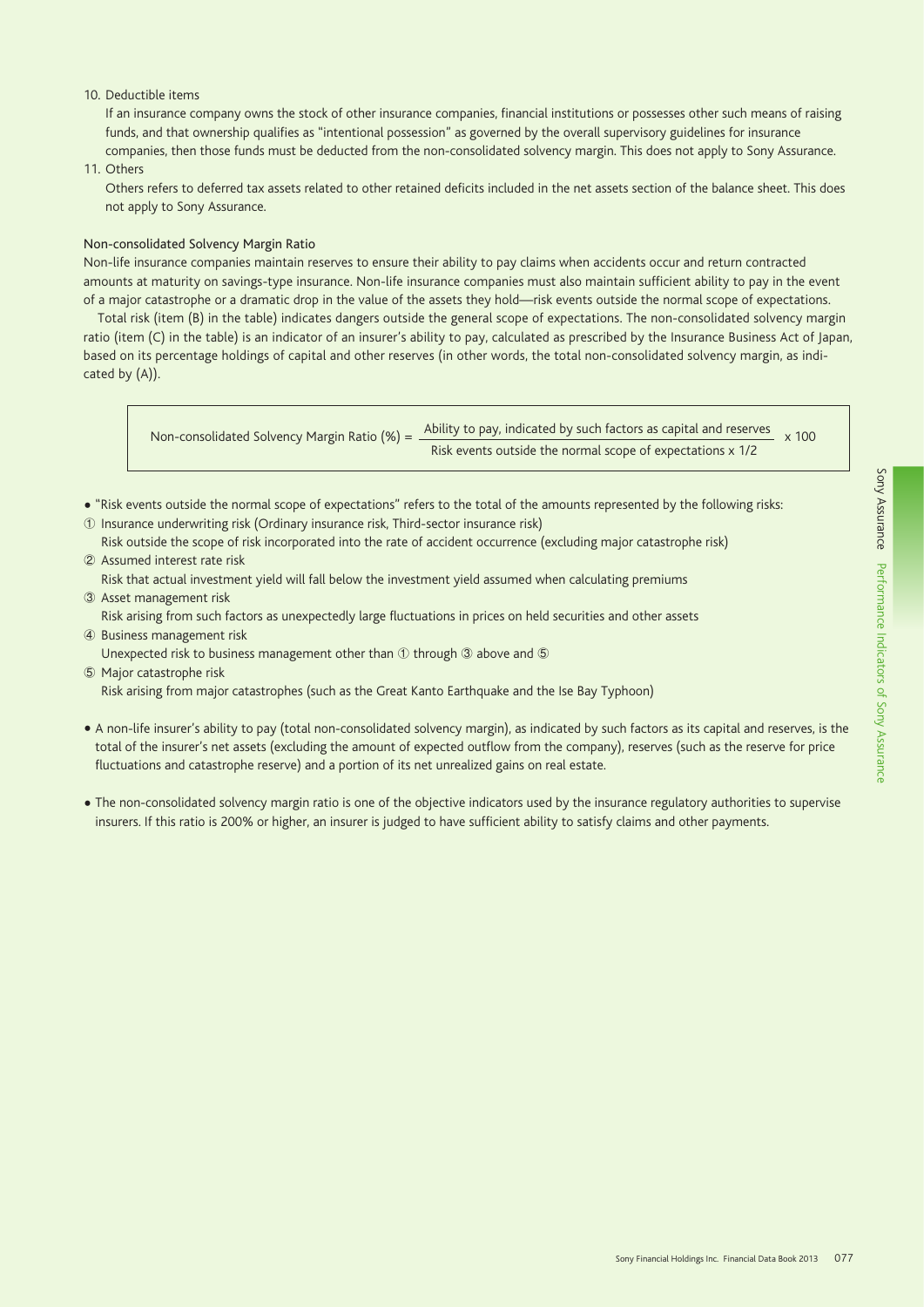10. Deductible items

    If an insurance company owns the stock of other insurance companies, financial institutions or possesses other such means of raising funds, and that ownership qualifies as "intentional possession" as governed by the overall supervisory guidelines for insurance companies, then those funds must be deducted from the non-consolidated solvency margin. This does not apply to Sony Assurance.

11. Others

    Others refers to deferred tax assets related to other retained deficits included in the net assets section of the balance sheet. This does not apply to Sony Assurance.

### Non-consolidated Solvency Margin Ratio

Non-life insurance companies maintain reserves to ensure their ability to pay claims when accidents occur and return contracted amounts at maturity on savings-type insurance. Non-life insurance companies must also maintain sufficient ability to pay in the event of a major catastrophe or a dramatic drop in the value of the assets they hold—risk events outside the normal scope of expectations.

Total risk (item (B) in the table) indicates dangers outside the general scope of expectations. The non-consolidated solvency margin ratio (item (C) in the table) is an indicator of an insurer's ability to pay, calculated as prescribed by the Insurance Business Act of Japan, based on its percentage holdings of capital and other reserves (in other words, the total non-consolidated solvency margin, as indicated by (A)).

$$\text{Non-consolidated Solvency Margin Ratio (\%)} = \frac{\text{Ability to pay, indicated by such factors as capital and reserves}}{\text{Risk events outside the normal scope of expectations} \times 1/2} \times 100$$

- "Risk events outside the normal scope of expectations" refers to the total of the amounts represented by the following risks:

① Insurance underwriting risk (Ordinary insurance risk, Third-sector insurance risk)
   Risk outside the scope of risk incorporated into the rate of accident occurrence (excluding major catastrophe risk)

② Assumed interest rate risk
   Risk that actual investment yield will fall below the investment yield assumed when calculating premiums

③ Asset management risk
   Risk arising from such factors as unexpectedly large fluctuations in prices on held securities and other assets

④ Business management risk
   Unexpected risk to business management other than ① through ③ above and ⑤

⑤ Major catastrophe risk
   Risk arising from major catastrophes (such as the Great Kanto Earthquake and the Ise Bay Typhoon)

- A non-life insurer's ability to pay (total non-consolidated solvency margin), as indicated by such factors as its capital and reserves, is the total of the insurer's net assets (excluding the amount of expected outflow from the company), reserves (such as the reserve for price fluctuations and catastrophe reserve) and a portion of its net unrealized gains on real estate.

- The non-consolidated solvency margin ratio is one of the objective indicators used by the insurance regulatory authorities to supervise insurers. If this ratio is 200% or higher, an insurer is judged to have sufficient ability to satisfy claims and other payments.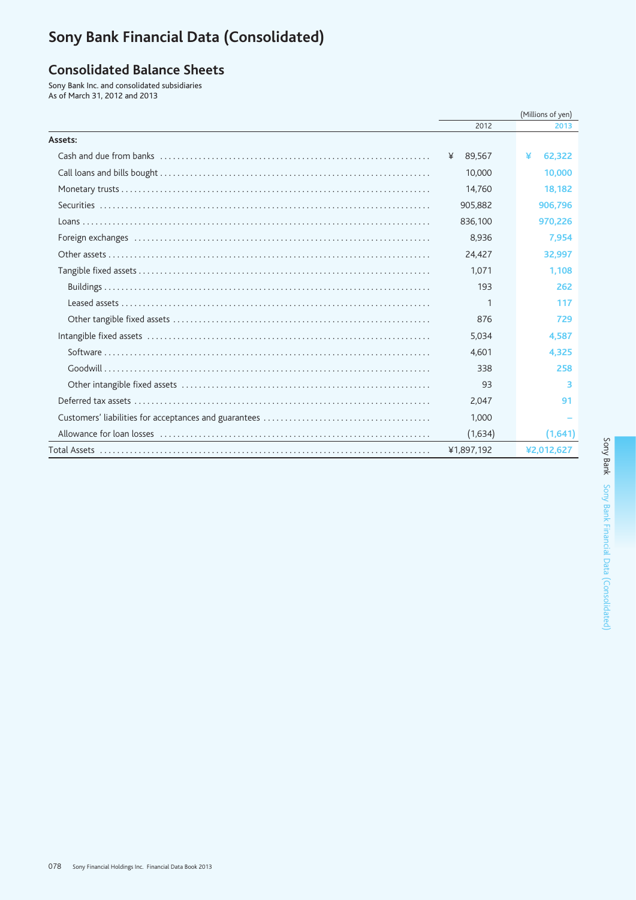# Sony Bank Financial Data (Consolidated)

## Consolidated Balance Sheets

Sony Bank Inc. and consolidated subsidiaries
As of March 31, 2012 and 2013

(Millions of yen)

| | 2012 | 2013 |
|---|---|---|
| **Assets:** | | |
| Cash and due from banks | ¥ 89,567 | ¥ 62,322 |
| Call loans and bills bought | 10,000 | 10,000 |
| Monetary trusts | 14,760 | 18,182 |
| Securities | 905,882 | 906,796 |
| Loans | 836,100 | 970,226 |
| Foreign exchanges | 8,936 | 7,954 |
| Other assets | 24,427 | 32,997 |
| Tangible fixed assets | 1,071 | 1,108 |
| Buildings | 193 | 262 |
| Leased assets | 1 | 117 |
| Other tangible fixed assets | 876 | 729 |
| Intangible fixed assets | 5,034 | 4,587 |
| Software | 4,601 | 4,325 |
| Goodwill | 338 | 258 |
| Other intangible fixed assets | 93 | 3 |
| Deferred tax assets | 2,047 | 91 |
| Customers' liabilities for acceptances and guarantees | 1,000 | – |
| Allowance for loan losses | (1,634) | (1,641) |
| Total Assets | ¥1,897,192 | ¥2,012,627 |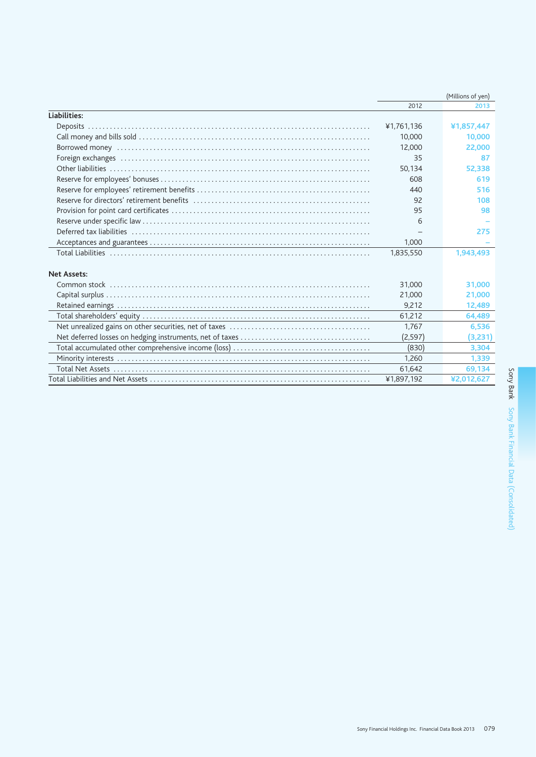| | 2012 | (Millions of yen) 2013 |
|---|---|---|
| **Liabilities:** | | |
| Deposits | ¥1,761,136 | ¥1,857,447 |
| Call money and bills sold | 10,000 | 10,000 |
| Borrowed money | 12,000 | 22,000 |
| Foreign exchanges | 35 | 87 |
| Other liabilities | 50,134 | 52,338 |
| Reserve for employees' bonuses | 608 | 619 |
| Reserve for employees' retirement benefits | 440 | 516 |
| Reserve for directors' retirement benefits | 92 | 108 |
| Provision for point card certificates | 95 | 98 |
| Reserve under specific law | 6 | – |
| Deferred tax liabilities | – | 275 |
| Acceptances and guarantees | 1,000 | – |
| Total Liabilities | 1,835,550 | 1,943,493 |
| **Net Assets:** | | |
| Common stock | 31,000 | 31,000 |
| Capital surplus | 21,000 | 21,000 |
| Retained earnings | 9,212 | 12,489 |
| Total shareholders' equity | 61,212 | 64,489 |
| Net unrealized gains on other securities, net of taxes | 1,767 | 6,536 |
| Net deferred losses on hedging instruments, net of taxes | (2,597) | (3,231) |
| Total accumulated other comprehensive income (loss) | (830) | 3,304 |
| Minority interests | 1,260 | 1,339 |
| Total Net Assets | 61,642 | 69,134 |
| Total Liabilities and Net Assets | ¥1,897,192 | ¥2,012,627 |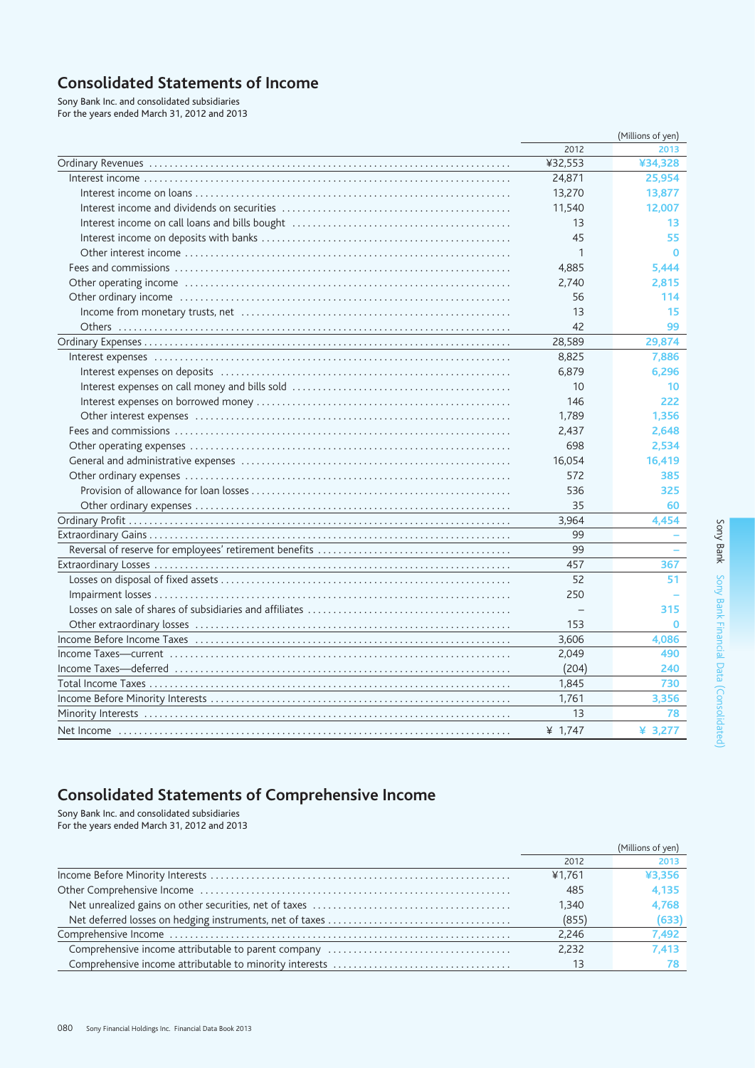## Consolidated Statements of Income

Sony Bank Inc. and consolidated subsidiaries
For the years ended March 31, 2012 and 2013

(Millions of yen)

| | 2012 | 2013 |
|---|---|---|
| Ordinary Revenues | ¥32,553 | ¥34,328 |
| Interest income | 24,871 | 25,954 |
| Interest income on loans | 13,270 | 13,877 |
| Interest income and dividends on securities | 11,540 | 12,007 |
| Interest income on call loans and bills bought | 13 | 13 |
| Interest income on deposits with banks | 45 | 55 |
| Other interest income | 1 | 0 |
| Fees and commissions | 4,885 | 5,444 |
| Other operating income | 2,740 | 2,815 |
| Other ordinary income | 56 | 114 |
| Income from monetary trusts, net | 13 | 15 |
| Others | 42 | 99 |
| Ordinary Expenses | 28,589 | 29,874 |
| Interest expenses | 8,825 | 7,886 |
| Interest expenses on deposits | 6,879 | 6,296 |
| Interest expenses on call money and bills sold | 10 | 10 |
| Interest expenses on borrowed money | 146 | 222 |
| Other interest expenses | 1,789 | 1,356 |
| Fees and commissions | 2,437 | 2,648 |
| Other operating expenses | 698 | 2,534 |
| General and administrative expenses | 16,054 | 16,419 |
| Other ordinary expenses | 572 | 385 |
| Provision of allowance for loan losses | 536 | 325 |
| Other ordinary expenses | 35 | 60 |
| Ordinary Profit | 3,964 | 4,454 |
| Extraordinary Gains | 99 | – |
| Reversal of reserve for employees' retirement benefits | 99 | – |
| Extraordinary Losses | 457 | 367 |
| Losses on disposal of fixed assets | 52 | 51 |
| Impairment losses | 250 | – |
| Losses on sale of shares of subsidiaries and affiliates | – | 315 |
| Other extraordinary losses | 153 | 0 |
| Income Before Income Taxes | 3,606 | 4,086 |
| Income Taxes—current | 2,049 | 490 |
| Income Taxes—deferred | (204) | 240 |
| Total Income Taxes | 1,845 | 730 |
| Income Before Minority Interests | 1,761 | 3,356 |
| Minority Interests | 13 | 78 |
| Net Income | ¥ 1,747 | ¥ 3,277 |

## Consolidated Statements of Comprehensive Income

Sony Bank Inc. and consolidated subsidiaries
For the years ended March 31, 2012 and 2013

(Millions of yen)

| | 2012 | 2013 |
|---|---|---|
| Income Before Minority Interests | ¥1,761 | ¥3,356 |
| Other Comprehensive Income | 485 | 4,135 |
| Net unrealized gains on other securities, net of taxes | 1,340 | 4,768 |
| Net deferred losses on hedging instruments, net of taxes | (855) | (633) |
| Comprehensive Income | 2,246 | 7,492 |
| Comprehensive income attributable to parent company | 2,232 | 7,413 |
| Comprehensive income attributable to minority interests | 13 | 78 |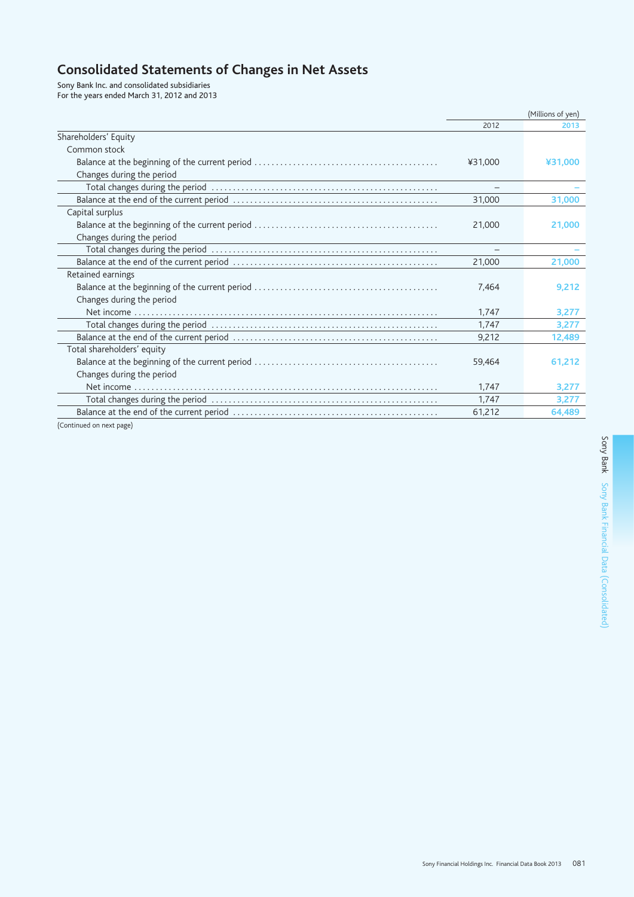# Consolidated Statements of Changes in Net Assets

Sony Bank Inc. and consolidated subsidiaries
For the years ended March 31, 2012 and 2013

(Millions of yen)

| | 2012 | 2013 |
|---|---|---|
| Shareholders' Equity | | |
| Common stock | | |
| Balance at the beginning of the current period | ¥31,000 | ¥31,000 |
| Changes during the period | | |
| Total changes during the period | – | – |
| Balance at the end of the current period | 31,000 | 31,000 |
| Capital surplus | | |
| Balance at the beginning of the current period | 21,000 | 21,000 |
| Changes during the period | | |
| Total changes during the period | – | – |
| Balance at the end of the current period | 21,000 | 21,000 |
| Retained earnings | | |
| Balance at the beginning of the current period | 7,464 | 9,212 |
| Changes during the period | | |
| Net income | 1,747 | 3,277 |
| Total changes during the period | 1,747 | 3,277 |
| Balance at the end of the current period | 9,212 | 12,489 |
| Total shareholders' equity | | |
| Balance at the beginning of the current period | 59,464 | 61,212 |
| Changes during the period | | |
| Net income | 1,747 | 3,277 |
| Total changes during the period | 1,747 | 3,277 |
| Balance at the end of the current period | 61,212 | 64,489 |

(Continued on next page)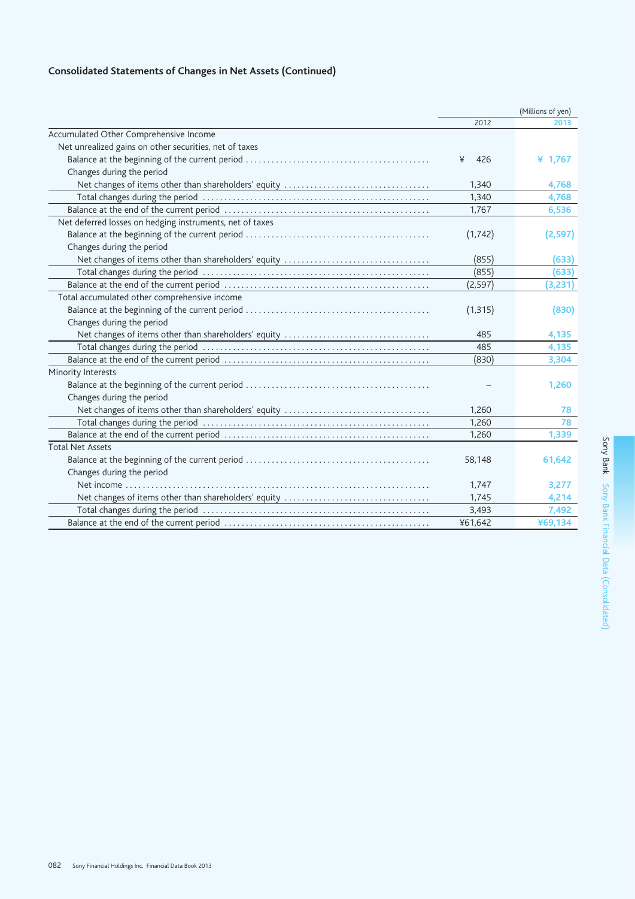## Consolidated Statements of Changes in Net Assets (Continued)

(Millions of yen)

| | 2012 | 2013 |
|---|---|---|
| Accumulated Other Comprehensive Income | | |
| Net unrealized gains on other securities, net of taxes | | |
| Balance at the beginning of the current period | ¥ 426 | ¥ 1,767 |
| Changes during the period | | |
| Net changes of items other than shareholders' equity | 1,340 | 4,768 |
| Total changes during the period | 1,340 | 4,768 |
| Balance at the end of the current period | 1,767 | 6,536 |
| Net deferred losses on hedging instruments, net of taxes | | |
| Balance at the beginning of the current period | (1,742) | (2,597) |
| Changes during the period | | |
| Net changes of items other than shareholders' equity | (855) | (633) |
| Total changes during the period | (855) | (633) |
| Balance at the end of the current period | (2,597) | (3,231) |
| Total accumulated other comprehensive income | | |
| Balance at the beginning of the current period | (1,315) | (830) |
| Changes during the period | | |
| Net changes of items other than shareholders' equity | 485 | 4,135 |
| Total changes during the period | 485 | 4,135 |
| Balance at the end of the current period | (830) | 3,304 |
| Minority Interests | | |
| Balance at the beginning of the current period | – | 1,260 |
| Changes during the period | | |
| Net changes of items other than shareholders' equity | 1,260 | 78 |
| Total changes during the period | 1,260 | 78 |
| Balance at the end of the current period | 1,260 | 1,339 |
| Total Net Assets | | |
| Balance at the beginning of the current period | 58,148 | 61,642 |
| Changes during the period | | |
| Net income | 1,747 | 3,277 |
| Net changes of items other than shareholders' equity | 1,745 | 4,214 |
| Total changes during the period | 3,493 | 7,492 |
| Balance at the end of the current period | ¥61,642 | ¥69,134 |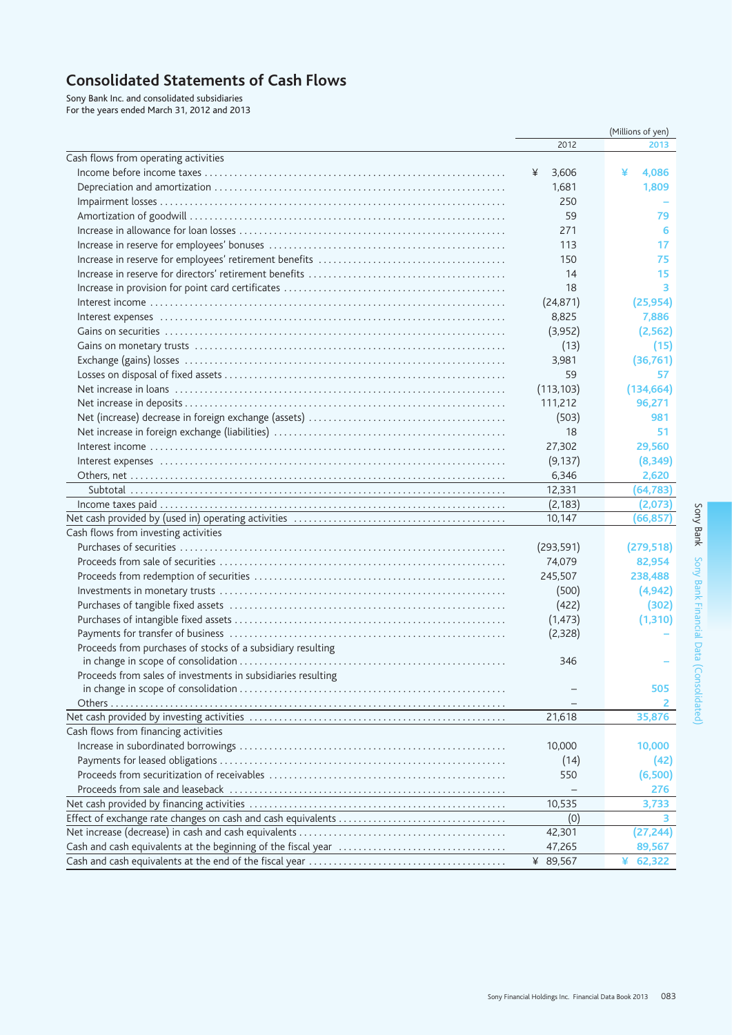# Consolidated Statements of Cash Flows

Sony Bank Inc. and consolidated subsidiaries
For the years ended March 31, 2012 and 2013

(Millions of yen)

| | 2012 | 2013 |
|---|---|---|
| Cash flows from operating activities | | |
| Income before income taxes | ¥ 3,606 | ¥ 4,086 |
| Depreciation and amortization | 1,681 | 1,809 |
| Impairment losses | 250 | – |
| Amortization of goodwill | 59 | 79 |
| Increase in allowance for loan losses | 271 | 6 |
| Increase in reserve for employees' bonuses | 113 | 17 |
| Increase in reserve for employees' retirement benefits | 150 | 75 |
| Increase in reserve for directors' retirement benefits | 14 | 15 |
| Increase in provision for point card certificates | 18 | 3 |
| Interest income | (24,871) | (25,954) |
| Interest expenses | 8,825 | 7,886 |
| Gains on securities | (3,952) | (2,562) |
| Gains on monetary trusts | (13) | (15) |
| Exchange (gains) losses | 3,981 | (36,761) |
| Losses on disposal of fixed assets | 59 | 57 |
| Net increase in loans | (113,103) | (134,664) |
| Net increase in deposits | 111,212 | 96,271 |
| Net (increase) decrease in foreign exchange (assets) | (503) | 981 |
| Net increase in foreign exchange (liabilities) | 18 | 51 |
| Interest income | 27,302 | 29,560 |
| Interest expenses | (9,137) | (8,349) |
| Others, net | 6,346 | 2,620 |
| Subtotal | 12,331 | (64,783) |
| Income taxes paid | (2,183) | (2,073) |
| Net cash provided by (used in) operating activities | 10,147 | (66,857) |
| Cash flows from investing activities | | |
| Purchases of securities | (293,591) | (279,518) |
| Proceeds from sale of securities | 74,079 | 82,954 |
| Proceeds from redemption of securities | 245,507 | 238,488 |
| Investments in monetary trusts | (500) | (4,942) |
| Purchases of tangible fixed assets | (422) | (302) |
| Purchases of intangible fixed assets | (1,473) | (1,310) |
| Payments for transfer of business | (2,328) | – |
| Proceeds from purchases of stocks of a subsidiary resulting in change in scope of consolidation | 346 | – |
| Proceeds from sales of investments in subsidiaries resulting in change in scope of consolidation | – | 505 |
| Others | – | 2 |
| Net cash provided by investing activities | 21,618 | 35,876 |
| Cash flows from financing activities | | |
| Increase in subordinated borrowings | 10,000 | 10,000 |
| Payments for leased obligations | (14) | (42) |
| Proceeds from securitization of receivables | 550 | (6,500) |
| Proceeds from sale and leaseback | – | 276 |
| Net cash provided by financing activities | 10,535 | 3,733 |
| Effect of exchange rate changes on cash and cash equivalents | (0) | 3 |
| Net increase (decrease) in cash and cash equivalents | 42,301 | (27,244) |
| Cash and cash equivalents at the beginning of the fiscal year | 47,265 | 89,567 |
| Cash and cash equivalents at the end of the fiscal year | ¥ 89,567 | ¥ 62,322 |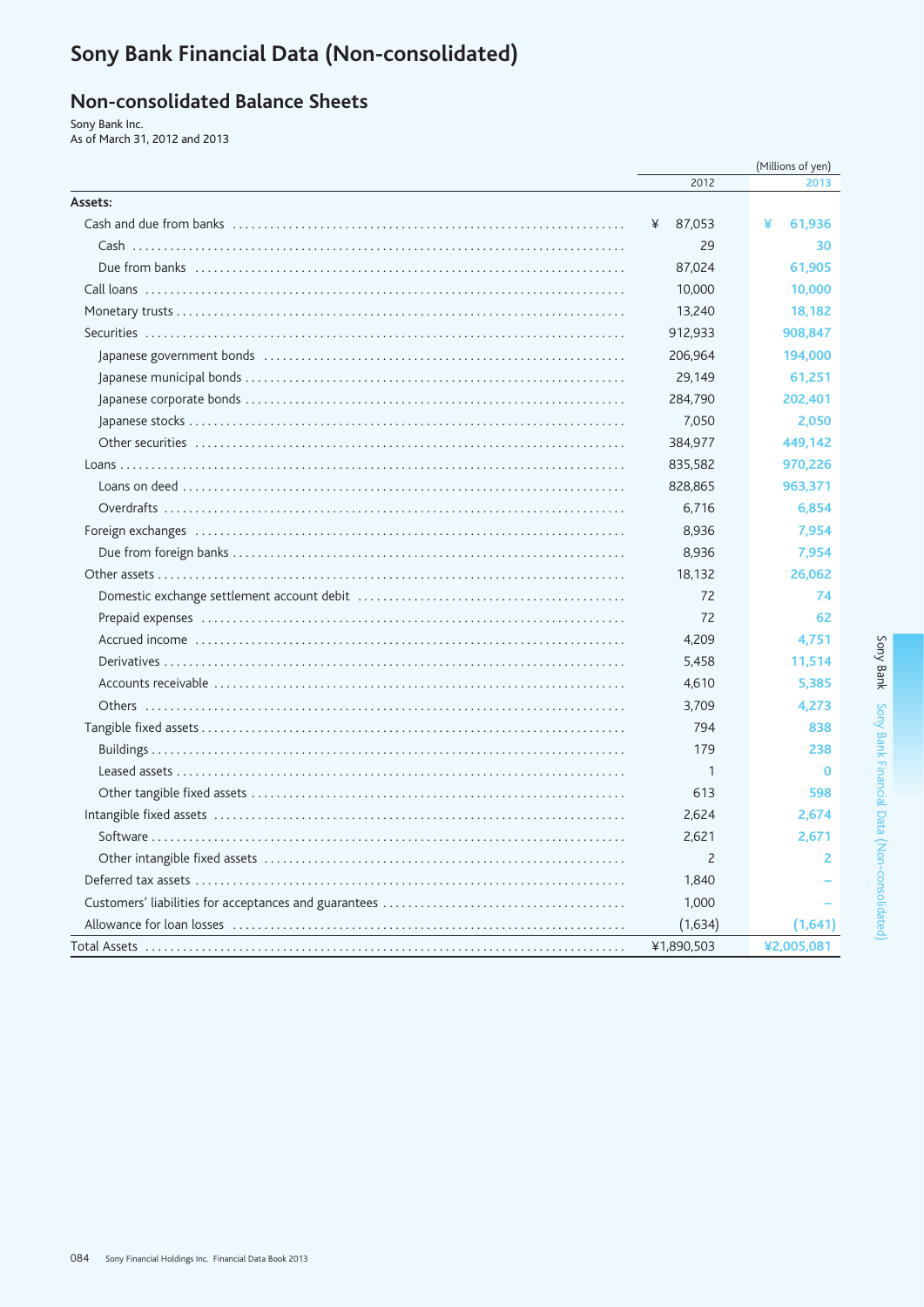# Sony Bank Financial Data (Non-consolidated)

## Non-consolidated Balance Sheets

Sony Bank Inc.
As of March 31, 2012 and 2013

| | 2012 | 2013 |
|---|---|---|
| | (Millions of yen) | |
| **Assets:** | | |
| Cash and due from banks | ¥ 87,053 | ¥ 61,936 |
| Cash | 29 | 30 |
| Due from banks | 87,024 | 61,905 |
| Call loans | 10,000 | 10,000 |
| Monetary trusts | 13,240 | 18,182 |
| Securities | 912,933 | 908,847 |
| Japanese government bonds | 206,964 | 194,000 |
| Japanese municipal bonds | 29,149 | 61,251 |
| Japanese corporate bonds | 284,790 | 202,401 |
| Japanese stocks | 7,050 | 2,050 |
| Other securities | 384,977 | 449,142 |
| Loans | 835,582 | 970,226 |
| Loans on deed | 828,865 | 963,371 |
| Overdrafts | 6,716 | 6,854 |
| Foreign exchanges | 8,936 | 7,954 |
| Due from foreign banks | 8,936 | 7,954 |
| Other assets | 18,132 | 26,062 |
| Domestic exchange settlement account debit | 72 | 74 |
| Prepaid expenses | 72 | 62 |
| Accrued income | 4,209 | 4,751 |
| Derivatives | 5,458 | 11,514 |
| Accounts receivable | 4,610 | 5,385 |
| Others | 3,709 | 4,273 |
| Tangible fixed assets | 794 | 838 |
| Buildings | 179 | 238 |
| Leased assets | 1 | 0 |
| Other tangible fixed assets | 613 | 598 |
| Intangible fixed assets | 2,624 | 2,674 |
| Software | 2,621 | 2,671 |
| Other intangible fixed assets | 2 | 2 |
| Deferred tax assets | 1,840 | – |
| Customers' liabilities for acceptances and guarantees | 1,000 | – |
| Allowance for loan losses | (1,634) | (1,641) |
| Total Assets | ¥1,890,503 | ¥2,005,081 |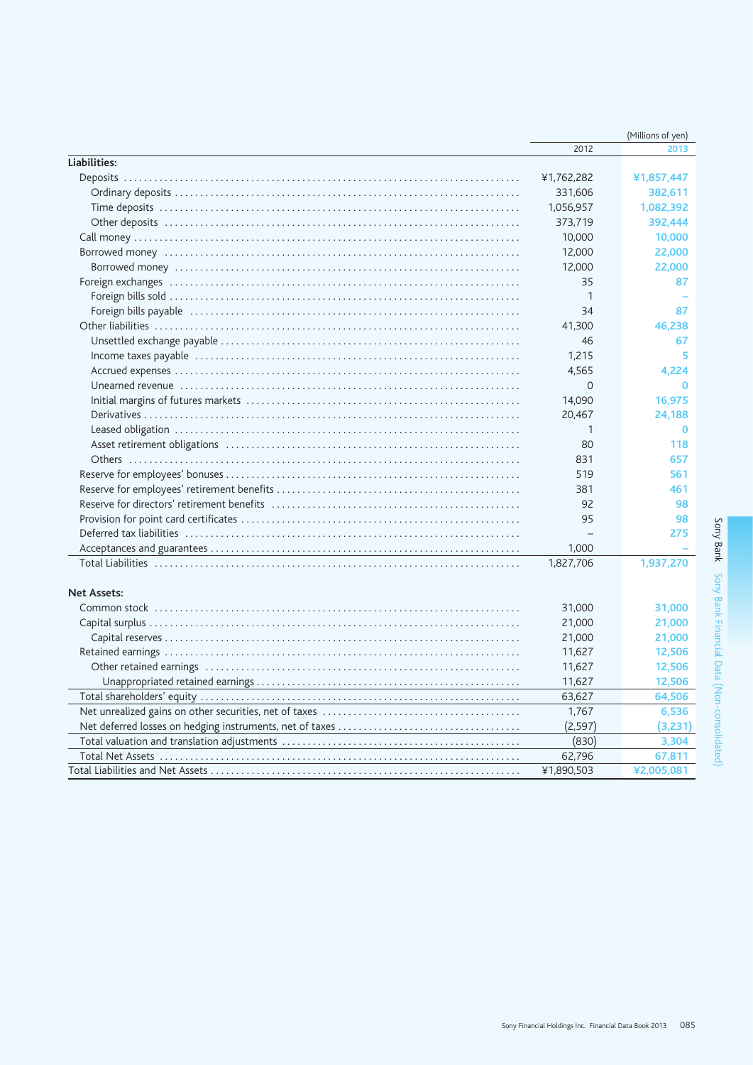| | 2012 | 2013 |
|---|---|---|
| (Millions of yen) | | |
| **Liabilities:** | | |
| Deposits | ¥1,762,282 | ¥1,857,447 |
| Ordinary deposits | 331,606 | 382,611 |
| Time deposits | 1,056,957 | 1,082,392 |
| Other deposits | 373,719 | 392,444 |
| Call money | 10,000 | 10,000 |
| Borrowed money | 12,000 | 22,000 |
| Borrowed money | 12,000 | 22,000 |
| Foreign exchanges | 35 | 87 |
| Foreign bills sold | 1 | – |
| Foreign bills payable | 34 | 87 |
| Other liabilities | 41,300 | 46,238 |
| Unsettled exchange payable | 46 | 67 |
| Income taxes payable | 1,215 | 5 |
| Accrued expenses | 4,565 | 4,224 |
| Unearned revenue | 0 | 0 |
| Initial margins of futures markets | 14,090 | 16,975 |
| Derivatives | 20,467 | 24,188 |
| Leased obligation | 1 | 0 |
| Asset retirement obligations | 80 | 118 |
| Others | 831 | 657 |
| Reserve for employees' bonuses | 519 | 561 |
| Reserve for employees' retirement benefits | 381 | 461 |
| Reserve for directors' retirement benefits | 92 | 98 |
| Provision for point card certificates | 95 | 98 |
| Deferred tax liabilities | – | 275 |
| Acceptances and guarantees | 1,000 | – |
| Total Liabilities | 1,827,706 | 1,937,270 |
| **Net Assets:** | | |
| Common stock | 31,000 | 31,000 |
| Capital surplus | 21,000 | 21,000 |
| Capital reserves | 21,000 | 21,000 |
| Retained earnings | 11,627 | 12,506 |
| Other retained earnings | 11,627 | 12,506 |
| Unappropriated retained earnings | 11,627 | 12,506 |
| Total shareholders' equity | 63,627 | 64,506 |
| Net unrealized gains on other securities, net of taxes | 1,767 | 6,536 |
| Net deferred losses on hedging instruments, net of taxes | (2,597) | (3,231) |
| Total valuation and translation adjustments | (830) | 3,304 |
| Total Net Assets | 62,796 | 67,811 |
| Total Liabilities and Net Assets | ¥1,890,503 | ¥2,005,081 |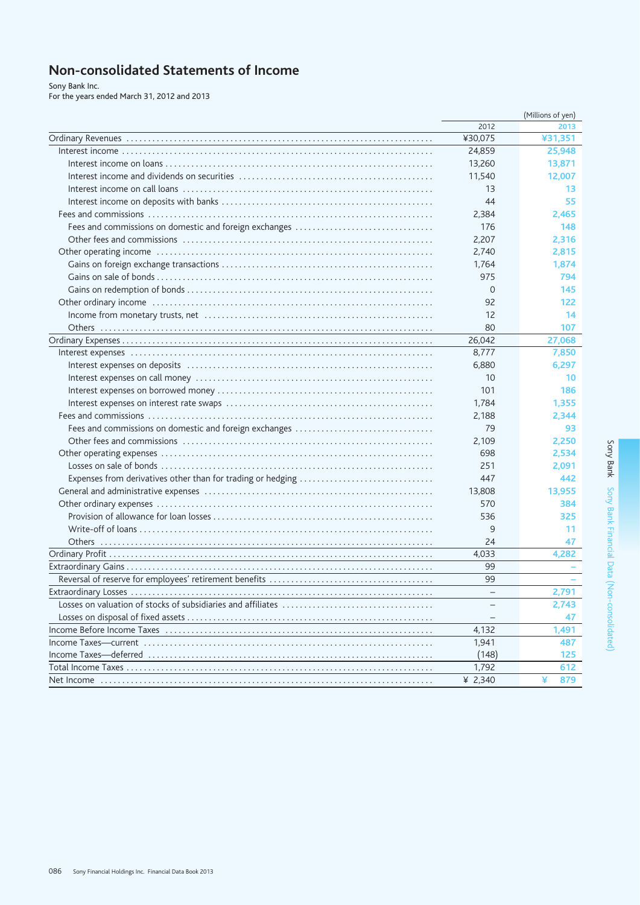# Non-consolidated Statements of Income

Sony Bank Inc.
For the years ended March 31, 2012 and 2013

| | (Millions of yen) | |
|---|---|---|
| | 2012 | 2013 |
| Ordinary Revenues | ¥30,075 | ¥31,351 |
| Interest income | 24,859 | 25,948 |
| Interest income on loans | 13,260 | 13,871 |
| Interest income and dividends on securities | 11,540 | 12,007 |
| Interest income on call loans | 13 | 13 |
| Interest income on deposits with banks | 44 | 55 |
| Fees and commissions | 2,384 | 2,465 |
| Fees and commissions on domestic and foreign exchanges | 176 | 148 |
| Other fees and commissions | 2,207 | 2,316 |
| Other operating income | 2,740 | 2,815 |
| Gains on foreign exchange transactions | 1,764 | 1,874 |
| Gains on sale of bonds | 975 | 794 |
| Gains on redemption of bonds | 0 | 145 |
| Other ordinary income | 92 | 122 |
| Income from monetary trusts, net | 12 | 14 |
| Others | 80 | 107 |
| Ordinary Expenses | 26,042 | 27,068 |
| Interest expenses | 8,777 | 7,850 |
| Interest expenses on deposits | 6,880 | 6,297 |
| Interest expenses on call money | 10 | 10 |
| Interest expenses on borrowed money | 101 | 186 |
| Interest expenses on interest rate swaps | 1,784 | 1,355 |
| Fees and commissions | 2,188 | 2,344 |
| Fees and commissions on domestic and foreign exchanges | 79 | 93 |
| Other fees and commissions | 2,109 | 2,250 |
| Other operating expenses | 698 | 2,534 |
| Losses on sale of bonds | 251 | 2,091 |
| Expenses from derivatives other than for trading or hedging | 447 | 442 |
| General and administrative expenses | 13,808 | 13,955 |
| Other ordinary expenses | 570 | 384 |
| Provision of allowance for loan losses | 536 | 325 |
| Write-off of loans | 9 | 11 |
| Others | 24 | 47 |
| Ordinary Profit | 4,033 | 4,282 |
| Extraordinary Gains | 99 | – |
| Reversal of reserve for employees' retirement benefits | 99 | – |
| Extraordinary Losses | – | 2,791 |
| Losses on valuation of stocks of subsidiaries and affiliates | – | 2,743 |
| Losses on disposal of fixed assets | – | 47 |
| Income Before Income Taxes | 4,132 | 1,491 |
| Income Taxes—current | 1,941 | 487 |
| Income Taxes—deferred | (148) | 125 |
| Total Income Taxes | 1,792 | 612 |
| Net Income | ¥ 2,340 | ¥ 879 |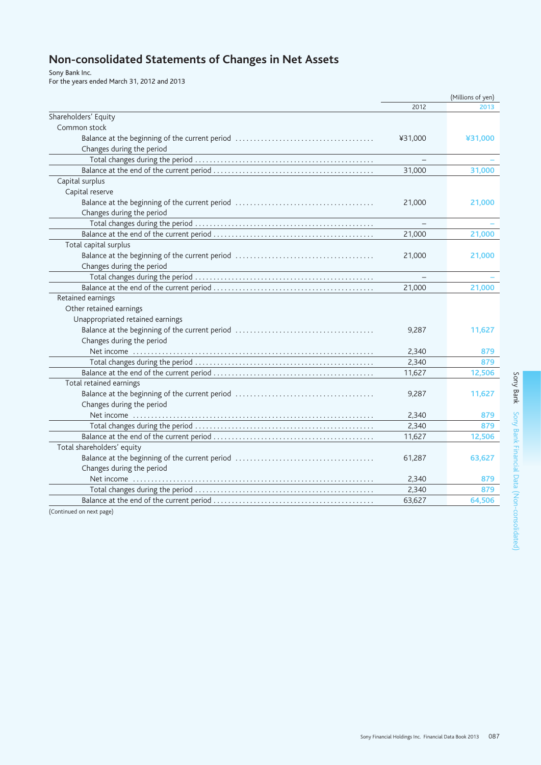# Non-consolidated Statements of Changes in Net Assets

Sony Bank Inc.
For the years ended March 31, 2012 and 2013

(Millions of yen)

| | 2012 | 2013 |
|---|---|---|
| Shareholders' Equity | | |
| Common stock | | |
| Balance at the beginning of the current period | ¥31,000 | ¥31,000 |
| Changes during the period | | |
| Total changes during the period | – | – |
| Balance at the end of the current period | 31,000 | 31,000 |
| Capital surplus | | |
| Capital reserve | | |
| Balance at the beginning of the current period | 21,000 | 21,000 |
| Changes during the period | | |
| Total changes during the period | – | – |
| Balance at the end of the current period | 21,000 | 21,000 |
| Total capital surplus | | |
| Balance at the beginning of the current period | 21,000 | 21,000 |
| Changes during the period | | |
| Total changes during the period | – | – |
| Balance at the end of the current period | 21,000 | 21,000 |
| Retained earnings | | |
| Other retained earnings | | |
| Unappropriated retained earnings | | |
| Balance at the beginning of the current period | 9,287 | 11,627 |
| Changes during the period | | |
| Net income | 2,340 | 879 |
| Total changes during the period | 2,340 | 879 |
| Balance at the end of the current period | 11,627 | 12,506 |
| Total retained earnings | | |
| Balance at the beginning of the current period | 9,287 | 11,627 |
| Changes during the period | | |
| Net income | 2,340 | 879 |
| Total changes during the period | 2,340 | 879 |
| Balance at the end of the current period | 11,627 | 12,506 |
| Total shareholders' equity | | |
| Balance at the beginning of the current period | 61,287 | 63,627 |
| Changes during the period | | |
| Net income | 2,340 | 879 |
| Total changes during the period | 2,340 | 879 |
| Balance at the end of the current period | 63,627 | 64,506 |

(Continued on next page)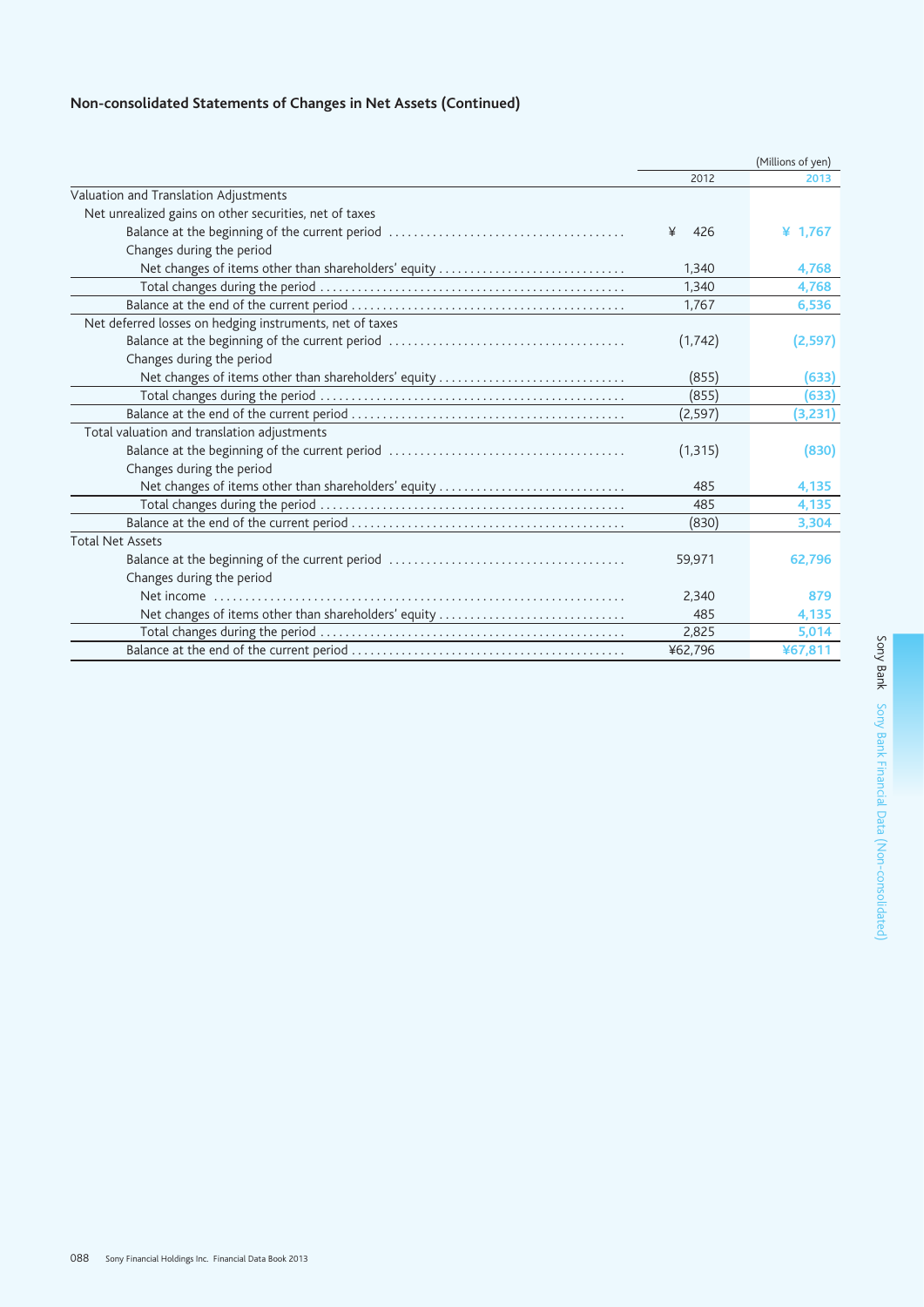## Non-consolidated Statements of Changes in Net Assets (Continued)

(Millions of yen)

| | 2012 | 2013 |
|---|---|---|
| Valuation and Translation Adjustments | | |
| Net unrealized gains on other securities, net of taxes | | |
| Balance at the beginning of the current period | ¥ 426 | ¥ 1,767 |
| Changes during the period | | |
| Net changes of items other than shareholders' equity | 1,340 | 4,768 |
| Total changes during the period | 1,340 | 4,768 |
| Balance at the end of the current period | 1,767 | 6,536 |
| Net deferred losses on hedging instruments, net of taxes | | |
| Balance at the beginning of the current period | (1,742) | (2,597) |
| Changes during the period | | |
| Net changes of items other than shareholders' equity | (855) | (633) |
| Total changes during the period | (855) | (633) |
| Balance at the end of the current period | (2,597) | (3,231) |
| Total valuation and translation adjustments | | |
| Balance at the beginning of the current period | (1,315) | (830) |
| Changes during the period | | |
| Net changes of items other than shareholders' equity | 485 | 4,135 |
| Total changes during the period | 485 | 4,135 |
| Balance at the end of the current period | (830) | 3,304 |
| Total Net Assets | | |
| Balance at the beginning of the current period | 59,971 | 62,796 |
| Changes during the period | | |
| Net income | 2,340 | 879 |
| Net changes of items other than shareholders' equity | 485 | 4,135 |
| Total changes during the period | 2,825 | 5,014 |
| Balance at the end of the current period | ¥62,796 | ¥67,811 |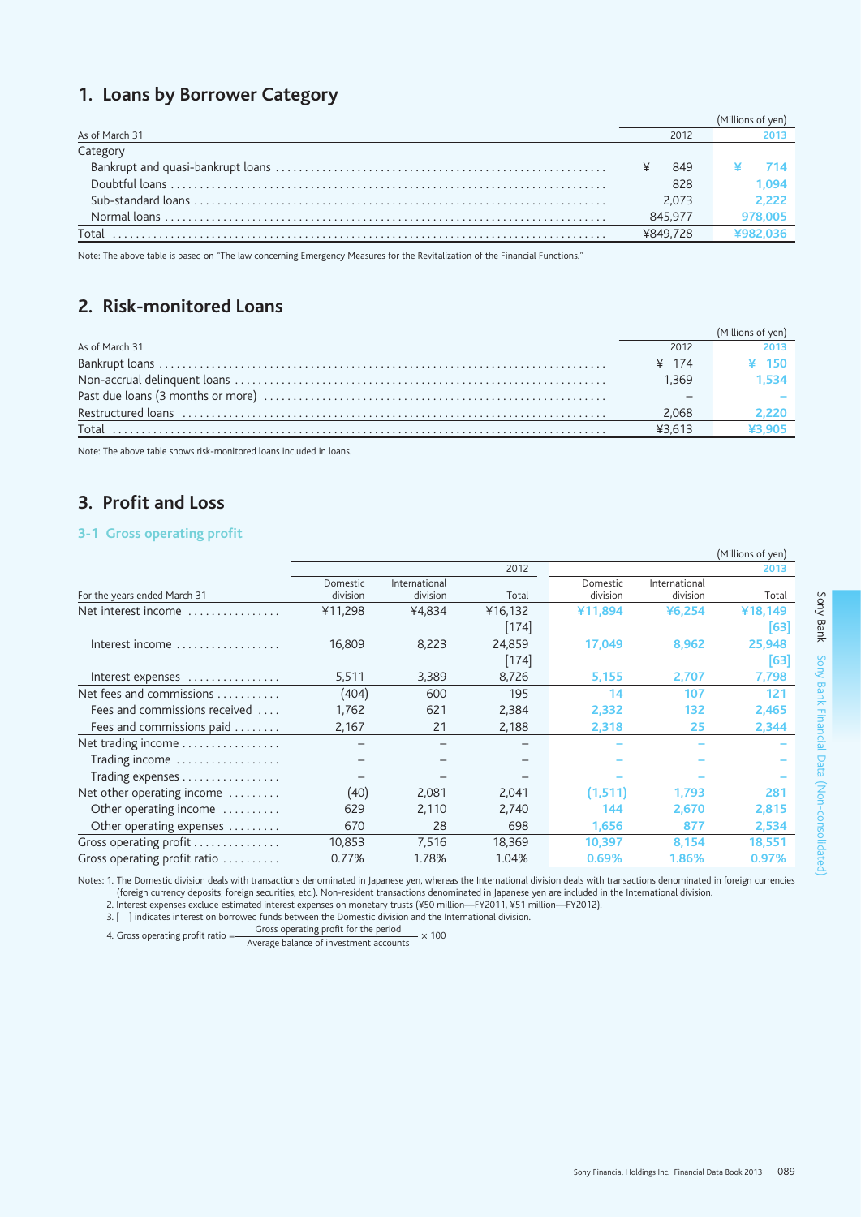## 1. Loans by Borrower Category

(Millions of yen)

| As of March 31 | 2012 | 2013 |
|---|---|---|
| Category | | |
| Bankrupt and quasi-bankrupt loans | ¥ 849 | ¥ 714 |
| Doubtful loans | 828 | 1,094 |
| Sub-standard loans | 2,073 | 2,222 |
| Normal loans | 845,977 | 978,005 |
| Total | ¥849,728 | ¥982,036 |

Note: The above table is based on "The law concerning Emergency Measures for the Revitalization of the Financial Functions."

## 2. Risk-monitored Loans

(Millions of yen)

| As of March 31 | 2012 | 2013 |
|---|---|---|
| Bankrupt loans | ¥ 174 | ¥ 150 |
| Non-accrual delinquent loans | 1,369 | 1,534 |
| Past due loans (3 months or more) | – | – |
| Restructured loans | 2,068 | 2,220 |
| Total | ¥3,613 | ¥3,905 |

Note: The above table shows risk-monitored loans included in loans.

## 3. Profit and Loss

### 3-1 Gross operating profit

(Millions of yen)

| For the years ended March 31 | 2012 | | | 2013 | | |
|---|---|---|---|---|---|---|
| | Domestic division | International division | Total | Domestic division | International division | Total |
| Net interest income | ¥11,298 | ¥4,834 | ¥16,132 [174] | ¥11,894 | ¥6,254 | ¥18,149 [63] |
| Interest income | 16,809 | 8,223 | 24,859 [174] | 17,049 | 8,962 | 25,948 [63] |
| Interest expenses | 5,511 | 3,389 | 8,726 | 5,155 | 2,707 | 7,798 |
| Net fees and commissions | (404) | 600 | 195 | 14 | 107 | 121 |
| Fees and commissions received | 1,762 | 621 | 2,384 | 2,332 | 132 | 2,465 |
| Fees and commissions paid | 2,167 | 21 | 2,188 | 2,318 | 25 | 2,344 |
| Net trading income | – | – | – | – | – | – |
| Trading income | – | – | – | – | – | – |
| Trading expenses | – | – | – | – | – | – |
| Net other operating income | (40) | 2,081 | 2,041 | (1,511) | 1,793 | 281 |
| Other operating income | 629 | 2,110 | 2,740 | 144 | 2,670 | 2,815 |
| Other operating expenses | 670 | 28 | 698 | 1,656 | 877 | 2,534 |
| Gross operating profit | 10,853 | 7,516 | 18,369 | 10,397 | 8,154 | 18,551 |
| Gross operating profit ratio | 0.77% | 1.78% | 1.04% | 0.69% | 1.86% | 0.97% |

Notes: 1. The Domestic division deals with transactions denominated in Japanese yen, whereas the International division deals with transactions denominated in foreign currencies (foreign currency deposits, foreign securities, etc.). Non-resident transactions denominated in Japanese yen are included in the International division.
2. Interest expenses exclude estimated interest expenses on monetary trusts (¥50 million—FY2011, ¥51 million—FY2012).
3. [ ] indicates interest on borrowed funds between the Domestic division and the International division.
4. Gross operating profit ratio = $\frac{\text{Gross operating profit for the period}}{\text{Average balance of investment accounts}} \times 100$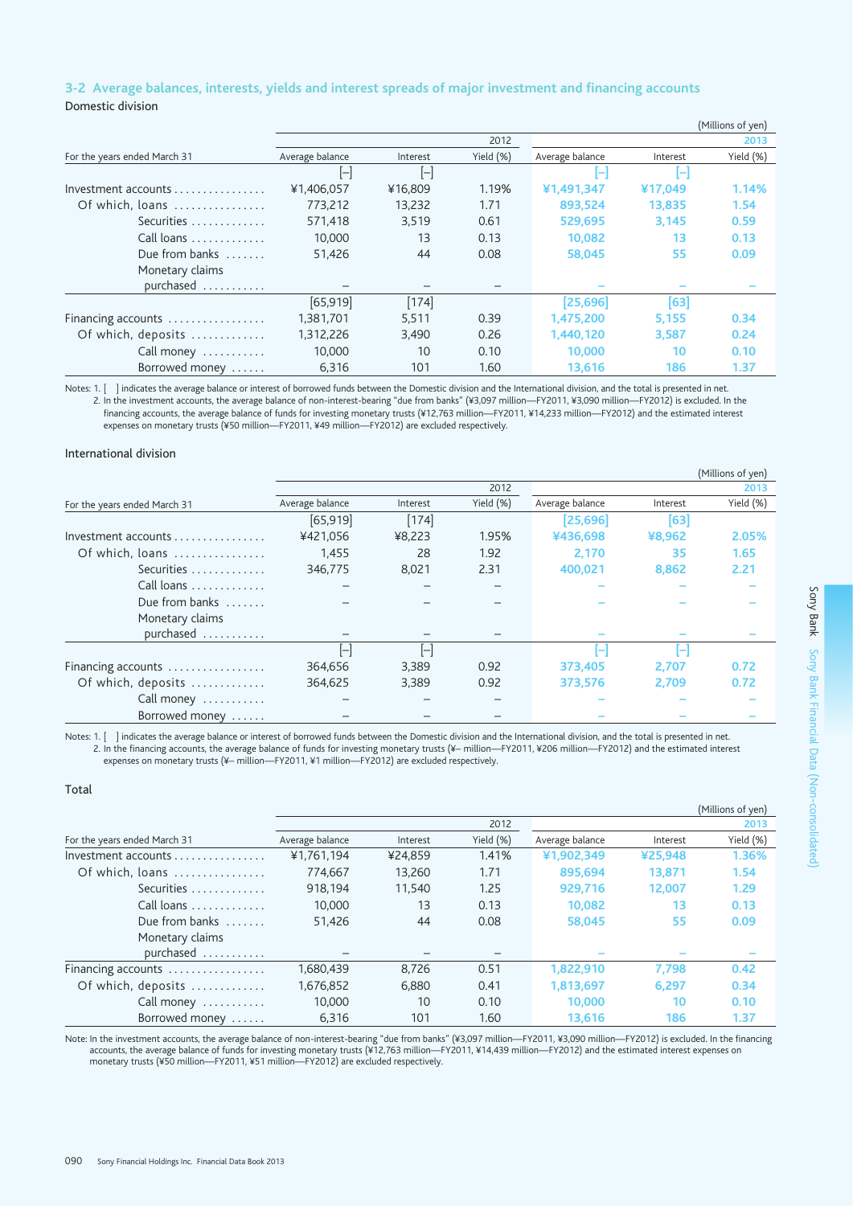## 3-2 Average balances, interests, yields and interest spreads of major investment and financing accounts

### Domestic division

(Millions of yen)

| For the years ended March 31 | 2012 | | | 2013 | | |
|---|---|---|---|---|---|---|
| | Average balance | Interest | Yield (%) | Average balance | Interest | Yield (%) |
| | [–] | [–] | | [–] | [–] | |
| Investment accounts | ¥1,406,057 | ¥16,809 | 1.19% | ¥1,491,347 | ¥17,049 | 1.14% |
| Of which, loans | 773,212 | 13,232 | 1.71 | 893,524 | 13,835 | 1.54 |
| Securities | 571,418 | 3,519 | 0.61 | 529,695 | 3,145 | 0.59 |
| Call loans | 10,000 | 13 | 0.13 | 10,082 | 13 | 0.13 |
| Due from banks | 51,426 | 44 | 0.08 | 58,045 | 55 | 0.09 |
| Monetary claims purchased | – | – | – | – | – | – |
| | [65,919] | [174] | | [25,696] | [63] | |
| Financing accounts | 1,381,701 | 5,511 | 0.39 | 1,475,200 | 5,155 | 0.34 |
| Of which, deposits | 1,312,226 | 3,490 | 0.26 | 1,440,120 | 3,587 | 0.24 |
| Call money | 10,000 | 10 | 0.10 | 10,000 | 10 | 0.10 |
| Borrowed money | 6,316 | 101 | 1.60 | 13,616 | 186 | 1.37 |

Notes: 1. [ ] indicates the average balance or interest of borrowed funds between the Domestic division and the International division, and the total is presented in net.
2. In the investment accounts, the average balance of non-interest-bearing "due from banks" (¥3,097 million—FY2011, ¥3,090 million—FY2012) is excluded. In the financing accounts, the average balance of funds for investing monetary trusts (¥12,763 million—FY2011, ¥14,233 million—FY2012) and the estimated interest expenses on monetary trusts (¥50 million—FY2011, ¥49 million—FY2012) are excluded respectively.

### International division

(Millions of yen)

| For the years ended March 31 | 2012 | | | 2013 | | |
|---|---|---|---|---|---|---|
| | Average balance | Interest | Yield (%) | Average balance | Interest | Yield (%) |
| | [65,919] | [174] | | [25,696] | [63] | |
| Investment accounts | ¥421,056 | ¥8,223 | 1.95% | ¥436,698 | ¥8,962 | 2.05% |
| Of which, loans | 1,455 | 28 | 1.92 | 2,170 | 35 | 1.65 |
| Securities | 346,775 | 8,021 | 2.31 | 400,021 | 8,862 | 2.21 |
| Call loans | – | – | – | – | – | – |
| Due from banks | – | – | – | – | – | – |
| Monetary claims purchased | – | – | – | – | – | – |
| | [–] | [–] | | [–] | [–] | |
| Financing accounts | 364,656 | 3,389 | 0.92 | 373,405 | 2,707 | 0.72 |
| Of which, deposits | 364,625 | 3,389 | 0.92 | 373,576 | 2,709 | 0.72 |
| Call money | – | – | – | – | – | – |
| Borrowed money | – | – | – | – | – | – |

Notes: 1. [ ] indicates the average balance or interest of borrowed funds between the Domestic division and the International division, and the total is presented in net.
2. In the financing accounts, the average balance of funds for investing monetary trusts (¥– million—FY2011, ¥206 million—FY2012) and the estimated interest expenses on monetary trusts (¥– million—FY2011, ¥1 million—FY2012) are excluded respectively.

### Total

(Millions of yen)

| For the years ended March 31 | 2012 | | | 2013 | | |
|---|---|---|---|---|---|---|
| | Average balance | Interest | Yield (%) | Average balance | Interest | Yield (%) |
| Investment accounts | ¥1,761,194 | ¥24,859 | 1.41% | ¥1,902,349 | ¥25,948 | 1.36% |
| Of which, loans | 774,667 | 13,260 | 1.71 | 895,694 | 13,871 | 1.54 |
| Securities | 918,194 | 11,540 | 1.25 | 929,716 | 12,007 | 1.29 |
| Call loans | 10,000 | 13 | 0.13 | 10,082 | 13 | 0.13 |
| Due from banks | 51,426 | 44 | 0.08 | 58,045 | 55 | 0.09 |
| Monetary claims purchased | – | – | – | – | – | – |
| Financing accounts | 1,680,439 | 8,726 | 0.51 | 1,822,910 | 7,798 | 0.42 |
| Of which, deposits | 1,676,852 | 6,880 | 0.41 | 1,813,697 | 6,297 | 0.34 |
| Call money | 10,000 | 10 | 0.10 | 10,000 | 10 | 0.10 |
| Borrowed money | 6,316 | 101 | 1.60 | 13,616 | 186 | 1.37 |

Note: In the investment accounts, the average balance of non-interest-bearing "due from banks" (¥3,097 million—FY2011, ¥3,090 million—FY2012) is excluded. In the financing accounts, the average balance of funds for investing monetary trusts (¥12,763 million—FY2011, ¥14,439 million—FY2012) and the estimated interest expenses on monetary trusts (¥50 million—FY2011, ¥51 million—FY2012) are excluded respectively.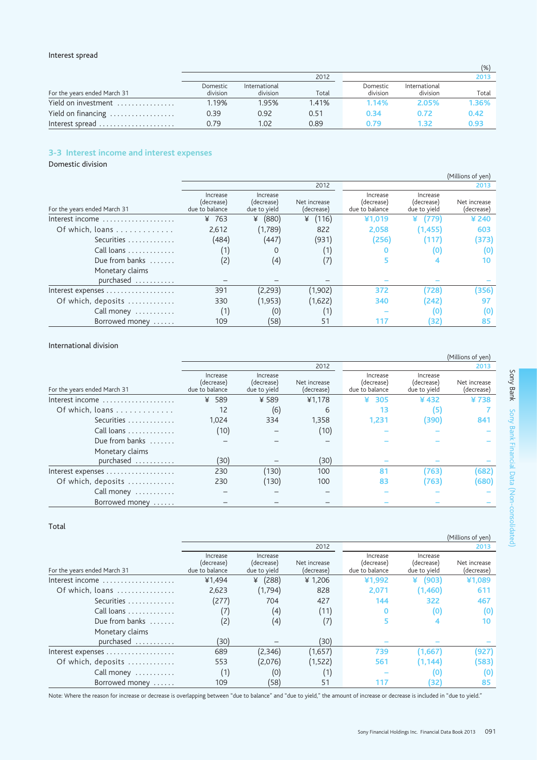Interest spread

| For the years ended March 31 | 2012 Domestic division | 2012 International division | 2012 Total | 2013 Domestic division | 2013 International division | 2013 Total |
|---|---|---|---|---|---|---|
| | | | | | | (%) |
| Yield on investment | 1.19% | 1.95% | 1.41% | 1.14% | 2.05% | 1.36% |
| Yield on financing | 0.39 | 0.92 | 0.51 | 0.34 | 0.72 | 0.42 |
| Interest spread | 0.79 | 1.02 | 0.89 | 0.79 | 1.32 | 0.93 |

## 3-3 Interest income and interest expenses

Domestic division

(Millions of yen)

| For the years ended March 31 | 2012 Increase (decrease) due to balance | 2012 Increase (decrease) due to yield | 2012 Net increase (decrease) | 2013 Increase (decrease) due to balance | 2013 Increase (decrease) due to yield | 2013 Net increase (decrease) |
|---|---|---|---|---|---|---|
| Interest income | ¥ 763 | ¥ (880) | ¥ (116) | ¥1,019 | ¥ (779) | ¥ 240 |
| Of which, loans | 2,612 | (1,789) | 822 | 2,058 | (1,455) | 603 |
| Securities | (484) | (447) | (931) | (256) | (117) | (373) |
| Call loans | (1) | 0 | (1) | 0 | (0) | (0) |
| Due from banks | (2) | (4) | (7) | 5 | 4 | 10 |
| Monetary claims purchased | – | – | – | – | – | – |
| Interest expenses | 391 | (2,293) | (1,902) | 372 | (728) | (356) |
| Of which, deposits | 330 | (1,953) | (1,622) | 340 | (242) | 97 |
| Call money | (1) | (0) | (1) | – | (0) | (0) |
| Borrowed money | 109 | (58) | 51 | 117 | (32) | 85 |

International division

(Millions of yen)

| For the years ended March 31 | 2012 Increase (decrease) due to balance | 2012 Increase (decrease) due to yield | 2012 Net increase (decrease) | 2013 Increase (decrease) due to balance | 2013 Increase (decrease) due to yield | 2013 Net increase (decrease) |
|---|---|---|---|---|---|---|
| Interest income | ¥ 589 | ¥ 589 | ¥1,178 | ¥ 305 | ¥ 432 | ¥ 738 |
| Of which, loans | 12 | (6) | 6 | 13 | (5) | 7 |
| Securities | 1,024 | 334 | 1,358 | 1,231 | (390) | 841 |
| Call loans | (10) | – | (10) | – | – | – |
| Due from banks | – | – | – | – | – | – |
| Monetary claims purchased | (30) | – | (30) | – | – | – |
| Interest expenses | 230 | (130) | 100 | 81 | (763) | (682) |
| Of which, deposits | 230 | (130) | 100 | 83 | (763) | (680) |
| Call money | – | – | – | – | – | – |
| Borrowed money | – | – | – | – | – | – |

Total

(Millions of yen)

| For the years ended March 31 | 2012 Increase (decrease) due to balance | 2012 Increase (decrease) due to yield | 2012 Net increase (decrease) | 2013 Increase (decrease) due to balance | 2013 Increase (decrease) due to yield | 2013 Net increase (decrease) |
|---|---|---|---|---|---|---|
| Interest income | ¥1,494 | ¥ (288) | ¥ 1,206 | ¥1,992 | ¥ (903) | ¥1,089 |
| Of which, loans | 2,623 | (1,794) | 828 | 2,071 | (1,460) | 611 |
| Securities | (277) | 704 | 427 | 144 | 322 | 467 |
| Call loans | (7) | (4) | (11) | 0 | (0) | (0) |
| Due from banks | (2) | (4) | (7) | 5 | 4 | 10 |
| Monetary claims purchased | (30) | – | (30) | – | – | – |
| Interest expenses | 689 | (2,346) | (1,657) | 739 | (1,667) | (927) |
| Of which, deposits | 553 | (2,076) | (1,522) | 561 | (1,144) | (583) |
| Call money | (1) | (0) | (1) | – | (0) | (0) |
| Borrowed money | 109 | (58) | 51 | 117 | (32) | 85 |

Note: Where the reason for increase or decrease is overlapping between "due to balance" and "due to yield," the amount of increase or decrease is included in "due to yield."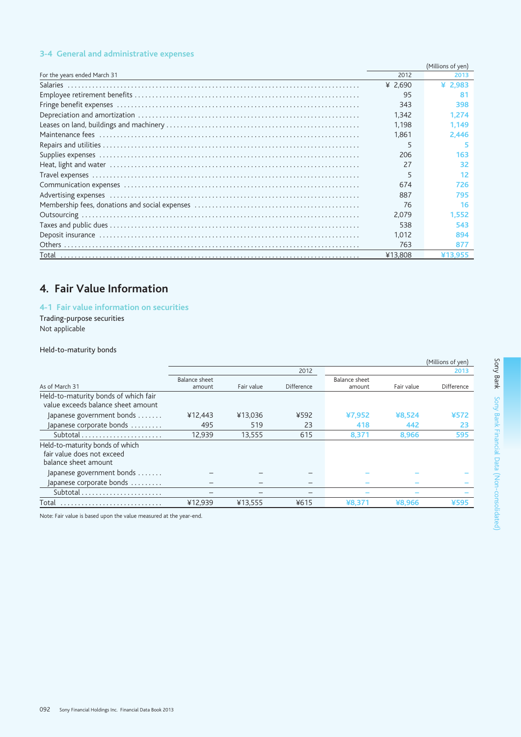### 3-4 General and administrative expenses

(Millions of yen)

| For the years ended March 31 | 2012 | 2013 |
|---|---|---|
| Salaries | ¥ 2,690 | ¥ 2,983 |
| Employee retirement benefits | 95 | 81 |
| Fringe benefit expenses | 343 | 398 |
| Depreciation and amortization | 1,342 | 1,274 |
| Leases on land, buildings and machinery | 1,198 | 1,149 |
| Maintenance fees | 1,861 | 2,446 |
| Repairs and utilities | 5 | 5 |
| Supplies expenses | 206 | 163 |
| Heat, light and water | 27 | 32 |
| Travel expenses | 5 | 12 |
| Communication expenses | 674 | 726 |
| Advertising expenses | 887 | 795 |
| Membership fees, donations and social expenses | 76 | 16 |
| Outsourcing | 2,079 | 1,552 |
| Taxes and public dues | 538 | 543 |
| Deposit insurance | 1,012 | 894 |
| Others | 763 | 877 |
| Total | ¥13,808 | ¥13,955 |

## 4. Fair Value Information

### 4-1 Fair value information on securities

Trading-purpose securities

Not applicable

Held-to-maturity bonds

(Millions of yen)

| | 2012 | | | 2013 | | |
|---|---|---|---|---|---|---|
| As of March 31 | Balance sheet amount | Fair value | Difference | Balance sheet amount | Fair value | Difference |
| Held-to-maturity bonds of which fair value exceeds balance sheet amount | | | | | | |
| Japanese government bonds | ¥12,443 | ¥13,036 | ¥592 | ¥7,952 | ¥8,524 | ¥572 |
| Japanese corporate bonds | 495 | 519 | 23 | 418 | 442 | 23 |
| Subtotal | 12,939 | 13,555 | 615 | 8,371 | 8,966 | 595 |
| Held-to-maturity bonds of which fair value does not exceed balance sheet amount | | | | | | |
| Japanese government bonds | – | – | – | – | – | – |
| Japanese corporate bonds | – | – | – | – | – | – |
| Subtotal | – | – | – | – | – | – |
| Total | ¥12,939 | ¥13,555 | ¥615 | ¥8,371 | ¥8,966 | ¥595 |

Note: Fair value is based upon the value measured at the year-end.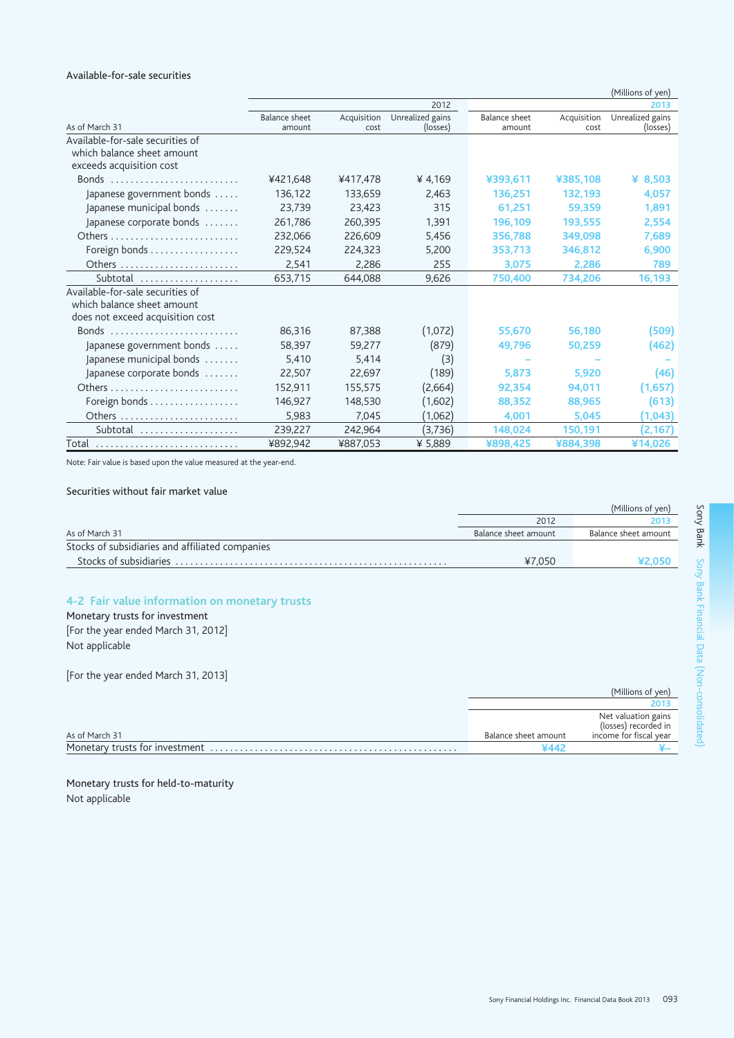Available-for-sale securities

(Millions of yen)

| As of March 31 | 2012 Balance sheet amount | 2012 Acquisition cost | 2012 Unrealized gains (losses) | 2013 Balance sheet amount | 2013 Acquisition cost | 2013 Unrealized gains (losses) |
|---|---|---|---|---|---|---|
| Available-for-sale securities of which balance sheet amount exceeds acquisition cost | | | | | | |
| Bonds | ¥421,648 | ¥417,478 | ¥ 4,169 | ¥393,611 | ¥385,108 | ¥ 8,503 |
| Japanese government bonds | 136,122 | 133,659 | 2,463 | 136,251 | 132,193 | 4,057 |
| Japanese municipal bonds | 23,739 | 23,423 | 315 | 61,251 | 59,359 | 1,891 |
| Japanese corporate bonds | 261,786 | 260,395 | 1,391 | 196,109 | 193,555 | 2,554 |
| Others | 232,066 | 226,609 | 5,456 | 356,788 | 349,098 | 7,689 |
| Foreign bonds | 229,524 | 224,323 | 5,200 | 353,713 | 346,812 | 6,900 |
| Others | 2,541 | 2,286 | 255 | 3,075 | 2,286 | 789 |
| Subtotal | 653,715 | 644,088 | 9,626 | 750,400 | 734,206 | 16,193 |
| Available-for-sale securities of which balance sheet amount does not exceed acquisition cost | | | | | | |
| Bonds | 86,316 | 87,388 | (1,072) | 55,670 | 56,180 | (509) |
| Japanese government bonds | 58,397 | 59,277 | (879) | 49,796 | 50,259 | (462) |
| Japanese municipal bonds | 5,410 | 5,414 | (3) | – | – | – |
| Japanese corporate bonds | 22,507 | 22,697 | (189) | 5,873 | 5,920 | (46) |
| Others | 152,911 | 155,575 | (2,664) | 92,354 | 94,011 | (1,657) |
| Foreign bonds | 146,927 | 148,530 | (1,602) | 88,352 | 88,965 | (613) |
| Others | 5,983 | 7,045 | (1,062) | 4,001 | 5,045 | (1,043) |
| Subtotal | 239,227 | 242,964 | (3,736) | 148,024 | 150,191 | (2,167) |
| Total | ¥892,942 | ¥887,053 | ¥ 5,889 | ¥898,425 | ¥884,398 | ¥14,026 |

Note: Fair value is based upon the value measured at the year-end.

Securities without fair market value

(Millions of yen)

| As of March 31 | 2012 Balance sheet amount | 2013 Balance sheet amount |
|---|---|---|
| Stocks of subsidiaries and affiliated companies | | |
| Stocks of subsidiaries | ¥7,050 | ¥2,050 |

## 4-2 Fair value information on monetary trusts

Monetary trusts for investment

[For the year ended March 31, 2012]

Not applicable

[For the year ended March 31, 2013]

(Millions of yen)

| As of March 31 | 2013 Balance sheet amount | 2013 Net valuation gains (losses) recorded in income for fiscal year |
|---|---|---|
| Monetary trusts for investment | ¥442 | ¥– |

Monetary trusts for held-to-maturity

Not applicable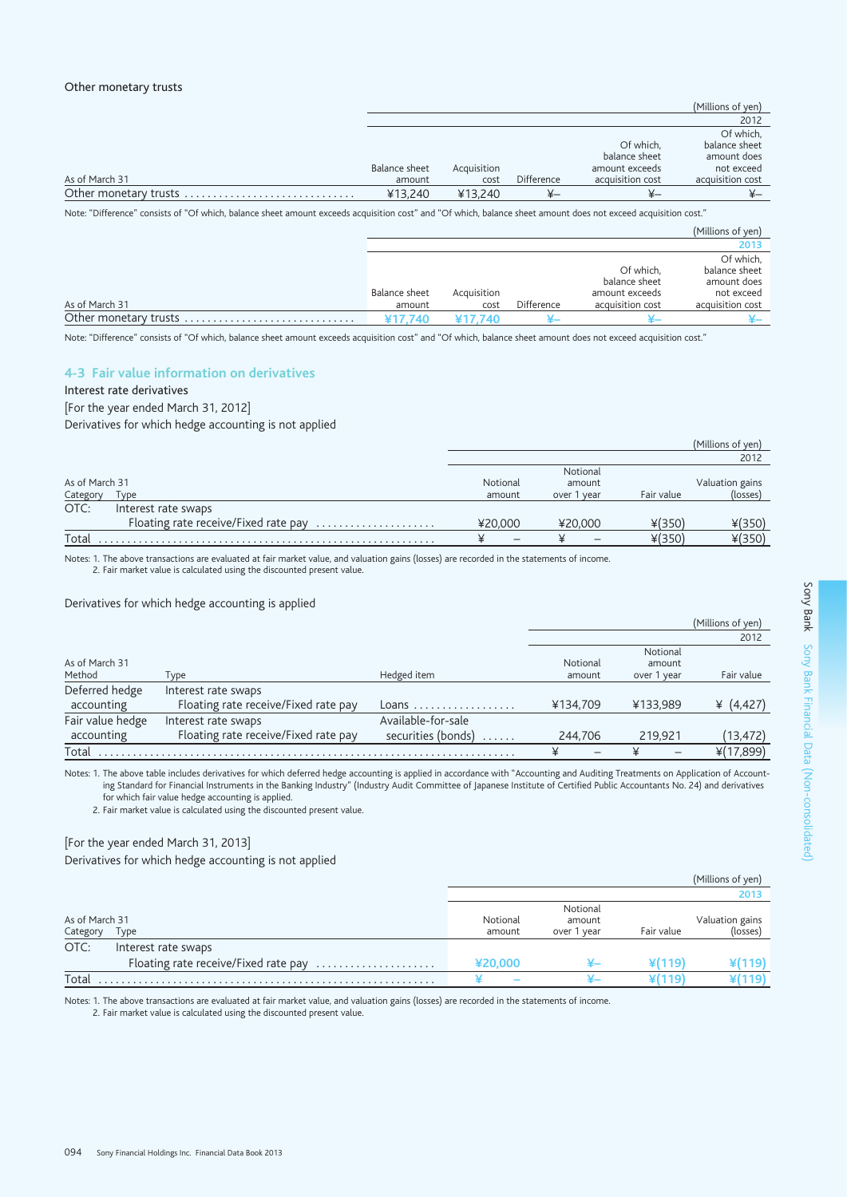Other monetary trusts

(Millions of yen)

| As of March 31 | 2012 | | | | |
|---|---|---|---|---|---|
| | Balance sheet amount | Acquisition cost | Difference | Of which, balance sheet amount exceeds acquisition cost | Of which, balance sheet amount does not exceed acquisition cost |
| Other monetary trusts | ¥13,240 | ¥13,240 | ¥– | ¥– | ¥– |

Note: "Difference" consists of "Of which, balance sheet amount exceeds acquisition cost" and "Of which, balance sheet amount does not exceed acquisition cost."

(Millions of yen)

| As of March 31 | 2013 | | | | |
|---|---|---|---|---|---|
| | Balance sheet amount | Acquisition cost | Difference | Of which, balance sheet amount exceeds acquisition cost | Of which, balance sheet amount does not exceed acquisition cost |
| Other monetary trusts | ¥17,740 | ¥17,740 | ¥– | ¥– | ¥– |

Note: "Difference" consists of "Of which, balance sheet amount exceeds acquisition cost" and "Of which, balance sheet amount does not exceed acquisition cost."

## 4-3 Fair value information on derivatives

Interest rate derivatives

[For the year ended March 31, 2012]

Derivatives for which hedge accounting is not applied

(Millions of yen)

| As of March 31 | | 2012 | | | |
|---|---|---|---|---|---|
| Category | Type | Notional amount | Notional amount over 1 year | Fair value | Valuation gains (losses) |
| OTC: | Interest rate swaps | | | | |
| | Floating rate receive/Fixed rate pay | ¥20,000 | ¥20,000 | ¥(350) | ¥(350) |
| Total | | ¥ – | ¥ – | ¥(350) | ¥(350) |

Notes: 1. The above transactions are evaluated at fair market value, and valuation gains (losses) are recorded in the statements of income.
2. Fair market value is calculated using the discounted present value.

Derivatives for which hedge accounting is applied

(Millions of yen)

| As of March 31 | | | 2012 | | |
|---|---|---|---|---|---|
| Method | Type | Hedged item | Notional amount | Notional amount over 1 year | Fair value |
| Deferred hedge accounting | Interest rate swaps<br>Floating rate receive/Fixed rate pay | Loans | ¥134,709 | ¥133,989 | ¥ (4,427) |
| Fair value hedge accounting | Interest rate swaps<br>Floating rate receive/Fixed rate pay | Available-for-sale securities (bonds) | 244,706 | 219,921 | (13,472) |
| Total | | | ¥ – | ¥ – | ¥(17,899) |

Notes: 1. The above table includes derivatives for which deferred hedge accounting is applied in accordance with "Accounting and Auditing Treatments on Application of Accounting Standard for Financial Instruments in the Banking Industry" (Industry Audit Committee of Japanese Institute of Certified Public Accountants No. 24) and derivatives for which fair value hedge accounting is applied.
2. Fair market value is calculated using the discounted present value.

[For the year ended March 31, 2013]

Derivatives for which hedge accounting is not applied

(Millions of yen)

| As of March 31 | | 2013 | | | |
|---|---|---|---|---|---|
| Category | Type | Notional amount | Notional amount over 1 year | Fair value | Valuation gains (losses) |
| OTC: | Interest rate swaps | | | | |
| | Floating rate receive/Fixed rate pay | ¥20,000 | ¥– | ¥(119) | ¥(119) |
| Total | | ¥ – | ¥– | ¥(119) | ¥(119) |

Notes: 1. The above transactions are evaluated at fair market value, and valuation gains (losses) are recorded in the statements of income.
2. Fair market value is calculated using the discounted present value.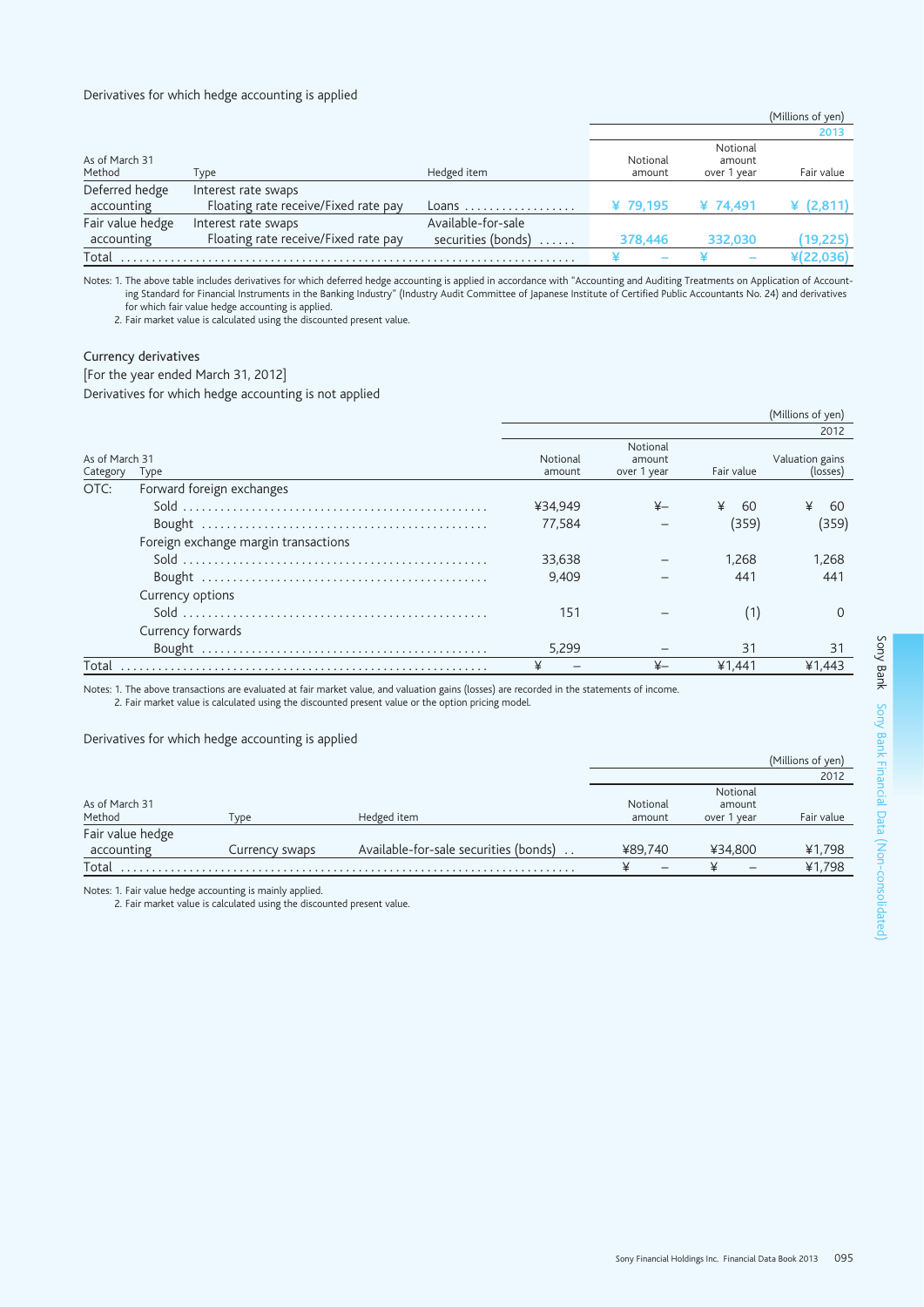Derivatives for which hedge accounting is applied

(Millions of yen)

| As of March 31 Method | Type | Hedged item | 2013 Notional amount | Notional amount over 1 year | Fair value |
|---|---|---|---|---|---|
| Deferred hedge accounting | Interest rate swaps Floating rate receive/Fixed rate pay | Loans | ¥ 79,195 | ¥ 74,491 | ¥ (2,811) |
| Fair value hedge accounting | Interest rate swaps Floating rate receive/Fixed rate pay | Available-for-sale securities (bonds) | 378,446 | 332,030 | (19,225) |
| Total | | | ¥ – | ¥ – | ¥(22,036) |

Notes: 1. The above table includes derivatives for which deferred hedge accounting is applied in accordance with "Accounting and Auditing Treatments on Application of Accounting Standard for Financial Instruments in the Banking Industry" (Industry Audit Committee of Japanese Institute of Certified Public Accountants No. 24) and derivatives for which fair value hedge accounting is applied.
2. Fair market value is calculated using the discounted present value.

Currency derivatives

[For the year ended March 31, 2012]

Derivatives for which hedge accounting is not applied

(Millions of yen)

| As of March 31 Category | Type | 2012 Notional amount | Notional amount over 1 year | Fair value | Valuation gains (losses) |
|---|---|---|---|---|---|
| OTC: | Forward foreign exchanges | | | | |
| | Sold | ¥34,949 | ¥– | ¥ 60 | ¥ 60 |
| | Bought | 77,584 | – | (359) | (359) |
| | Foreign exchange margin transactions | | | | |
| | Sold | 33,638 | – | 1,268 | 1,268 |
| | Bought | 9,409 | – | 441 | 441 |
| | Currency options | | | | |
| | Sold | 151 | – | (1) | 0 |
| | Currency forwards | | | | |
| | Bought | 5,299 | – | 31 | 31 |
| Total | | ¥ – | ¥– | ¥1,441 | ¥1,443 |

Notes: 1. The above transactions are evaluated at fair market value, and valuation gains (losses) are recorded in the statements of income.
2. Fair market value is calculated using the discounted present value or the option pricing model.

Derivatives for which hedge accounting is applied

(Millions of yen)

| As of March 31 Method | Type | Hedged item | 2012 Notional amount | Notional amount over 1 year | Fair value |
|---|---|---|---|---|---|
| Fair value hedge accounting | Currency swaps | Available-for-sale securities (bonds) | ¥89,740 | ¥34,800 | ¥1,798 |
| Total | | | ¥ – | ¥ – | ¥1,798 |

Notes: 1. Fair value hedge accounting is mainly applied.
2. Fair market value is calculated using the discounted present value.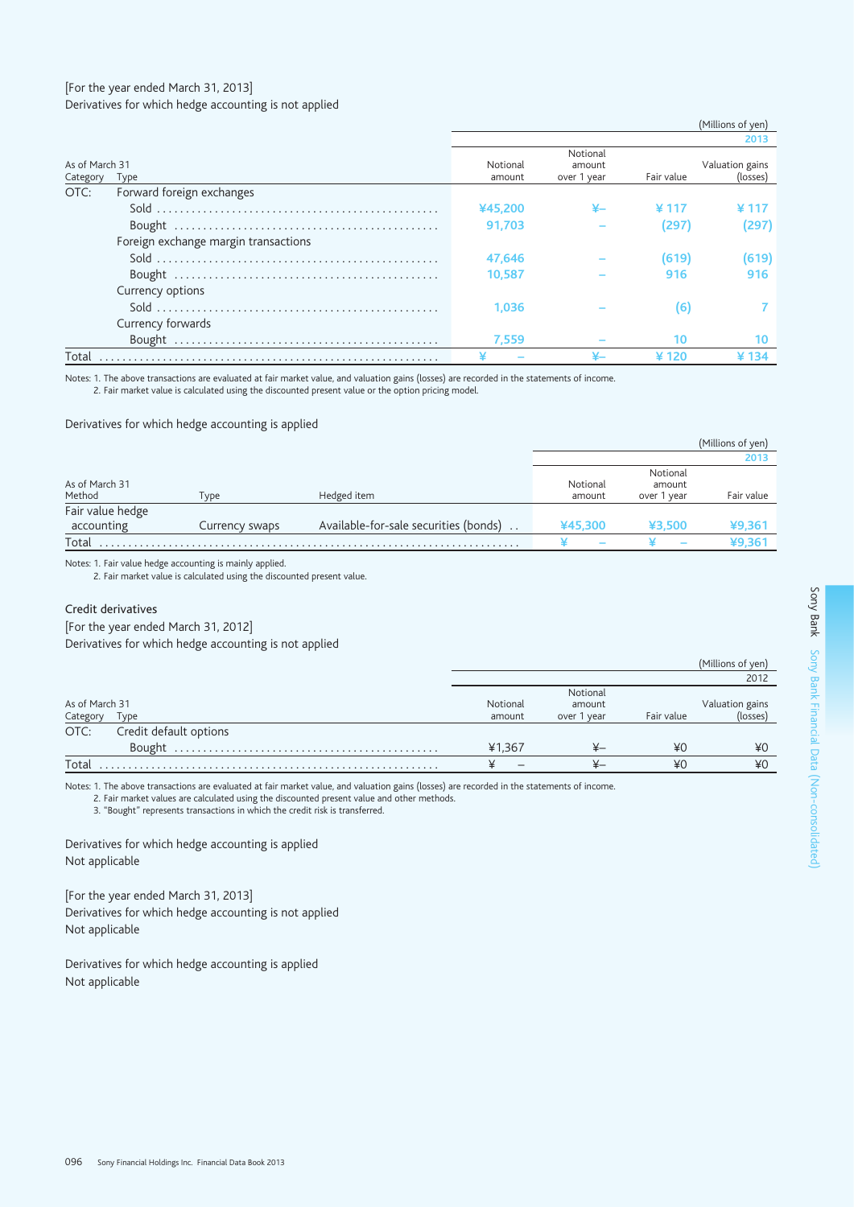[For the year ended March 31, 2013]
Derivatives for which hedge accounting is not applied

(Millions of yen)

| As of March 31 Category | Type | Notional amount 2013 | Notional amount over 1 year 2013 | Fair value 2013 | Valuation gains (losses) 2013 |
|---|---|---|---|---|---|
| OTC: | Forward foreign exchanges | | | | |
| | Sold | ¥45,200 | ¥– | ¥ 117 | ¥ 117 |
| | Bought | 91,703 | – | (297) | (297) |
| | Foreign exchange margin transactions | | | | |
| | Sold | 47,646 | – | (619) | (619) |
| | Bought | 10,587 | – | 916 | 916 |
| | Currency options | | | | |
| | Sold | 1,036 | – | (6) | 7 |
| | Currency forwards | | | | |
| | Bought | 7,559 | – | 10 | 10 |
| Total | | ¥ – | ¥– | ¥ 120 | ¥ 134 |

Notes: 1. The above transactions are evaluated at fair market value, and valuation gains (losses) are recorded in the statements of income.
2. Fair market value is calculated using the discounted present value or the option pricing model.

Derivatives for which hedge accounting is applied

(Millions of yen)

| As of March 31 Method | Type | Hedged item | Notional amount 2013 | Notional amount over 1 year 2013 | Fair value 2013 |
|---|---|---|---|---|---|
| Fair value hedge accounting | Currency swaps | Available-for-sale securities (bonds) | ¥45,300 | ¥3,500 | ¥9,361 |
| Total | | | ¥ – | ¥ – | ¥9,361 |

Notes: 1. Fair value hedge accounting is mainly applied.
2. Fair market value is calculated using the discounted present value.

Credit derivatives

[For the year ended March 31, 2012]
Derivatives for which hedge accounting is not applied

(Millions of yen)

| As of March 31 Category | Type | Notional amount 2012 | Notional amount over 1 year 2012 | Fair value 2012 | Valuation gains (losses) 2012 |
|---|---|---|---|---|---|
| OTC: | Credit default options | | | | |
| | Bought | ¥1,367 | ¥– | ¥0 | ¥0 |
| Total | | ¥ – | ¥– | ¥0 | ¥0 |

Notes: 1. The above transactions are evaluated at fair market value, and valuation gains (losses) are recorded in the statements of income.
2. Fair market values are calculated using the discounted present value and other methods.
3. "Bought" represents transactions in which the credit risk is transferred.

Derivatives for which hedge accounting is applied
Not applicable

[For the year ended March 31, 2013]
Derivatives for which hedge accounting is not applied
Not applicable

Derivatives for which hedge accounting is applied
Not applicable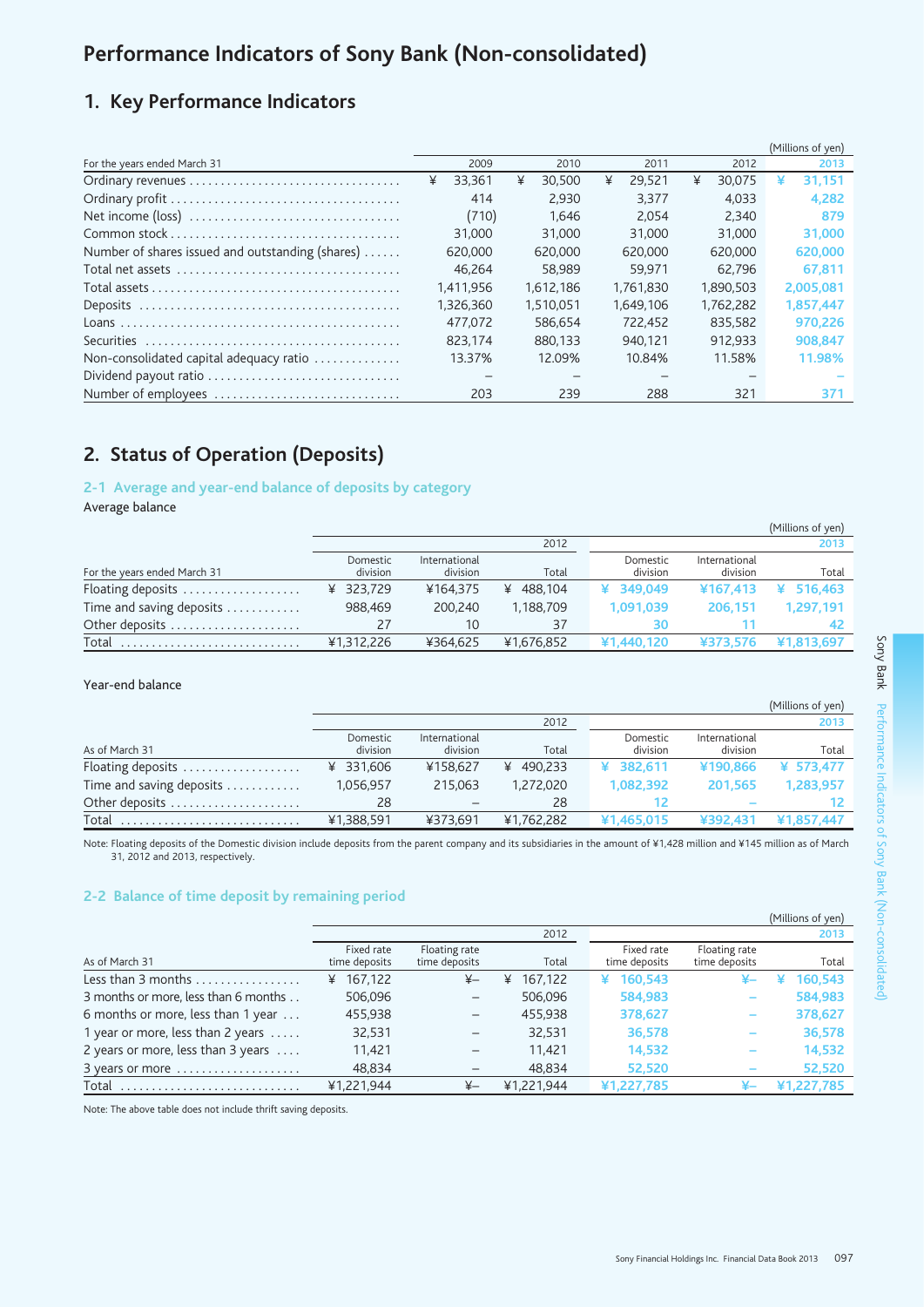# Performance Indicators of Sony Bank (Non-consolidated)

## 1. Key Performance Indicators

(Millions of yen)

| For the years ended March 31 | 2009 | 2010 | 2011 | 2012 | 2013 |
|---|---|---|---|---|---|
| Ordinary revenues | ¥ 33,361 | ¥ 30,500 | ¥ 29,521 | ¥ 30,075 | ¥ 31,151 |
| Ordinary profit | 414 | 2,930 | 3,377 | 4,033 | 4,282 |
| Net income (loss) | (710) | 1,646 | 2,054 | 2,340 | 879 |
| Common stock | 31,000 | 31,000 | 31,000 | 31,000 | 31,000 |
| Number of shares issued and outstanding (shares) | 620,000 | 620,000 | 620,000 | 620,000 | 620,000 |
| Total net assets | 46,264 | 58,989 | 59,971 | 62,796 | 67,811 |
| Total assets | 1,411,956 | 1,612,186 | 1,761,830 | 1,890,503 | 2,005,081 |
| Deposits | 1,326,360 | 1,510,051 | 1,649,106 | 1,762,282 | 1,857,447 |
| Loans | 477,072 | 586,654 | 722,452 | 835,582 | 970,226 |
| Securities | 823,174 | 880,133 | 940,121 | 912,933 | 908,847 |
| Non-consolidated capital adequacy ratio | 13.37% | 12.09% | 10.84% | 11.58% | 11.98% |
| Dividend payout ratio | – | – | – | – | – |
| Number of employees | 203 | 239 | 288 | 321 | 371 |

## 2. Status of Operation (Deposits)

### 2-1 Average and year-end balance of deposits by category

Average balance

(Millions of yen)

| | 2012 | | | 2013 | | |
|---|---|---|---|---|---|---|
| For the years ended March 31 | Domestic division | International division | Total | Domestic division | International division | Total |
| Floating deposits | ¥ 323,729 | ¥164,375 | ¥ 488,104 | ¥ 349,049 | ¥167,413 | ¥ 516,463 |
| Time and saving deposits | 988,469 | 200,240 | 1,188,709 | 1,091,039 | 206,151 | 1,297,191 |
| Other deposits | 27 | 10 | 37 | 30 | 11 | 42 |
| Total | ¥1,312,226 | ¥364,625 | ¥1,676,852 | ¥1,440,120 | ¥373,576 | ¥1,813,697 |

Year-end balance

(Millions of yen)

| | 2012 | | | 2013 | | |
|---|---|---|---|---|---|---|
| As of March 31 | Domestic division | International division | Total | Domestic division | International division | Total |
| Floating deposits | ¥ 331,606 | ¥158,627 | ¥ 490,233 | ¥ 382,611 | ¥190,866 | ¥ 573,477 |
| Time and saving deposits | 1,056,957 | 215,063 | 1,272,020 | 1,082,392 | 201,565 | 1,283,957 |
| Other deposits | 28 | – | 28 | 12 | – | 12 |
| Total | ¥1,388,591 | ¥373,691 | ¥1,762,282 | ¥1,465,015 | ¥392,431 | ¥1,857,447 |

Note: Floating deposits of the Domestic division include deposits from the parent company and its subsidiaries in the amount of ¥1,428 million and ¥145 million as of March 31, 2012 and 2013, respectively.

### 2-2 Balance of time deposit by remaining period

(Millions of yen)

| | 2012 | | | 2013 | | |
|---|---|---|---|---|---|---|
| As of March 31 | Fixed rate time deposits | Floating rate time deposits | Total | Fixed rate time deposits | Floating rate time deposits | Total |
| Less than 3 months | ¥ 167,122 | ¥– | ¥ 167,122 | ¥ 160,543 | ¥– | ¥ 160,543 |
| 3 months or more, less than 6 months | 506,096 | – | 506,096 | 584,983 | – | 584,983 |
| 6 months or more, less than 1 year | 455,938 | – | 455,938 | 378,627 | – | 378,627 |
| 1 year or more, less than 2 years | 32,531 | – | 32,531 | 36,578 | – | 36,578 |
| 2 years or more, less than 3 years | 11,421 | – | 11,421 | 14,532 | – | 14,532 |
| 3 years or more | 48,834 | – | 48,834 | 52,520 | – | 52,520 |
| Total | ¥1,221,944 | ¥– | ¥1,221,944 | ¥1,227,785 | ¥– | ¥1,227,785 |

Note: The above table does not include thrift saving deposits.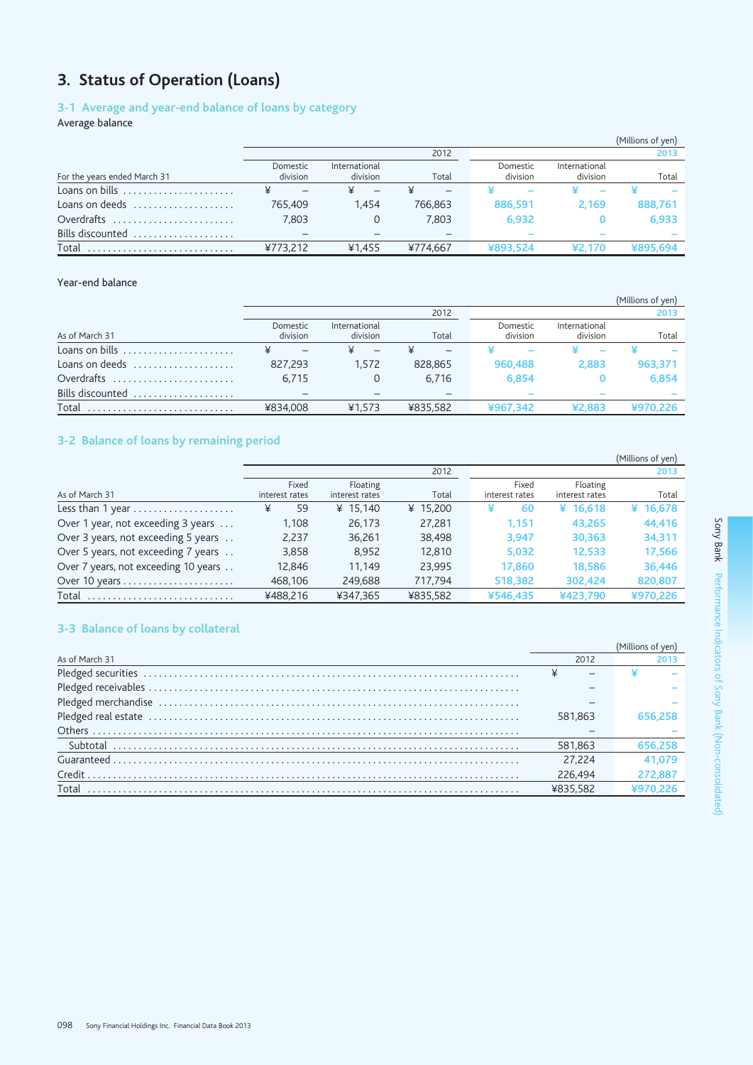# 3. Status of Operation (Loans)

## 3-1 Average and year-end balance of loans by category

Average balance

(Millions of yen)

| For the years ended March 31 | 2012 Domestic division | 2012 International division | 2012 Total | 2013 Domestic division | 2013 International division | 2013 Total |
|---|---|---|---|---|---|---|
| Loans on bills | ¥ – | ¥ – | ¥ – | ¥ – | ¥ – | ¥ – |
| Loans on deeds | 765,409 | 1,454 | 766,863 | 886,591 | 2,169 | 888,761 |
| Overdrafts | 7,803 | 0 | 7,803 | 6,932 | 0 | 6,933 |
| Bills discounted | – | – | – | – | – | – |
| Total | ¥773,212 | ¥1,455 | ¥774,667 | ¥893,524 | ¥2,170 | ¥895,694 |

Year-end balance

(Millions of yen)

| As of March 31 | 2012 Domestic division | 2012 International division | 2012 Total | 2013 Domestic division | 2013 International division | 2013 Total |
|---|---|---|---|---|---|---|
| Loans on bills | ¥ – | ¥ – | ¥ – | ¥ – | ¥ – | ¥ – |
| Loans on deeds | 827,293 | 1,572 | 828,865 | 960,488 | 2,883 | 963,371 |
| Overdrafts | 6,715 | 0 | 6,716 | 6,854 | 0 | 6,854 |
| Bills discounted | – | – | – | – | – | – |
| Total | ¥834,008 | ¥1,573 | ¥835,582 | ¥967,342 | ¥2,883 | ¥970,226 |

## 3-2 Balance of loans by remaining period

(Millions of yen)

| As of March 31 | 2012 Fixed interest rates | 2012 Floating interest rates | 2012 Total | 2013 Fixed interest rates | 2013 Floating interest rates | 2013 Total |
|---|---|---|---|---|---|---|
| Less than 1 year | ¥ 59 | ¥ 15,140 | ¥ 15,200 | ¥ 60 | ¥ 16,618 | ¥ 16,678 |
| Over 1 year, not exceeding 3 years | 1,108 | 26,173 | 27,281 | 1,151 | 43,265 | 44,416 |
| Over 3 years, not exceeding 5 years | 2,237 | 36,261 | 38,498 | 3,947 | 30,363 | 34,311 |
| Over 5 years, not exceeding 7 years | 3,858 | 8,952 | 12,810 | 5,032 | 12,533 | 17,566 |
| Over 7 years, not exceeding 10 years | 12,846 | 11,149 | 23,995 | 17,860 | 18,586 | 36,446 |
| Over 10 years | 468,106 | 249,688 | 717,794 | 518,382 | 302,424 | 820,807 |
| Total | ¥488,216 | ¥347,365 | ¥835,582 | ¥546,435 | ¥423,790 | ¥970,226 |

## 3-3 Balance of loans by collateral

(Millions of yen)

| As of March 31 | 2012 | 2013 |
|---|---|---|
| Pledged securities | ¥ – | ¥ – |
| Pledged receivables | – | – |
| Pledged merchandise | – | – |
| Pledged real estate | 581,863 | 656,258 |
| Others | – | – |
| Subtotal | 581,863 | 656,258 |
| Guaranteed | 27,224 | 41,079 |
| Credit | 226,494 | 272,887 |
| Total | ¥835,582 | ¥970,226 |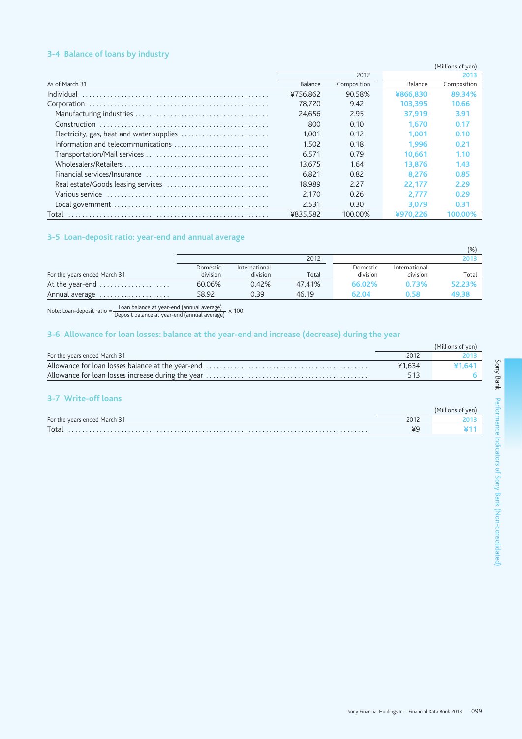### 3-4 Balance of loans by industry

(Millions of yen)

| As of March 31 | 2012 | | 2013 | |
|---|---|---|---|---|
| | Balance | Composition | Balance | Composition |
| Individual | ¥756,862 | 90.58% | ¥866,830 | 89.34% |
| Corporation | 78,720 | 9.42 | 103,395 | 10.66 |
| Manufacturing industries | 24,656 | 2.95 | 37,919 | 3.91 |
| Construction | 800 | 0.10 | 1,670 | 0.17 |
| Electricity, gas, heat and water supplies | 1,001 | 0.12 | 1,001 | 0.10 |
| Information and telecommunications | 1,502 | 0.18 | 1,996 | 0.21 |
| Transportation/Mail services | 6,571 | 0.79 | 10,661 | 1.10 |
| Wholesalers/Retailers | 13,675 | 1.64 | 13,876 | 1.43 |
| Financial services/Insurance | 6,821 | 0.82 | 8,276 | 0.85 |
| Real estate/Goods leasing services | 18,989 | 2.27 | 22,177 | 2.29 |
| Various service | 2,170 | 0.26 | 2,777 | 0.29 |
| Local government | 2,531 | 0.30 | 3,079 | 0.31 |
| Total | ¥835,582 | 100.00% | ¥970,226 | 100.00% |

### 3-5 Loan-deposit ratio: year-end and annual average

(%)

| For the years ended March 31 | 2012 | | | 2013 | | |
|---|---|---|---|---|---|---|
| | Domestic division | International division | Total | Domestic division | International division | Total |
| At the year-end | 60.06% | 0.42% | 47.41% | 66.02% | 0.73% | 52.23% |
| Annual average | 58.92 | 0.39 | 46.19 | 62.04 | 0.58 | 49.38 |

Note: Loan-deposit ratio = $\frac{\text{Loan balance at year-end (annual average)}}{\text{Deposit balance at year-end (annual average)}} \times 100$

### 3-6 Allowance for loan losses: balance at the year-end and increase (decrease) during the year

(Millions of yen)

| For the years ended March 31 | 2012 | 2013 |
|---|---|---|
| Allowance for loan losses balance at the year-end | ¥1,634 | ¥1,641 |
| Allowance for loan losses increase during the year | 513 | 6 |

### 3-7 Write-off loans

(Millions of yen)

| For the years ended March 31 | 2012 | 2013 |
|---|---|---|
| Total | ¥9 | ¥11 |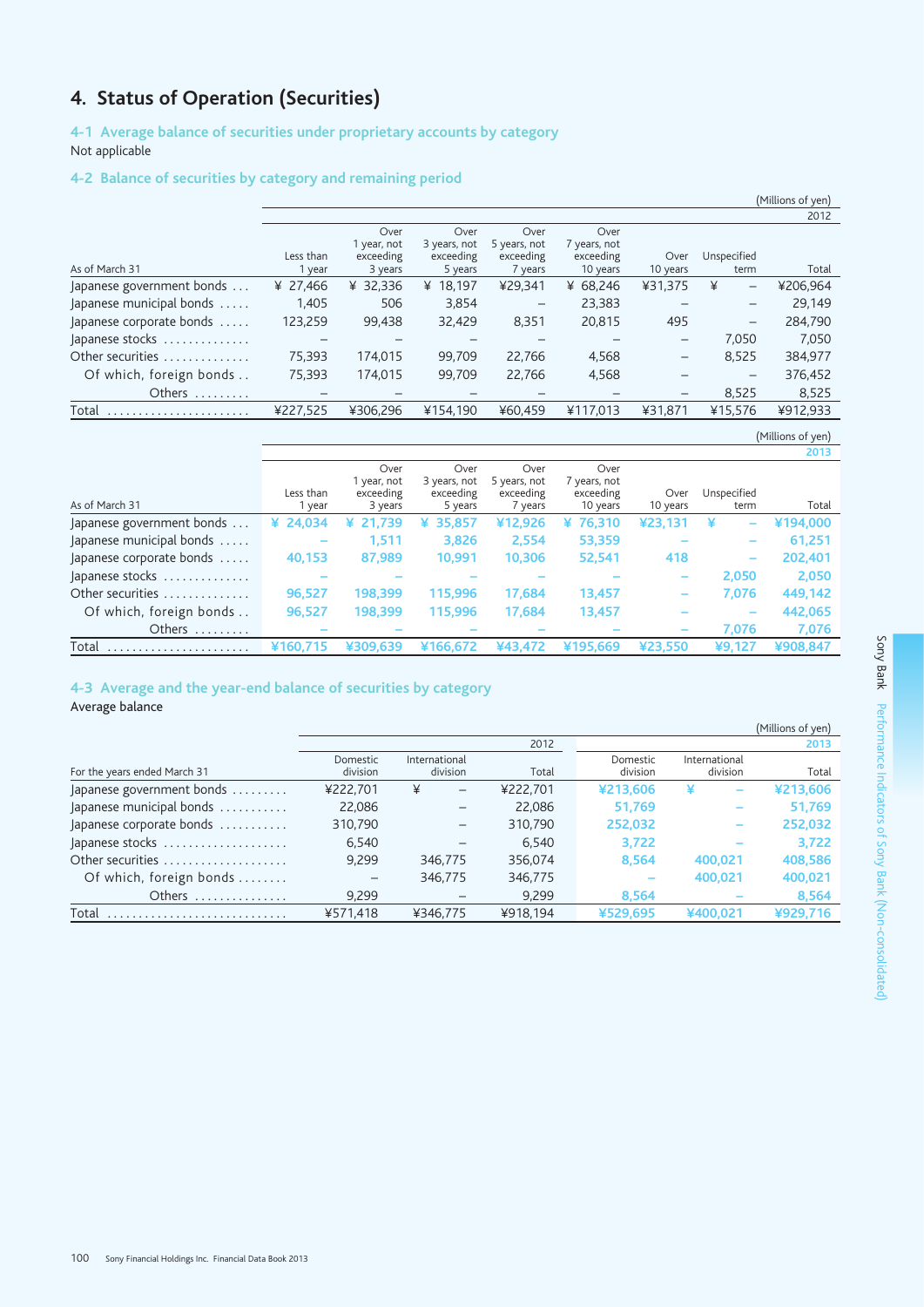# 4. Status of Operation (Securities)

## 4-1 Average balance of securities under proprietary accounts by category

Not applicable

## 4-2 Balance of securities by category and remaining period

(Millions of yen)

| As of March 31 | 2012 | | | | | | | |
|---|---|---|---|---|---|---|---|---|
| | Less than 1 year | Over 1 year, not exceeding 3 years | Over 3 years, not exceeding 5 years | Over 5 years, not exceeding 7 years | Over 7 years, not exceeding 10 years | Over 10 years | Unspecified term | Total |
| Japanese government bonds | ¥ 27,466 | ¥ 32,336 | ¥ 18,197 | ¥29,341 | ¥ 68,246 | ¥31,375 | ¥ – | ¥206,964 |
| Japanese municipal bonds | 1,405 | 506 | 3,854 | – | 23,383 | – | – | 29,149 |
| Japanese corporate bonds | 123,259 | 99,438 | 32,429 | 8,351 | 20,815 | 495 | – | 284,790 |
| Japanese stocks | – | – | – | – | – | – | 7,050 | 7,050 |
| Other securities | 75,393 | 174,015 | 99,709 | 22,766 | 4,568 | – | 8,525 | 384,977 |
| Of which, foreign bonds | 75,393 | 174,015 | 99,709 | 22,766 | 4,568 | – | – | 376,452 |
| Others | – | – | – | – | – | – | 8,525 | 8,525 |
| Total | ¥227,525 | ¥306,296 | ¥154,190 | ¥60,459 | ¥117,013 | ¥31,871 | ¥15,576 | ¥912,933 |

(Millions of yen)

| As of March 31 | 2013 | | | | | | | |
|---|---|---|---|---|---|---|---|---|
| | Less than 1 year | Over 1 year, not exceeding 3 years | Over 3 years, not exceeding 5 years | Over 5 years, not exceeding 7 years | Over 7 years, not exceeding 10 years | Over 10 years | Unspecified term | Total |
| Japanese government bonds | ¥ 24,034 | ¥ 21,739 | ¥ 35,857 | ¥12,926 | ¥ 76,310 | ¥23,131 | ¥ – | ¥194,000 |
| Japanese municipal bonds | – | 1,511 | 3,826 | 2,554 | 53,359 | – | – | 61,251 |
| Japanese corporate bonds | 40,153 | 87,989 | 10,991 | 10,306 | 52,541 | 418 | – | 202,401 |
| Japanese stocks | – | – | – | – | – | – | 2,050 | 2,050 |
| Other securities | 96,527 | 198,399 | 115,996 | 17,684 | 13,457 | – | 7,076 | 449,142 |
| Of which, foreign bonds | 96,527 | 198,399 | 115,996 | 17,684 | 13,457 | – | – | 442,065 |
| Others | – | – | – | – | – | – | 7,076 | 7,076 |
| Total | ¥160,715 | ¥309,639 | ¥166,672 | ¥43,472 | ¥195,669 | ¥23,550 | ¥9,127 | ¥908,847 |

## 4-3 Average and the year-end balance of securities by category

Average balance

(Millions of yen)

| For the years ended March 31 | 2012 | | | 2013 | | |
|---|---|---|---|---|---|---|
| | Domestic division | International division | Total | Domestic division | International division | Total |
| Japanese government bonds | ¥222,701 | ¥ – | ¥222,701 | ¥213,606 | ¥ – | ¥213,606 |
| Japanese municipal bonds | 22,086 | – | 22,086 | 51,769 | – | 51,769 |
| Japanese corporate bonds | 310,790 | – | 310,790 | 252,032 | – | 252,032 |
| Japanese stocks | 6,540 | – | 6,540 | 3,722 | – | 3,722 |
| Other securities | 9,299 | 346,775 | 356,074 | 8,564 | 400,021 | 408,586 |
| Of which, foreign bonds | – | 346,775 | 346,775 | – | 400,021 | 400,021 |
| Others | 9,299 | – | 9,299 | 8,564 | – | 8,564 |
| Total | ¥571,418 | ¥346,775 | ¥918,194 | ¥529,695 | ¥400,021 | ¥929,716 |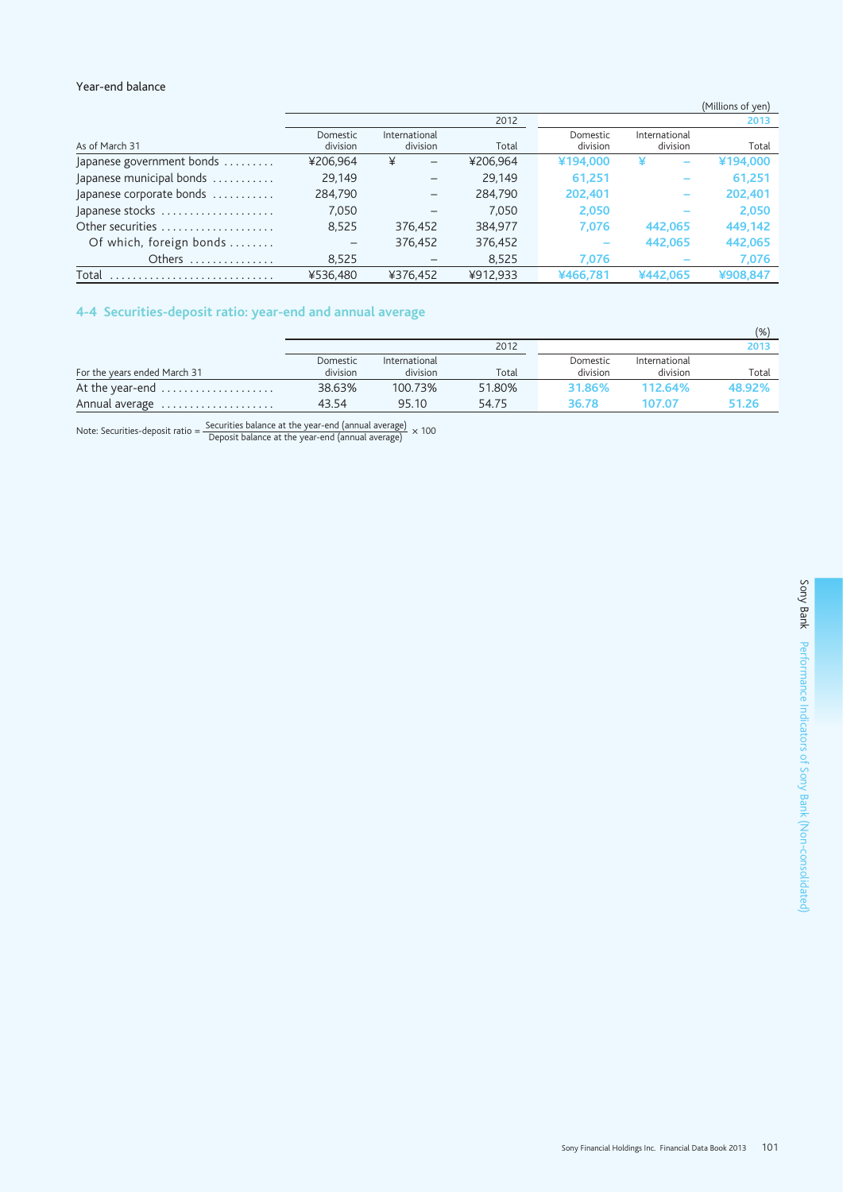Year-end balance

(Millions of yen)

| As of March 31 | 2012 Domestic division | 2012 International division | 2012 Total | 2013 Domestic division | 2013 International division | 2013 Total |
|---|---|---|---|---|---|---|
| Japanese government bonds | ¥206,964 | ¥ – | ¥206,964 | ¥194,000 | ¥ – | ¥194,000 |
| Japanese municipal bonds | 29,149 | – | 29,149 | 61,251 | – | 61,251 |
| Japanese corporate bonds | 284,790 | – | 284,790 | 202,401 | – | 202,401 |
| Japanese stocks | 7,050 | – | 7,050 | 2,050 | – | 2,050 |
| Other securities | 8,525 | 376,452 | 384,977 | 7,076 | 442,065 | 449,142 |
| Of which, foreign bonds | – | 376,452 | 376,452 | – | 442,065 | 442,065 |
| Others | 8,525 | – | 8,525 | 7,076 | – | 7,076 |
| Total | ¥536,480 | ¥376,452 | ¥912,933 | ¥466,781 | ¥442,065 | ¥908,847 |

## 4-4 Securities-deposit ratio: year-end and annual average

(%)

| For the years ended March 31 | 2012 Domestic division | 2012 International division | 2012 Total | 2013 Domestic division | 2013 International division | 2013 Total |
|---|---|---|---|---|---|---|
| At the year-end | 38.63% | 100.73% | 51.80% | 31.86% | 112.64% | 48.92% |
| Annual average | 43.54 | 95.10 | 54.75 | 36.78 | 107.07 | 51.26 |

Note: Securities-deposit ratio = $\frac{\text{Securities balance at the year-end (annual average)}}{\text{Deposit balance at the year-end (annual average)}} \times 100$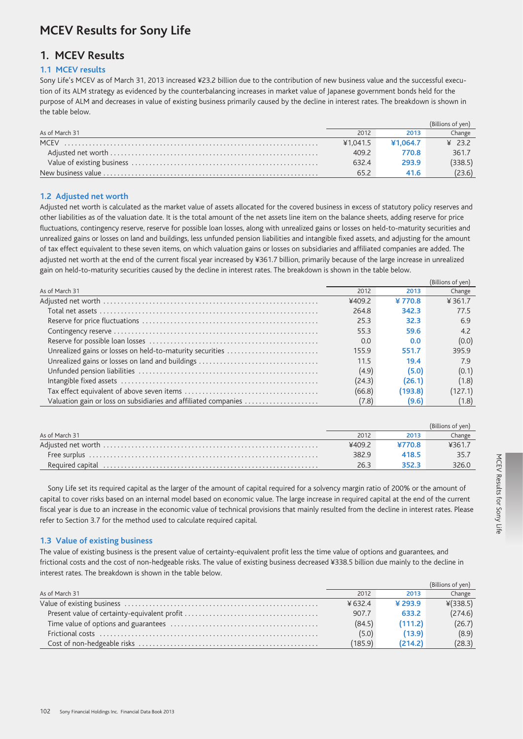# MCEV Results for Sony Life

## 1. MCEV Results

### 1.1 MCEV results

Sony Life's MCEV as of March 31, 2013 increased ¥23.2 billion due to the contribution of new business value and the successful execution of its ALM strategy as evidenced by the counterbalancing increases in market value of Japanese government bonds held for the purpose of ALM and decreases in value of existing business primarily caused by the decline in interest rates. The breakdown is shown in the table below.

(Billions of yen)

| As of March 31 | 2012 | 2013 | Change |
|---|---|---|---|
| MCEV | ¥1,041.5 | **¥1,064.7** | ¥ 23.2 |
| Adjusted net worth | 409.2 | **770.8** | 361.7 |
| Value of existing business | 632.4 | **293.9** | (338.5) |
| New business value | 65.2 | **41.6** | (23.6) |

### 1.2 Adjusted net worth

Adjusted net worth is calculated as the market value of assets allocated for the covered business in excess of statutory policy reserves and other liabilities as of the valuation date. It is the total amount of the net assets line item on the balance sheets, adding reserve for price fluctuations, contingency reserve, reserve for possible loan losses, along with unrealized gains or losses on held-to-maturity securities and unrealized gains or losses on land and buildings, less unfunded pension liabilities and intangible fixed assets, and adjusting for the amount of tax effect equivalent to these seven items, on which valuation gains or losses on subsidiaries and affiliated companies are added. The adjusted net worth at the end of the current fiscal year increased by ¥361.7 billion, primarily because of the large increase in unrealized gain on held-to-maturity securities caused by the decline in interest rates. The breakdown is shown in the table below.

(Billions of yen)

| As of March 31 | 2012 | 2013 | Change |
|---|---|---|---|
| Adjusted net worth | ¥409.2 | **¥ 770.8** | ¥ 361.7 |
| Total net assets | 264.8 | **342.3** | 77.5 |
| Reserve for price fluctuations | 25.3 | **32.3** | 6.9 |
| Contingency reserve | 55.3 | **59.6** | 4.2 |
| Reserve for possible loan losses | 0.0 | **0.0** | (0.0) |
| Unrealized gains or losses on held-to-maturity securities | 155.9 | **551.7** | 395.9 |
| Unrealized gains or losses on land and buildings | 11.5 | **19.4** | 7.9 |
| Unfunded pension liabilities | (4.9) | **(5.0)** | (0.1) |
| Intangible fixed assets | (24.3) | **(26.1)** | (1.8) |
| Tax effect equivalent of above seven items | (66.8) | **(193.8)** | (127.1) |
| Valuation gain or loss on subsidiaries and affiliated companies | (7.8) | **(9.6)** | (1.8) |

(Billions of yen)

| As of March 31 | 2012 | 2013 | Change |
|---|---|---|---|
| Adjusted net worth | ¥409.2 | **¥770.8** | ¥361.7 |
| Free surplus | 382.9 | **418.5** | 35.7 |
| Required capital | 26.3 | **352.3** | 326.0 |

Sony Life set its required capital as the larger of the amount of capital required for a solvency margin ratio of 200% or the amount of capital to cover risks based on an internal model based on economic value. The large increase in required capital at the end of the current fiscal year is due to an increase in the economic value of technical provisions that mainly resulted from the decline in interest rates. Please refer to Section 3.7 for the method used to calculate required capital.

### 1.3 Value of existing business

The value of existing business is the present value of certainty-equivalent profit less the time value of options and guarantees, and frictional costs and the cost of non-hedgeable risks. The value of existing business decreased ¥338.5 billion due mainly to the decline in interest rates. The breakdown is shown in the table below.

(Billions of yen)

| As of March 31 | 2012 | 2013 | Change |
|---|---|---|---|
| Value of existing business | ¥ 632.4 | **¥ 293.9** | ¥(338.5) |
| Present value of certainty-equivalent profit | 907.7 | **633.2** | (274.6) |
| Time value of options and guarantees | (84.5) | **(111.2)** | (26.7) |
| Frictional costs | (5.0) | **(13.9)** | (8.9) |
| Cost of non-hedgeable risks | (185.9) | **(214.2)** | (28.3) |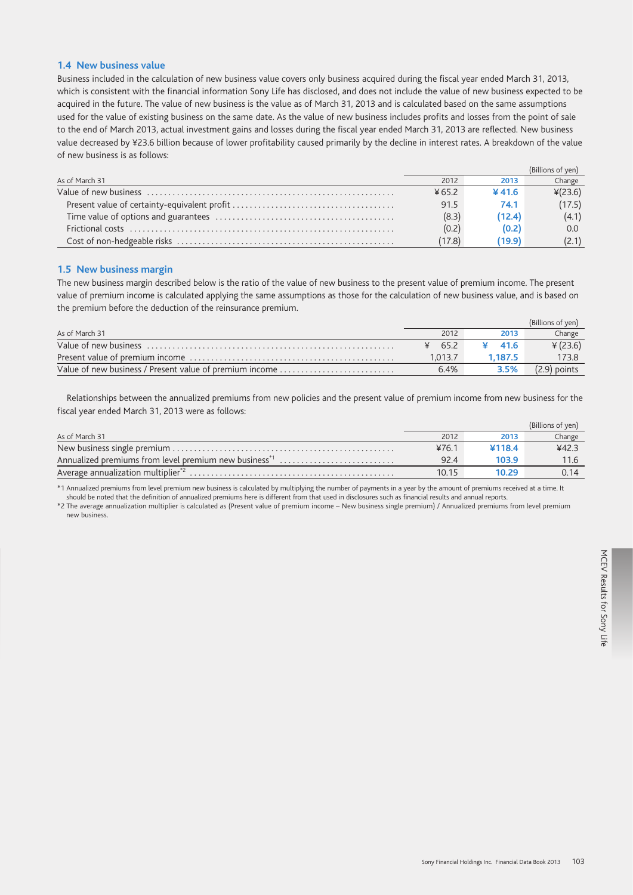### 1.4 New business value

Business included in the calculation of new business value covers only business acquired during the fiscal year ended March 31, 2013, which is consistent with the financial information Sony Life has disclosed, and does not include the value of new business expected to be acquired in the future. The value of new business is the value as of March 31, 2013 and is calculated based on the same assumptions used for the value of existing business on the same date. As the value of new business includes profits and losses from the point of sale to the end of March 2013, actual investment gains and losses during the fiscal year ended March 31, 2013 are reflected. New business value decreased by ¥23.6 billion because of lower profitability caused primarily by the decline in interest rates. A breakdown of the value of new business is as follows:

(Billions of yen)

| As of March 31 | 2012 | 2013 | Change |
|---|---|---|---|
| Value of new business | ¥65.2 | ¥41.6 | ¥(23.6) |
| Present value of certainty-equivalent profit | 91.5 | 74.1 | (17.5) |
| Time value of options and guarantees | (8.3) | (12.4) | (4.1) |
| Frictional costs | (0.2) | (0.2) | 0.0 |
| Cost of non-hedgeable risks | (17.8) | (19.9) | (2.1) |

### 1.5 New business margin

The new business margin described below is the ratio of the value of new business to the present value of premium income. The present value of premium income is calculated applying the same assumptions as those for the calculation of new business value, and is based on the premium before the deduction of the reinsurance premium.

(Billions of yen)

| As of March 31 | 2012 | 2013 | Change |
|---|---|---|---|
| Value of new business | ¥ 65.2 | ¥ 41.6 | ¥(23.6) |
| Present value of premium income | 1,013.7 | 1,187.5 | 173.8 |
| Value of new business / Present value of premium income | 6.4% | 3.5% | (2.9) points |

Relationships between the annualized premiums from new policies and the present value of premium income from new business for the fiscal year ended March 31, 2013 were as follows:

(Billions of yen)

| As of March 31 | 2012 | 2013 | Change |
|---|---|---|---|
| New business single premium | ¥76.1 | ¥118.4 | ¥42.3 |
| Annualized premiums from level premium new business[*1] | 92.4 | 103.9 | 11.6 |
| Average annualization multiplier[*2] | 10.15 | 10.29 | 0.14 |

*1 Annualized premiums from level premium new business is calculated by multiplying the number of payments in a year by the amount of premiums received at a time. It should be noted that the definition of annualized premiums here is different from that used in disclosures such as financial results and annual reports.

*2 The average annualization multiplier is calculated as (Present value of premium income – New business single premium) / Annualized premiums from level premium new business.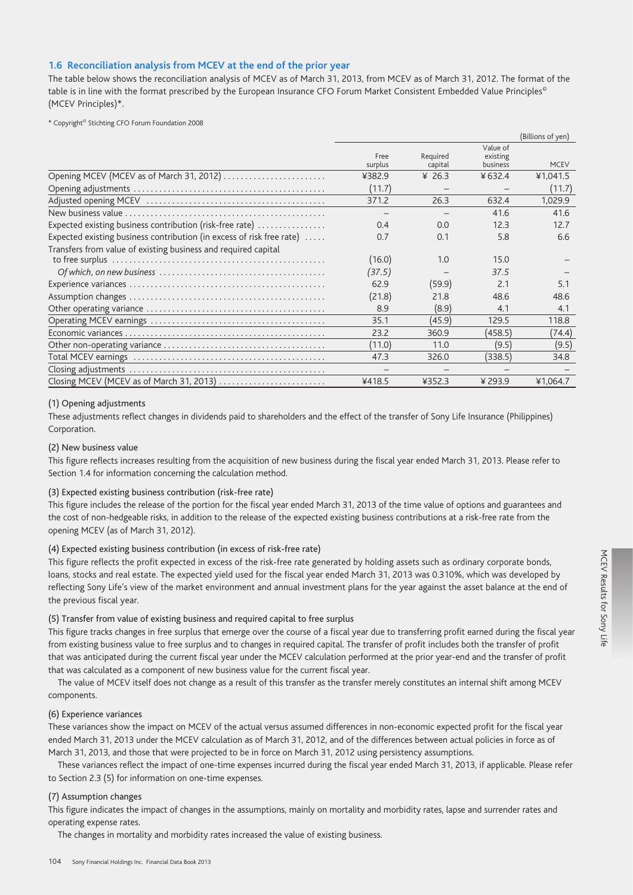## 1.6 Reconciliation analysis from MCEV at the end of the prior year

The table below shows the reconciliation analysis of MCEV as of March 31, 2013, from MCEV as of March 31, 2012. The format of the table is in line with the format prescribed by the European Insurance CFO Forum Market Consistent Embedded Value Principles© (MCEV Principles)*.

\* Copyright© Stichting CFO Forum Foundation 2008

(Billions of yen)

| | Free surplus | Required capital | Value of existing business | MCEV |
|---|---|---|---|---|
| Opening MCEV (MCEV as of March 31, 2012) | ¥382.9 | ¥ 26.3 | ¥ 632.4 | ¥1,041.5 |
| Opening adjustments | (11.7) | – | – | (11.7) |
| Adjusted opening MCEV | 371.2 | 26.3 | 632.4 | 1,029.9 |
| New business value | – | – | 41.6 | 41.6 |
| Expected existing business contribution (risk-free rate) | 0.4 | 0.0 | 12.3 | 12.7 |
| Expected existing business contribution (in excess of risk free rate) | 0.7 | 0.1 | 5.8 | 6.6 |
| Transfers from value of existing business and required capital to free surplus | (16.0) | 1.0 | 15.0 | – |
| *Of which, on new business* | *(37.5)* | – | *37.5* | – |
| Experience variances | 62.9 | (59.9) | 2.1 | 5.1 |
| Assumption changes | (21.8) | 21.8 | 48.6 | 48.6 |
| Other operating variance | 8.9 | (8.9) | 4.1 | 4.1 |
| Operating MCEV earnings | 35.1 | (45.9) | 129.5 | 118.8 |
| Economic variances | 23.2 | 360.9 | (458.5) | (74.4) |
| Other non-operating variance | (11.0) | 11.0 | (9.5) | (9.5) |
| Total MCEV earnings | 47.3 | 326.0 | (338.5) | 34.8 |
| Closing adjustments | – | – | – | – |
| Closing MCEV (MCEV as of March 31, 2013) | ¥418.5 | ¥352.3 | ¥ 293.9 | ¥1,064.7 |

(1) Opening adjustments

These adjustments reflect changes in dividends paid to shareholders and the effect of the transfer of Sony Life Insurance (Philippines) Corporation.

(2) New business value

This figure reflects increases resulting from the acquisition of new business during the fiscal year ended March 31, 2013. Please refer to Section 1.4 for information concerning the calculation method.

(3) Expected existing business contribution (risk-free rate)

This figure includes the release of the portion for the fiscal year ended March 31, 2013 of the time value of options and guarantees and the cost of non-hedgeable risks, in addition to the release of the expected existing business contributions at a risk-free rate from the opening MCEV (as of March 31, 2012).

(4) Expected existing business contribution (in excess of risk-free rate)

This figure reflects the profit expected in excess of the risk-free rate generated by holding assets such as ordinary corporate bonds, loans, stocks and real estate. The expected yield used for the fiscal year ended March 31, 2013 was 0.310%, which was developed by reflecting Sony Life's view of the market environment and annual investment plans for the year against the asset balance at the end of the previous fiscal year.

(5) Transfer from value of existing business and required capital to free surplus

This figure tracks changes in free surplus that emerge over the course of a fiscal year due to transferring profit earned during the fiscal year from existing business value to free surplus and to changes in required capital. The transfer of profit includes both the transfer of profit that was anticipated during the current fiscal year under the MCEV calculation performed at the prior year-end and the transfer of profit that was calculated as a component of new business value for the current fiscal year.

The value of MCEV itself does not change as a result of this transfer as the transfer merely constitutes an internal shift among MCEV components.

(6) Experience variances

These variances show the impact on MCEV of the actual versus assumed differences in non-economic expected profit for the fiscal year ended March 31, 2013 under the MCEV calculation as of March 31, 2012, and of the differences between actual policies in force as of March 31, 2013, and those that were projected to be in force on March 31, 2012 using persistency assumptions.

These variances reflect the impact of one-time expenses incurred during the fiscal year ended March 31, 2013, if applicable. Please refer to Section 2.3 (5) for information on one-time expenses.

(7) Assumption changes

This figure indicates the impact of changes in the assumptions, mainly on mortality and morbidity rates, lapse and surrender rates and operating expense rates.

The changes in mortality and morbidity rates increased the value of existing business.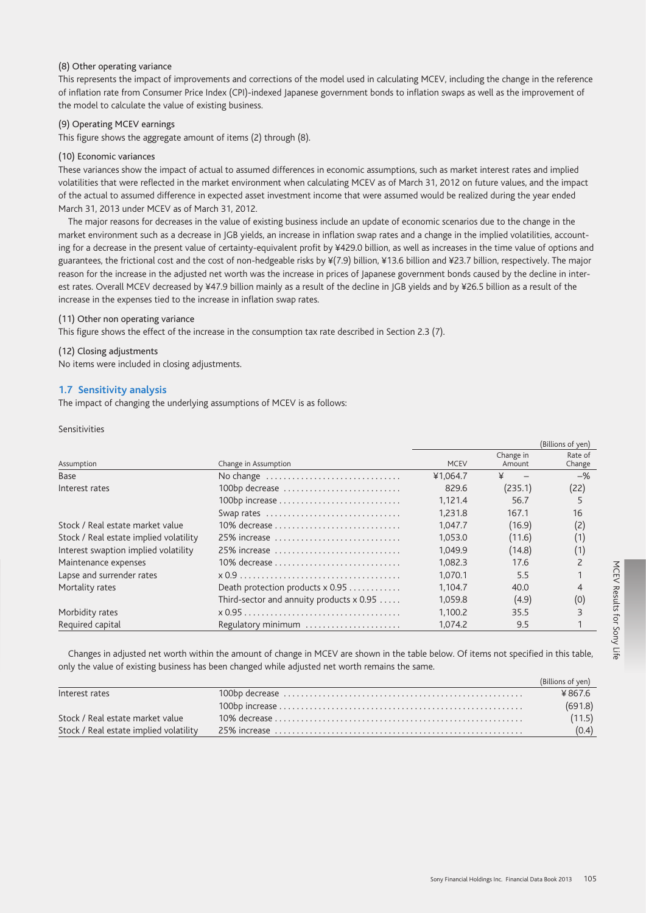(8) Other operating variance

This represents the impact of improvements and corrections of the model used in calculating MCEV, including the change in the reference of inflation rate from Consumer Price Index (CPI)-indexed Japanese government bonds to inflation swaps as well as the improvement of the model to calculate the value of existing business.

(9) Operating MCEV earnings

This figure shows the aggregate amount of items (2) through (8).

(10) Economic variances

These variances show the impact of actual to assumed differences in economic assumptions, such as market interest rates and implied volatilities that were reflected in the market environment when calculating MCEV as of March 31, 2012 on future values, and the impact of the actual to assumed difference in expected asset investment income that were assumed would be realized during the year ended March 31, 2013 under MCEV as of March 31, 2012.

The major reasons for decreases in the value of existing business include an update of economic scenarios due to the change in the market environment such as a decrease in JGB yields, an increase in inflation swap rates and a change in the implied volatilities, accounting for a decrease in the present value of certainty-equivalent profit by ¥429.0 billion, as well as increases in the time value of options and guarantees, the frictional cost and the cost of non-hedgeable risks by ¥(7.9) billion, ¥13.6 billion and ¥23.7 billion, respectively. The major reason for the increase in the adjusted net worth was the increase in prices of Japanese government bonds caused by the decline in interest rates. Overall MCEV decreased by ¥47.9 billion mainly as a result of the decline in JGB yields and by ¥26.5 billion as a result of the increase in the expenses tied to the increase in inflation swap rates.

(11) Other non operating variance

This figure shows the effect of the increase in the consumption tax rate described in Section 2.3 (7).

(12) Closing adjustments

No items were included in closing adjustments.

## 1.7 Sensitivity analysis

The impact of changing the underlying assumptions of MCEV is as follows:

Sensitivities

(Billions of yen)

| Assumption | Change in Assumption | MCEV | Change in Amount | Rate of Change |
|---|---|---|---|---|
| Base | No change | ¥1,064.7 | ¥ – | –% |
| Interest rates | 100bp decrease | 829.6 | (235.1) | (22) |
| | 100bp increase | 1,121.4 | 56.7 | 5 |
| | Swap rates | 1,231.8 | 167.1 | 16 |
| Stock / Real estate market value | 10% decrease | 1,047.7 | (16.9) | (2) |
| Stock / Real estate implied volatility | 25% increase | 1,053.0 | (11.6) | (1) |
| Interest swaption implied volatility | 25% increase | 1,049.9 | (14.8) | (1) |
| Maintenance expenses | 10% decrease | 1,082.3 | 17.6 | 2 |
| Lapse and surrender rates | x 0.9 | 1,070.1 | 5.5 | 1 |
| Mortality rates | Death protection products x 0.95 | 1,104.7 | 40.0 | 4 |
| | Third-sector and annuity products x 0.95 | 1,059.8 | (4.9) | (0) |
| Morbidity rates | x 0.95 | 1,100.2 | 35.5 | 3 |
| Required capital | Regulatory minimum | 1,074.2 | 9.5 | 1 |

Changes in adjusted net worth within the amount of change in MCEV are shown in the table below. Of items not specified in this table, only the value of existing business has been changed while adjusted net worth remains the same.

(Billions of yen)

| | | |
|---|---|---|
| Interest rates | 100bp decrease | ¥867.6 |
| | 100bp increase | (691.8) |
| Stock / Real estate market value | 10% decrease | (11.5) |
| Stock / Real estate implied volatility | 25% increase | (0.4) |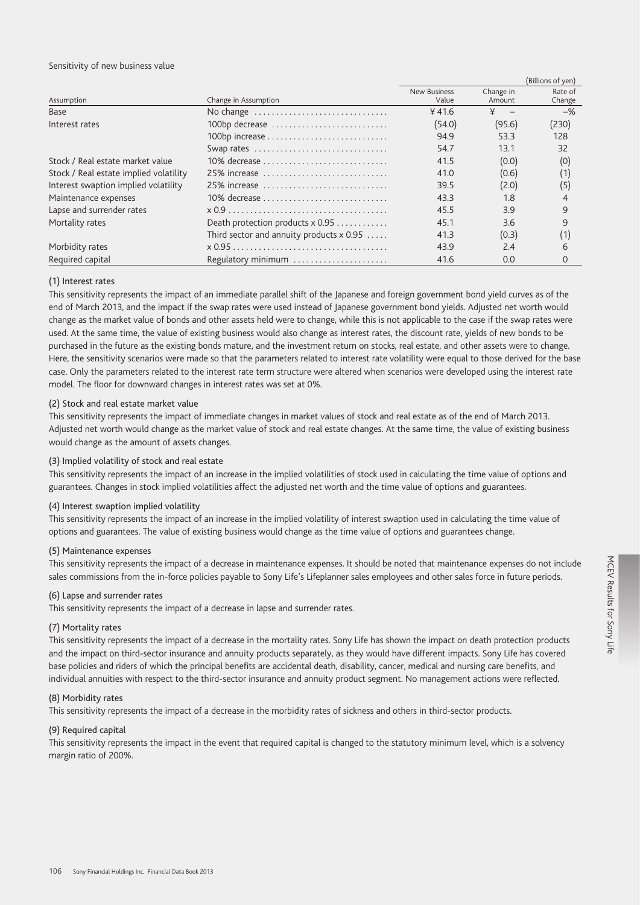Sensitivity of new business value

(Billions of yen)

| Assumption | Change in Assumption | New Business Value | Change in Amount | Rate of Change |
|---|---|---|---|---|
| Base | No change | ¥ 41.6 | ¥ – | –% |
| Interest rates | 100bp decrease | (54.0) | (95.6) | (230) |
| | 100bp increase | 94.9 | 53.3 | 128 |
| | Swap rates | 54.7 | 13.1 | 32 |
| Stock / Real estate market value | 10% decrease | 41.5 | (0.0) | (0) |
| Stock / Real estate implied volatility | 25% increase | 41.0 | (0.6) | (1) |
| Interest swaption implied volatility | 25% increase | 39.5 | (2.0) | (5) |
| Maintenance expenses | 10% decrease | 43.3 | 1.8 | 4 |
| Lapse and surrender rates | x 0.9 | 45.5 | 3.9 | 9 |
| Mortality rates | Death protection products x 0.95 | 45.1 | 3.6 | 9 |
| | Third sector and annuity products x 0.95 | 41.3 | (0.3) | (1) |
| Morbidity rates | x 0.95 | 43.9 | 2.4 | 6 |
| Required capital | Regulatory minimum | 41.6 | 0.0 | 0 |

(1) Interest rates

This sensitivity represents the impact of an immediate parallel shift of the Japanese and foreign government bond yield curves as of the end of March 2013, and the impact if the swap rates were used instead of Japanese government bond yields. Adjusted net worth would change as the market value of bonds and other assets held were to change, while this is not applicable to the case if the swap rates were used. At the same time, the value of existing business would also change as interest rates, the discount rate, yields of new bonds to be purchased in the future as the existing bonds mature, and the investment return on stocks, real estate, and other assets were to change. Here, the sensitivity scenarios were made so that the parameters related to interest rate volatility were equal to those derived for the base case. Only the parameters related to the interest rate term structure were altered when scenarios were developed using the interest rate model. The floor for downward changes in interest rates was set at 0%.

(2) Stock and real estate market value

This sensitivity represents the impact of immediate changes in market values of stock and real estate as of the end of March 2013. Adjusted net worth would change as the market value of stock and real estate changes. At the same time, the value of existing business would change as the amount of assets changes.

(3) Implied volatility of stock and real estate

This sensitivity represents the impact of an increase in the implied volatilities of stock used in calculating the time value of options and guarantees. Changes in stock implied volatilities affect the adjusted net worth and the time value of options and guarantees.

(4) Interest swaption implied volatility

This sensitivity represents the impact of an increase in the implied volatility of interest swaption used in calculating the time value of options and guarantees. The value of existing business would change as the time value of options and guarantees change.

(5) Maintenance expenses

This sensitivity represents the impact of a decrease in maintenance expenses. It should be noted that maintenance expenses do not include sales commissions from the in-force policies payable to Sony Life's Lifeplanner sales employees and other sales force in future periods.

(6) Lapse and surrender rates

This sensitivity represents the impact of a decrease in lapse and surrender rates.

(7) Mortality rates

This sensitivity represents the impact of a decrease in the mortality rates. Sony Life has shown the impact on death protection products and the impact on third-sector insurance and annuity products separately, as they would have different impacts. Sony Life has covered base policies and riders of which the principal benefits are accidental death, disability, cancer, medical and nursing care benefits, and individual annuities with respect to the third-sector insurance and annuity product segment. No management actions were reflected.

(8) Morbidity rates

This sensitivity represents the impact of a decrease in the morbidity rates of sickness and others in third-sector products.

(9) Required capital

This sensitivity represents the impact in the event that required capital is changed to the statutory minimum level, which is a solvency margin ratio of 200%.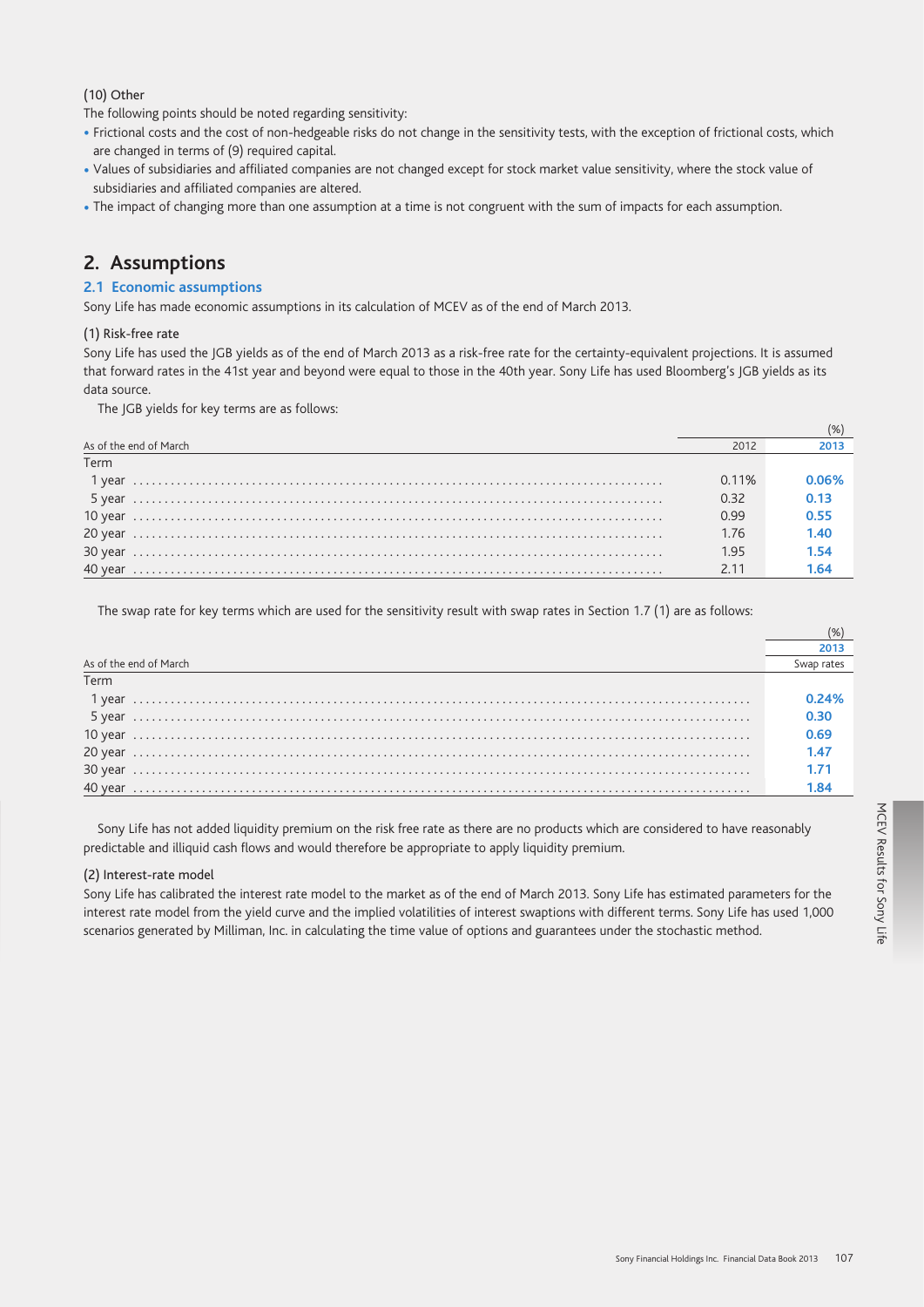(10) Other

The following points should be noted regarding sensitivity:

- Frictional costs and the cost of non-hedgeable risks do not change in the sensitivity tests, with the exception of frictional costs, which are changed in terms of (9) required capital.
- Values of subsidiaries and affiliated companies are not changed except for stock market value sensitivity, where the stock value of subsidiaries and affiliated companies are altered.
- The impact of changing more than one assumption at a time is not congruent with the sum of impacts for each assumption.

## 2. Assumptions

### 2.1 Economic assumptions

Sony Life has made economic assumptions in its calculation of MCEV as of the end of March 2013.

(1) Risk-free rate

Sony Life has used the JGB yields as of the end of March 2013 as a risk-free rate for the certainty-equivalent projections. It is assumed that forward rates in the 41st year and beyond were equal to those in the 40th year. Sony Life has used Bloomberg's JGB yields as its data source.

The JGB yields for key terms are as follows:

(%)

| As of the end of March | 2012 | 2013 |
|---|---|---|
| Term | | |
| 1 year | 0.11% | **0.06%** |
| 5 year | 0.32 | **0.13** |
| 10 year | 0.99 | **0.55** |
| 20 year | 1.76 | **1.40** |
| 30 year | 1.95 | **1.54** |
| 40 year | 2.11 | **1.64** |

The swap rate for key terms which are used for the sensitivity result with swap rates in Section 1.7 (1) are as follows:

(%)

| | 2013 |
|---|---|
| As of the end of March | Swap rates |
| Term | |
| 1 year | **0.24%** |
| 5 year | **0.30** |
| 10 year | **0.69** |
| 20 year | **1.47** |
| 30 year | **1.71** |
| 40 year | **1.84** |

Sony Life has not added liquidity premium on the risk free rate as there are no products which are considered to have reasonably predictable and illiquid cash flows and would therefore be appropriate to apply liquidity premium.

(2) Interest-rate model

Sony Life has calibrated the interest rate model to the market as of the end of March 2013. Sony Life has estimated parameters for the interest rate model from the yield curve and the implied volatilities of interest swaptions with different terms. Sony Life has used 1,000 scenarios generated by Milliman, Inc. in calculating the time value of options and guarantees under the stochastic method.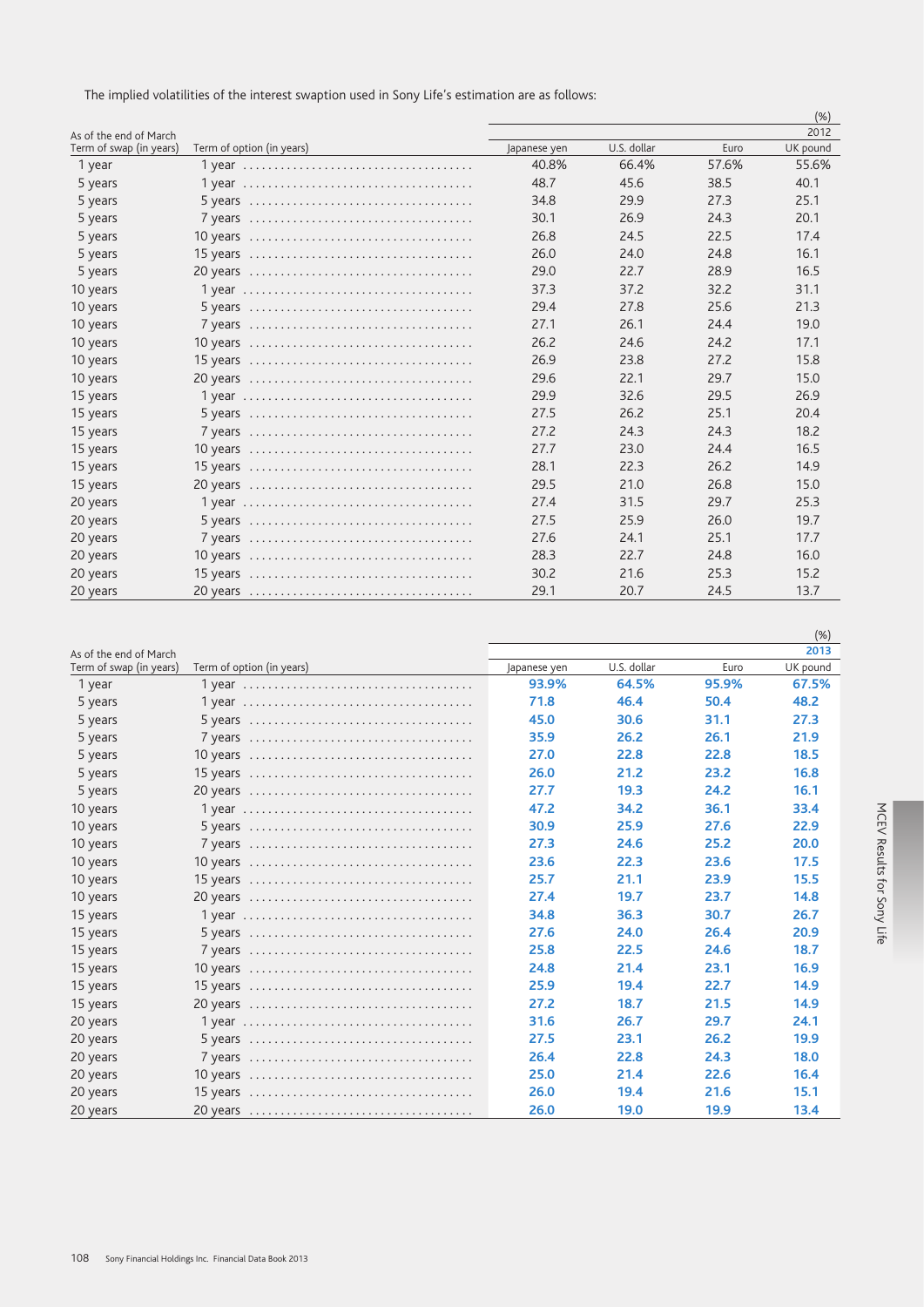The implied volatilities of the interest swaption used in Sony Life's estimation are as follows:

| As of the end of March | | | | | (%) |
|---|---|---|---|---|---|
| | | 2012 | | | |
| Term of swap (in years) | Term of option (in years) | Japanese yen | U.S. dollar | Euro | UK pound |
| 1 year | 1 year | 40.8% | 66.4% | 57.6% | 55.6% |
| 5 years | 1 year | 48.7 | 45.6 | 38.5 | 40.1 |
| 5 years | 5 years | 34.8 | 29.9 | 27.3 | 25.1 |
| 5 years | 7 years | 30.1 | 26.9 | 24.3 | 20.1 |
| 5 years | 10 years | 26.8 | 24.5 | 22.5 | 17.4 |
| 5 years | 15 years | 26.0 | 24.0 | 24.8 | 16.1 |
| 5 years | 20 years | 29.0 | 22.7 | 28.9 | 16.5 |
| 10 years | 1 year | 37.3 | 37.2 | 32.2 | 31.1 |
| 10 years | 5 years | 29.4 | 27.8 | 25.6 | 21.3 |
| 10 years | 7 years | 27.1 | 26.1 | 24.4 | 19.0 |
| 10 years | 10 years | 26.2 | 24.6 | 24.2 | 17.1 |
| 10 years | 15 years | 26.9 | 23.8 | 27.2 | 15.8 |
| 10 years | 20 years | 29.6 | 22.1 | 29.7 | 15.0 |
| 15 years | 1 year | 29.9 | 32.6 | 29.5 | 26.9 |
| 15 years | 5 years | 27.5 | 26.2 | 25.1 | 20.4 |
| 15 years | 7 years | 27.2 | 24.3 | 24.3 | 18.2 |
| 15 years | 10 years | 27.7 | 23.0 | 24.4 | 16.5 |
| 15 years | 15 years | 28.1 | 22.3 | 26.2 | 14.9 |
| 15 years | 20 years | 29.5 | 21.0 | 26.8 | 15.0 |
| 20 years | 1 year | 27.4 | 31.5 | 29.7 | 25.3 |
| 20 years | 5 years | 27.5 | 25.9 | 26.0 | 19.7 |
| 20 years | 7 years | 27.6 | 24.1 | 25.1 | 17.7 |
| 20 years | 10 years | 28.3 | 22.7 | 24.8 | 16.0 |
| 20 years | 15 years | 30.2 | 21.6 | 25.3 | 15.2 |
| 20 years | 20 years | 29.1 | 20.7 | 24.5 | 13.7 |

| As of the end of March | | | | | (%) |
|---|---|---|---|---|---|
| | | 2013 | | | |
| Term of swap (in years) | Term of option (in years) | Japanese yen | U.S. dollar | Euro | UK pound |
| 1 year | 1 year | **93.9%** | **64.5%** | **95.9%** | **67.5%** |
| 5 years | 1 year | **71.8** | **46.4** | **50.4** | **48.2** |
| 5 years | 5 years | **45.0** | **30.6** | **31.1** | **27.3** |
| 5 years | 7 years | **35.9** | **26.2** | **26.1** | **21.9** |
| 5 years | 10 years | **27.0** | **22.8** | **22.8** | **18.5** |
| 5 years | 15 years | **26.0** | **21.2** | **23.2** | **16.8** |
| 5 years | 20 years | **27.7** | **19.3** | **24.2** | **16.1** |
| 10 years | 1 year | **47.2** | **34.2** | **36.1** | **33.4** |
| 10 years | 5 years | **30.9** | **25.9** | **27.6** | **22.9** |
| 10 years | 7 years | **27.3** | **24.6** | **25.2** | **20.0** |
| 10 years | 10 years | **23.6** | **22.3** | **23.6** | **17.5** |
| 10 years | 15 years | **25.7** | **21.1** | **23.9** | **15.5** |
| 10 years | 20 years | **27.4** | **19.7** | **23.7** | **14.8** |
| 15 years | 1 year | **34.8** | **36.3** | **30.7** | **26.7** |
| 15 years | 5 years | **27.6** | **24.0** | **26.4** | **20.9** |
| 15 years | 7 years | **25.8** | **22.5** | **24.6** | **18.7** |
| 15 years | 10 years | **24.8** | **21.4** | **23.1** | **16.9** |
| 15 years | 15 years | **25.9** | **19.4** | **22.7** | **14.9** |
| 15 years | 20 years | **27.2** | **18.7** | **21.5** | **14.9** |
| 20 years | 1 year | **31.6** | **26.7** | **29.7** | **24.1** |
| 20 years | 5 years | **27.5** | **23.1** | **26.2** | **19.9** |
| 20 years | 7 years | **26.4** | **22.8** | **24.3** | **18.0** |
| 20 years | 10 years | **25.0** | **21.4** | **22.6** | **16.4** |
| 20 years | 15 years | **26.0** | **19.4** | **21.6** | **15.1** |
| 20 years | 20 years | **26.0** | **19.0** | **19.9** | **13.4** |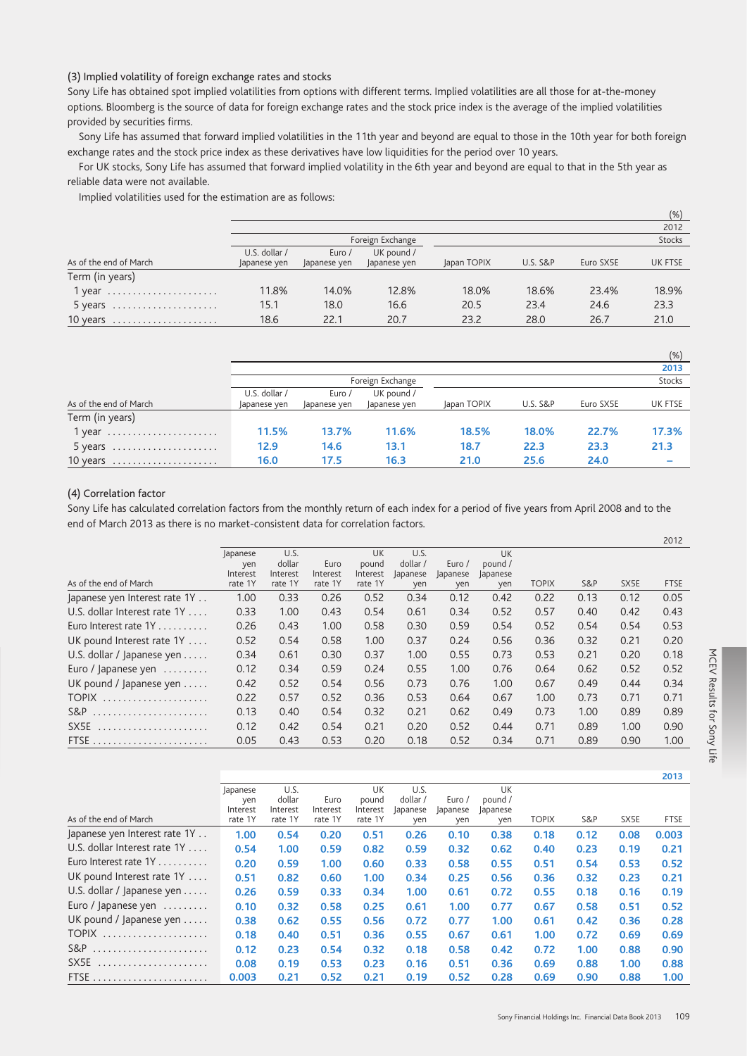### (3) Implied volatility of foreign exchange rates and stocks

Sony Life has obtained spot implied volatilities from options with different terms. Implied volatilities are all those for at-the-money options. Bloomberg is the source of data for foreign exchange rates and the stock price index is the average of the implied volatilities provided by securities firms.

Sony Life has assumed that forward implied volatilities in the 11th year and beyond are equal to those in the 10th year for both foreign exchange rates and the stock price index as these derivatives have low liquidities for the period over 10 years.

For UK stocks, Sony Life has assumed that forward implied volatility in the 6th year and beyond are equal to that in the 5th year as reliable data were not available.

Implied volatilities used for the estimation are as follows:

(%)

| | 2012 | | | | | | |
|---|---|---|---|---|---|---|---|
| | Foreign Exchange | | | Stocks | | | |
| As of the end of March | U.S. dollar / Japanese yen | Euro / Japanese yen | UK pound / Japanese yen | Japan TOPIX | U.S. S&P | Euro SX5E | UK FTSE |
| Term (in years) | | | | | | | |
| 1 year | 11.8% | 14.0% | 12.8% | 18.0% | 18.6% | 23.4% | 18.9% |
| 5 years | 15.1 | 18.0 | 16.6 | 20.5 | 23.4 | 24.6 | 23.3 |
| 10 years | 18.6 | 22.1 | 20.7 | 23.2 | 28.0 | 26.7 | 21.0 |

(%)

| | 2013 | | | | | | |
|---|---|---|---|---|---|---|---|
| | Foreign Exchange | | | Stocks | | | |
| As of the end of March | U.S. dollar / Japanese yen | Euro / Japanese yen | UK pound / Japanese yen | Japan TOPIX | U.S. S&P | Euro SX5E | UK FTSE |
| Term (in years) | | | | | | | |
| 1 year | 11.5% | 13.7% | 11.6% | 18.5% | 18.0% | 22.7% | 17.3% |
| 5 years | 12.9 | 14.6 | 13.1 | 18.7 | 22.3 | 23.3 | 21.3 |
| 10 years | 16.0 | 17.5 | 16.3 | 21.0 | 25.6 | 24.0 | – |

### (4) Correlation factor

Sony Life has calculated correlation factors from the monthly return of each index for a period of five years from April 2008 and to the end of March 2013 as there is no market-consistent data for correlation factors.

2012

| As of the end of March | Japanese yen Interest rate 1Y | U.S. dollar Interest rate 1Y | Euro Interest rate 1Y | UK pound Interest rate 1Y | U.S. dollar / Japanese yen | Euro / Japanese yen | UK pound / Japanese yen | TOPIX | S&P | SX5E | FTSE |
|---|---|---|---|---|---|---|---|---|---|---|---|
| Japanese yen Interest rate 1Y | 1.00 | 0.33 | 0.26 | 0.52 | 0.34 | 0.12 | 0.42 | 0.22 | 0.13 | 0.12 | 0.05 |
| U.S. dollar Interest rate 1Y | 0.33 | 1.00 | 0.43 | 0.54 | 0.61 | 0.34 | 0.52 | 0.57 | 0.40 | 0.42 | 0.43 |
| Euro Interest rate 1Y | 0.26 | 0.43 | 1.00 | 0.58 | 0.30 | 0.59 | 0.54 | 0.52 | 0.54 | 0.54 | 0.53 |
| UK pound Interest rate 1Y | 0.52 | 0.54 | 0.58 | 1.00 | 0.37 | 0.24 | 0.56 | 0.36 | 0.32 | 0.21 | 0.20 |
| U.S. dollar / Japanese yen | 0.34 | 0.61 | 0.30 | 0.37 | 1.00 | 0.55 | 0.73 | 0.53 | 0.21 | 0.20 | 0.18 |
| Euro / Japanese yen | 0.12 | 0.34 | 0.59 | 0.24 | 0.55 | 1.00 | 0.76 | 0.64 | 0.62 | 0.52 | 0.52 |
| UK pound / Japanese yen | 0.42 | 0.52 | 0.54 | 0.56 | 0.73 | 0.76 | 1.00 | 0.67 | 0.49 | 0.44 | 0.34 |
| TOPIX | 0.22 | 0.57 | 0.52 | 0.36 | 0.53 | 0.64 | 0.67 | 1.00 | 0.73 | 0.71 | 0.71 |
| S&P | 0.13 | 0.40 | 0.54 | 0.32 | 0.21 | 0.62 | 0.49 | 0.73 | 1.00 | 0.89 | 0.89 |
| SX5E | 0.12 | 0.42 | 0.54 | 0.21 | 0.20 | 0.52 | 0.44 | 0.71 | 0.89 | 1.00 | 0.90 |
| FTSE | 0.05 | 0.43 | 0.53 | 0.20 | 0.18 | 0.52 | 0.34 | 0.71 | 0.89 | 0.90 | 1.00 |

2013

| As of the end of March | Japanese yen Interest rate 1Y | U.S. dollar Interest rate 1Y | Euro Interest rate 1Y | UK pound Interest rate 1Y | U.S. dollar / Japanese yen | Euro / Japanese yen | UK pound / Japanese yen | TOPIX | S&P | SX5E | FTSE |
|---|---|---|---|---|---|---|---|---|---|---|---|
| Japanese yen Interest rate 1Y | 1.00 | 0.54 | 0.20 | 0.51 | 0.26 | 0.10 | 0.38 | 0.18 | 0.12 | 0.08 | 0.003 |
| U.S. dollar Interest rate 1Y | 0.54 | 1.00 | 0.59 | 0.82 | 0.59 | 0.32 | 0.62 | 0.40 | 0.23 | 0.19 | 0.21 |
| Euro Interest rate 1Y | 0.20 | 0.59 | 1.00 | 0.60 | 0.33 | 0.58 | 0.55 | 0.51 | 0.54 | 0.53 | 0.52 |
| UK pound Interest rate 1Y | 0.51 | 0.82 | 0.60 | 1.00 | 0.34 | 0.25 | 0.56 | 0.36 | 0.32 | 0.23 | 0.21 |
| U.S. dollar / Japanese yen | 0.26 | 0.59 | 0.33 | 0.34 | 1.00 | 0.61 | 0.72 | 0.55 | 0.18 | 0.16 | 0.19 |
| Euro / Japanese yen | 0.10 | 0.32 | 0.58 | 0.25 | 0.61 | 1.00 | 0.77 | 0.67 | 0.58 | 0.51 | 0.52 |
| UK pound / Japanese yen | 0.38 | 0.62 | 0.55 | 0.56 | 0.72 | 0.77 | 1.00 | 0.61 | 0.42 | 0.36 | 0.28 |
| TOPIX | 0.18 | 0.40 | 0.51 | 0.36 | 0.55 | 0.67 | 0.61 | 1.00 | 0.72 | 0.69 | 0.69 |
| S&P | 0.12 | 0.23 | 0.54 | 0.32 | 0.18 | 0.58 | 0.42 | 0.72 | 1.00 | 0.88 | 0.90 |
| SX5E | 0.08 | 0.19 | 0.53 | 0.23 | 0.16 | 0.51 | 0.36 | 0.69 | 0.88 | 1.00 | 0.88 |
| FTSE | 0.003 | 0.21 | 0.52 | 0.21 | 0.19 | 0.52 | 0.28 | 0.69 | 0.90 | 0.88 | 1.00 |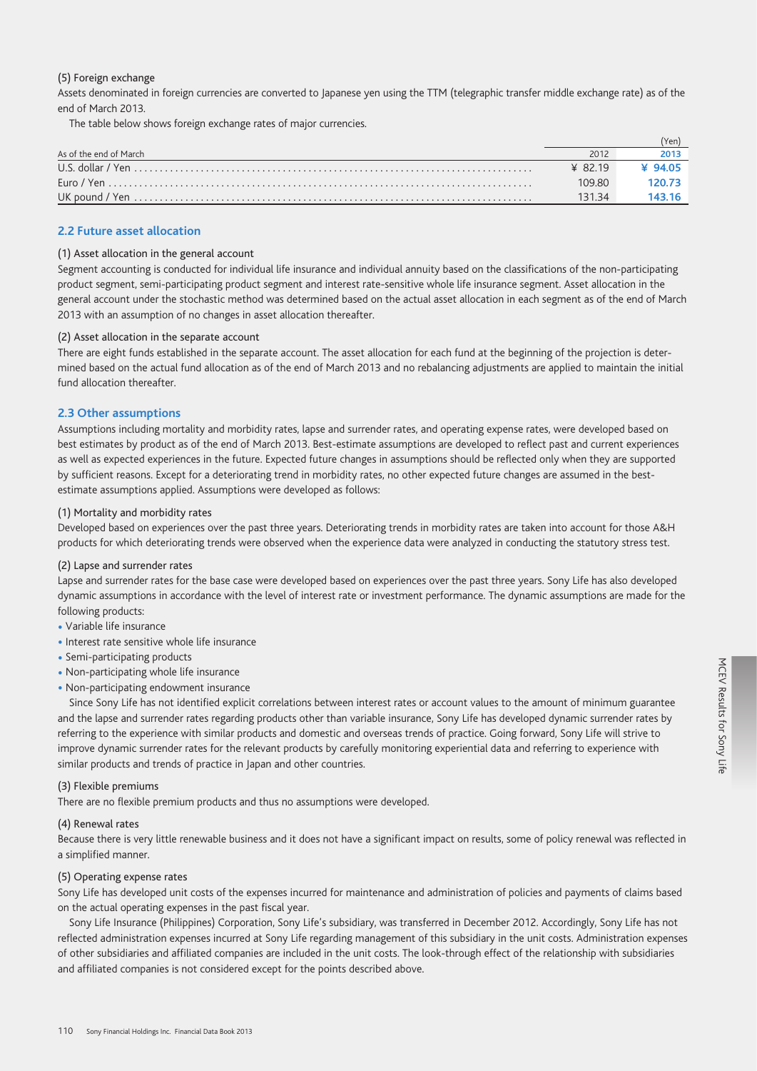(5) Foreign exchange

Assets denominated in foreign currencies are converted to Japanese yen using the TTM (telegraphic transfer middle exchange rate) as of the end of March 2013.

The table below shows foreign exchange rates of major currencies.

| As of the end of March | 2012 | 2013 |
|---|---|---|
| | | (Yen) |
| U.S. dollar / Yen | ¥ 82.19 | ¥ 94.05 |
| Euro / Yen | 109.80 | 120.73 |
| UK pound / Yen | 131.34 | 143.16 |

## 2.2 Future asset allocation

(1) Asset allocation in the general account

Segment accounting is conducted for individual life insurance and individual annuity based on the classifications of the non-participating product segment, semi-participating product segment and interest rate-sensitive whole life insurance segment. Asset allocation in the general account under the stochastic method was determined based on the actual asset allocation in each segment as of the end of March 2013 with an assumption of no changes in asset allocation thereafter.

(2) Asset allocation in the separate account

There are eight funds established in the separate account. The asset allocation for each fund at the beginning of the projection is determined based on the actual fund allocation as of the end of March 2013 and no rebalancing adjustments are applied to maintain the initial fund allocation thereafter.

## 2.3 Other assumptions

Assumptions including mortality and morbidity rates, lapse and surrender rates, and operating expense rates, were developed based on best estimates by product as of the end of March 2013. Best-estimate assumptions are developed to reflect past and current experiences as well as expected experiences in the future. Expected future changes in assumptions should be reflected only when they are supported by sufficient reasons. Except for a deteriorating trend in morbidity rates, no other expected future changes are assumed in the best-estimate assumptions applied. Assumptions were developed as follows:

(1) Mortality and morbidity rates

Developed based on experiences over the past three years. Deteriorating trends in morbidity rates are taken into account for those A&H products for which deteriorating trends were observed when the experience data were analyzed in conducting the statutory stress test.

(2) Lapse and surrender rates

Lapse and surrender rates for the base case were developed based on experiences over the past three years. Sony Life has also developed dynamic assumptions in accordance with the level of interest rate or investment performance. The dynamic assumptions are made for the following products:

- Variable life insurance
- Interest rate sensitive whole life insurance
- Semi-participating products
- Non-participating whole life insurance
- Non-participating endowment insurance

Since Sony Life has not identified explicit correlations between interest rates or account values to the amount of minimum guarantee and the lapse and surrender rates regarding products other than variable insurance, Sony Life has developed dynamic surrender rates by referring to the experience with similar products and domestic and overseas trends of practice. Going forward, Sony Life will strive to improve dynamic surrender rates for the relevant products by carefully monitoring experiential data and referring to experience with similar products and trends of practice in Japan and other countries.

(3) Flexible premiums

There are no flexible premium products and thus no assumptions were developed.

(4) Renewal rates

Because there is very little renewable business and it does not have a significant impact on results, some of policy renewal was reflected in a simplified manner.

(5) Operating expense rates

Sony Life has developed unit costs of the expenses incurred for maintenance and administration of policies and payments of claims based on the actual operating expenses in the past fiscal year.

Sony Life Insurance (Philippines) Corporation, Sony Life's subsidiary, was transferred in December 2012. Accordingly, Sony Life has not reflected administration expenses incurred at Sony Life regarding management of this subsidiary in the unit costs. Administration expenses of other subsidiaries and affiliated companies are included in the unit costs. The look-through effect of the relationship with subsidiaries and affiliated companies is not considered except for the points described above.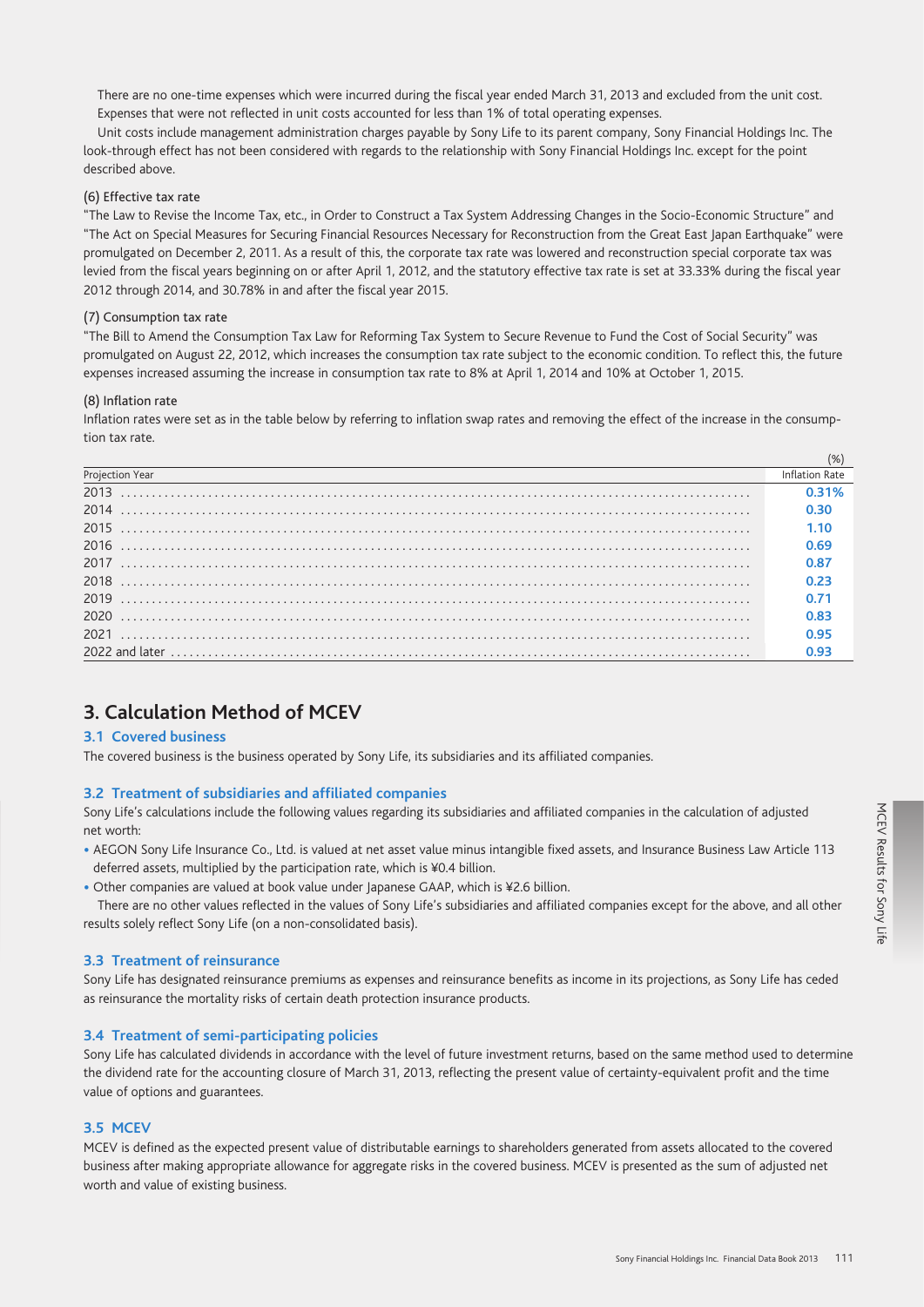There are no one-time expenses which were incurred during the fiscal year ended March 31, 2013 and excluded from the unit cost. Expenses that were not reflected in unit costs accounted for less than 1% of total operating expenses.

Unit costs include management administration charges payable by Sony Life to its parent company, Sony Financial Holdings Inc. The look-through effect has not been considered with regards to the relationship with Sony Financial Holdings Inc. except for the point described above.

(6) Effective tax rate

"The Law to Revise the Income Tax, etc., in Order to Construct a Tax System Addressing Changes in the Socio-Economic Structure" and "The Act on Special Measures for Securing Financial Resources Necessary for Reconstruction from the Great East Japan Earthquake" were promulgated on December 2, 2011. As a result of this, the corporate tax rate was lowered and reconstruction special corporate tax was levied from the fiscal years beginning on or after April 1, 2012, and the statutory effective tax rate is set at 33.33% during the fiscal year 2012 through 2014, and 30.78% in and after the fiscal year 2015.

(7) Consumption tax rate

"The Bill to Amend the Consumption Tax Law for Reforming Tax System to Secure Revenue to Fund the Cost of Social Security" was promulgated on August 22, 2012, which increases the consumption tax rate subject to the economic condition. To reflect this, the future expenses increased assuming the increase in consumption tax rate to 8% at April 1, 2014 and 10% at October 1, 2015.

(8) Inflation rate

Inflation rates were set as in the table below by referring to inflation swap rates and removing the effect of the increase in the consumption tax rate.

(%)

| Projection Year | Inflation Rate |
|---|---|
| 2013 | 0.31% |
| 2014 | 0.30 |
| 2015 | 1.10 |
| 2016 | 0.69 |
| 2017 | 0.87 |
| 2018 | 0.23 |
| 2019 | 0.71 |
| 2020 | 0.83 |
| 2021 | 0.95 |
| 2022 and later | 0.93 |

## 3. Calculation Method of MCEV

### 3.1 Covered business

The covered business is the business operated by Sony Life, its subsidiaries and its affiliated companies.

### 3.2 Treatment of subsidiaries and affiliated companies

Sony Life's calculations include the following values regarding its subsidiaries and affiliated companies in the calculation of adjusted net worth:

- AEGON Sony Life Insurance Co., Ltd. is valued at net asset value minus intangible fixed assets, and Insurance Business Law Article 113 deferred assets, multiplied by the participation rate, which is ¥0.4 billion.
- Other companies are valued at book value under Japanese GAAP, which is ¥2.6 billion.

There are no other values reflected in the values of Sony Life's subsidiaries and affiliated companies except for the above, and all other results solely reflect Sony Life (on a non-consolidated basis).

### 3.3 Treatment of reinsurance

Sony Life has designated reinsurance premiums as expenses and reinsurance benefits as income in its projections, as Sony Life has ceded as reinsurance the mortality risks of certain death protection insurance products.

### 3.4 Treatment of semi-participating policies

Sony Life has calculated dividends in accordance with the level of future investment returns, based on the same method used to determine the dividend rate for the accounting closure of March 31, 2013, reflecting the present value of certainty-equivalent profit and the time value of options and guarantees.

### 3.5 MCEV

MCEV is defined as the expected present value of distributable earnings to shareholders generated from assets allocated to the covered business after making appropriate allowance for aggregate risks in the covered business. MCEV is presented as the sum of adjusted net worth and value of existing business.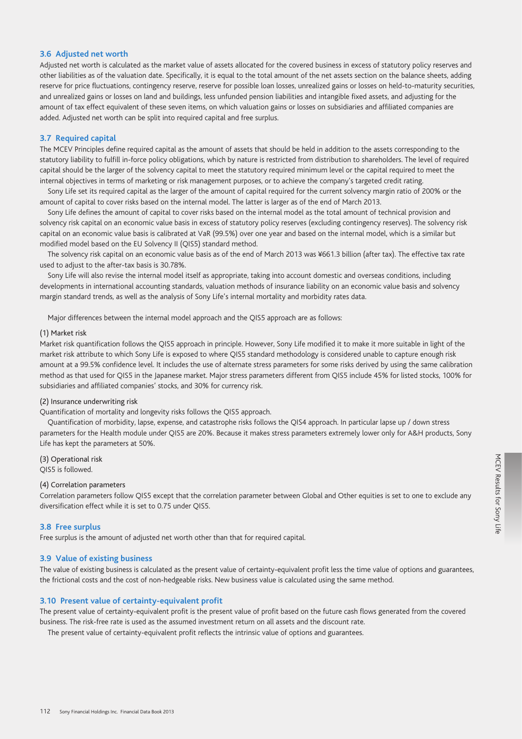### 3.6 Adjusted net worth

Adjusted net worth is calculated as the market value of assets allocated for the covered business in excess of statutory policy reserves and other liabilities as of the valuation date. Specifically, it is equal to the total amount of the net assets section on the balance sheets, adding reserve for price fluctuations, contingency reserve, reserve for possible loan losses, unrealized gains or losses on held-to-maturity securities, and unrealized gains or losses on land and buildings, less unfunded pension liabilities and intangible fixed assets, and adjusting for the amount of tax effect equivalent of these seven items, on which valuation gains or losses on subsidiaries and affiliated companies are added. Adjusted net worth can be split into required capital and free surplus.

### 3.7 Required capital

The MCEV Principles define required capital as the amount of assets that should be held in addition to the assets corresponding to the statutory liability to fulfill in-force policy obligations, which by nature is restricted from distribution to shareholders. The level of required capital should be the larger of the solvency capital to meet the statutory required minimum level or the capital required to meet the internal objectives in terms of marketing or risk management purposes, or to achieve the company's targeted credit rating.

Sony Life set its required capital as the larger of the amount of capital required for the current solvency margin ratio of 200% or the amount of capital to cover risks based on the internal model. The latter is larger as of the end of March 2013.

Sony Life defines the amount of capital to cover risks based on the internal model as the total amount of technical provision and solvency risk capital on an economic value basis in excess of statutory policy reserves (excluding contingency reserves). The solvency risk capital on an economic value basis is calibrated at VaR (99.5%) over one year and based on the internal model, which is a similar but modified model based on the EU Solvency II (QIS5) standard method.

The solvency risk capital on an economic value basis as of the end of March 2013 was ¥661.3 billion (after tax). The effective tax rate used to adjust to the after-tax basis is 30.78%.

Sony Life will also revise the internal model itself as appropriate, taking into account domestic and overseas conditions, including developments in international accounting standards, valuation methods of insurance liability on an economic value basis and solvency margin standard trends, as well as the analysis of Sony Life's internal mortality and morbidity rates data.

Major differences between the internal model approach and the QIS5 approach are as follows:

(1) Market risk

Market risk quantification follows the QIS5 approach in principle. However, Sony Life modified it to make it more suitable in light of the market risk attribute to which Sony Life is exposed to where QIS5 standard methodology is considered unable to capture enough risk amount at a 99.5% confidence level. It includes the use of alternate stress parameters for some risks derived by using the same calibration method as that used for QIS5 in the Japanese market. Major stress parameters different from QIS5 include 45% for listed stocks, 100% for subsidiaries and affiliated companies' stocks, and 30% for currency risk.

(2) Insurance underwriting risk

Quantification of mortality and longevity risks follows the QIS5 approach.

Quantification of morbidity, lapse, expense, and catastrophe risks follows the QIS4 approach. In particular lapse up / down stress parameters for the Health module under QIS5 are 20%. Because it makes stress parameters extremely lower only for A&H products, Sony Life has kept the parameters at 50%.

(3) Operational risk

QIS5 is followed.

(4) Correlation parameters

Correlation parameters follow QIS5 except that the correlation parameter between Global and Other equities is set to one to exclude any diversification effect while it is set to 0.75 under QIS5.

### 3.8 Free surplus

Free surplus is the amount of adjusted net worth other than that for required capital.

### 3.9 Value of existing business

The value of existing business is calculated as the present value of certainty-equivalent profit less the time value of options and guarantees, the frictional costs and the cost of non-hedgeable risks. New business value is calculated using the same method.

### 3.10 Present value of certainty-equivalent profit

The present value of certainty-equivalent profit is the present value of profit based on the future cash flows generated from the covered business. The risk-free rate is used as the assumed investment return on all assets and the discount rate.

The present value of certainty-equivalent profit reflects the intrinsic value of options and guarantees.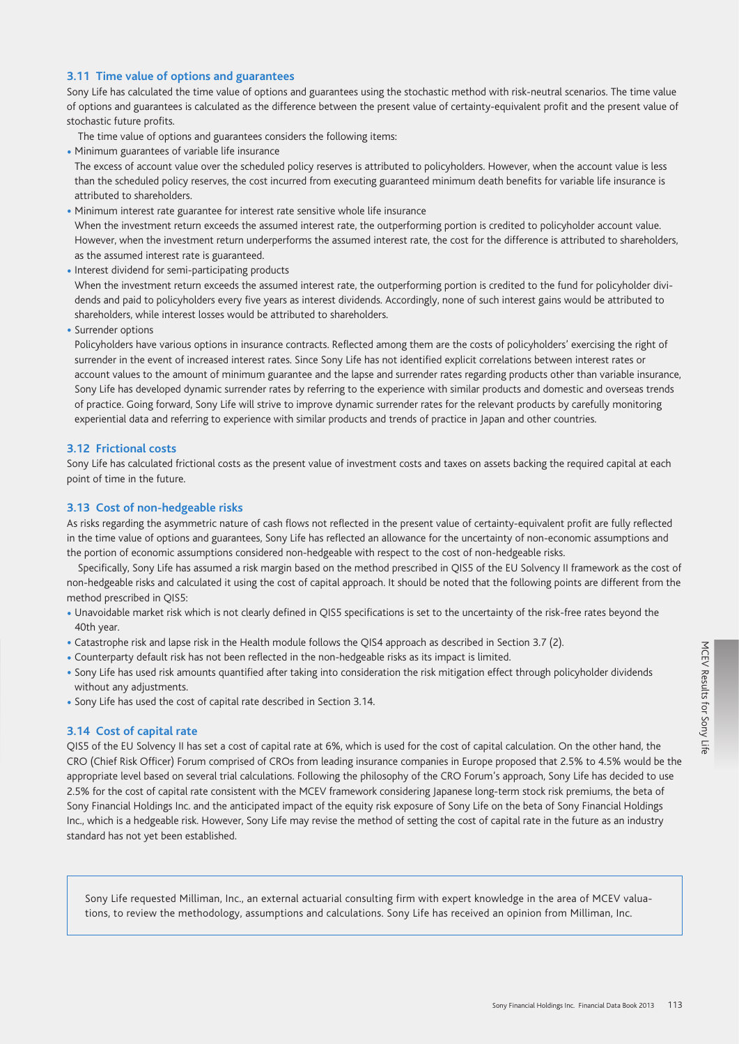### 3.11 Time value of options and guarantees

Sony Life has calculated the time value of options and guarantees using the stochastic method with risk-neutral scenarios. The time value of options and guarantees is calculated as the difference between the present value of certainty-equivalent profit and the present value of stochastic future profits.

The time value of options and guarantees considers the following items:

- Minimum guarantees of variable life insurance
  The excess of account value over the scheduled policy reserves is attributed to policyholders. However, when the account value is less than the scheduled policy reserves, the cost incurred from executing guaranteed minimum death benefits for variable life insurance is attributed to shareholders.
- Minimum interest rate guarantee for interest rate sensitive whole life insurance
  When the investment return exceeds the assumed interest rate, the outperforming portion is credited to policyholder account value. However, when the investment return underperforms the assumed interest rate, the cost for the difference is attributed to shareholders, as the assumed interest rate is guaranteed.
- Interest dividend for semi-participating products
  When the investment return exceeds the assumed interest rate, the outperforming portion is credited to the fund for policyholder dividends and paid to policyholders every five years as interest dividends. Accordingly, none of such interest gains would be attributed to shareholders, while interest losses would be attributed to shareholders.
- Surrender options
  Policyholders have various options in insurance contracts. Reflected among them are the costs of policyholders' exercising the right of surrender in the event of increased interest rates. Since Sony Life has not identified explicit correlations between interest rates or account values to the amount of minimum guarantee and the lapse and surrender rates regarding products other than variable insurance, Sony Life has developed dynamic surrender rates by referring to the experience with similar products and domestic and overseas trends of practice. Going forward, Sony Life will strive to improve dynamic surrender rates for the relevant products by carefully monitoring experiential data and referring to experience with similar products and trends of practice in Japan and other countries.

### 3.12 Frictional costs

Sony Life has calculated frictional costs as the present value of investment costs and taxes on assets backing the required capital at each point of time in the future.

### 3.13 Cost of non-hedgeable risks

As risks regarding the asymmetric nature of cash flows not reflected in the present value of certainty-equivalent profit are fully reflected in the time value of options and guarantees, Sony Life has reflected an allowance for the uncertainty of non-economic assumptions and the portion of economic assumptions considered non-hedgeable with respect to the cost of non-hedgeable risks.

Specifically, Sony Life has assumed a risk margin based on the method prescribed in QIS5 of the EU Solvency II framework as the cost of non-hedgeable risks and calculated it using the cost of capital approach. It should be noted that the following points are different from the method prescribed in QIS5:

- Unavoidable market risk which is not clearly defined in QIS5 specifications is set to the uncertainty of the risk-free rates beyond the 40th year.
- Catastrophe risk and lapse risk in the Health module follows the QIS4 approach as described in Section 3.7 (2).
- Counterparty default risk has not been reflected in the non-hedgeable risks as its impact is limited.
- Sony Life has used risk amounts quantified after taking into consideration the risk mitigation effect through policyholder dividends without any adjustments.
- Sony Life has used the cost of capital rate described in Section 3.14.

### 3.14 Cost of capital rate

QIS5 of the EU Solvency II has set a cost of capital rate at 6%, which is used for the cost of capital calculation. On the other hand, the CRO (Chief Risk Officer) Forum comprised of CROs from leading insurance companies in Europe proposed that 2.5% to 4.5% would be the appropriate level based on several trial calculations. Following the philosophy of the CRO Forum's approach, Sony Life has decided to use 2.5% for the cost of capital rate consistent with the MCEV framework considering Japanese long-term stock risk premiums, the beta of Sony Financial Holdings Inc. and the anticipated impact of the equity risk exposure of Sony Life on the beta of Sony Financial Holdings Inc., which is a hedgeable risk. However, Sony Life may revise the method of setting the cost of capital rate in the future as an industry standard has not yet been established.

Sony Life requested Milliman, Inc., an external actuarial consulting firm with expert knowledge in the area of MCEV valuations, to review the methodology, assumptions and calculations. Sony Life has received an opinion from Milliman, Inc.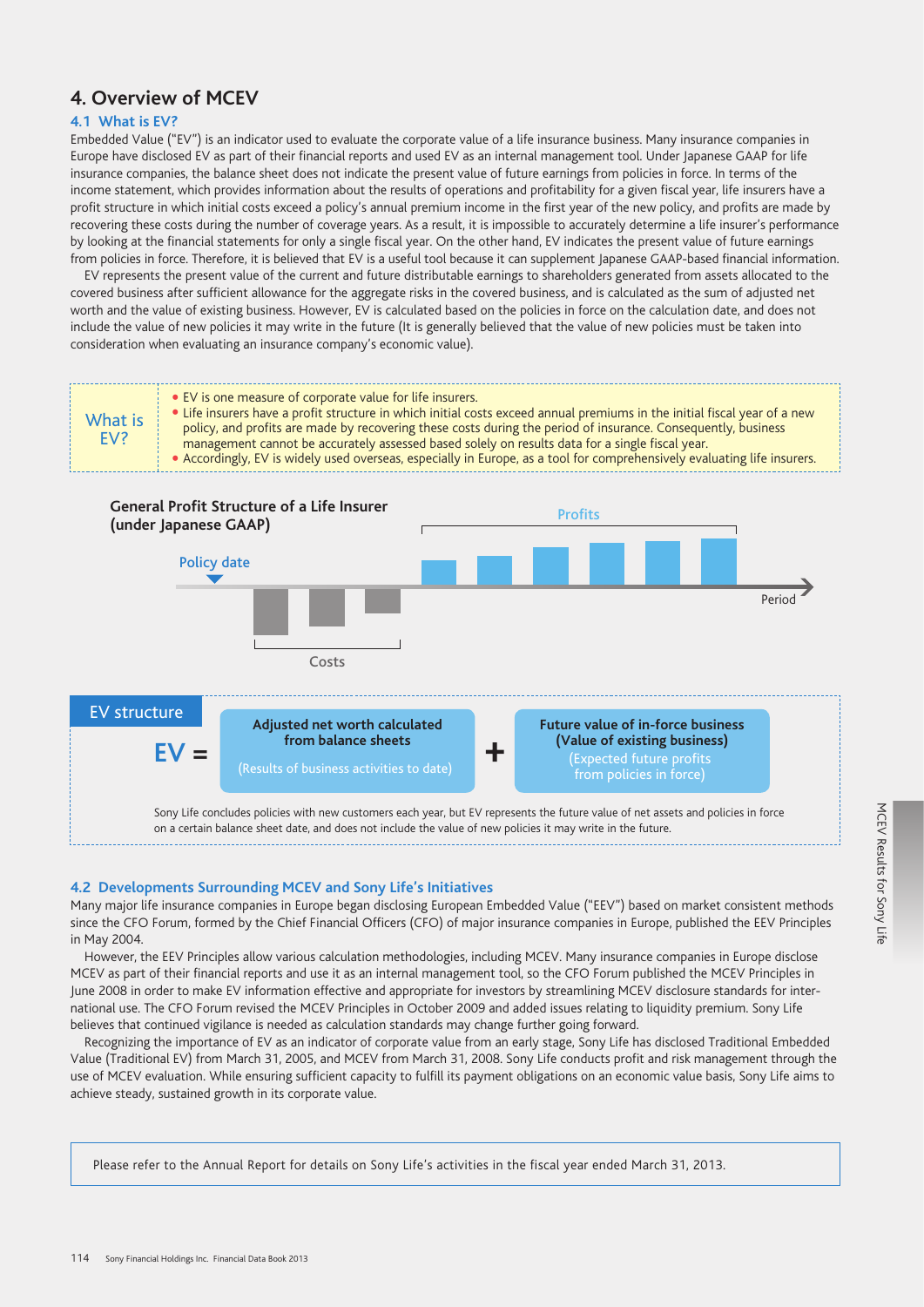# 4. Overview of MCEV

## 4.1 What is EV?

Embedded Value ("EV") is an indicator used to evaluate the corporate value of a life insurance business. Many insurance companies in Europe have disclosed EV as part of their financial reports and used EV as an internal management tool. Under Japanese GAAP for life insurance companies, the balance sheet does not indicate the present value of future earnings from policies in force. In terms of the income statement, which provides information about the results of operations and profitability for a given fiscal year, life insurers have a profit structure in which initial costs exceed a policy's annual premium income in the first year of the new policy, and profits are made by recovering these costs during the number of coverage years. As a result, it is impossible to accurately determine a life insurer's performance by looking at the financial statements for only a single fiscal year. On the other hand, EV indicates the present value of future earnings from policies in force. Therefore, it is believed that EV is a useful tool because it can supplement Japanese GAAP-based financial information.

EV represents the present value of the current and future distributable earnings to shareholders generated from assets allocated to the covered business after sufficient allowance for the aggregate risks in the covered business, and is calculated as the sum of adjusted net worth and the value of existing business. However, EV is calculated based on the policies in force on the calculation date, and does not include the value of new policies it may write in the future (It is generally believed that the value of new policies must be taken into consideration when evaluating an insurance company's economic value).

**What is EV?**

- EV is one measure of corporate value for life insurers.
- Life insurers have a profit structure in which initial costs exceed annual premiums in the initial fiscal year of a new policy, and profits are made by recovering these costs during the period of insurance. Consequently, business management cannot be accurately assessed based solely on results data for a single fiscal year.
- Accordingly, EV is widely used overseas, especially in Europe, as a tool for comprehensively evaluating life insurers.

**General Profit Structure of a Life Insurer (under Japanese GAAP)**

Policy date — Costs — Profits — Period

**EV structure**

EV = Adjusted net worth calculated from balance sheets (Results of business activities to date) + Future value of in-force business (Value of existing business) (Expected future profits from policies in force)

Sony Life concludes policies with new customers each year, but EV represents the future value of net assets and policies in force on a certain balance sheet date, and does not include the value of new policies it may write in the future.

## 4.2 Developments Surrounding MCEV and Sony Life's Initiatives

Many major life insurance companies in Europe began disclosing European Embedded Value ("EEV") based on market consistent methods since the CFO Forum, formed by the Chief Financial Officers (CFO) of major insurance companies in Europe, published the EEV Principles in May 2004.

However, the EEV Principles allow various calculation methodologies, including MCEV. Many insurance companies in Europe disclose MCEV as part of their financial reports and use it as an internal management tool, so the CFO Forum published the MCEV Principles in June 2008 in order to make EV information effective and appropriate for investors by streamlining MCEV disclosure standards for international use. The CFO Forum revised the MCEV Principles in October 2009 and added issues relating to liquidity premium. Sony Life believes that continued vigilance is needed as calculation standards may change further going forward.

Recognizing the importance of EV as an indicator of corporate value from an early stage, Sony Life has disclosed Traditional Embedded Value (Traditional EV) from March 31, 2005, and MCEV from March 31, 2008. Sony Life conducts profit and risk management through the use of MCEV evaluation. While ensuring sufficient capacity to fulfill its payment obligations on an economic value basis, Sony Life aims to achieve steady, sustained growth in its corporate value.

Please refer to the Annual Report for details on Sony Life's activities in the fiscal year ended March 31, 2013.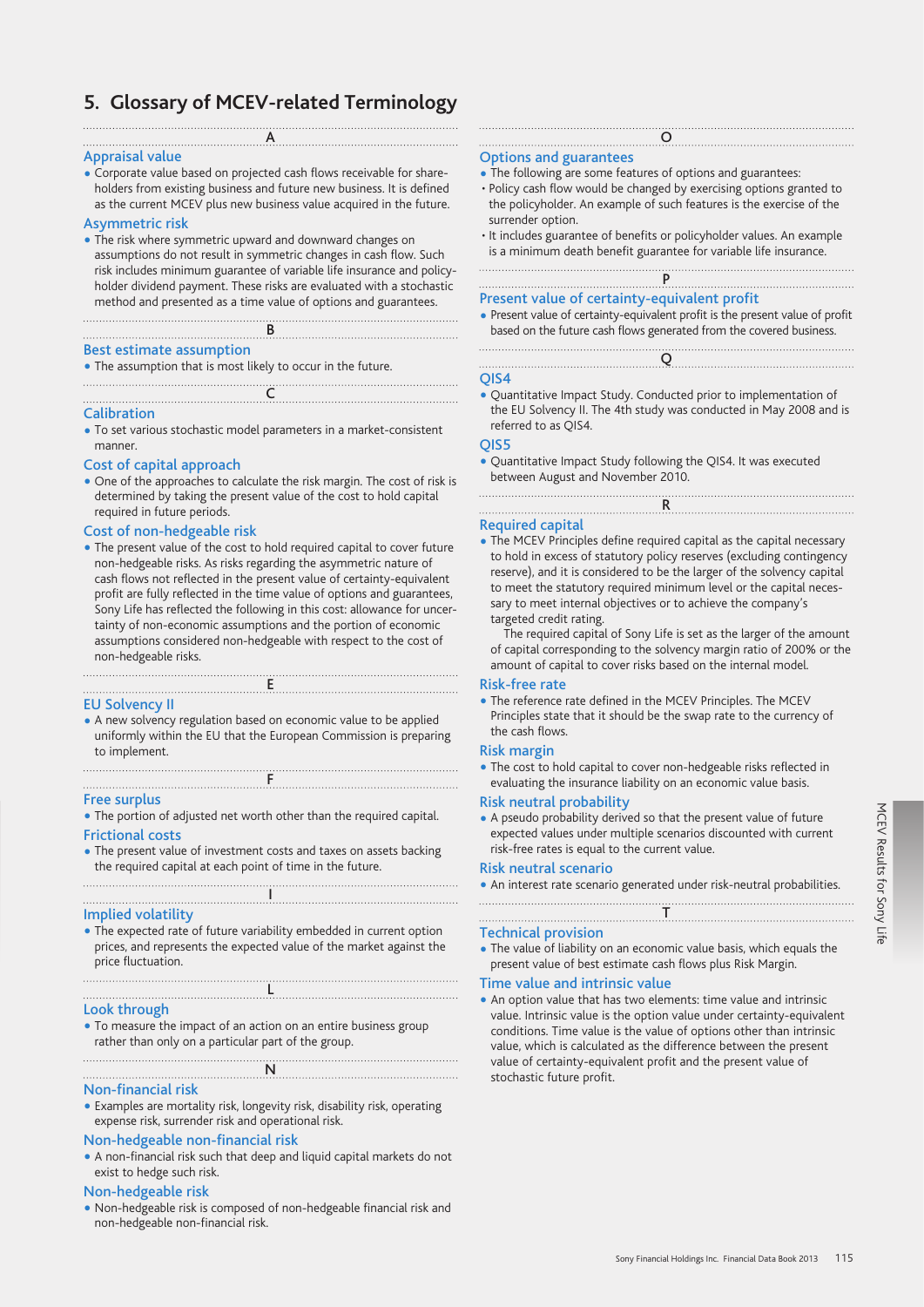# 5. Glossary of MCEV-related Terminology

## A

### Appraisal value

- Corporate value based on projected cash flows receivable for shareholders from existing business and future new business. It is defined as the current MCEV plus new business value acquired in the future.

### Asymmetric risk

- The risk where symmetric upward and downward changes on assumptions do not result in symmetric changes in cash flow. Such risk includes minimum guarantee of variable life insurance and policyholder dividend payment. These risks are evaluated with a stochastic method and presented as a time value of options and guarantees.

## B

### Best estimate assumption

- The assumption that is most likely to occur in the future.

## C

### Calibration

- To set various stochastic model parameters in a market-consistent manner.

### Cost of capital approach

- One of the approaches to calculate the risk margin. The cost of risk is determined by taking the present value of the cost to hold capital required in future periods.

### Cost of non-hedgeable risk

- The present value of the cost to hold required capital to cover future non-hedgeable risks. As risks regarding the asymmetric nature of cash flows not reflected in the present value of certainty-equivalent profit are fully reflected in the time value of options and guarantees, Sony Life has reflected the following in this cost: allowance for uncertainty of non-economic assumptions and the portion of economic assumptions considered non-hedgeable with respect to the cost of non-hedgeable risks.

## E

### EU Solvency II

- A new solvency regulation based on economic value to be applied uniformly within the EU that the European Commission is preparing to implement.

## F

### Free surplus

- The portion of adjusted net worth other than the required capital.

### Frictional costs

- The present value of investment costs and taxes on assets backing the required capital at each point of time in the future.

## I

### Implied volatility

- The expected rate of future variability embedded in current option prices, and represents the expected value of the market against the price fluctuation.

## L

### Look through

- To measure the impact of an action on an entire business group rather than only on a particular part of the group.

## N

### Non-financial risk

- Examples are mortality risk, longevity risk, disability risk, operating expense risk, surrender risk and operational risk.

### Non-hedgeable non-financial risk

- A non-financial risk such that deep and liquid capital markets do not exist to hedge such risk.

### Non-hedgeable risk

- Non-hedgeable risk is composed of non-hedgeable financial risk and non-hedgeable non-financial risk.

## O

### Options and guarantees

- The following are some features of options and guarantees:
  - Policy cash flow would be changed by exercising options granted to the policyholder. An example of such features is the exercise of the surrender option.
  - It includes guarantee of benefits or policyholder values. An example is a minimum death benefit guarantee for variable life insurance.

## P

### Present value of certainty-equivalent profit

- Present value of certainty-equivalent profit is the present value of profit based on the future cash flows generated from the covered business.

## Q

### QIS4

- Quantitative Impact Study. Conducted prior to implementation of the EU Solvency II. The 4th study was conducted in May 2008 and is referred to as QIS4.

### QIS5

- Quantitative Impact Study following the QIS4. It was executed between August and November 2010.

## R

### Required capital

- The MCEV Principles define required capital as the capital necessary to hold in excess of statutory policy reserves (excluding contingency reserve), and it is considered to be the larger of the solvency capital to meet the statutory required minimum level or the capital necessary to meet internal objectives or to achieve the company's targeted credit rating.

  The required capital of Sony Life is set as the larger of the amount of capital corresponding to the solvency margin ratio of 200% or the amount of capital to cover risks based on the internal model.

### Risk-free rate

- The reference rate defined in the MCEV Principles. The MCEV Principles state that it should be the swap rate to the currency of the cash flows.

### Risk margin

- The cost to hold capital to cover non-hedgeable risks reflected in evaluating the insurance liability on an economic value basis.

### Risk neutral probability

- A pseudo probability derived so that the present value of future expected values under multiple scenarios discounted with current risk-free rates is equal to the current value.

### Risk neutral scenario

- An interest rate scenario generated under risk-neutral probabilities.

## T

### Technical provision

- The value of liability on an economic value basis, which equals the present value of best estimate cash flows plus Risk Margin.

### Time value and intrinsic value

- An option value that has two elements: time value and intrinsic value. Intrinsic value is the option value under certainty-equivalent conditions. Time value is the value of options other than intrinsic value, which is calculated as the difference between the present value of certainty-equivalent profit and the present value of stochastic future profit.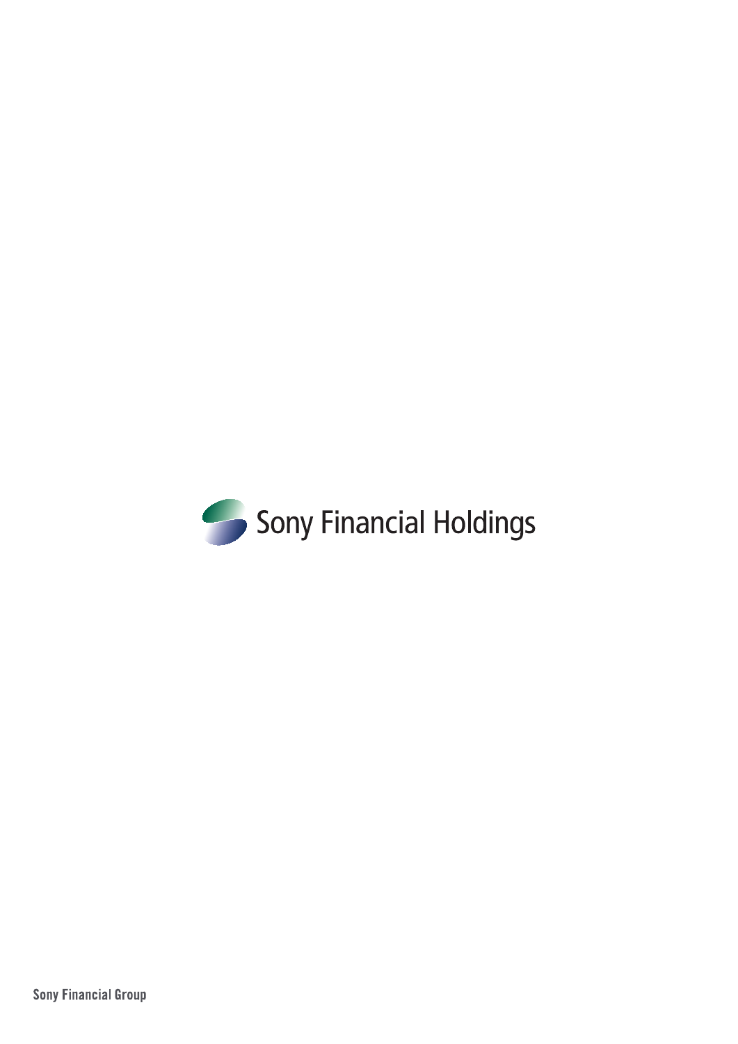Sony Financial Holdings

Sony Financial Group